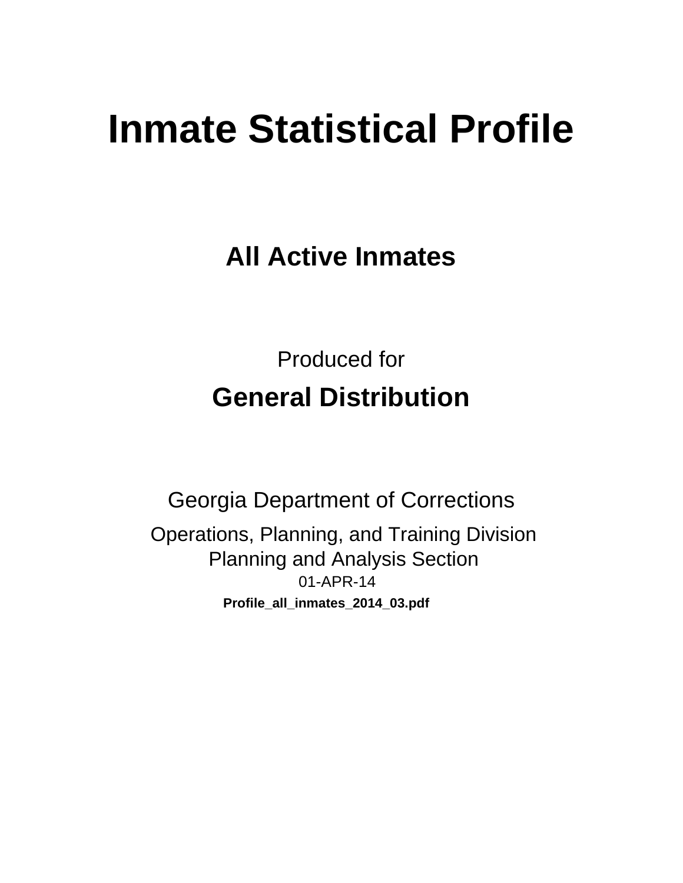# Inmate Statistical Profile

## All Active Inmates

Produced for

## General Distribution

Georgia Department of Corrections

Operations, Planning, and Training Division
Planning and Analysis Section
01-APR-14
**Profile_all_inmates_2014_03.pdf**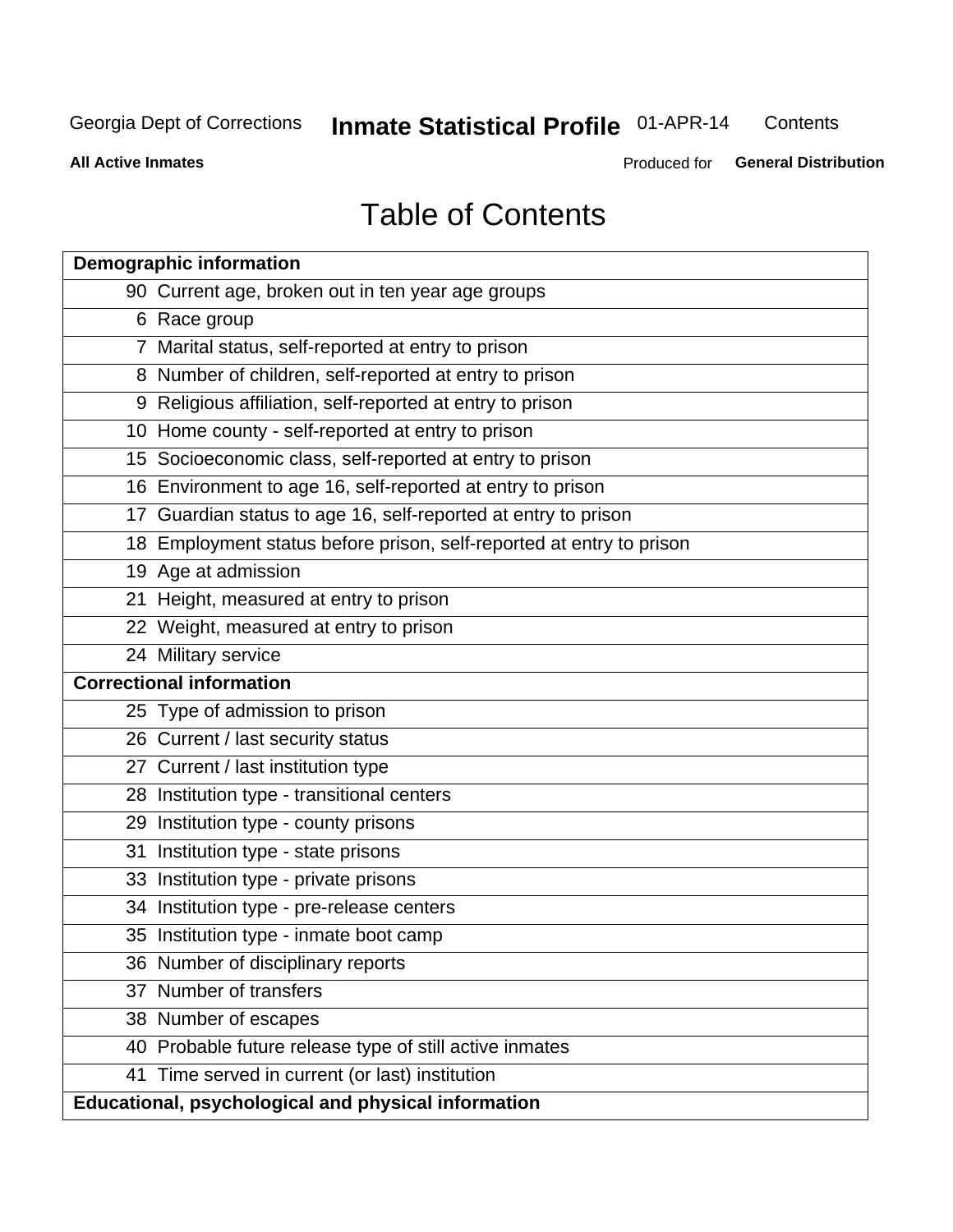Georgia Dept of Corrections **Inmate Statistical Profile** 01-APR-14 Contents

**All Active Inmates** Produced for **General Distribution**

# Table of Contents

| **Demographic information** | |
|---|---|
| 90 | Current age, broken out in ten year age groups |
| 6 | Race group |
| 7 | Marital status, self-reported at entry to prison |
| 8 | Number of children, self-reported at entry to prison |
| 9 | Religious affiliation, self-reported at entry to prison |
| 10 | Home county - self-reported at entry to prison |
| 15 | Socioeconomic class, self-reported at entry to prison |
| 16 | Environment to age 16, self-reported at entry to prison |
| 17 | Guardian status to age 16, self-reported at entry to prison |
| 18 | Employment status before prison, self-reported at entry to prison |
| 19 | Age at admission |
| 21 | Height, measured at entry to prison |
| 22 | Weight, measured at entry to prison |
| 24 | Military service |
| **Correctional information** | |
| 25 | Type of admission to prison |
| 26 | Current / last security status |
| 27 | Current / last institution type |
| 28 | Institution type - transitional centers |
| 29 | Institution type - county prisons |
| 31 | Institution type - state prisons |
| 33 | Institution type - private prisons |
| 34 | Institution type - pre-release centers |
| 35 | Institution type - inmate boot camp |
| 36 | Number of disciplinary reports |
| 37 | Number of transfers |
| 38 | Number of escapes |
| 40 | Probable future release type of still active inmates |
| 41 | Time served in current (or last) institution |
| **Educational, psychological and physical information** | |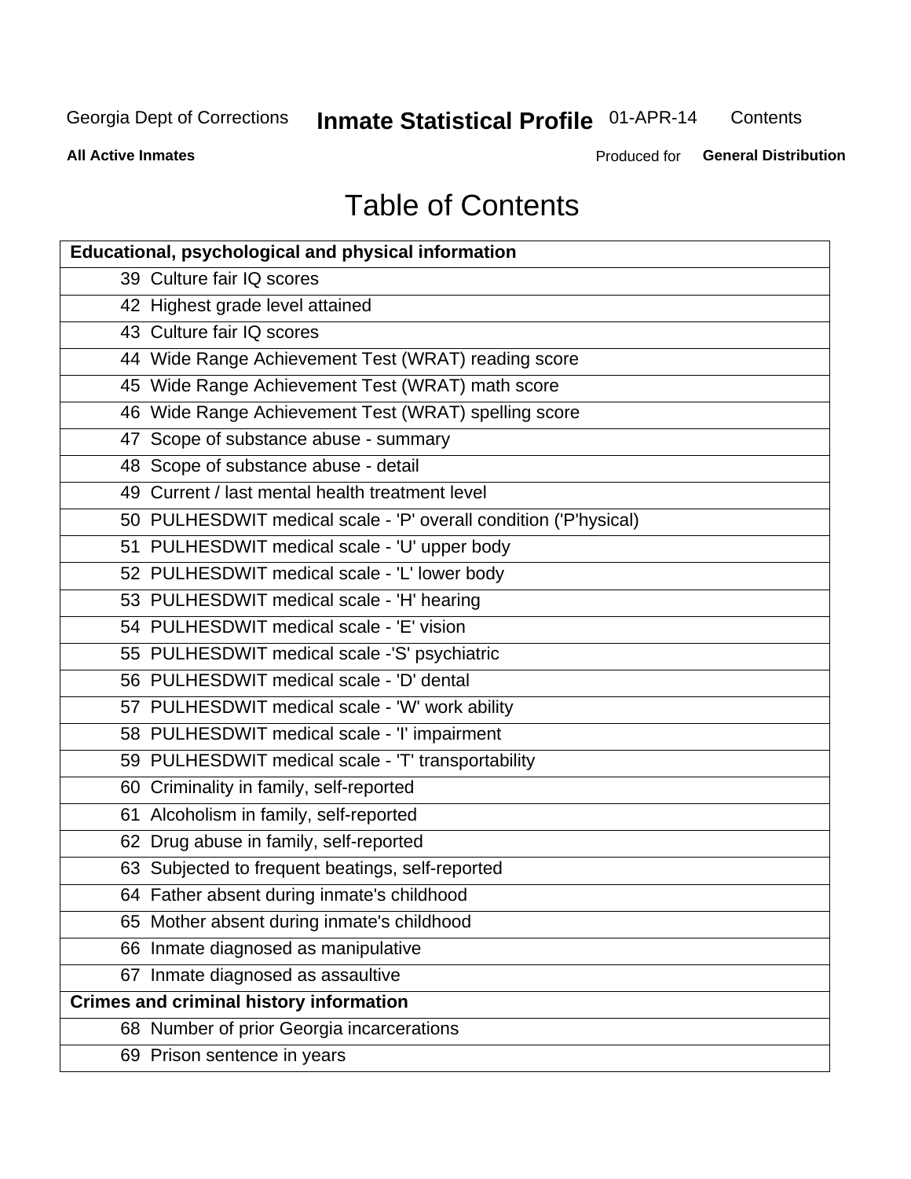# Table of Contents

| Educational, psychological and physical information | |
|---|---|
| 39 | Culture fair IQ scores |
| 42 | Highest grade level attained |
| 43 | Culture fair IQ scores |
| 44 | Wide Range Achievement Test (WRAT) reading score |
| 45 | Wide Range Achievement Test (WRAT) math score |
| 46 | Wide Range Achievement Test (WRAT) spelling score |
| 47 | Scope of substance abuse - summary |
| 48 | Scope of substance abuse - detail |
| 49 | Current / last mental health treatment level |
| 50 | PULHESDWIT medical scale - 'P' overall condition ('P'hysical) |
| 51 | PULHESDWIT medical scale - 'U' upper body |
| 52 | PULHESDWIT medical scale - 'L' lower body |
| 53 | PULHESDWIT medical scale - 'H' hearing |
| 54 | PULHESDWIT medical scale - 'E' vision |
| 55 | PULHESDWIT medical scale -'S' psychiatric |
| 56 | PULHESDWIT medical scale - 'D' dental |
| 57 | PULHESDWIT medical scale - 'W' work ability |
| 58 | PULHESDWIT medical scale - 'I' impairment |
| 59 | PULHESDWIT medical scale - 'T' transportability |
| 60 | Criminality in family, self-reported |
| 61 | Alcoholism in family, self-reported |
| 62 | Drug abuse in family, self-reported |
| 63 | Subjected to frequent beatings, self-reported |
| 64 | Father absent during inmate's childhood |
| 65 | Mother absent during inmate's childhood |
| 66 | Inmate diagnosed as manipulative |
| 67 | Inmate diagnosed as assaultive |
| **Crimes and criminal history information** | |
| 68 | Number of prior Georgia incarcerations |
| 69 | Prison sentence in years |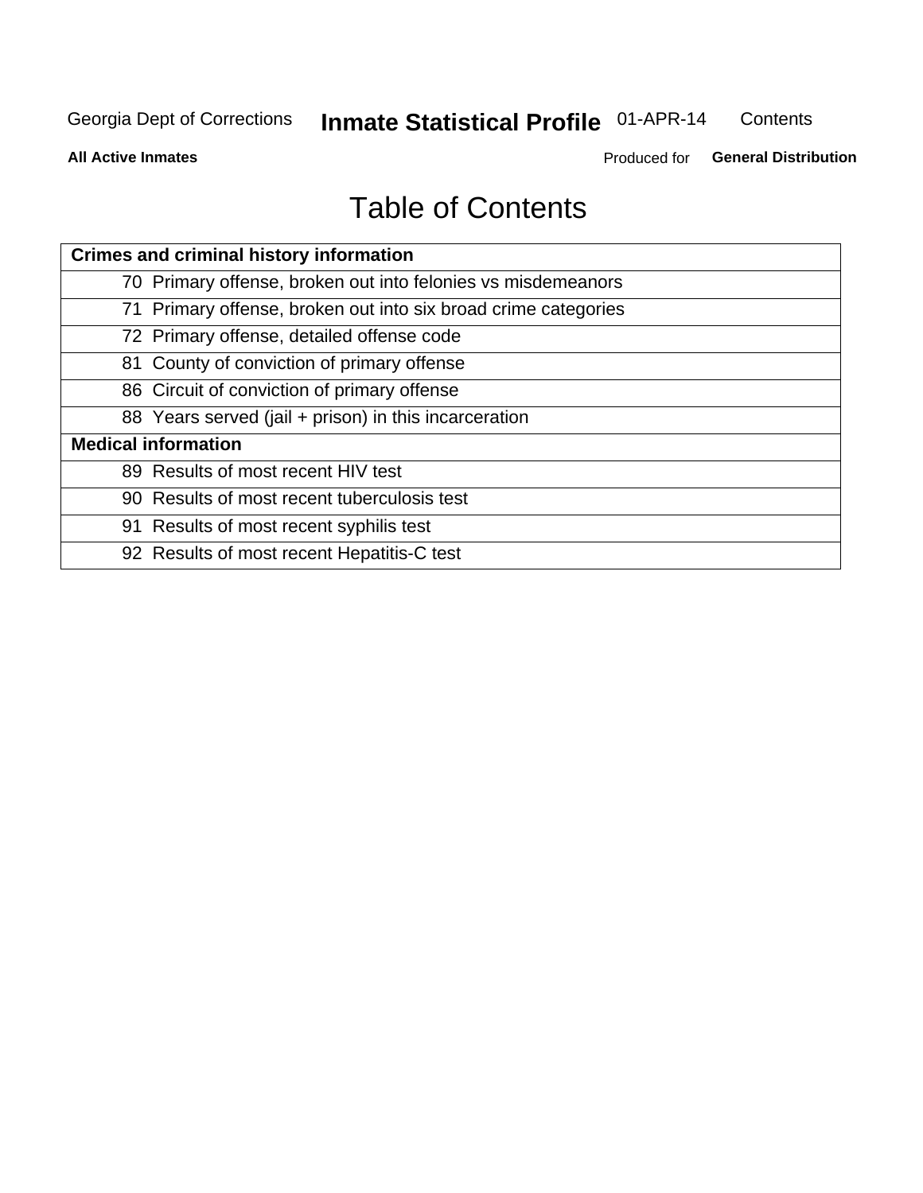# Table of Contents

| Crimes and criminal history information | |
|---|---|
| 70 | Primary offense, broken out into felonies vs misdemeanors |
| 71 | Primary offense, broken out into six broad crime categories |
| 72 | Primary offense, detailed offense code |
| 81 | County of conviction of primary offense |
| 86 | Circuit of conviction of primary offense |
| 88 | Years served (jail + prison) in this incarceration |
| **Medical information** | |
| 89 | Results of most recent HIV test |
| 90 | Results of most recent tuberculosis test |
| 91 | Results of most recent syphilis test |
| 92 | Results of most recent Hepatitis-C test |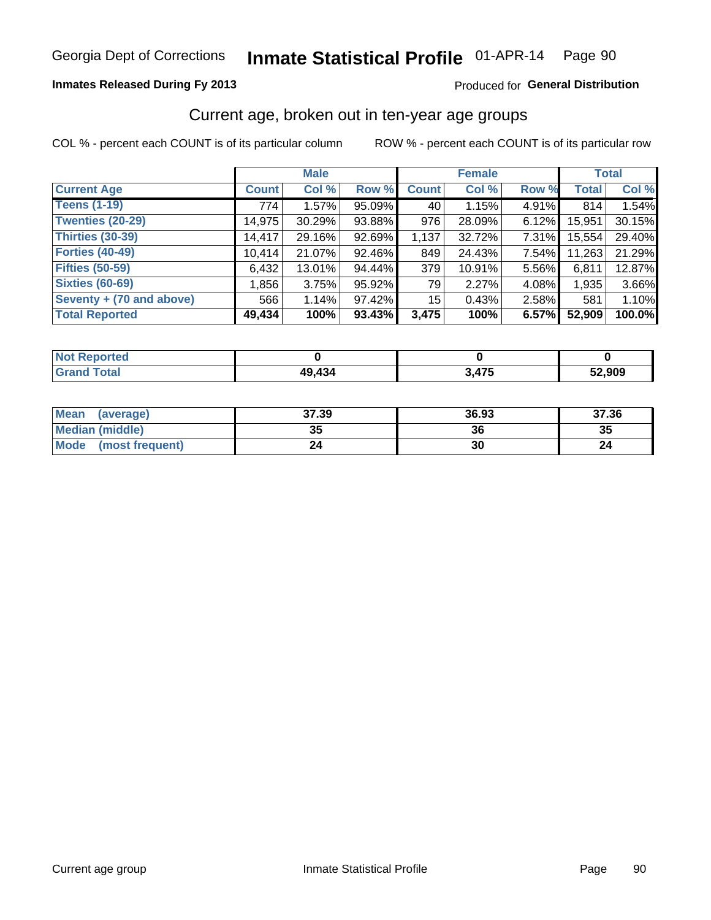Georgia Dept of Corrections **Inmate Statistical Profile** 01-APR-14

**Inmates Released During Fy 2013**

Produced for **General Distribution**

## Current age, broken out in ten-year age groups

COL % - percent each COUNT is of its particular column    ROW % - percent each COUNT is of its particular row

| | Male | | | Female | | | Total | |
|---|---|---|---|---|---|---|---|---|
| **Current Age** | **Count** | **Col %** | **Row %** | **Count** | **Col %** | **Row %** | **Total** | **Col %** |
| **Teens (1-19)** | 774 | 1.57% | 95.09% | 40 | 1.15% | 4.91% | 814 | 1.54% |
| **Twenties (20-29)** | 14,975 | 30.29% | 93.88% | 976 | 28.09% | 6.12% | 15,951 | 30.15% |
| **Thirties (30-39)** | 14,417 | 29.16% | 92.69% | 1,137 | 32.72% | 7.31% | 15,554 | 29.40% |
| **Forties (40-49)** | 10,414 | 21.07% | 92.46% | 849 | 24.43% | 7.54% | 11,263 | 21.29% |
| **Fifties (50-59)** | 6,432 | 13.01% | 94.44% | 379 | 10.91% | 5.56% | 6,811 | 12.87% |
| **Sixties (60-69)** | 1,856 | 3.75% | 95.92% | 79 | 2.27% | 4.08% | 1,935 | 3.66% |
| **Seventy + (70 and above)** | 566 | 1.14% | 97.42% | 15 | 0.43% | 2.58% | 581 | 1.10% |
| **Total Reported** | **49,434** | **100%** | **93.43%** | **3,475** | **100%** | **6.57%** | **52,909** | **100.0%** |

| | Male | Female | Total |
|---|---|---|---|
| **Not Reported** | **0** | **0** | **0** |
| **Grand Total** | **49,434** | **3,475** | **52,909** |

| | Male | Female | Total |
|---|---|---|---|
| **Mean (average)** | **37.39** | **36.93** | **37.36** |
| **Median (middle)** | **35** | **36** | **35** |
| **Mode (most frequent)** | **24** | **30** | **24** |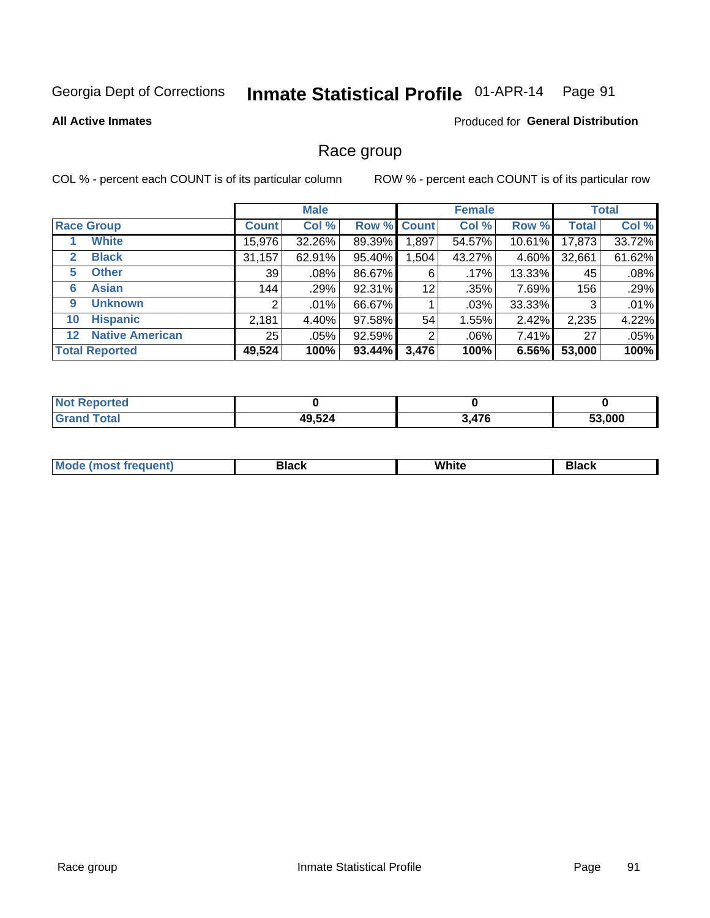Georgia Dept of Corrections **Inmate Statistical Profile** 01-APR-14

**All Active Inmates**

Produced for **General Distribution**

## Race group

COL % - percent each COUNT is of its particular column ROW % - percent each COUNT is of its particular row

| | | Male | | | Female | | | Total | |
|---|---|---|---|---|---|---|---|---|---|
| **Race Group** | | **Count** | **Col %** | **Row %** | **Count** | **Col %** | **Row %** | **Total** | **Col %** |
| 1 | **White** | 15,976 | 32.26% | 89.39% | 1,897 | 54.57% | 10.61% | 17,873 | 33.72% |
| 2 | **Black** | 31,157 | 62.91% | 95.40% | 1,504 | 43.27% | 4.60% | 32,661 | 61.62% |
| 5 | **Other** | 39 | .08% | 86.67% | 6 | .17% | 13.33% | 45 | .08% |
| 6 | **Asian** | 144 | .29% | 92.31% | 12 | .35% | 7.69% | 156 | .29% |
| 9 | **Unknown** | 2 | .01% | 66.67% | 1 | .03% | 33.33% | 3 | .01% |
| 10 | **Hispanic** | 2,181 | 4.40% | 97.58% | 54 | 1.55% | 2.42% | 2,235 | 4.22% |
| 12 | **Native American** | 25 | .05% | 92.59% | 2 | .06% | 7.41% | 27 | .05% |
| **Total Reported** | | **49,524** | **100%** | **93.44%** | **3,476** | **100%** | **6.56%** | **53,000** | **100%** |

| | Male | Female | Total |
|---|---|---|---|
| **Not Reported** | **0** | **0** | **0** |
| **Grand Total** | **49,524** | **3,476** | **53,000** |

| | Male | Female | Total |
|---|---|---|---|
| **Mode (most frequent)** | **Black** | **White** | **Black** |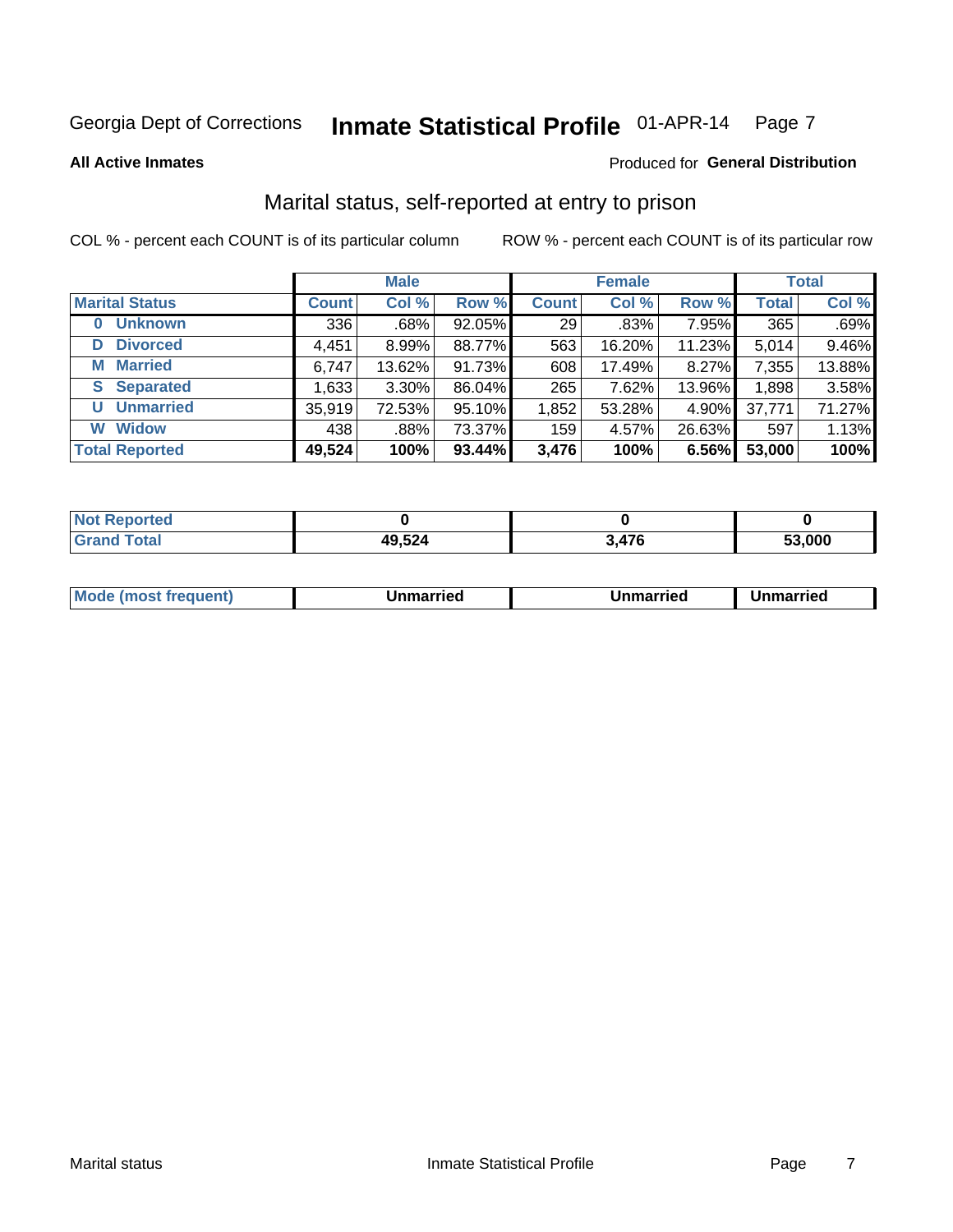Georgia Dept of Corrections **Inmate Statistical Profile** 01-APR-14

**All Active Inmates**

Produced for **General Distribution**

## Marital status, self-reported at entry to prison

COL % - percent each COUNT is of its particular column

ROW % - percent each COUNT is of its particular row

| | Male | | | Female | | | Total | |
|---|---|---|---|---|---|---|---|---|
| **Marital Status** | **Count** | **Col %** | **Row %** | **Count** | **Col %** | **Row %** | **Total** | **Col %** |
| **0 Unknown** | 336 | .68% | 92.05% | 29 | .83% | 7.95% | 365 | .69% |
| **D Divorced** | 4,451 | 8.99% | 88.77% | 563 | 16.20% | 11.23% | 5,014 | 9.46% |
| **M Married** | 6,747 | 13.62% | 91.73% | 608 | 17.49% | 8.27% | 7,355 | 13.88% |
| **S Separated** | 1,633 | 3.30% | 86.04% | 265 | 7.62% | 13.96% | 1,898 | 3.58% |
| **U Unmarried** | 35,919 | 72.53% | 95.10% | 1,852 | 53.28% | 4.90% | 37,771 | 71.27% |
| **W Widow** | 438 | .88% | 73.37% | 159 | 4.57% | 26.63% | 597 | 1.13% |
| **Total Reported** | **49,524** | **100%** | **93.44%** | **3,476** | **100%** | **6.56%** | **53,000** | **100%** |

| | Male | Female | Total |
|---|---|---|---|
| **Not Reported** | **0** | **0** | **0** |
| **Grand Total** | **49,524** | **3,476** | **53,000** |

| | Male | Female | Total |
|---|---|---|---|
| **Mode (most frequent)** | **Unmarried** | **Unmarried** | **Unmarried** |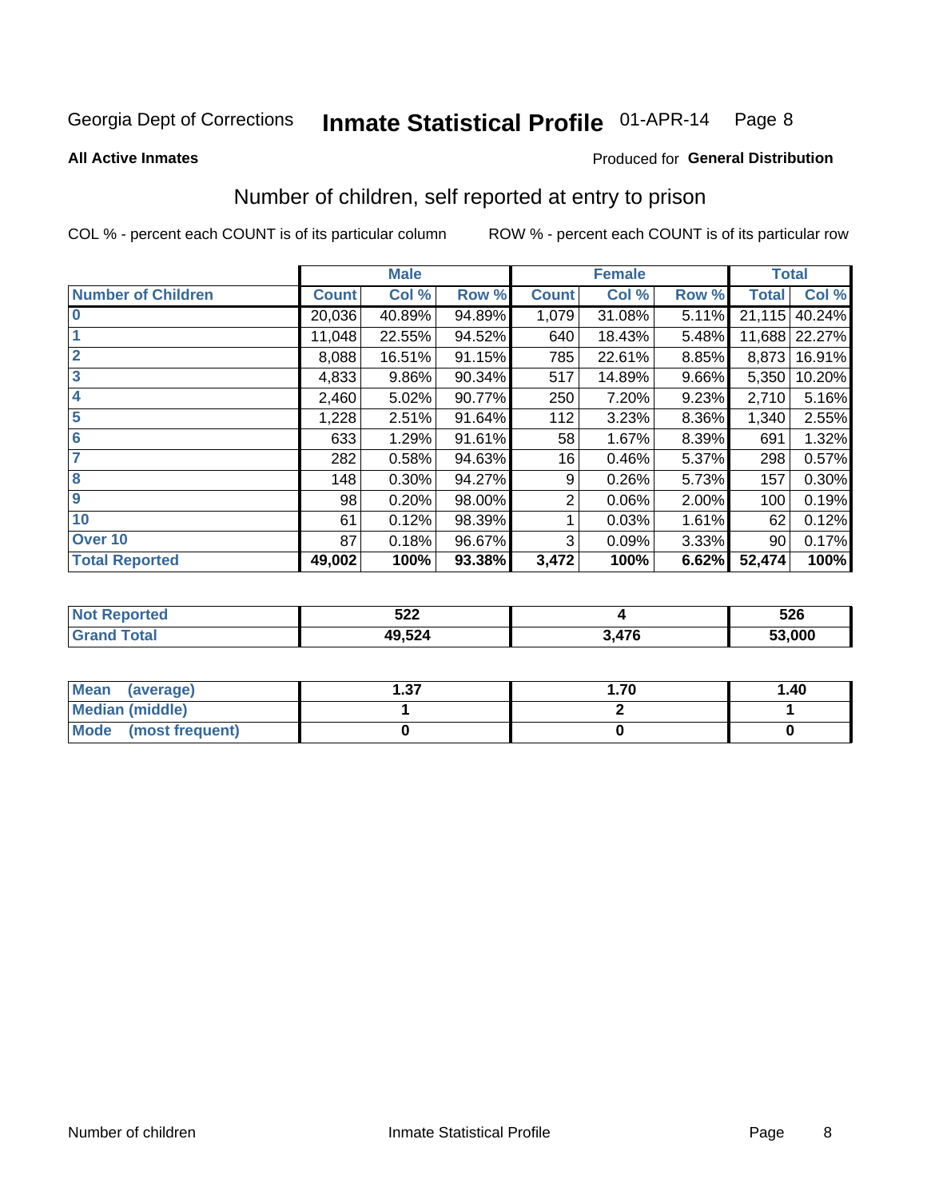Georgia Dept of Corrections **Inmate Statistical Profile** 01-APR-14 Page 8

**All Active Inmates**

Produced for **General Distribution**

## Number of children, self reported at entry to prison

COL % - percent each COUNT is of its particular column ROW % - percent each COUNT is of its particular row

| | Male | | | Female | | | Total | |
|---|---|---|---|---|---|---|---|---|
| **Number of Children** | **Count** | **Col %** | **Row %** | **Count** | **Col %** | **Row %** | **Total** | **Col %** |
| **0** | 20,036 | 40.89% | 94.89% | 1,079 | 31.08% | 5.11% | 21,115 | 40.24% |
| **1** | 11,048 | 22.55% | 94.52% | 640 | 18.43% | 5.48% | 11,688 | 22.27% |
| **2** | 8,088 | 16.51% | 91.15% | 785 | 22.61% | 8.85% | 8,873 | 16.91% |
| **3** | 4,833 | 9.86% | 90.34% | 517 | 14.89% | 9.66% | 5,350 | 10.20% |
| **4** | 2,460 | 5.02% | 90.77% | 250 | 7.20% | 9.23% | 2,710 | 5.16% |
| **5** | 1,228 | 2.51% | 91.64% | 112 | 3.23% | 8.36% | 1,340 | 2.55% |
| **6** | 633 | 1.29% | 91.61% | 58 | 1.67% | 8.39% | 691 | 1.32% |
| **7** | 282 | 0.58% | 94.63% | 16 | 0.46% | 5.37% | 298 | 0.57% |
| **8** | 148 | 0.30% | 94.27% | 9 | 0.26% | 5.73% | 157 | 0.30% |
| **9** | 98 | 0.20% | 98.00% | 2 | 0.06% | 2.00% | 100 | 0.19% |
| **10** | 61 | 0.12% | 98.39% | 1 | 0.03% | 1.61% | 62 | 0.12% |
| **Over 10** | 87 | 0.18% | 96.67% | 3 | 0.09% | 3.33% | 90 | 0.17% |
| **Total Reported** | **49,002** | **100%** | **93.38%** | **3,472** | **100%** | **6.62%** | **52,474** | **100%** |

| | Male | Female | Total |
|---|---|---|---|
| **Not Reported** | **522** | **4** | **526** |
| **Grand Total** | **49,524** | **3,476** | **53,000** |

| | Male | Female | Total |
|---|---|---|---|
| **Mean (average)** | **1.37** | **1.70** | **1.40** |
| **Median (middle)** | **1** | **2** | **1** |
| **Mode (most frequent)** | **0** | **0** | **0** |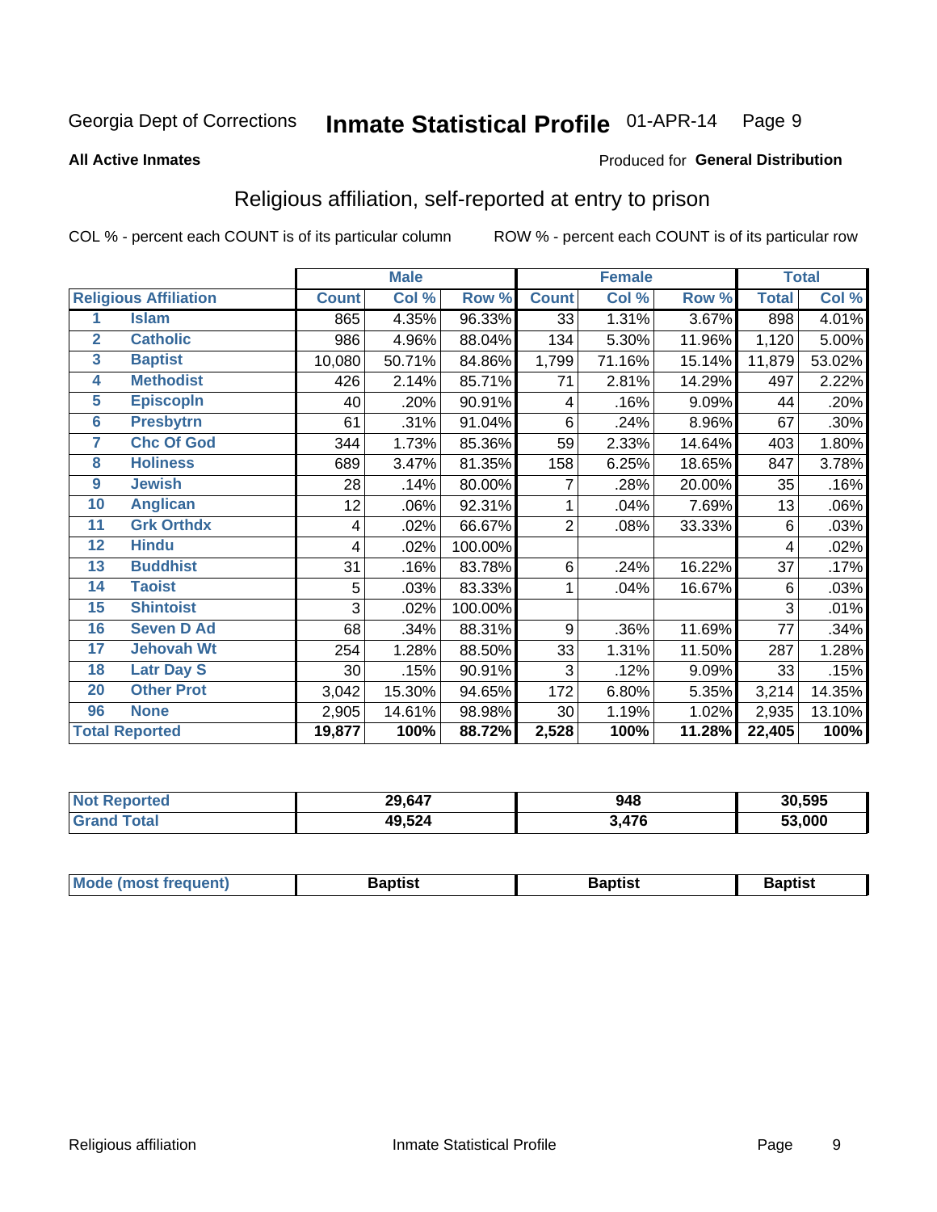Georgia Dept of Corrections **Inmate Statistical Profile** 01-APR-14

**All Active Inmates**

Produced for **General Distribution**

## Religious affiliation, self-reported at entry to prison

COL % - percent each COUNT is of its particular column

ROW % - percent each COUNT is of its particular row

| Religious Affiliation | | Male | | | Female | | | Total | |
|---|---|---|---|---|---|---|---|---|---|
| | | Count | Col % | Row % | Count | Col % | Row % | Total | Col % |
| 1 | Islam | 865 | 4.35% | 96.33% | 33 | 1.31% | 3.67% | 898 | 4.01% |
| 2 | Catholic | 986 | 4.96% | 88.04% | 134 | 5.30% | 11.96% | 1,120 | 5.00% |
| 3 | Baptist | 10,080 | 50.71% | 84.86% | 1,799 | 71.16% | 15.14% | 11,879 | 53.02% |
| 4 | Methodist | 426 | 2.14% | 85.71% | 71 | 2.81% | 14.29% | 497 | 2.22% |
| 5 | Episcopln | 40 | .20% | 90.91% | 4 | .16% | 9.09% | 44 | .20% |
| 6 | Presbytrn | 61 | .31% | 91.04% | 6 | .24% | 8.96% | 67 | .30% |
| 7 | Chc Of God | 344 | 1.73% | 85.36% | 59 | 2.33% | 14.64% | 403 | 1.80% |
| 8 | Holiness | 689 | 3.47% | 81.35% | 158 | 6.25% | 18.65% | 847 | 3.78% |
| 9 | Jewish | 28 | .14% | 80.00% | 7 | .28% | 20.00% | 35 | .16% |
| 10 | Anglican | 12 | .06% | 92.31% | 1 | .04% | 7.69% | 13 | .06% |
| 11 | Grk Orthdx | 4 | .02% | 66.67% | 2 | .08% | 33.33% | 6 | .03% |
| 12 | Hindu | 4 | .02% | 100.00% | | | | 4 | .02% |
| 13 | Buddhist | 31 | .16% | 83.78% | 6 | .24% | 16.22% | 37 | .17% |
| 14 | Taoist | 5 | .03% | 83.33% | 1 | .04% | 16.67% | 6 | .03% |
| 15 | Shintoist | 3 | .02% | 100.00% | | | | 3 | .01% |
| 16 | Seven D Ad | 68 | .34% | 88.31% | 9 | .36% | 11.69% | 77 | .34% |
| 17 | Jehovah Wt | 254 | 1.28% | 88.50% | 33 | 1.31% | 11.50% | 287 | 1.28% |
| 18 | Latr Day S | 30 | .15% | 90.91% | 3 | .12% | 9.09% | 33 | .15% |
| 20 | Other Prot | 3,042 | 15.30% | 94.65% | 172 | 6.80% | 5.35% | 3,214 | 14.35% |
| 96 | None | 2,905 | 14.61% | 98.98% | 30 | 1.19% | 1.02% | 2,935 | 13.10% |
| **Total Reported** | | **19,877** | **100%** | **88.72%** | **2,528** | **100%** | **11.28%** | **22,405** | **100%** |

| | Male | Female | Total |
|---|---|---|---|
| Not Reported | 29,647 | 948 | 30,595 |
| Grand Total | 49,524 | 3,476 | 53,000 |

| | Male | Female | Total |
|---|---|---|---|
| Mode (most frequent) | Baptist | Baptist | Baptist |

Religious affiliation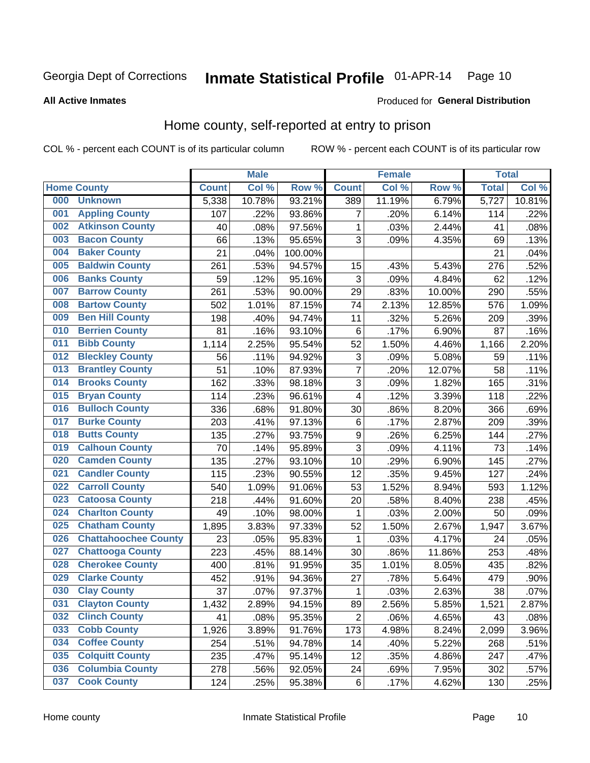Georgia Dept of Corrections **Inmate Statistical Profile** 01-APR-14

**All Active Inmates**

Produced for **General Distribution**

## Home county, self-reported at entry to prison

COL % - percent each COUNT is of its particular column ROW % - percent each COUNT is of its particular row

| Home County | | Male | | | Female | | | Total | |
|---|---|---|---|---|---|---|---|---|---|
| | | Count | Col % | Row % | Count | Col % | Row % | Total | Col % |
| 000 | Unknown | 5,338 | 10.78% | 93.21% | 389 | 11.19% | 6.79% | 5,727 | 10.81% |
| 001 | Appling County | 107 | .22% | 93.86% | 7 | .20% | 6.14% | 114 | .22% |
| 002 | Atkinson County | 40 | .08% | 97.56% | 1 | .03% | 2.44% | 41 | .08% |
| 003 | Bacon County | 66 | .13% | 95.65% | 3 | .09% | 4.35% | 69 | .13% |
| 004 | Baker County | 21 | .04% | 100.00% | | | | 21 | .04% |
| 005 | Baldwin County | 261 | .53% | 94.57% | 15 | .43% | 5.43% | 276 | .52% |
| 006 | Banks County | 59 | .12% | 95.16% | 3 | .09% | 4.84% | 62 | .12% |
| 007 | Barrow County | 261 | .53% | 90.00% | 29 | .83% | 10.00% | 290 | .55% |
| 008 | Bartow County | 502 | 1.01% | 87.15% | 74 | 2.13% | 12.85% | 576 | 1.09% |
| 009 | Ben Hill County | 198 | .40% | 94.74% | 11 | .32% | 5.26% | 209 | .39% |
| 010 | Berrien County | 81 | .16% | 93.10% | 6 | .17% | 6.90% | 87 | .16% |
| 011 | Bibb County | 1,114 | 2.25% | 95.54% | 52 | 1.50% | 4.46% | 1,166 | 2.20% |
| 012 | Bleckley County | 56 | .11% | 94.92% | 3 | .09% | 5.08% | 59 | .11% |
| 013 | Brantley County | 51 | .10% | 87.93% | 7 | .20% | 12.07% | 58 | .11% |
| 014 | Brooks County | 162 | .33% | 98.18% | 3 | .09% | 1.82% | 165 | .31% |
| 015 | Bryan County | 114 | .23% | 96.61% | 4 | .12% | 3.39% | 118 | .22% |
| 016 | Bulloch County | 336 | .68% | 91.80% | 30 | .86% | 8.20% | 366 | .69% |
| 017 | Burke County | 203 | .41% | 97.13% | 6 | .17% | 2.87% | 209 | .39% |
| 018 | Butts County | 135 | .27% | 93.75% | 9 | .26% | 6.25% | 144 | .27% |
| 019 | Calhoun County | 70 | .14% | 95.89% | 3 | .09% | 4.11% | 73 | .14% |
| 020 | Camden County | 135 | .27% | 93.10% | 10 | .29% | 6.90% | 145 | .27% |
| 021 | Candler County | 115 | .23% | 90.55% | 12 | .35% | 9.45% | 127 | .24% |
| 022 | Carroll County | 540 | 1.09% | 91.06% | 53 | 1.52% | 8.94% | 593 | 1.12% |
| 023 | Catoosa County | 218 | .44% | 91.60% | 20 | .58% | 8.40% | 238 | .45% |
| 024 | Charlton County | 49 | .10% | 98.00% | 1 | .03% | 2.00% | 50 | .09% |
| 025 | Chatham County | 1,895 | 3.83% | 97.33% | 52 | 1.50% | 2.67% | 1,947 | 3.67% |
| 026 | Chattahoochee County | 23 | .05% | 95.83% | 1 | .03% | 4.17% | 24 | .05% |
| 027 | Chattooga County | 223 | .45% | 88.14% | 30 | .86% | 11.86% | 253 | .48% |
| 028 | Cherokee County | 400 | .81% | 91.95% | 35 | 1.01% | 8.05% | 435 | .82% |
| 029 | Clarke County | 452 | .91% | 94.36% | 27 | .78% | 5.64% | 479 | .90% |
| 030 | Clay County | 37 | .07% | 97.37% | 1 | .03% | 2.63% | 38 | .07% |
| 031 | Clayton County | 1,432 | 2.89% | 94.15% | 89 | 2.56% | 5.85% | 1,521 | 2.87% |
| 032 | Clinch County | 41 | .08% | 95.35% | 2 | .06% | 4.65% | 43 | .08% |
| 033 | Cobb County | 1,926 | 3.89% | 91.76% | 173 | 4.98% | 8.24% | 2,099 | 3.96% |
| 034 | Coffee County | 254 | .51% | 94.78% | 14 | .40% | 5.22% | 268 | .51% |
| 035 | Colquitt County | 235 | .47% | 95.14% | 12 | .35% | 4.86% | 247 | .47% |
| 036 | Columbia County | 278 | .56% | 92.05% | 24 | .69% | 7.95% | 302 | .57% |
| 037 | Cook County | 124 | .25% | 95.38% | 6 | .17% | 4.62% | 130 | .25% |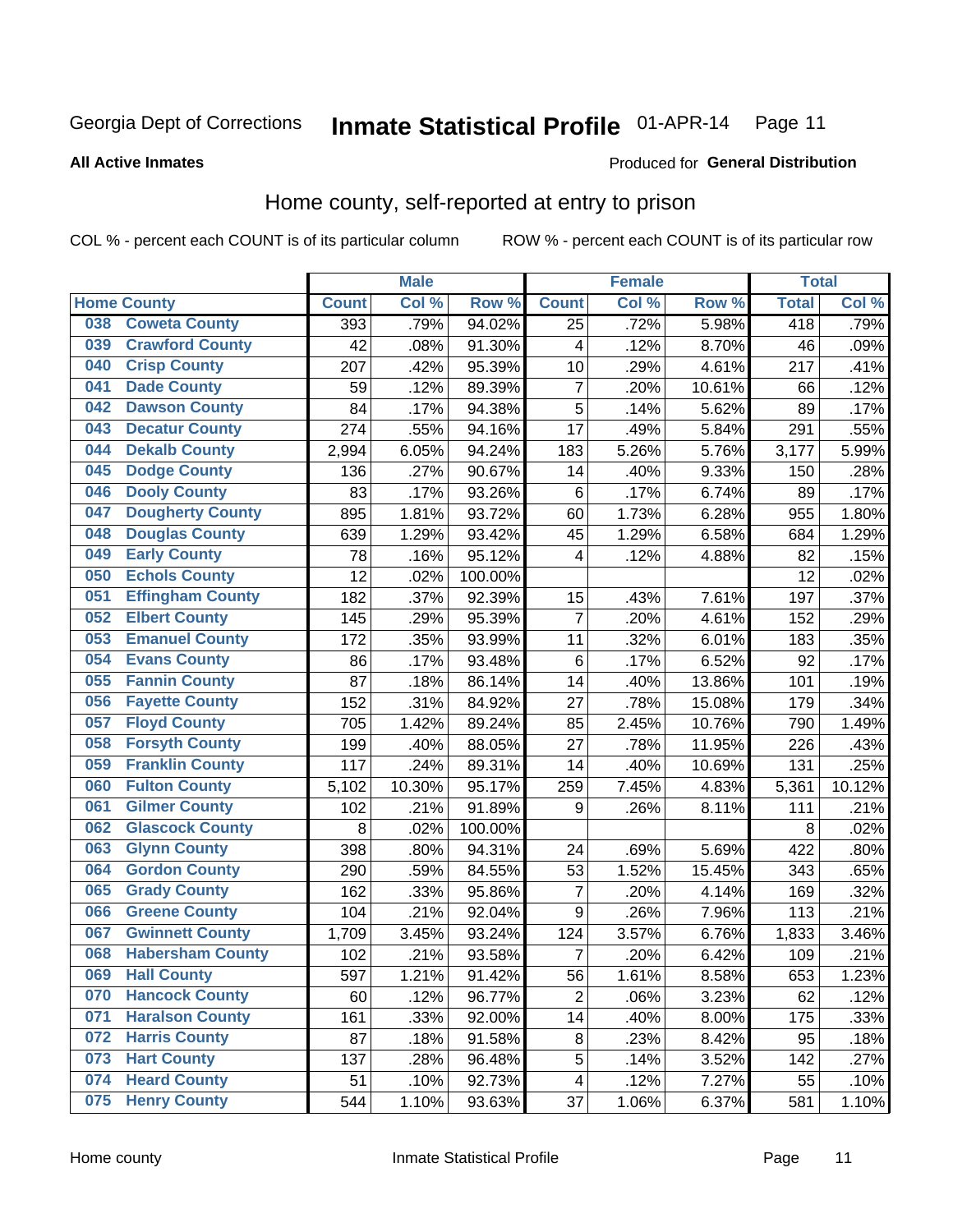Georgia Dept of Corrections **Inmate Statistical Profile** 01-APR-14

**All Active Inmates**

Produced for **General Distribution**

## Home county, self-reported at entry to prison

COL % - percent each COUNT is of its particular column ROW % - percent each COUNT is of its particular row

| Home County | | Male | | | Female | | | Total | |
|---|---|---|---|---|---|---|---|---|---|
| | | Count | Col % | Row % | Count | Col % | Row % | Total | Col % |
| 038 | Coweta County | 393 | .79% | 94.02% | 25 | .72% | 5.98% | 418 | .79% |
| 039 | Crawford County | 42 | .08% | 91.30% | 4 | .12% | 8.70% | 46 | .09% |
| 040 | Crisp County | 207 | .42% | 95.39% | 10 | .29% | 4.61% | 217 | .41% |
| 041 | Dade County | 59 | .12% | 89.39% | 7 | .20% | 10.61% | 66 | .12% |
| 042 | Dawson County | 84 | .17% | 94.38% | 5 | .14% | 5.62% | 89 | .17% |
| 043 | Decatur County | 274 | .55% | 94.16% | 17 | .49% | 5.84% | 291 | .55% |
| 044 | Dekalb County | 2,994 | 6.05% | 94.24% | 183 | 5.26% | 5.76% | 3,177 | 5.99% |
| 045 | Dodge County | 136 | .27% | 90.67% | 14 | .40% | 9.33% | 150 | .28% |
| 046 | Dooly County | 83 | .17% | 93.26% | 6 | .17% | 6.74% | 89 | .17% |
| 047 | Dougherty County | 895 | 1.81% | 93.72% | 60 | 1.73% | 6.28% | 955 | 1.80% |
| 048 | Douglas County | 639 | 1.29% | 93.42% | 45 | 1.29% | 6.58% | 684 | 1.29% |
| 049 | Early County | 78 | .16% | 95.12% | 4 | .12% | 4.88% | 82 | .15% |
| 050 | Echols County | 12 | .02% | 100.00% | | | | 12 | .02% |
| 051 | Effingham County | 182 | .37% | 92.39% | 15 | .43% | 7.61% | 197 | .37% |
| 052 | Elbert County | 145 | .29% | 95.39% | 7 | .20% | 4.61% | 152 | .29% |
| 053 | Emanuel County | 172 | .35% | 93.99% | 11 | .32% | 6.01% | 183 | .35% |
| 054 | Evans County | 86 | .17% | 93.48% | 6 | .17% | 6.52% | 92 | .17% |
| 055 | Fannin County | 87 | .18% | 86.14% | 14 | .40% | 13.86% | 101 | .19% |
| 056 | Fayette County | 152 | .31% | 84.92% | 27 | .78% | 15.08% | 179 | .34% |
| 057 | Floyd County | 705 | 1.42% | 89.24% | 85 | 2.45% | 10.76% | 790 | 1.49% |
| 058 | Forsyth County | 199 | .40% | 88.05% | 27 | .78% | 11.95% | 226 | .43% |
| 059 | Franklin County | 117 | .24% | 89.31% | 14 | .40% | 10.69% | 131 | .25% |
| 060 | Fulton County | 5,102 | 10.30% | 95.17% | 259 | 7.45% | 4.83% | 5,361 | 10.12% |
| 061 | Gilmer County | 102 | .21% | 91.89% | 9 | .26% | 8.11% | 111 | .21% |
| 062 | Glascock County | 8 | .02% | 100.00% | | | | 8 | .02% |
| 063 | Glynn County | 398 | .80% | 94.31% | 24 | .69% | 5.69% | 422 | .80% |
| 064 | Gordon County | 290 | .59% | 84.55% | 53 | 1.52% | 15.45% | 343 | .65% |
| 065 | Grady County | 162 | .33% | 95.86% | 7 | .20% | 4.14% | 169 | .32% |
| 066 | Greene County | 104 | .21% | 92.04% | 9 | .26% | 7.96% | 113 | .21% |
| 067 | Gwinnett County | 1,709 | 3.45% | 93.24% | 124 | 3.57% | 6.76% | 1,833 | 3.46% |
| 068 | Habersham County | 102 | .21% | 93.58% | 7 | .20% | 6.42% | 109 | .21% |
| 069 | Hall County | 597 | 1.21% | 91.42% | 56 | 1.61% | 8.58% | 653 | 1.23% |
| 070 | Hancock County | 60 | .12% | 96.77% | 2 | .06% | 3.23% | 62 | .12% |
| 071 | Haralson County | 161 | .33% | 92.00% | 14 | .40% | 8.00% | 175 | .33% |
| 072 | Harris County | 87 | .18% | 91.58% | 8 | .23% | 8.42% | 95 | .18% |
| 073 | Hart County | 137 | .28% | 96.48% | 5 | .14% | 3.52% | 142 | .27% |
| 074 | Heard County | 51 | .10% | 92.73% | 4 | .12% | 7.27% | 55 | .10% |
| 075 | Henry County | 544 | 1.10% | 93.63% | 37 | 1.06% | 6.37% | 581 | 1.10% |

Home county Inmate Statistical Profile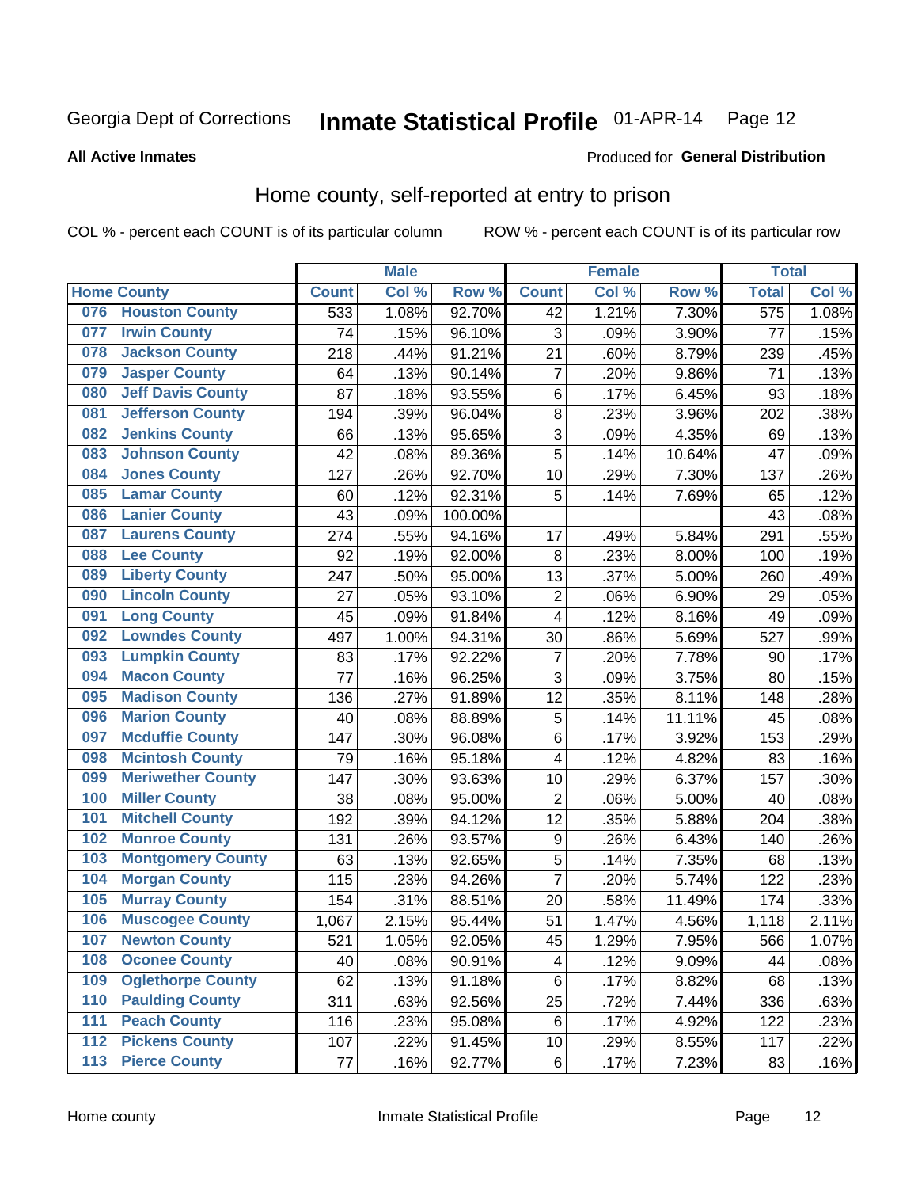Georgia Dept of Corrections **Inmate Statistical Profile** 01-APR-14 Page 12

**All Active Inmates**

Produced for **General Distribution**

## Home county, self-reported at entry to prison

COL % - percent each COUNT is of its particular column ROW % - percent each COUNT is of its particular row

| Home County | | Male | | | Female | | | Total | |
|---|---|---|---|---|---|---|---|---|---|
| | | Count | Col % | Row % | Count | Col % | Row % | Total | Col % |
| 076 | Houston County | 533 | 1.08% | 92.70% | 42 | 1.21% | 7.30% | 575 | 1.08% |
| 077 | Irwin County | 74 | .15% | 96.10% | 3 | .09% | 3.90% | 77 | .15% |
| 078 | Jackson County | 218 | .44% | 91.21% | 21 | .60% | 8.79% | 239 | .45% |
| 079 | Jasper County | 64 | .13% | 90.14% | 7 | .20% | 9.86% | 71 | .13% |
| 080 | Jeff Davis County | 87 | .18% | 93.55% | 6 | .17% | 6.45% | 93 | .18% |
| 081 | Jefferson County | 194 | .39% | 96.04% | 8 | .23% | 3.96% | 202 | .38% |
| 082 | Jenkins County | 66 | .13% | 95.65% | 3 | .09% | 4.35% | 69 | .13% |
| 083 | Johnson County | 42 | .08% | 89.36% | 5 | .14% | 10.64% | 47 | .09% |
| 084 | Jones County | 127 | .26% | 92.70% | 10 | .29% | 7.30% | 137 | .26% |
| 085 | Lamar County | 60 | .12% | 92.31% | 5 | .14% | 7.69% | 65 | .12% |
| 086 | Lanier County | 43 | .09% | 100.00% | | | | 43 | .08% |
| 087 | Laurens County | 274 | .55% | 94.16% | 17 | .49% | 5.84% | 291 | .55% |
| 088 | Lee County | 92 | .19% | 92.00% | 8 | .23% | 8.00% | 100 | .19% |
| 089 | Liberty County | 247 | .50% | 95.00% | 13 | .37% | 5.00% | 260 | .49% |
| 090 | Lincoln County | 27 | .05% | 93.10% | 2 | .06% | 6.90% | 29 | .05% |
| 091 | Long County | 45 | .09% | 91.84% | 4 | .12% | 8.16% | 49 | .09% |
| 092 | Lowndes County | 497 | 1.00% | 94.31% | 30 | .86% | 5.69% | 527 | .99% |
| 093 | Lumpkin County | 83 | .17% | 92.22% | 7 | .20% | 7.78% | 90 | .17% |
| 094 | Macon County | 77 | .16% | 96.25% | 3 | .09% | 3.75% | 80 | .15% |
| 095 | Madison County | 136 | .27% | 91.89% | 12 | .35% | 8.11% | 148 | .28% |
| 096 | Marion County | 40 | .08% | 88.89% | 5 | .14% | 11.11% | 45 | .08% |
| 097 | Mcduffie County | 147 | .30% | 96.08% | 6 | .17% | 3.92% | 153 | .29% |
| 098 | Mcintosh County | 79 | .16% | 95.18% | 4 | .12% | 4.82% | 83 | .16% |
| 099 | Meriwether County | 147 | .30% | 93.63% | 10 | .29% | 6.37% | 157 | .30% |
| 100 | Miller County | 38 | .08% | 95.00% | 2 | .06% | 5.00% | 40 | .08% |
| 101 | Mitchell County | 192 | .39% | 94.12% | 12 | .35% | 5.88% | 204 | .38% |
| 102 | Monroe County | 131 | .26% | 93.57% | 9 | .26% | 6.43% | 140 | .26% |
| 103 | Montgomery County | 63 | .13% | 92.65% | 5 | .14% | 7.35% | 68 | .13% |
| 104 | Morgan County | 115 | .23% | 94.26% | 7 | .20% | 5.74% | 122 | .23% |
| 105 | Murray County | 154 | .31% | 88.51% | 20 | .58% | 11.49% | 174 | .33% |
| 106 | Muscogee County | 1,067 | 2.15% | 95.44% | 51 | 1.47% | 4.56% | 1,118 | 2.11% |
| 107 | Newton County | 521 | 1.05% | 92.05% | 45 | 1.29% | 7.95% | 566 | 1.07% |
| 108 | Oconee County | 40 | .08% | 90.91% | 4 | .12% | 9.09% | 44 | .08% |
| 109 | Oglethorpe County | 62 | .13% | 91.18% | 6 | .17% | 8.82% | 68 | .13% |
| 110 | Paulding County | 311 | .63% | 92.56% | 25 | .72% | 7.44% | 336 | .63% |
| 111 | Peach County | 116 | .23% | 95.08% | 6 | .17% | 4.92% | 122 | .23% |
| 112 | Pickens County | 107 | .22% | 91.45% | 10 | .29% | 8.55% | 117 | .22% |
| 113 | Pierce County | 77 | .16% | 92.77% | 6 | .17% | 7.23% | 83 | .16% |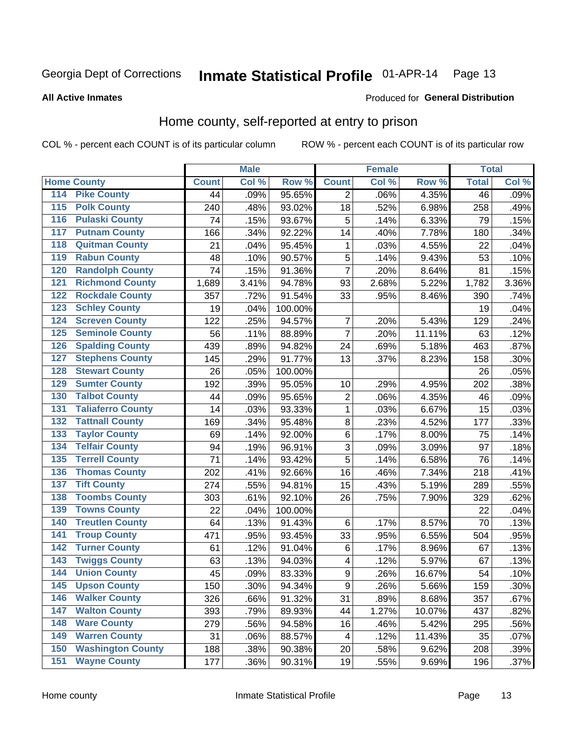Georgia Dept of Corrections **Inmate Statistical Profile** 01-APR-14 Page 13

**All Active Inmates**

Produced for **General Distribution**

## Home county, self-reported at entry to prison

COL % - percent each COUNT is of its particular column ROW % - percent each COUNT is of its particular row

| Home County | | Male | | | Female | | | Total | |
|---|---|---|---|---|---|---|---|---|---|
| | | Count | Col % | Row % | Count | Col % | Row % | Total | Col % |
| 114 | Pike County | 44 | .09% | 95.65% | 2 | .06% | 4.35% | 46 | .09% |
| 115 | Polk County | 240 | .48% | 93.02% | 18 | .52% | 6.98% | 258 | .49% |
| 116 | Pulaski County | 74 | .15% | 93.67% | 5 | .14% | 6.33% | 79 | .15% |
| 117 | Putnam County | 166 | .34% | 92.22% | 14 | .40% | 7.78% | 180 | .34% |
| 118 | Quitman County | 21 | .04% | 95.45% | 1 | .03% | 4.55% | 22 | .04% |
| 119 | Rabun County | 48 | .10% | 90.57% | 5 | .14% | 9.43% | 53 | .10% |
| 120 | Randolph County | 74 | .15% | 91.36% | 7 | .20% | 8.64% | 81 | .15% |
| 121 | Richmond County | 1,689 | 3.41% | 94.78% | 93 | 2.68% | 5.22% | 1,782 | 3.36% |
| 122 | Rockdale County | 357 | .72% | 91.54% | 33 | .95% | 8.46% | 390 | .74% |
| 123 | Schley County | 19 | .04% | 100.00% | | | | 19 | .04% |
| 124 | Screven County | 122 | .25% | 94.57% | 7 | .20% | 5.43% | 129 | .24% |
| 125 | Seminole County | 56 | .11% | 88.89% | 7 | .20% | 11.11% | 63 | .12% |
| 126 | Spalding County | 439 | .89% | 94.82% | 24 | .69% | 5.18% | 463 | .87% |
| 127 | Stephens County | 145 | .29% | 91.77% | 13 | .37% | 8.23% | 158 | .30% |
| 128 | Stewart County | 26 | .05% | 100.00% | | | | 26 | .05% |
| 129 | Sumter County | 192 | .39% | 95.05% | 10 | .29% | 4.95% | 202 | .38% |
| 130 | Talbot County | 44 | .09% | 95.65% | 2 | .06% | 4.35% | 46 | .09% |
| 131 | Taliaferro County | 14 | .03% | 93.33% | 1 | .03% | 6.67% | 15 | .03% |
| 132 | Tattnall County | 169 | .34% | 95.48% | 8 | .23% | 4.52% | 177 | .33% |
| 133 | Taylor County | 69 | .14% | 92.00% | 6 | .17% | 8.00% | 75 | .14% |
| 134 | Telfair County | 94 | .19% | 96.91% | 3 | .09% | 3.09% | 97 | .18% |
| 135 | Terrell County | 71 | .14% | 93.42% | 5 | .14% | 6.58% | 76 | .14% |
| 136 | Thomas County | 202 | .41% | 92.66% | 16 | .46% | 7.34% | 218 | .41% |
| 137 | Tift County | 274 | .55% | 94.81% | 15 | .43% | 5.19% | 289 | .55% |
| 138 | Toombs County | 303 | .61% | 92.10% | 26 | .75% | 7.90% | 329 | .62% |
| 139 | Towns County | 22 | .04% | 100.00% | | | | 22 | .04% |
| 140 | Treutlen County | 64 | .13% | 91.43% | 6 | .17% | 8.57% | 70 | .13% |
| 141 | Troup County | 471 | .95% | 93.45% | 33 | .95% | 6.55% | 504 | .95% |
| 142 | Turner County | 61 | .12% | 91.04% | 6 | .17% | 8.96% | 67 | .13% |
| 143 | Twiggs County | 63 | .13% | 94.03% | 4 | .12% | 5.97% | 67 | .13% |
| 144 | Union County | 45 | .09% | 83.33% | 9 | .26% | 16.67% | 54 | .10% |
| 145 | Upson County | 150 | .30% | 94.34% | 9 | .26% | 5.66% | 159 | .30% |
| 146 | Walker County | 326 | .66% | 91.32% | 31 | .89% | 8.68% | 357 | .67% |
| 147 | Walton County | 393 | .79% | 89.93% | 44 | 1.27% | 10.07% | 437 | .82% |
| 148 | Ware County | 279 | .56% | 94.58% | 16 | .46% | 5.42% | 295 | .56% |
| 149 | Warren County | 31 | .06% | 88.57% | 4 | .12% | 11.43% | 35 | .07% |
| 150 | Washington County | 188 | .38% | 90.38% | 20 | .58% | 9.62% | 208 | .39% |
| 151 | Wayne County | 177 | .36% | 90.31% | 19 | .55% | 9.69% | 196 | .37% |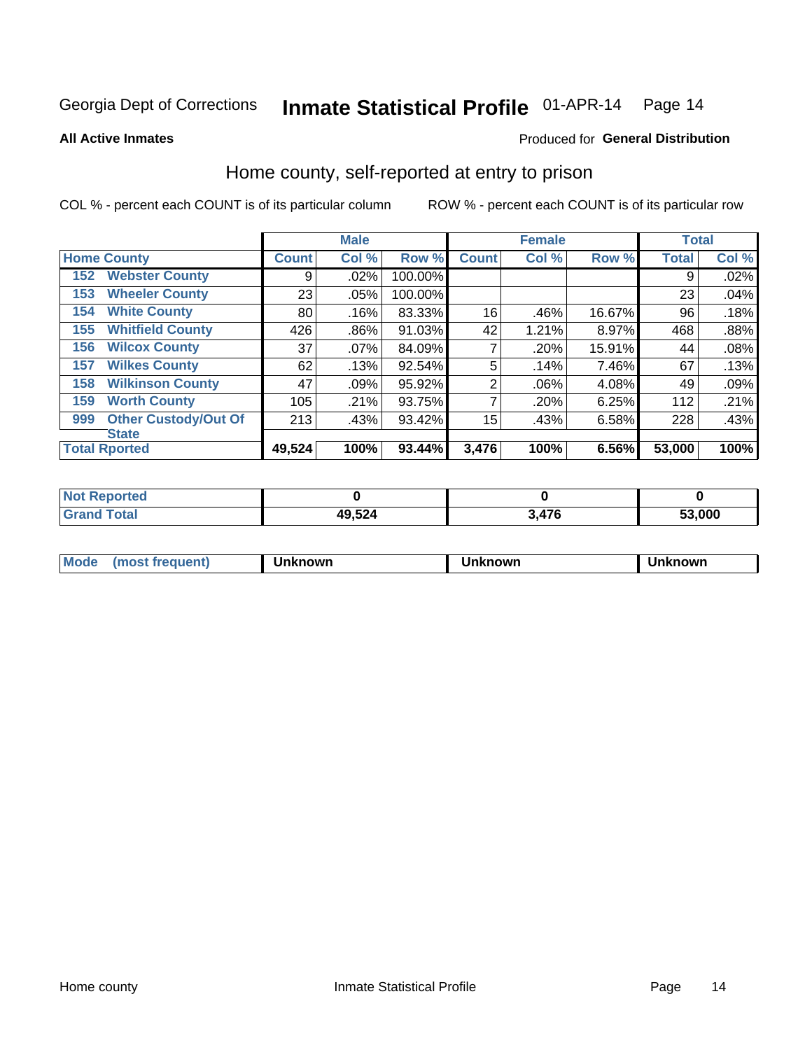Georgia Dept of Corrections **Inmate Statistical Profile** 01-APR-14 Page 14

**All Active Inmates**

Produced for **General Distribution**

## Home county, self-reported at entry to prison

COL % - percent each COUNT is of its particular column ROW % - percent each COUNT is of its particular row

| Home County | | Male | | | Female | | | Total | |
|---|---|---|---|---|---|---|---|---|---|
| | | Count | Col % | Row % | Count | Col % | Row % | Total | Col % |
| 152 | Webster County | 9 | .02% | 100.00% | | | | 9 | .02% |
| 153 | Wheeler County | 23 | .05% | 100.00% | | | | 23 | .04% |
| 154 | White County | 80 | .16% | 83.33% | 16 | .46% | 16.67% | 96 | .18% |
| 155 | Whitfield County | 426 | .86% | 91.03% | 42 | 1.21% | 8.97% | 468 | .88% |
| 156 | Wilcox County | 37 | .07% | 84.09% | 7 | .20% | 15.91% | 44 | .08% |
| 157 | Wilkes County | 62 | .13% | 92.54% | 5 | .14% | 7.46% | 67 | .13% |
| 158 | Wilkinson County | 47 | .09% | 95.92% | 2 | .06% | 4.08% | 49 | .09% |
| 159 | Worth County | 105 | .21% | 93.75% | 7 | .20% | 6.25% | 112 | .21% |
| 999 | Other Custody/Out Of State | 213 | .43% | 93.42% | 15 | .43% | 6.58% | 228 | .43% |
| **Total Rported** | | **49,524** | **100%** | **93.44%** | **3,476** | **100%** | **6.56%** | **53,000** | **100%** |

| | Male | Female | Total |
|---|---|---|---|
| Not Reported | 0 | 0 | 0 |
| Grand Total | 49,524 | 3,476 | 53,000 |

| Mode (most frequent) | Unknown | Unknown | Unknown |
|---|---|---|---|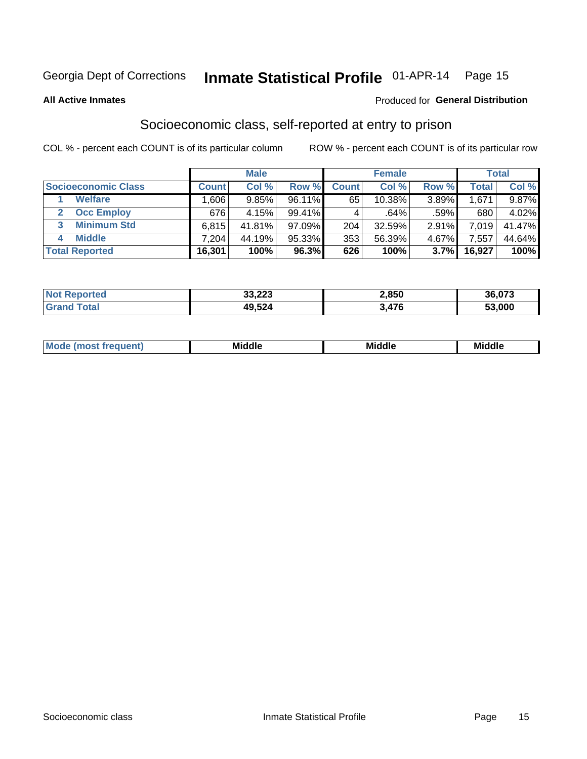Georgia Dept of Corrections **Inmate Statistical Profile** 01-APR-14

**All Active Inmates**

Produced for **General Distribution**

## Socioeconomic class, self-reported at entry to prison

COL % - percent each COUNT is of its particular column ROW % - percent each COUNT is of its particular row

| Socioeconomic Class | Male | | | Female | | | Total | |
|---|---|---|---|---|---|---|---|---|
| | Count | Col % | Row % | Count | Col % | Row % | Total | Col % |
| 1 Welfare | 1,606 | 9.85% | 96.11% | 65 | 10.38% | 3.89% | 1,671 | 9.87% |
| 2 Occ Employ | 676 | 4.15% | 99.41% | 4 | .64% | .59% | 680 | 4.02% |
| 3 Minimum Std | 6,815 | 41.81% | 97.09% | 204 | 32.59% | 2.91% | 7,019 | 41.47% |
| 4 Middle | 7,204 | 44.19% | 95.33% | 353 | 56.39% | 4.67% | 7,557 | 44.64% |
| **Total Reported** | **16,301** | **100%** | **96.3%** | **626** | **100%** | **3.7%** | **16,927** | **100%** |

| | Male | Female | Total |
|---|---|---|---|
| Not Reported | **33,223** | **2,850** | **36,073** |
| Grand Total | **49,524** | **3,476** | **53,000** |

| | Male | Female | Total |
|---|---|---|---|
| Mode (most frequent) | **Middle** | **Middle** | **Middle** |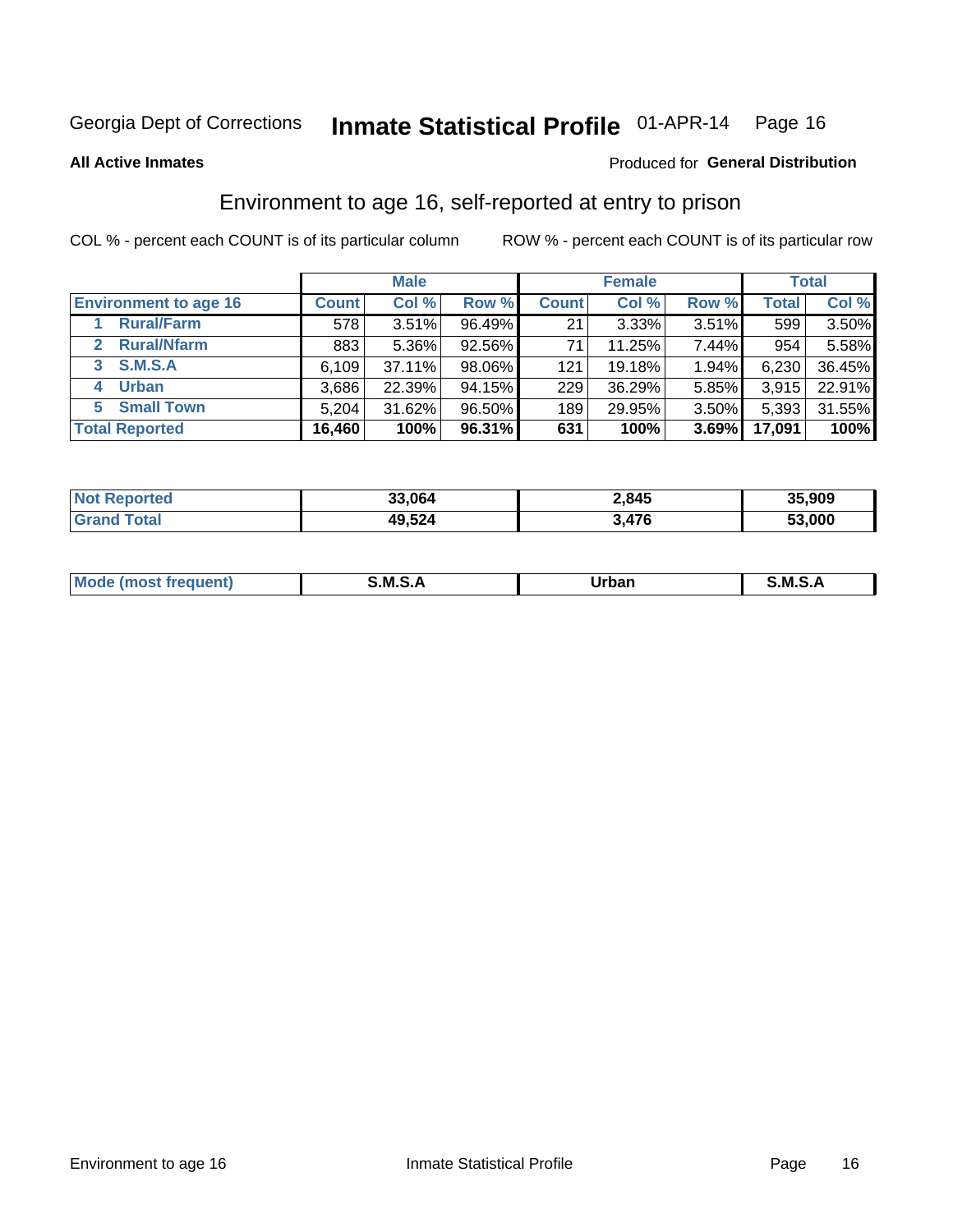Georgia Dept of Corrections **Inservice Statistical Profile** 01-APR-14

**All Active Inmates**

Produced for **General Distribution**

## Environment to age 16, self-reported at entry to prison

COL % - percent each COUNT is of its particular column

ROW % - percent each COUNT is of its particular row

| | Male | | | Female | | | Total | |
|---|---|---|---|---|---|---|---|---|
| **Environment to age 16** | **Count** | **Col %** | **Row %** | **Count** | **Col %** | **Row %** | **Total** | **Col %** |
| 1 Rural/Farm | 578 | 3.51% | 96.49% | 21 | 3.33% | 3.51% | 599 | 3.50% |
| 2 Rural/Nfarm | 883 | 5.36% | 92.56% | 71 | 11.25% | 7.44% | 954 | 5.58% |
| 3 S.M.S.A | 6,109 | 37.11% | 98.06% | 121 | 19.18% | 1.94% | 6,230 | 36.45% |
| 4 Urban | 3,686 | 22.39% | 94.15% | 229 | 36.29% | 5.85% | 3,915 | 22.91% |
| 5 Small Town | 5,204 | 31.62% | 96.50% | 189 | 29.95% | 3.50% | 5,393 | 31.55% |
| **Total Reported** | **16,460** | **100%** | **96.31%** | **631** | **100%** | **3.69%** | **17,091** | **100%** |

| | Male | Female | Total |
|---|---|---|---|
| **Not Reported** | **33,064** | **2,845** | **35,909** |
| **Grand Total** | **49,524** | **3,476** | **53,000** |

| | Male | Female | Total |
|---|---|---|---|
| **Mode (most frequent)** | **S.M.S.A** | **Urban** | **S.M.S.A** |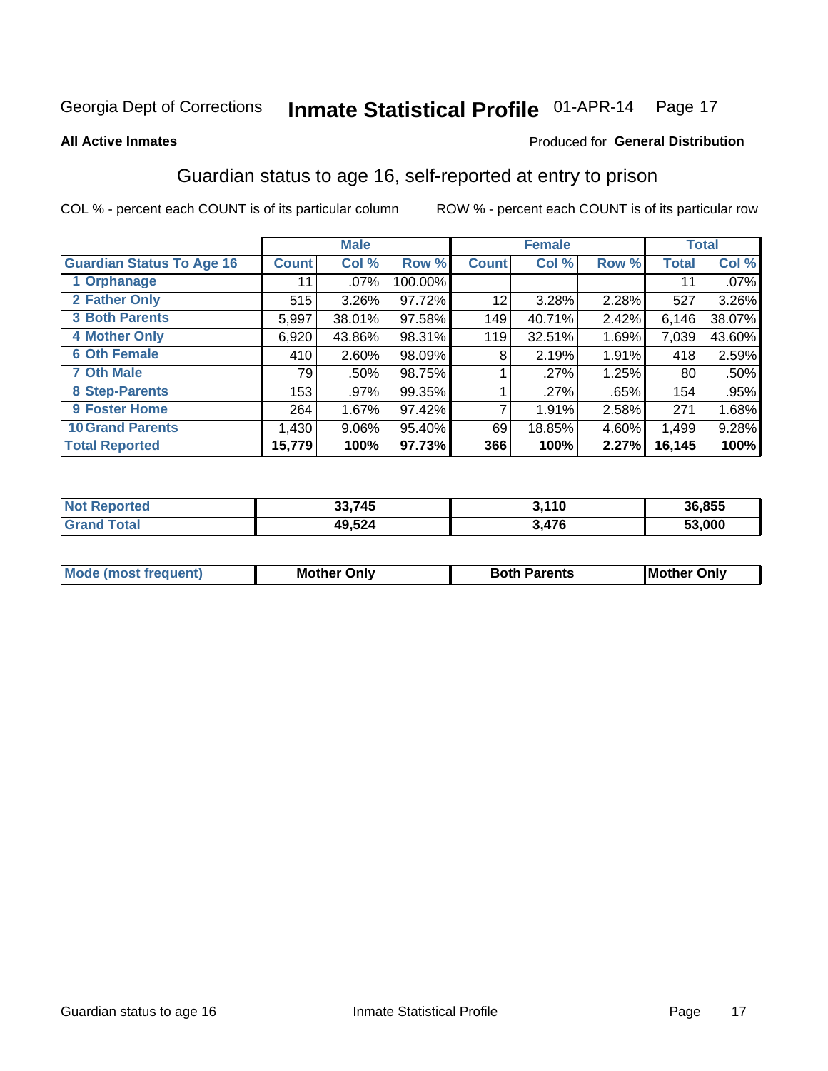Georgia Dept of Corrections **Inmate Statistical Profile** 01-APR-14

**All Active Inmates**

Produced for **General Distribution**

## Guardian status to age 16, self-reported at entry to prison

COL % - percent each COUNT is of its particular column ROW % - percent each COUNT is of its particular row

| | Male | | | Female | | | Total | |
|---|---|---|---|---|---|---|---|---|
| **Guardian Status To Age 16** | **Count** | **Col %** | **Row %** | **Count** | **Col %** | **Row %** | **Total** | **Col %** |
| **1 Orphanage** | 11 | .07% | 100.00% | | | | 11 | .07% |
| **2 Father Only** | 515 | 3.26% | 97.72% | 12 | 3.28% | 2.28% | 527 | 3.26% |
| **3 Both Parents** | 5,997 | 38.01% | 97.58% | 149 | 40.71% | 2.42% | 6,146 | 38.07% |
| **4 Mother Only** | 6,920 | 43.86% | 98.31% | 119 | 32.51% | 1.69% | 7,039 | 43.60% |
| **6 Oth Female** | 410 | 2.60% | 98.09% | 8 | 2.19% | 1.91% | 418 | 2.59% |
| **7 Oth Male** | 79 | .50% | 98.75% | 1 | .27% | 1.25% | 80 | .50% |
| **8 Step-Parents** | 153 | .97% | 99.35% | 1 | .27% | .65% | 154 | .95% |
| **9 Foster Home** | 264 | 1.67% | 97.42% | 7 | 1.91% | 2.58% | 271 | 1.68% |
| **10 Grand Parents** | 1,430 | 9.06% | 95.40% | 69 | 18.85% | 4.60% | 1,499 | 9.28% |
| **Total Reported** | **15,779** | **100%** | **97.73%** | **366** | **100%** | **2.27%** | **16,145** | **100%** |

| | Male | Female | Total |
|---|---|---|---|
| **Not Reported** | **33,745** | **3,110** | **36,855** |
| **Grand Total** | **49,524** | **3,476** | **53,000** |

| | Male | Female | Total |
|---|---|---|---|
| **Mode (most frequent)** | **Mother Only** | **Both Parents** | **Mother Only** |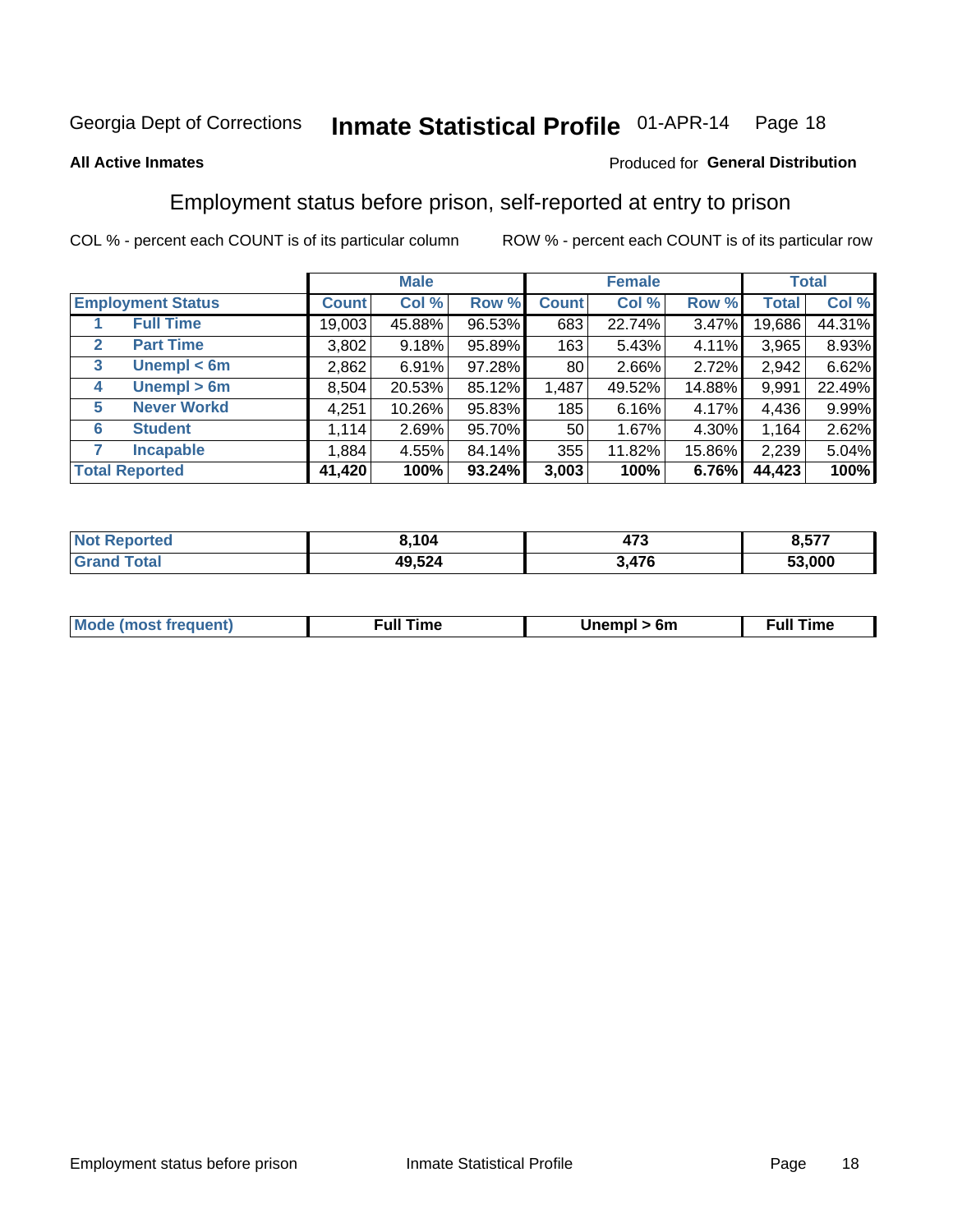Georgia Dept of Corrections **Inmate Statistical Profile** 01-APR-14

**All Active Inmates**

Produced for **General Distribution**

## Employment status before prison, self-reported at entry to prison

COL % - percent each COUNT is of its particular column    ROW % - percent each COUNT is of its particular row

| Employment Status | | Male | | | Female | | | Total | |
|---|---|---|---|---|---|---|---|---|---|
| | | Count | Col % | Row % | Count | Col % | Row % | Total | Col % |
| 1 | Full Time | 19,003 | 45.88% | 96.53% | 683 | 22.74% | 3.47% | 19,686 | 44.31% |
| 2 | Part Time | 3,802 | 9.18% | 95.89% | 163 | 5.43% | 4.11% | 3,965 | 8.93% |
| 3 | Unempl < 6m | 2,862 | 6.91% | 97.28% | 80 | 2.66% | 2.72% | 2,942 | 6.62% |
| 4 | Unempl > 6m | 8,504 | 20.53% | 85.12% | 1,487 | 49.52% | 14.88% | 9,991 | 22.49% |
| 5 | Never Workd | 4,251 | 10.26% | 95.83% | 185 | 6.16% | 4.17% | 4,436 | 9.99% |
| 6 | Student | 1,114 | 2.69% | 95.70% | 50 | 1.67% | 4.30% | 1,164 | 2.62% |
| 7 | Incapable | 1,884 | 4.55% | 84.14% | 355 | 11.82% | 15.86% | 2,239 | 5.04% |
| **Total Reported** | | **41,420** | **100%** | **93.24%** | **3,003** | **100%** | **6.76%** | **44,423** | **100%** |

| | Male | Female | Total |
|---|---|---|---|
| Not Reported | **8,104** | **473** | **8,577** |
| Grand Total | **49,524** | **3,476** | **53,000** |

| | Male | Female | Total |
|---|---|---|---|
| Mode (most frequent) | **Full Time** | **Unempl > 6m** | **Full Time** |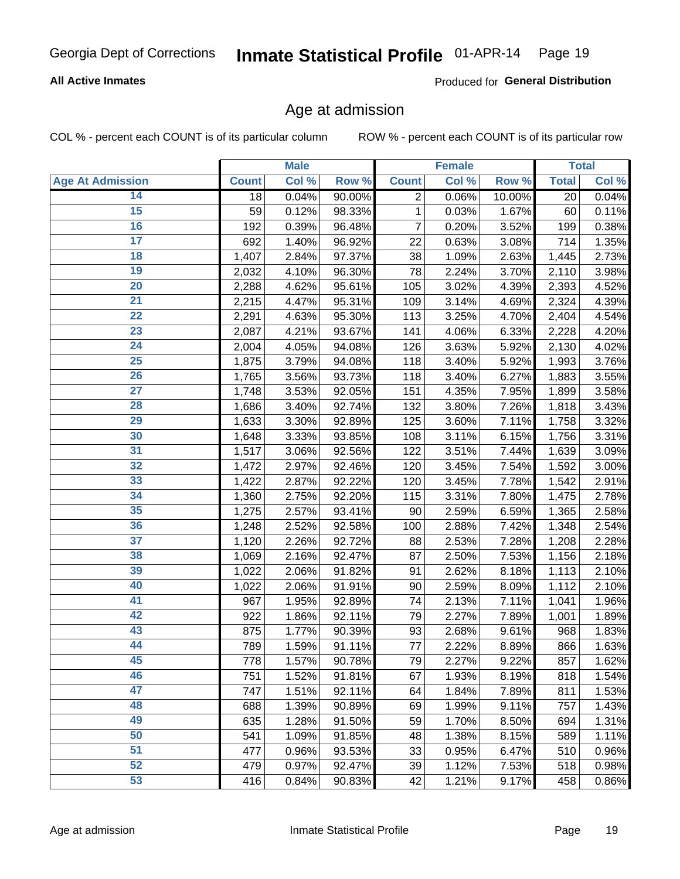Georgia Dept of Corrections **Inmate Statistical Profile** 01-APR-14

**All Active Inmates**

Produced for **General Distribution**

## Age at admission

COL % - percent each COUNT is of its particular column    ROW % - percent each COUNT is of its particular row

| | Male | | | Female | | | Total | |
|---|---|---|---|---|---|---|---|---|
| Age At Admission | Count | Col % | Row % | Count | Col % | Row % | Total | Col % |
| 14 | 18 | 0.04% | 90.00% | 2 | 0.06% | 10.00% | 20 | 0.04% |
| 15 | 59 | 0.12% | 98.33% | 1 | 0.03% | 1.67% | 60 | 0.11% |
| 16 | 192 | 0.39% | 96.48% | 7 | 0.20% | 3.52% | 199 | 0.38% |
| 17 | 692 | 1.40% | 96.92% | 22 | 0.63% | 3.08% | 714 | 1.35% |
| 18 | 1,407 | 2.84% | 97.37% | 38 | 1.09% | 2.63% | 1,445 | 2.73% |
| 19 | 2,032 | 4.10% | 96.30% | 78 | 2.24% | 3.70% | 2,110 | 3.98% |
| 20 | 2,288 | 4.62% | 95.61% | 105 | 3.02% | 4.39% | 2,393 | 4.52% |
| 21 | 2,215 | 4.47% | 95.31% | 109 | 3.14% | 4.69% | 2,324 | 4.39% |
| 22 | 2,291 | 4.63% | 95.30% | 113 | 3.25% | 4.70% | 2,404 | 4.54% |
| 23 | 2,087 | 4.21% | 93.67% | 141 | 4.06% | 6.33% | 2,228 | 4.20% |
| 24 | 2,004 | 4.05% | 94.08% | 126 | 3.63% | 5.92% | 2,130 | 4.02% |
| 25 | 1,875 | 3.79% | 94.08% | 118 | 3.40% | 5.92% | 1,993 | 3.76% |
| 26 | 1,765 | 3.56% | 93.73% | 118 | 3.40% | 6.27% | 1,883 | 3.55% |
| 27 | 1,748 | 3.53% | 92.05% | 151 | 4.35% | 7.95% | 1,899 | 3.58% |
| 28 | 1,686 | 3.40% | 92.74% | 132 | 3.80% | 7.26% | 1,818 | 3.43% |
| 29 | 1,633 | 3.30% | 92.89% | 125 | 3.60% | 7.11% | 1,758 | 3.32% |
| 30 | 1,648 | 3.33% | 93.85% | 108 | 3.11% | 6.15% | 1,756 | 3.31% |
| 31 | 1,517 | 3.06% | 92.56% | 122 | 3.51% | 7.44% | 1,639 | 3.09% |
| 32 | 1,472 | 2.97% | 92.46% | 120 | 3.45% | 7.54% | 1,592 | 3.00% |
| 33 | 1,422 | 2.87% | 92.22% | 120 | 3.45% | 7.78% | 1,542 | 2.91% |
| 34 | 1,360 | 2.75% | 92.20% | 115 | 3.31% | 7.80% | 1,475 | 2.78% |
| 35 | 1,275 | 2.57% | 93.41% | 90 | 2.59% | 6.59% | 1,365 | 2.58% |
| 36 | 1,248 | 2.52% | 92.58% | 100 | 2.88% | 7.42% | 1,348 | 2.54% |
| 37 | 1,120 | 2.26% | 92.72% | 88 | 2.53% | 7.28% | 1,208 | 2.28% |
| 38 | 1,069 | 2.16% | 92.47% | 87 | 2.50% | 7.53% | 1,156 | 2.18% |
| 39 | 1,022 | 2.06% | 91.82% | 91 | 2.62% | 8.18% | 1,113 | 2.10% |
| 40 | 1,022 | 2.06% | 91.91% | 90 | 2.59% | 8.09% | 1,112 | 2.10% |
| 41 | 967 | 1.95% | 92.89% | 74 | 2.13% | 7.11% | 1,041 | 1.96% |
| 42 | 922 | 1.86% | 92.11% | 79 | 2.27% | 7.89% | 1,001 | 1.89% |
| 43 | 875 | 1.77% | 90.39% | 93 | 2.68% | 9.61% | 968 | 1.83% |
| 44 | 789 | 1.59% | 91.11% | 77 | 2.22% | 8.89% | 866 | 1.63% |
| 45 | 778 | 1.57% | 90.78% | 79 | 2.27% | 9.22% | 857 | 1.62% |
| 46 | 751 | 1.52% | 91.81% | 67 | 1.93% | 8.19% | 818 | 1.54% |
| 47 | 747 | 1.51% | 92.11% | 64 | 1.84% | 7.89% | 811 | 1.53% |
| 48 | 688 | 1.39% | 90.89% | 69 | 1.99% | 9.11% | 757 | 1.43% |
| 49 | 635 | 1.28% | 91.50% | 59 | 1.70% | 8.50% | 694 | 1.31% |
| 50 | 541 | 1.09% | 91.85% | 48 | 1.38% | 8.15% | 589 | 1.11% |
| 51 | 477 | 0.96% | 93.53% | 33 | 0.95% | 6.47% | 510 | 0.96% |
| 52 | 479 | 0.97% | 92.47% | 39 | 1.12% | 7.53% | 518 | 0.98% |
| 53 | 416 | 0.84% | 90.83% | 42 | 1.21% | 9.17% | 458 | 0.86% |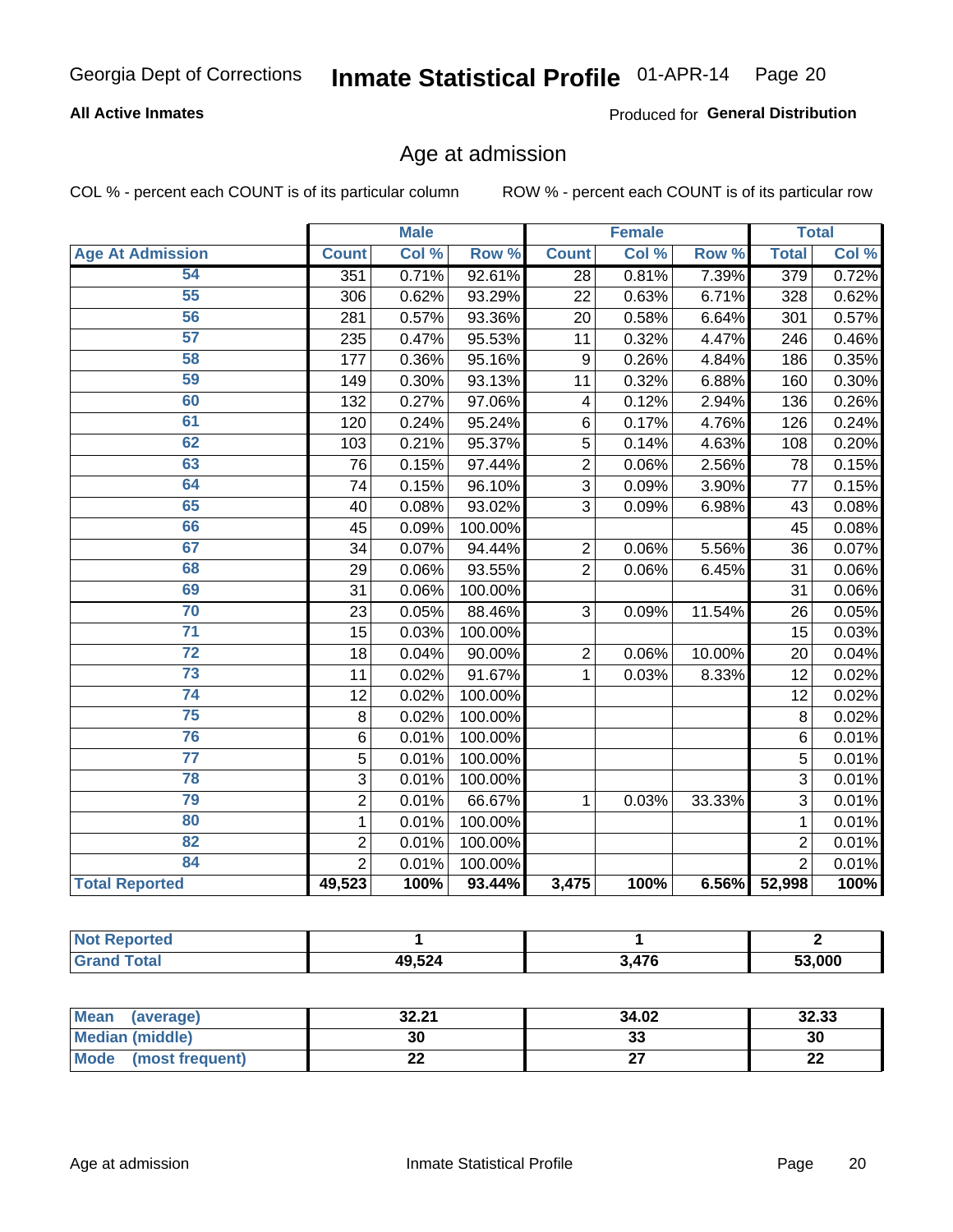Georgia Dept of Corrections **Inmate Statistical Profile** 01-APR-14

**All Active Inmates**

Produced for **General Distribution**

## Age at admission

COL % - percent each COUNT is of its particular column    ROW % - percent each COUNT is of its particular row

| | Male | | | Female | | | Total | |
|---|---|---|---|---|---|---|---|---|
| **Age At Admission** | **Count** | **Col %** | **Row %** | **Count** | **Col %** | **Row %** | **Total** | **Col %** |
| 54 | 351 | 0.71% | 92.61% | 28 | 0.81% | 7.39% | 379 | 0.72% |
| 55 | 306 | 0.62% | 93.29% | 22 | 0.63% | 6.71% | 328 | 0.62% |
| 56 | 281 | 0.57% | 93.36% | 20 | 0.58% | 6.64% | 301 | 0.57% |
| 57 | 235 | 0.47% | 95.53% | 11 | 0.32% | 4.47% | 246 | 0.46% |
| 58 | 177 | 0.36% | 95.16% | 9 | 0.26% | 4.84% | 186 | 0.35% |
| 59 | 149 | 0.30% | 93.13% | 11 | 0.32% | 6.88% | 160 | 0.30% |
| 60 | 132 | 0.27% | 97.06% | 4 | 0.12% | 2.94% | 136 | 0.26% |
| 61 | 120 | 0.24% | 95.24% | 6 | 0.17% | 4.76% | 126 | 0.24% |
| 62 | 103 | 0.21% | 95.37% | 5 | 0.14% | 4.63% | 108 | 0.20% |
| 63 | 76 | 0.15% | 97.44% | 2 | 0.06% | 2.56% | 78 | 0.15% |
| 64 | 74 | 0.15% | 96.10% | 3 | 0.09% | 3.90% | 77 | 0.15% |
| 65 | 40 | 0.08% | 93.02% | 3 | 0.09% | 6.98% | 43 | 0.08% |
| 66 | 45 | 0.09% | 100.00% | | | | 45 | 0.08% |
| 67 | 34 | 0.07% | 94.44% | 2 | 0.06% | 5.56% | 36 | 0.07% |
| 68 | 29 | 0.06% | 93.55% | 2 | 0.06% | 6.45% | 31 | 0.06% |
| 69 | 31 | 0.06% | 100.00% | | | | 31 | 0.06% |
| 70 | 23 | 0.05% | 88.46% | 3 | 0.09% | 11.54% | 26 | 0.05% |
| 71 | 15 | 0.03% | 100.00% | | | | 15 | 0.03% |
| 72 | 18 | 0.04% | 90.00% | 2 | 0.06% | 10.00% | 20 | 0.04% |
| 73 | 11 | 0.02% | 91.67% | 1 | 0.03% | 8.33% | 12 | 0.02% |
| 74 | 12 | 0.02% | 100.00% | | | | 12 | 0.02% |
| 75 | 8 | 0.02% | 100.00% | | | | 8 | 0.02% |
| 76 | 6 | 0.01% | 100.00% | | | | 6 | 0.01% |
| 77 | 5 | 0.01% | 100.00% | | | | 5 | 0.01% |
| 78 | 3 | 0.01% | 100.00% | | | | 3 | 0.01% |
| 79 | 2 | 0.01% | 66.67% | 1 | 0.03% | 33.33% | 3 | 0.01% |
| 80 | 1 | 0.01% | 100.00% | | | | 1 | 0.01% |
| 82 | 2 | 0.01% | 100.00% | | | | 2 | 0.01% |
| 84 | 2 | 0.01% | 100.00% | | | | 2 | 0.01% |
| **Total Reported** | **49,523** | **100%** | **93.44%** | **3,475** | **100%** | **6.56%** | **52,998** | **100%** |

| | Male | Female | Total |
|---|---|---|---|
| **Not Reported** | **1** | **1** | **2** |
| **Grand Total** | **49,524** | **3,476** | **53,000** |

| | Male | Female | Total |
|---|---|---|---|
| **Mean (average)** | **32.21** | **34.02** | **32.33** |
| **Median (middle)** | **30** | **33** | **30** |
| **Mode (most frequent)** | **22** | **27** | **22** |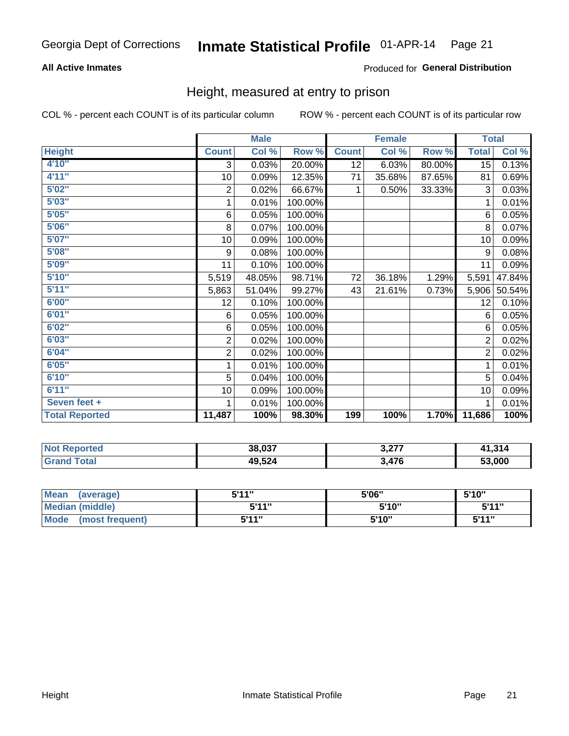Georgia Dept of Corrections **Inmate Statistical Profile** 01-APR-14

**All Active Inmates**

Produced for **General Distribution**

## Height, measured at entry to prison

COL % - percent each COUNT is of its particular column

ROW % - percent each COUNT is of its particular row

| | Male | | | Female | | | Total | |
|---|---|---|---|---|---|---|---|---|
| **Height** | **Count** | **Col %** | **Row %** | **Count** | **Col %** | **Row %** | **Total** | **Col %** |
| 4'10" | 3 | 0.03% | 20.00% | 12 | 6.03% | 80.00% | 15 | 0.13% |
| 4'11" | 10 | 0.09% | 12.35% | 71 | 35.68% | 87.65% | 81 | 0.69% |
| 5'02" | 2 | 0.02% | 66.67% | 1 | 0.50% | 33.33% | 3 | 0.03% |
| 5'03" | 1 | 0.01% | 100.00% | | | | 1 | 0.01% |
| 5'05" | 6 | 0.05% | 100.00% | | | | 6 | 0.05% |
| 5'06" | 8 | 0.07% | 100.00% | | | | 8 | 0.07% |
| 5'07" | 10 | 0.09% | 100.00% | | | | 10 | 0.09% |
| 5'08" | 9 | 0.08% | 100.00% | | | | 9 | 0.08% |
| 5'09" | 11 | 0.10% | 100.00% | | | | 11 | 0.09% |
| 5'10" | 5,519 | 48.05% | 98.71% | 72 | 36.18% | 1.29% | 5,591 | 47.84% |
| 5'11" | 5,863 | 51.04% | 99.27% | 43 | 21.61% | 0.73% | 5,906 | 50.54% |
| 6'00" | 12 | 0.10% | 100.00% | | | | 12 | 0.10% |
| 6'01" | 6 | 0.05% | 100.00% | | | | 6 | 0.05% |
| 6'02" | 6 | 0.05% | 100.00% | | | | 6 | 0.05% |
| 6'03" | 2 | 0.02% | 100.00% | | | | 2 | 0.02% |
| 6'04" | 2 | 0.02% | 100.00% | | | | 2 | 0.02% |
| 6'05" | 1 | 0.01% | 100.00% | | | | 1 | 0.01% |
| 6'10" | 5 | 0.04% | 100.00% | | | | 5 | 0.04% |
| 6'11" | 10 | 0.09% | 100.00% | | | | 10 | 0.09% |
| Seven feet + | 1 | 0.01% | 100.00% | | | | 1 | 0.01% |
| **Total Reported** | **11,487** | **100%** | **98.30%** | **199** | **100%** | **1.70%** | **11,686** | **100%** |

| | Male | Female | Total |
|---|---|---|---|
| **Not Reported** | **38,037** | **3,277** | **41,314** |
| **Grand Total** | **49,524** | **3,476** | **53,000** |

| | Male | Female | Total |
|---|---|---|---|
| **Mean (average)** | **5'11"** | **5'06"** | **5'10"** |
| **Median (middle)** | **5'11"** | **5'10"** | **5'11"** |
| **Mode (most frequent)** | **5'11"** | **5'10"** | **5'11"** |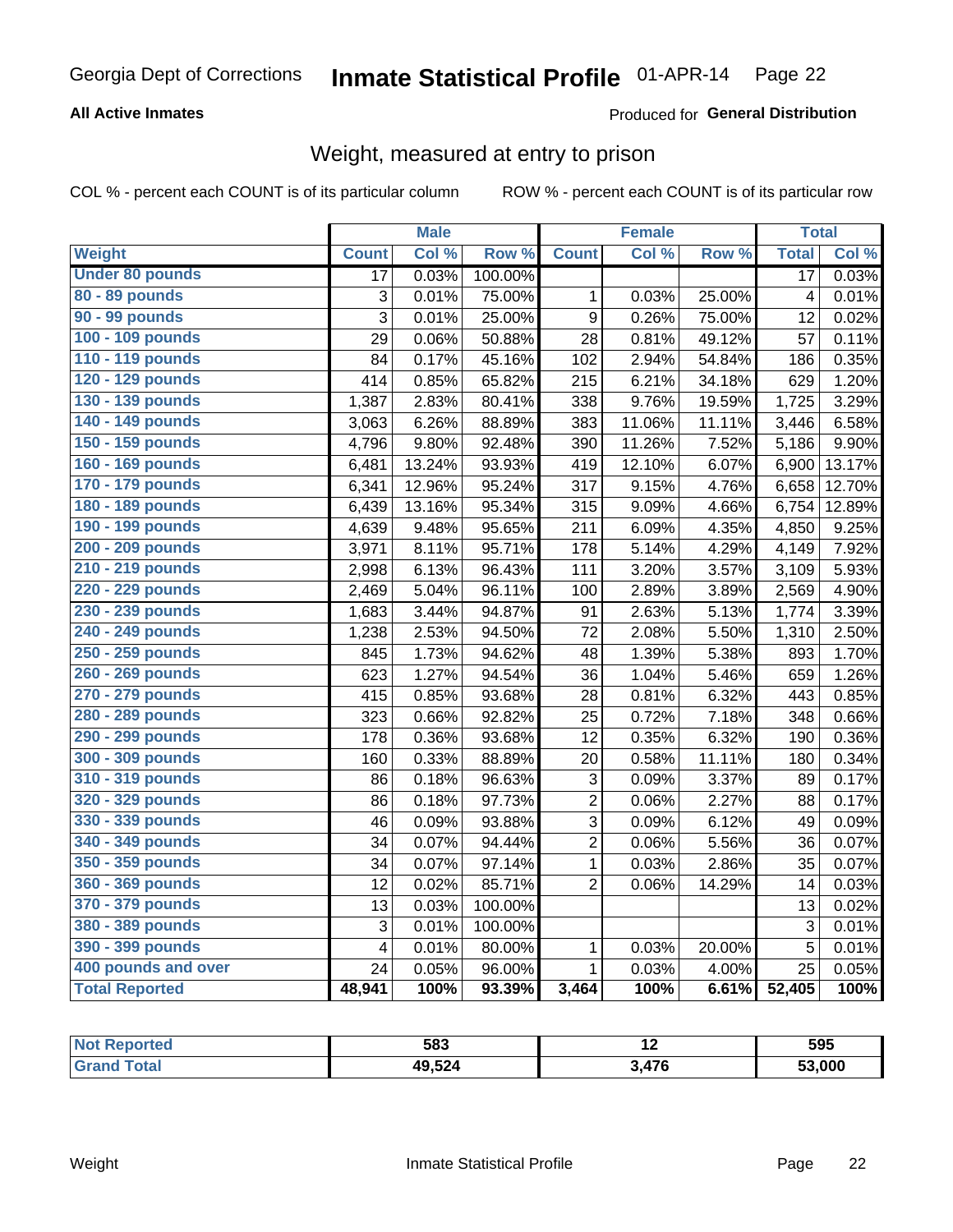Georgia Dept of Corrections **Inmate Statistical Profile** 01-APR-14 Page 22

**All Active Inmates**

Produced for **General Distribution**

## Weight, measured at entry to prison

COL % - percent each COUNT is of its particular column ROW % - percent each COUNT is of its particular row

| | Male | | | Female | | | Total | |
|---|---|---|---|---|---|---|---|---|
| **Weight** | **Count** | **Col %** | **Row %** | **Count** | **Col %** | **Row %** | **Total** | **Col %** |
| **Under 80 pounds** | 17 | 0.03% | 100.00% | | | | 17 | 0.03% |
| **80 - 89 pounds** | 3 | 0.01% | 75.00% | 1 | 0.03% | 25.00% | 4 | 0.01% |
| **90 - 99 pounds** | 3 | 0.01% | 25.00% | 9 | 0.26% | 75.00% | 12 | 0.02% |
| **100 - 109 pounds** | 29 | 0.06% | 50.88% | 28 | 0.81% | 49.12% | 57 | 0.11% |
| **110 - 119 pounds** | 84 | 0.17% | 45.16% | 102 | 2.94% | 54.84% | 186 | 0.35% |
| **120 - 129 pounds** | 414 | 0.85% | 65.82% | 215 | 6.21% | 34.18% | 629 | 1.20% |
| **130 - 139 pounds** | 1,387 | 2.83% | 80.41% | 338 | 9.76% | 19.59% | 1,725 | 3.29% |
| **140 - 149 pounds** | 3,063 | 6.26% | 88.89% | 383 | 11.06% | 11.11% | 3,446 | 6.58% |
| **150 - 159 pounds** | 4,796 | 9.80% | 92.48% | 390 | 11.26% | 7.52% | 5,186 | 9.90% |
| **160 - 169 pounds** | 6,481 | 13.24% | 93.93% | 419 | 12.10% | 6.07% | 6,900 | 13.17% |
| **170 - 179 pounds** | 6,341 | 12.96% | 95.24% | 317 | 9.15% | 4.76% | 6,658 | 12.70% |
| **180 - 189 pounds** | 6,439 | 13.16% | 95.34% | 315 | 9.09% | 4.66% | 6,754 | 12.89% |
| **190 - 199 pounds** | 4,639 | 9.48% | 95.65% | 211 | 6.09% | 4.35% | 4,850 | 9.25% |
| **200 - 209 pounds** | 3,971 | 8.11% | 95.71% | 178 | 5.14% | 4.29% | 4,149 | 7.92% |
| **210 - 219 pounds** | 2,998 | 6.13% | 96.43% | 111 | 3.20% | 3.57% | 3,109 | 5.93% |
| **220 - 229 pounds** | 2,469 | 5.04% | 96.11% | 100 | 2.89% | 3.89% | 2,569 | 4.90% |
| **230 - 239 pounds** | 1,683 | 3.44% | 94.87% | 91 | 2.63% | 5.13% | 1,774 | 3.39% |
| **240 - 249 pounds** | 1,238 | 2.53% | 94.50% | 72 | 2.08% | 5.50% | 1,310 | 2.50% |
| **250 - 259 pounds** | 845 | 1.73% | 94.62% | 48 | 1.39% | 5.38% | 893 | 1.70% |
| **260 - 269 pounds** | 623 | 1.27% | 94.54% | 36 | 1.04% | 5.46% | 659 | 1.26% |
| **270 - 279 pounds** | 415 | 0.85% | 93.68% | 28 | 0.81% | 6.32% | 443 | 0.85% |
| **280 - 289 pounds** | 323 | 0.66% | 92.82% | 25 | 0.72% | 7.18% | 348 | 0.66% |
| **290 - 299 pounds** | 178 | 0.36% | 93.68% | 12 | 0.35% | 6.32% | 190 | 0.36% |
| **300 - 309 pounds** | 160 | 0.33% | 88.89% | 20 | 0.58% | 11.11% | 180 | 0.34% |
| **310 - 319 pounds** | 86 | 0.18% | 96.63% | 3 | 0.09% | 3.37% | 89 | 0.17% |
| **320 - 329 pounds** | 86 | 0.18% | 97.73% | 2 | 0.06% | 2.27% | 88 | 0.17% |
| **330 - 339 pounds** | 46 | 0.09% | 93.88% | 3 | 0.09% | 6.12% | 49 | 0.09% |
| **340 - 349 pounds** | 34 | 0.07% | 94.44% | 2 | 0.06% | 5.56% | 36 | 0.07% |
| **350 - 359 pounds** | 34 | 0.07% | 97.14% | 1 | 0.03% | 2.86% | 35 | 0.07% |
| **360 - 369 pounds** | 12 | 0.02% | 85.71% | 2 | 0.06% | 14.29% | 14 | 0.03% |
| **370 - 379 pounds** | 13 | 0.03% | 100.00% | | | | 13 | 0.02% |
| **380 - 389 pounds** | 3 | 0.01% | 100.00% | | | | 3 | 0.01% |
| **390 - 399 pounds** | 4 | 0.01% | 80.00% | 1 | 0.03% | 20.00% | 5 | 0.01% |
| **400 pounds and over** | 24 | 0.05% | 96.00% | 1 | 0.03% | 4.00% | 25 | 0.05% |
| **Total Reported** | **48,941** | **100%** | **93.39%** | **3,464** | **100%** | **6.61%** | **52,405** | **100%** |

| | Male | Female | Total |
|---|---|---|---|
| **Not Reported** | **583** | **12** | **595** |
| **Grand Total** | **49,524** | **3,476** | **53,000** |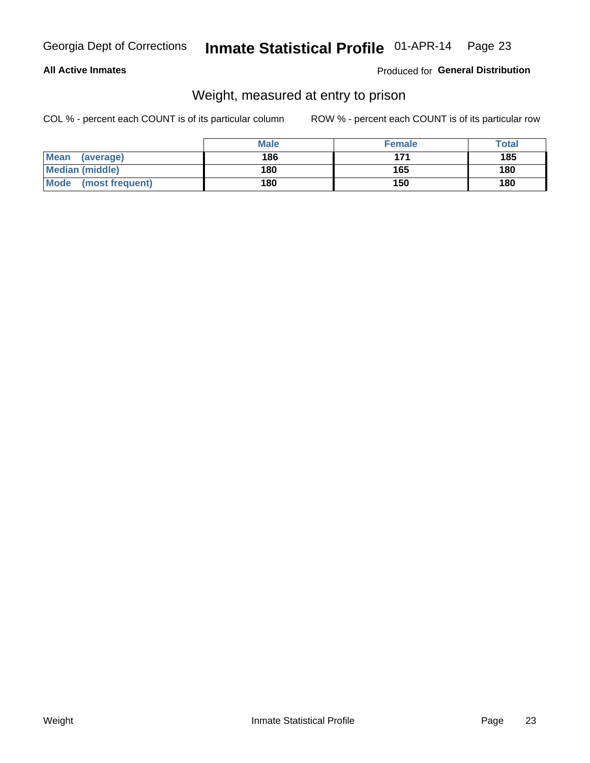**All Active Inmates**

Produced for **General Distribution**

## Weight, measured at entry to prison

COL % - percent each COUNT is of its particular column

ROW % - percent each COUNT is of its particular row

| | Male | Female | Total |
|---|---|---|---|
| **Mean (average)** | **186** | **171** | **185** |
| **Median (middle)** | **180** | **165** | **180** |
| **Mode (most frequent)** | **180** | **150** | **180** |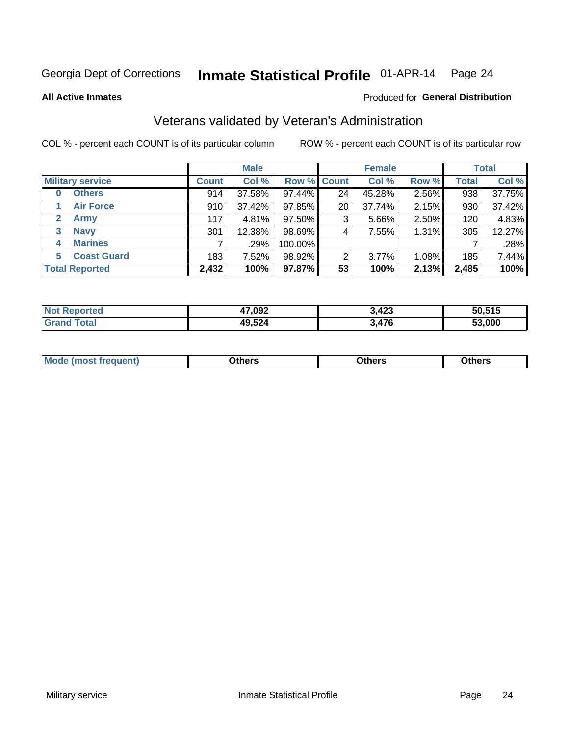Georgia Dept of Corrections **Inmate Statistical Profile** 01-APR-14 Page 24

**All Active Inmates**

Produced for **General Distribution**

## Veterans validated by Veteran's Administration

COL % - percent each COUNT is of its particular column

ROW % - percent each COUNT is of its particular row

| | | Male | | | Female | | | Total | |
|---|---|---|---|---|---|---|---|---|---|
| **Military service** | | **Count** | **Col %** | **Row %** | **Count** | **Col %** | **Row %** | **Total** | **Col %** |
| 0 | Others | 914 | 37.58% | 97.44% | 24 | 45.28% | 2.56% | 938 | 37.75% |
| 1 | Air Force | 910 | 37.42% | 97.85% | 20 | 37.74% | 2.15% | 930 | 37.42% |
| 2 | Army | 117 | 4.81% | 97.50% | 3 | 5.66% | 2.50% | 120 | 4.83% |
| 3 | Navy | 301 | 12.38% | 98.69% | 4 | 7.55% | 1.31% | 305 | 12.27% |
| 4 | Marines | 7 | .29% | 100.00% | | | | 7 | .28% |
| 5 | Coast Guard | 183 | 7.52% | 98.92% | 2 | 3.77% | 1.08% | 185 | 7.44% |
| **Total Reported** | | **2,432** | **100%** | **97.87%** | **53** | **100%** | **2.13%** | **2,485** | **100%** |

| | Male | Female | Total |
|---|---|---|---|
| **Not Reported** | **47,092** | **3,423** | **50,515** |
| **Grand Total** | **49,524** | **3,476** | **53,000** |

| | Male | Female | Total |
|---|---|---|---|
| **Mode (most frequent)** | **Others** | **Others** | **Others** |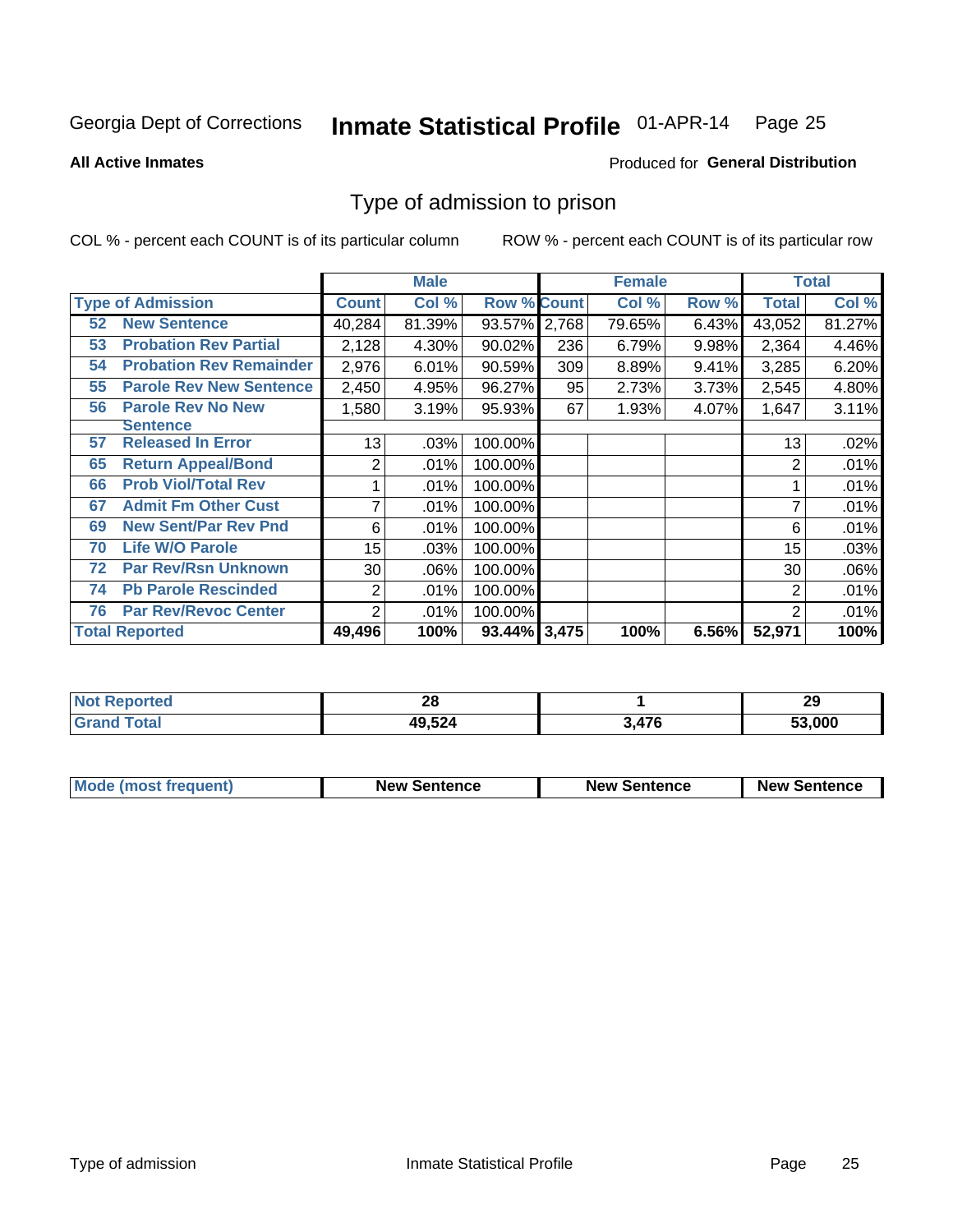Georgia Dept of Corrections **Inmate Statistical Profile** 01-APR-14

**All Active Inmates**

Produced for **General Distribution**

# Type of admission to prison

COL % - percent each COUNT is of its particular column

ROW % - percent each COUNT is of its particular row

| Type of Admission | Male | | | Female | | | Total | |
|---|---|---|---|---|---|---|---|---|
| | Count | Col % | Row % | Count | Col % | Row % | Total | Col % |
| 52 New Sentence | 40,284 | 81.39% | 93.57% | 2,768 | 79.65% | 6.43% | 43,052 | 81.27% |
| 53 Probation Rev Partial | 2,128 | 4.30% | 90.02% | 236 | 6.79% | 9.98% | 2,364 | 4.46% |
| 54 Probation Rev Remainder | 2,976 | 6.01% | 90.59% | 309 | 8.89% | 9.41% | 3,285 | 6.20% |
| 55 Parole Rev New Sentence | 2,450 | 4.95% | 96.27% | 95 | 2.73% | 3.73% | 2,545 | 4.80% |
| 56 Parole Rev No New Sentence | 1,580 | 3.19% | 95.93% | 67 | 1.93% | 4.07% | 1,647 | 3.11% |
| 57 Released In Error | 13 | .03% | 100.00% | | | | 13 | .02% |
| 65 Return Appeal/Bond | 2 | .01% | 100.00% | | | | 2 | .01% |
| 66 Prob Viol/Total Rev | 1 | .01% | 100.00% | | | | 1 | .01% |
| 67 Admit Fm Other Cust | 7 | .01% | 100.00% | | | | 7 | .01% |
| 69 New Sent/Par Rev Pnd | 6 | .01% | 100.00% | | | | 6 | .01% |
| 70 Life W/O Parole | 15 | .03% | 100.00% | | | | 15 | .03% |
| 72 Par Rev/Rsn Unknown | 30 | .06% | 100.00% | | | | 30 | .06% |
| 74 Pb Parole Rescinded | 2 | .01% | 100.00% | | | | 2 | .01% |
| 76 Par Rev/Revoc Center | 2 | .01% | 100.00% | | | | 2 | .01% |
| **Total Reported** | **49,496** | **100%** | **93.44%** | **3,475** | **100%** | **6.56%** | **52,971** | **100%** |

| | Male | Female | Total |
|---|---|---|---|
| Not Reported | 28 | 1 | 29 |
| Grand Total | 49,524 | 3,476 | 53,000 |

| | Male | Female | Total |
|---|---|---|---|
| Mode (most frequent) | New Sentence | New Sentence | New Sentence |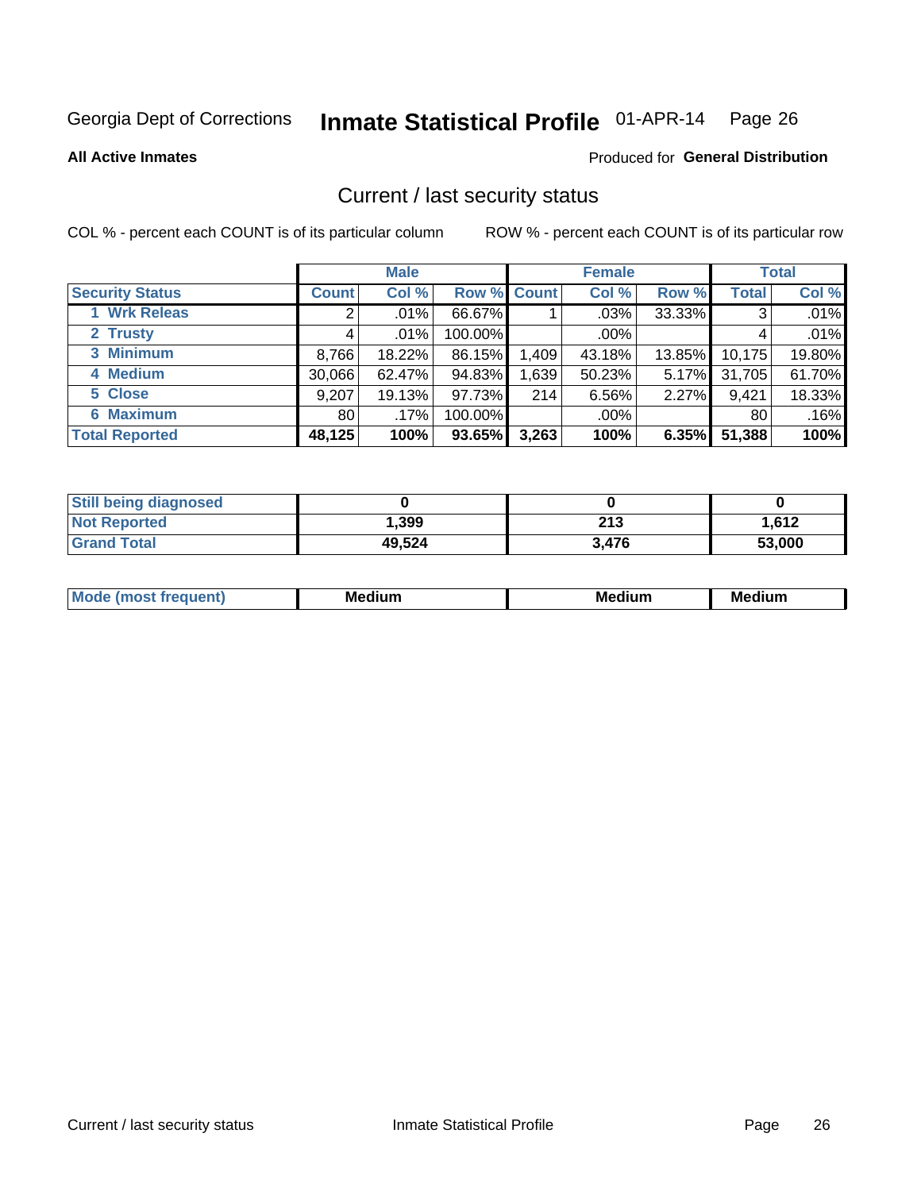Georgia Dept of Corrections **Inmate Statistical Profile** 01-APR-14

**All Active Inmates**

Produced for **General Distribution**

## Current / last security status

COL % - percent each COUNT is of its particular column

ROW % - percent each COUNT is of its particular row

| | Male | | | Female | | | Total | |
|---|---|---|---|---|---|---|---|---|
| **Security Status** | **Count** | **Col %** | **Row %** | **Count** | **Col %** | **Row %** | **Total** | **Col %** |
| 1 Wrk Releas | 2 | .01% | 66.67% | 1 | .03% | 33.33% | 3 | .01% |
| 2 Trusty | 4 | .01% | 100.00% | | .00% | | 4 | .01% |
| 3 Minimum | 8,766 | 18.22% | 86.15% | 1,409 | 43.18% | 13.85% | 10,175 | 19.80% |
| 4 Medium | 30,066 | 62.47% | 94.83% | 1,639 | 50.23% | 5.17% | 31,705 | 61.70% |
| 5 Close | 9,207 | 19.13% | 97.73% | 214 | 6.56% | 2.27% | 9,421 | 18.33% |
| 6 Maximum | 80 | .17% | 100.00% | | .00% | | 80 | .16% |
| **Total Reported** | **48,125** | **100%** | **93.65%** | **3,263** | **100%** | **6.35%** | **51,388** | **100%** |

| | Male | Female | Total |
|---|---|---|---|
| **Still being diagnosed** | **0** | **0** | **0** |
| **Not Reported** | **1,399** | **213** | **1,612** |
| **Grand Total** | **49,524** | **3,476** | **53,000** |

| | Male | Female | Total |
|---|---|---|---|
| **Mode (most frequent)** | **Medium** | **Medium** | **Medium** |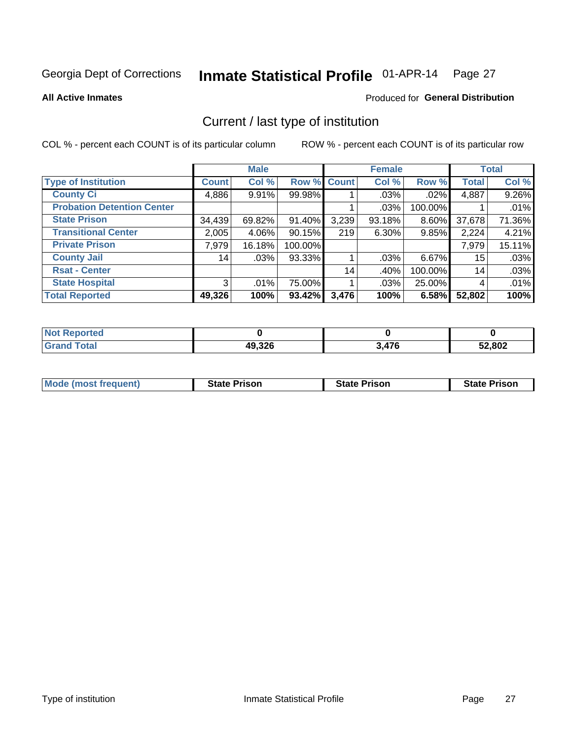Georgia Dept of Corrections **Inmate Statistical Profile** 01-APR-14

**All Active Inmates**

Produced for **General Distribution**

## Current / last type of institution

COL % - percent each COUNT is of its particular column

ROW % - percent each COUNT is of its particular row

| | Male | | | Female | | | Total | |
|---|---|---|---|---|---|---|---|---|
| **Type of Institution** | **Count** | **Col %** | **Row %** | **Count** | **Col %** | **Row %** | **Total** | **Col %** |
| **County Ci** | 4,886 | 9.91% | 99.98% | 1 | .03% | .02% | 4,887 | 9.26% |
| **Probation Detention Center** | | | | 1 | .03% | 100.00% | 1 | .01% |
| **State Prison** | 34,439 | 69.82% | 91.40% | 3,239 | 93.18% | 8.60% | 37,678 | 71.36% |
| **Transitional Center** | 2,005 | 4.06% | 90.15% | 219 | 6.30% | 9.85% | 2,224 | 4.21% |
| **Private Prison** | 7,979 | 16.18% | 100.00% | | | | 7,979 | 15.11% |
| **County Jail** | 14 | .03% | 93.33% | 1 | .03% | 6.67% | 15 | .03% |
| **Rsat - Center** | | | | 14 | .40% | 100.00% | 14 | .03% |
| **State Hospital** | 3 | .01% | 75.00% | 1 | .03% | 25.00% | 4 | .01% |
| **Total Reported** | **49,326** | **100%** | **93.42%** | **3,476** | **100%** | **6.58%** | **52,802** | **100%** |

| | Male | Female | Total |
|---|---|---|---|
| **Not Reported** | **0** | **0** | **0** |
| **Grand Total** | **49,326** | **3,476** | **52,802** |

| | Male | Female | Total |
|---|---|---|---|
| **Mode (most frequent)** | **State Prison** | **State Prison** | **State Prison** |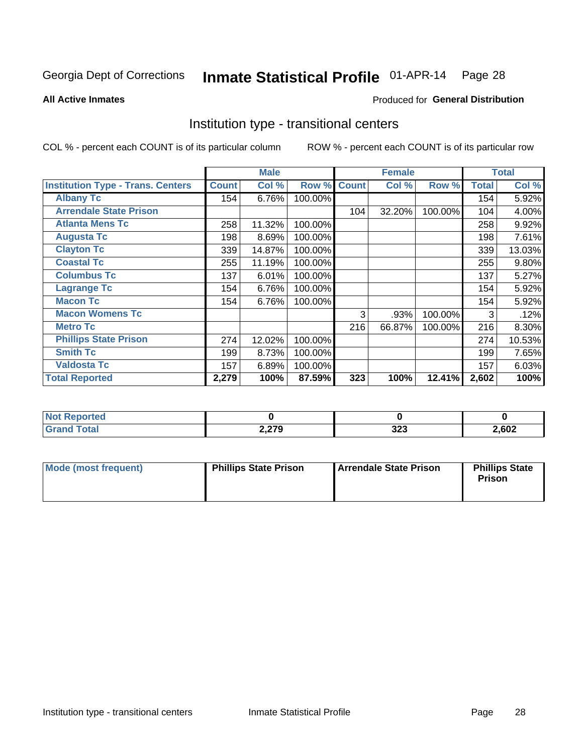Georgia Dept of Corrections **Inmate Statistical Profile** 01-APR-14

**All Active Inmates**

Produced for **General Distribution**

## Institution type - transitional centers

COL % - percent each COUNT is of its particular column

ROW % - percent each COUNT is of its particular row

| | Male | | | Female | | | Total | |
|---|---|---|---|---|---|---|---|---|
| **Institution Type - Trans. Centers** | **Count** | **Col %** | **Row %** | **Count** | **Col %** | **Row %** | **Total** | **Col %** |
| **Albany Tc** | 154 | 6.76% | 100.00% | | | | 154 | 5.92% |
| **Arrendale State Prison** | | | | 104 | 32.20% | 100.00% | 104 | 4.00% |
| **Atlanta Mens Tc** | 258 | 11.32% | 100.00% | | | | 258 | 9.92% |
| **Augusta Tc** | 198 | 8.69% | 100.00% | | | | 198 | 7.61% |
| **Clayton Tc** | 339 | 14.87% | 100.00% | | | | 339 | 13.03% |
| **Coastal Tc** | 255 | 11.19% | 100.00% | | | | 255 | 9.80% |
| **Columbus Tc** | 137 | 6.01% | 100.00% | | | | 137 | 5.27% |
| **Lagrange Tc** | 154 | 6.76% | 100.00% | | | | 154 | 5.92% |
| **Macon Tc** | 154 | 6.76% | 100.00% | | | | 154 | 5.92% |
| **Macon Womens Tc** | | | | 3 | .93% | 100.00% | 3 | .12% |
| **Metro Tc** | | | | 216 | 66.87% | 100.00% | 216 | 8.30% |
| **Phillips State Prison** | 274 | 12.02% | 100.00% | | | | 274 | 10.53% |
| **Smith Tc** | 199 | 8.73% | 100.00% | | | | 199 | 7.65% |
| **Valdosta Tc** | 157 | 6.89% | 100.00% | | | | 157 | 6.03% |
| **Total Reported** | **2,279** | **100%** | **87.59%** | **323** | **100%** | **12.41%** | **2,602** | **100%** |

| | Male | Female | Total |
|---|---|---|---|
| **Not Reported** | **0** | **0** | **0** |
| **Grand Total** | **2,279** | **323** | **2,602** |

| | Male | Female | Total |
|---|---|---|---|
| **Mode (most frequent)** | **Phillips State Prison** | **Arrendale State Prison** | **Phillips State Prison** |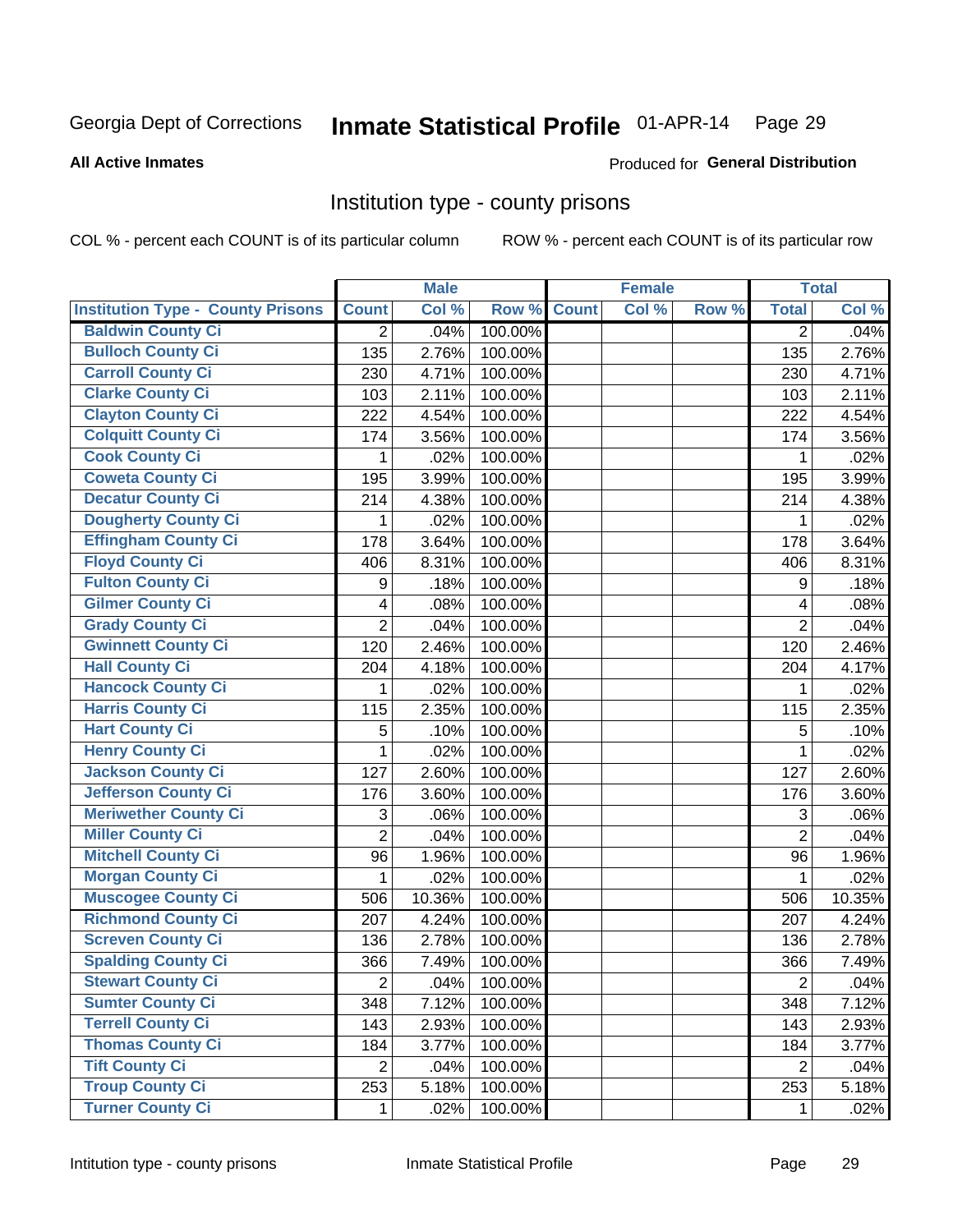Georgia Dept of Corrections **Inmate Statistical Profile** 01-APR-14

**All Active Inmates**

Produced for **General Distribution**

## Institution type - county prisons

COL % - percent each COUNT is of its particular column    ROW % - percent each COUNT is of its particular row

| | Male | | | Female | | | Total | |
|---|---|---|---|---|---|---|---|---|
| **Institution Type - County Prisons** | **Count** | **Col %** | **Row %** | **Count** | **Col %** | **Row %** | **Total** | **Col %** |
| Baldwin County Ci | 2 | .04% | 100.00% | | | | 2 | .04% |
| Bulloch County Ci | 135 | 2.76% | 100.00% | | | | 135 | 2.76% |
| Carroll County Ci | 230 | 4.71% | 100.00% | | | | 230 | 4.71% |
| Clarke County Ci | 103 | 2.11% | 100.00% | | | | 103 | 2.11% |
| Clayton County Ci | 222 | 4.54% | 100.00% | | | | 222 | 4.54% |
| Colquitt County Ci | 174 | 3.56% | 100.00% | | | | 174 | 3.56% |
| Cook County Ci | 1 | .02% | 100.00% | | | | 1 | .02% |
| Coweta County Ci | 195 | 3.99% | 100.00% | | | | 195 | 3.99% |
| Decatur County Ci | 214 | 4.38% | 100.00% | | | | 214 | 4.38% |
| Dougherty County Ci | 1 | .02% | 100.00% | | | | 1 | .02% |
| Effingham County Ci | 178 | 3.64% | 100.00% | | | | 178 | 3.64% |
| Floyd County Ci | 406 | 8.31% | 100.00% | | | | 406 | 8.31% |
| Fulton County Ci | 9 | .18% | 100.00% | | | | 9 | .18% |
| Gilmer County Ci | 4 | .08% | 100.00% | | | | 4 | .08% |
| Grady County Ci | 2 | .04% | 100.00% | | | | 2 | .04% |
| Gwinnett County Ci | 120 | 2.46% | 100.00% | | | | 120 | 2.46% |
| Hall County Ci | 204 | 4.18% | 100.00% | | | | 204 | 4.17% |
| Hancock County Ci | 1 | .02% | 100.00% | | | | 1 | .02% |
| Harris County Ci | 115 | 2.35% | 100.00% | | | | 115 | 2.35% |
| Hart County Ci | 5 | .10% | 100.00% | | | | 5 | .10% |
| Henry County Ci | 1 | .02% | 100.00% | | | | 1 | .02% |
| Jackson County Ci | 127 | 2.60% | 100.00% | | | | 127 | 2.60% |
| Jefferson County Ci | 176 | 3.60% | 100.00% | | | | 176 | 3.60% |
| Meriwether County Ci | 3 | .06% | 100.00% | | | | 3 | .06% |
| Miller County Ci | 2 | .04% | 100.00% | | | | 2 | .04% |
| Mitchell County Ci | 96 | 1.96% | 100.00% | | | | 96 | 1.96% |
| Morgan County Ci | 1 | .02% | 100.00% | | | | 1 | .02% |
| Muscogee County Ci | 506 | 10.36% | 100.00% | | | | 506 | 10.35% |
| Richmond County Ci | 207 | 4.24% | 100.00% | | | | 207 | 4.24% |
| Screven County Ci | 136 | 2.78% | 100.00% | | | | 136 | 2.78% |
| Spalding County Ci | 366 | 7.49% | 100.00% | | | | 366 | 7.49% |
| Stewart County Ci | 2 | .04% | 100.00% | | | | 2 | .04% |
| Sumter County Ci | 348 | 7.12% | 100.00% | | | | 348 | 7.12% |
| Terrell County Ci | 143 | 2.93% | 100.00% | | | | 143 | 2.93% |
| Thomas County Ci | 184 | 3.77% | 100.00% | | | | 184 | 3.77% |
| Tift County Ci | 2 | .04% | 100.00% | | | | 2 | .04% |
| Troup County Ci | 253 | 5.18% | 100.00% | | | | 253 | 5.18% |
| Turner County Ci | 1 | .02% | 100.00% | | | | 1 | .02% |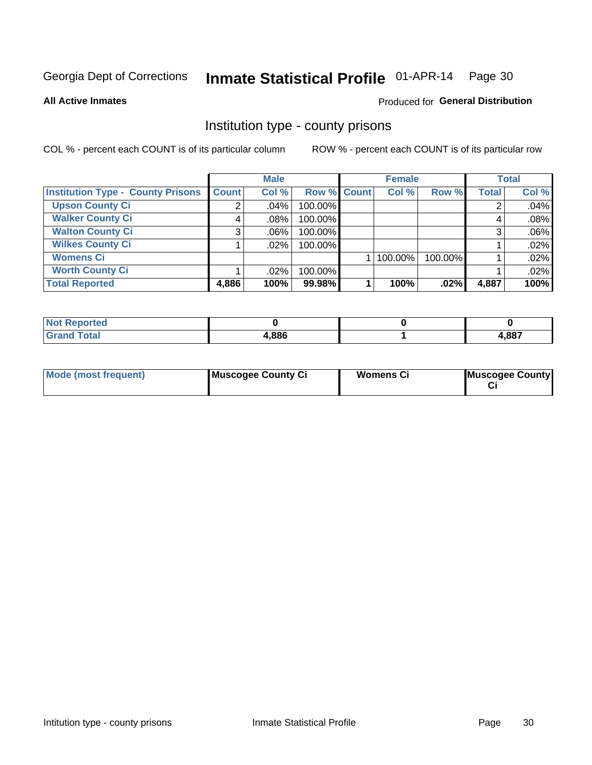Georgia Dept of Corrections **Inmate Statistical Profile** 01-APR-14 Page 30

**All Active Inmates**

Produced for **General Distribution**

## Institution type - county prisons

COL % - percent each COUNT is of its particular column

ROW % - percent each COUNT is of its particular row

| | Male | | | Female | | | Total | |
|---|---|---|---|---|---|---|---|---|
| **Institution Type - County Prisons** | **Count** | **Col %** | **Row %** | **Count** | **Col %** | **Row %** | **Total** | **Col %** |
| **Upson County Ci** | 2 | .04% | 100.00% | | | | 2 | .04% |
| **Walker County Ci** | 4 | .08% | 100.00% | | | | 4 | .08% |
| **Walton County Ci** | 3 | .06% | 100.00% | | | | 3 | .06% |
| **Wilkes County Ci** | 1 | .02% | 100.00% | | | | 1 | .02% |
| **Womens Ci** | | | | 1 | 100.00% | 100.00% | 1 | .02% |
| **Worth County Ci** | 1 | .02% | 100.00% | | | | 1 | .02% |
| **Total Reported** | **4,886** | **100%** | **99.98%** | **1** | **100%** | **.02%** | **4,887** | **100%** |

| | Male | Female | Total |
|---|---|---|---|
| **Not Reported** | **0** | **0** | **0** |
| **Grand Total** | **4,886** | **1** | **4,887** |

| | Male | Female | Total |
|---|---|---|---|
| **Mode (most frequent)** | **Muscogee County Ci** | **Womens Ci** | **Muscogee County Ci** |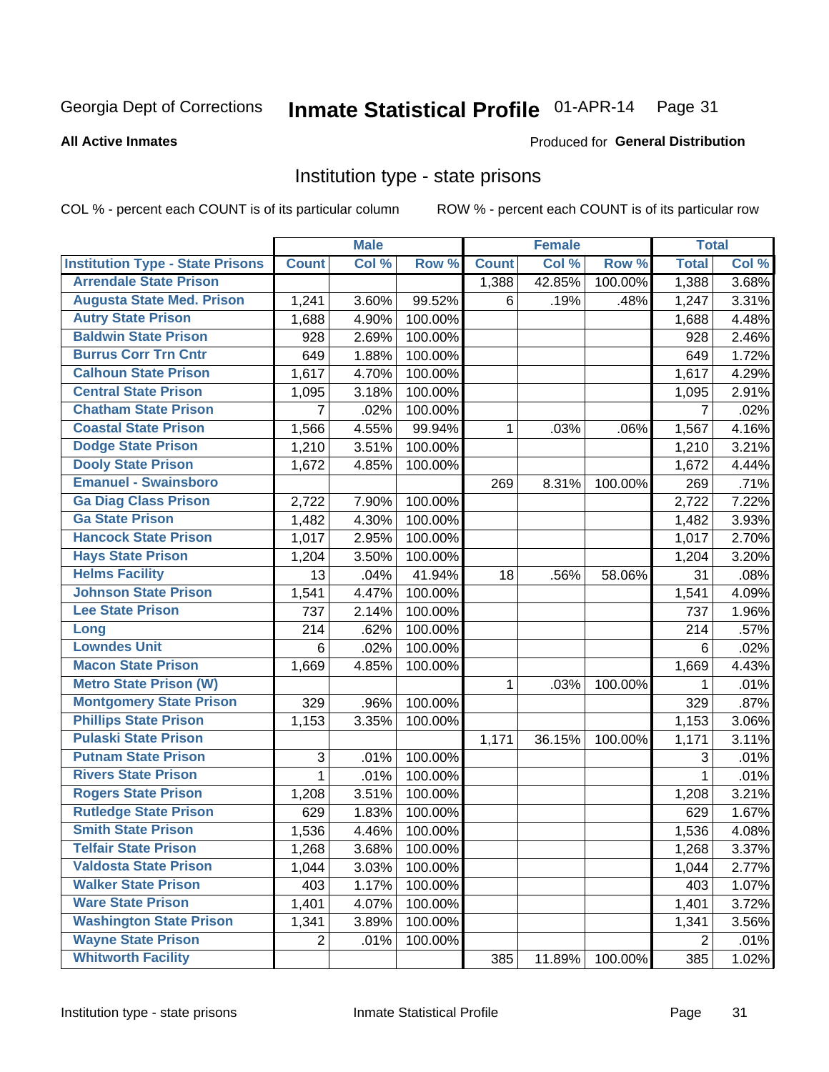Georgia Dept of Corrections **Inmate Statistical Profile** 01-APR-14

**All Active Inmates**

Produced for **General Distribution**

## Institution type - state prisons

COL % - percent each COUNT is of its particular column ROW % - percent each COUNT is of its particular row

| | Male | | | Female | | | Total | |
|---|---|---|---|---|---|---|---|---|
| **Institution Type - State Prisons** | **Count** | **Col %** | **Row %** | **Count** | **Col %** | **Row %** | **Total** | **Col %** |
| Arrendale State Prison | | | | 1,388 | 42.85% | 100.00% | 1,388 | 3.68% |
| Augusta State Med. Prison | 1,241 | 3.60% | 99.52% | 6 | .19% | .48% | 1,247 | 3.31% |
| Autry State Prison | 1,688 | 4.90% | 100.00% | | | | 1,688 | 4.48% |
| Baldwin State Prison | 928 | 2.69% | 100.00% | | | | 928 | 2.46% |
| Burrus Corr Trn Cntr | 649 | 1.88% | 100.00% | | | | 649 | 1.72% |
| Calhoun State Prison | 1,617 | 4.70% | 100.00% | | | | 1,617 | 4.29% |
| Central State Prison | 1,095 | 3.18% | 100.00% | | | | 1,095 | 2.91% |
| Chatham State Prison | 7 | .02% | 100.00% | | | | 7 | .02% |
| Coastal State Prison | 1,566 | 4.55% | 99.94% | 1 | .03% | .06% | 1,567 | 4.16% |
| Dodge State Prison | 1,210 | 3.51% | 100.00% | | | | 1,210 | 3.21% |
| Dooly State Prison | 1,672 | 4.85% | 100.00% | | | | 1,672 | 4.44% |
| Emanuel - Swainsboro | | | | 269 | 8.31% | 100.00% | 269 | .71% |
| Ga Diag Class Prison | 2,722 | 7.90% | 100.00% | | | | 2,722 | 7.22% |
| Ga State Prison | 1,482 | 4.30% | 100.00% | | | | 1,482 | 3.93% |
| Hancock State Prison | 1,017 | 2.95% | 100.00% | | | | 1,017 | 2.70% |
| Hays State Prison | 1,204 | 3.50% | 100.00% | | | | 1,204 | 3.20% |
| Helms Facility | 13 | .04% | 41.94% | 18 | .56% | 58.06% | 31 | .08% |
| Johnson State Prison | 1,541 | 4.47% | 100.00% | | | | 1,541 | 4.09% |
| Lee State Prison | 737 | 2.14% | 100.00% | | | | 737 | 1.96% |
| Long | 214 | .62% | 100.00% | | | | 214 | .57% |
| Lowndes Unit | 6 | .02% | 100.00% | | | | 6 | .02% |
| Macon State Prison | 1,669 | 4.85% | 100.00% | | | | 1,669 | 4.43% |
| Metro State Prison (W) | | | | 1 | .03% | 100.00% | 1 | .01% |
| Montgomery State Prison | 329 | .96% | 100.00% | | | | 329 | .87% |
| Phillips State Prison | 1,153 | 3.35% | 100.00% | | | | 1,153 | 3.06% |
| Pulaski State Prison | | | | 1,171 | 36.15% | 100.00% | 1,171 | 3.11% |
| Putnam State Prison | 3 | .01% | 100.00% | | | | 3 | .01% |
| Rivers State Prison | 1 | .01% | 100.00% | | | | 1 | .01% |
| Rogers State Prison | 1,208 | 3.51% | 100.00% | | | | 1,208 | 3.21% |
| Rutledge State Prison | 629 | 1.83% | 100.00% | | | | 629 | 1.67% |
| Smith State Prison | 1,536 | 4.46% | 100.00% | | | | 1,536 | 4.08% |
| Telfair State Prison | 1,268 | 3.68% | 100.00% | | | | 1,268 | 3.37% |
| Valdosta State Prison | 1,044 | 3.03% | 100.00% | | | | 1,044 | 2.77% |
| Walker State Prison | 403 | 1.17% | 100.00% | | | | 403 | 1.07% |
| Ware State Prison | 1,401 | 4.07% | 100.00% | | | | 1,401 | 3.72% |
| Washington State Prison | 1,341 | 3.89% | 100.00% | | | | 1,341 | 3.56% |
| Wayne State Prison | 2 | .01% | 100.00% | | | | 2 | .01% |
| Whitworth Facility | | | | 385 | 11.89% | 100.00% | 385 | 1.02% |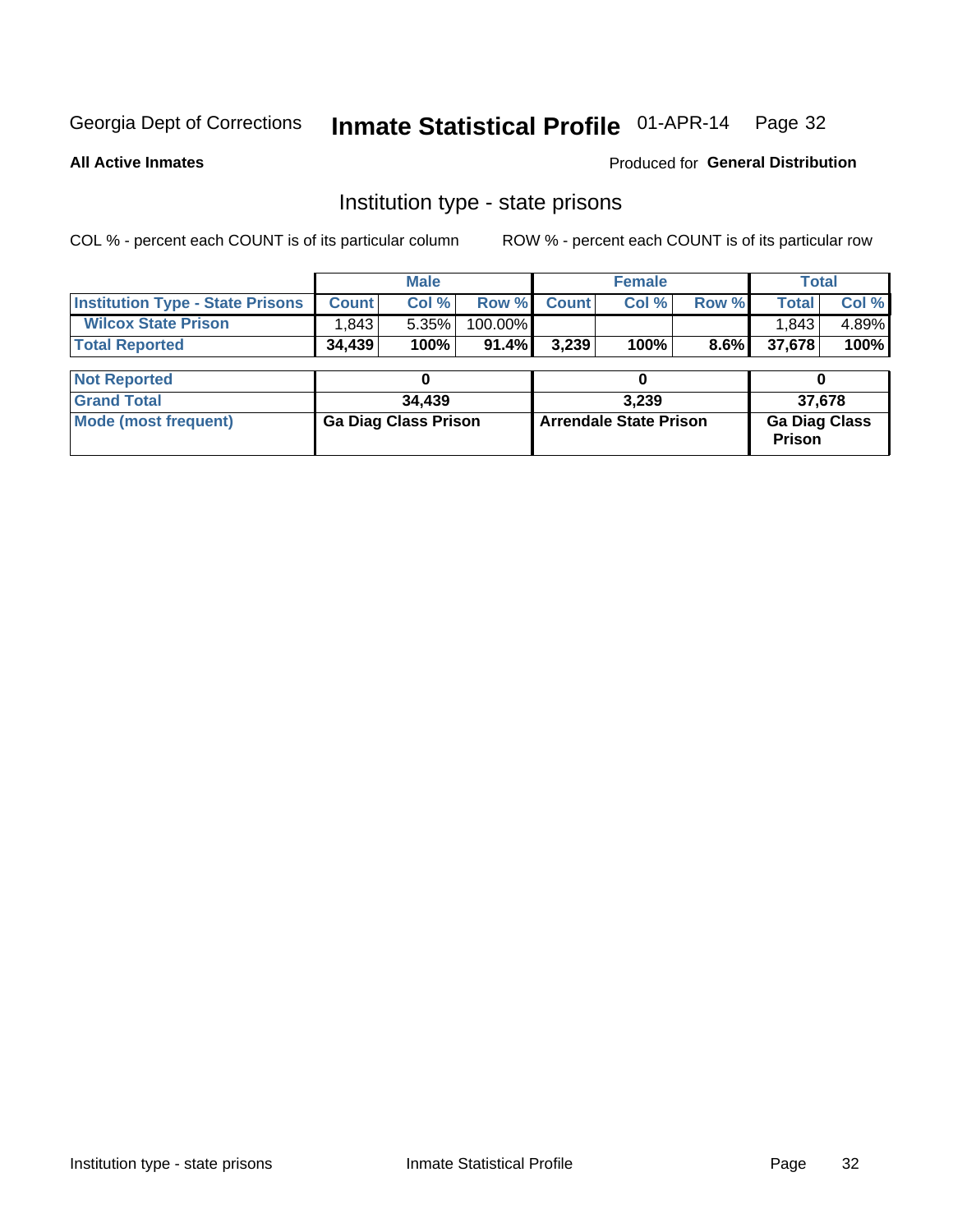Georgia Dept of Corrections **Inmate Statistical Profile** 01-APR-14

**All Active Inmates**

Produced for **General Distribution**

## Institution type - state prisons

COL % - percent each COUNT is of its particular column

ROW % - percent each COUNT is of its particular row

| | Male | | | Female | | | Total | |
|---|---|---|---|---|---|---|---|---|
| **Institution Type - State Prisons** | **Count** | **Col %** | **Row %** | **Count** | **Col %** | **Row %** | **Total** | **Col %** |
| **Wilcox State Prison** | 1,843 | 5.35% | 100.00% | | | | 1,843 | 4.89% |
| **Total Reported** | **34,439** | **100%** | **91.4%** | **3,239** | **100%** | **8.6%** | **37,678** | **100%** |

| | Male | Female | Total |
|---|---|---|---|
| **Not Reported** | **0** | **0** | **0** |
| **Grand Total** | **34,439** | **3,239** | **37,678** |
| **Mode (most frequent)** | **Ga Diag Class Prison** | **Arrendale State Prison** | **Ga Diag Class Prison** |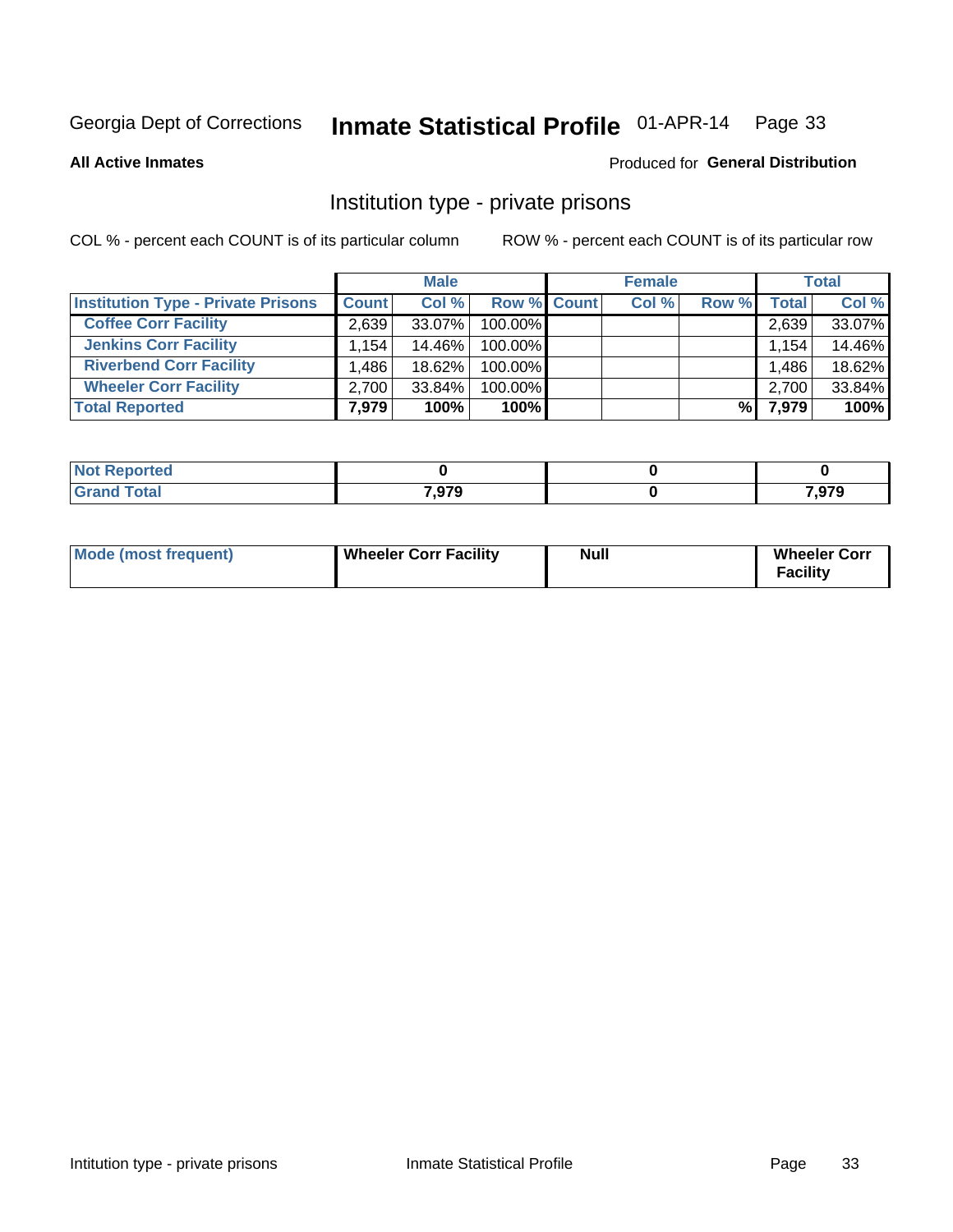Georgia Dept of Corrections **Inmate Statistical Profile** 01-APR-14

**All Active Inmates**

Produced for **General Distribution**

## Institution type - private prisons

COL % - percent each COUNT is of its particular column

ROW % - percent each COUNT is of its particular row

| | Male | | | Female | | | Total | |
|---|---|---|---|---|---|---|---|---|
| **Institution Type - Private Prisons** | **Count** | **Col %** | **Row %** | **Count** | **Col %** | **Row %** | **Total** | **Col %** |
| **Coffee Corr Facility** | 2,639 | 33.07% | 100.00% | | | | 2,639 | 33.07% |
| **Jenkins Corr Facility** | 1,154 | 14.46% | 100.00% | | | | 1,154 | 14.46% |
| **Riverbend Corr Facility** | 1,486 | 18.62% | 100.00% | | | | 1,486 | 18.62% |
| **Wheeler Corr Facility** | 2,700 | 33.84% | 100.00% | | | | 2,700 | 33.84% |
| **Total Reported** | **7,979** | **100%** | **100%** | | | **%** | **7,979** | **100%** |

| | Male | Female | Total |
|---|---|---|---|
| **Not Reported** | **0** | **0** | **0** |
| **Grand Total** | **7,979** | **0** | **7,979** |

| | | | |
|---|---|---|---|
| **Mode (most frequent)** | **Wheeler Corr Facility** | **Null** | **Wheeler Corr Facility** |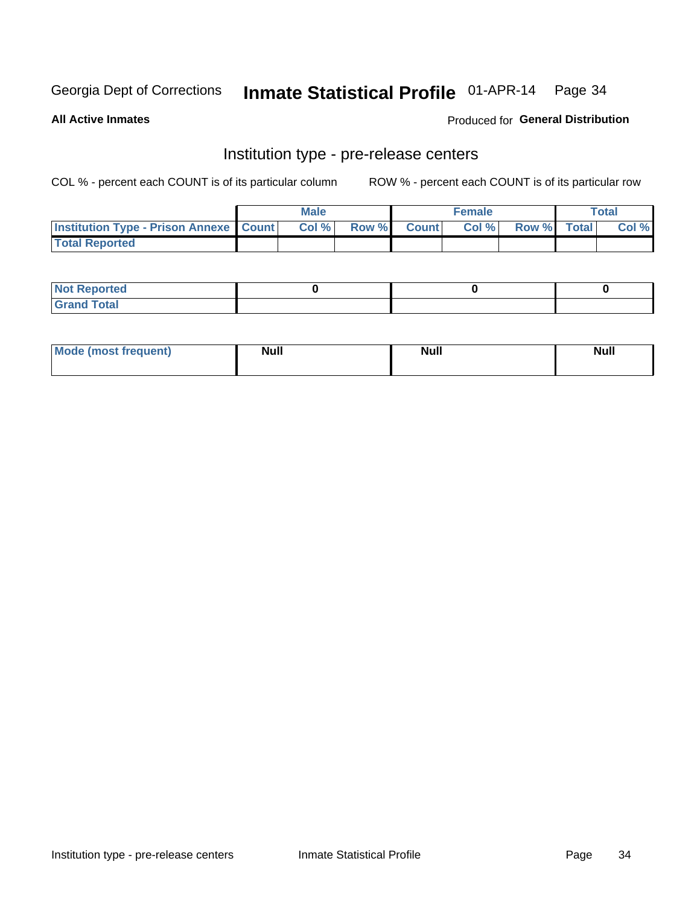Georgia Dept of Corrections **Inmate Statistical Profile** 01-APR-14

**All Active Inmates**

Produced for **General Distribution**

## Institution type - pre-release centers

COL % - percent each COUNT is of its particular column ROW % - percent each COUNT is of its particular row

| | Male | | | Female | | | Total | |
|---|---|---|---|---|---|---|---|---|
| Institution Type - Prison Annexe | Count | Col % | Row % | Count | Col % | Row % | Total | Col % |
| Total Reported | | | | | | | | |

| | Male | Female | Total |
|---|---|---|---|
| Not Reported | 0 | 0 | 0 |
| Grand Total | | | |

| | Male | Female | Total |
|---|---|---|---|
| Mode (most frequent) | Null | Null | Null |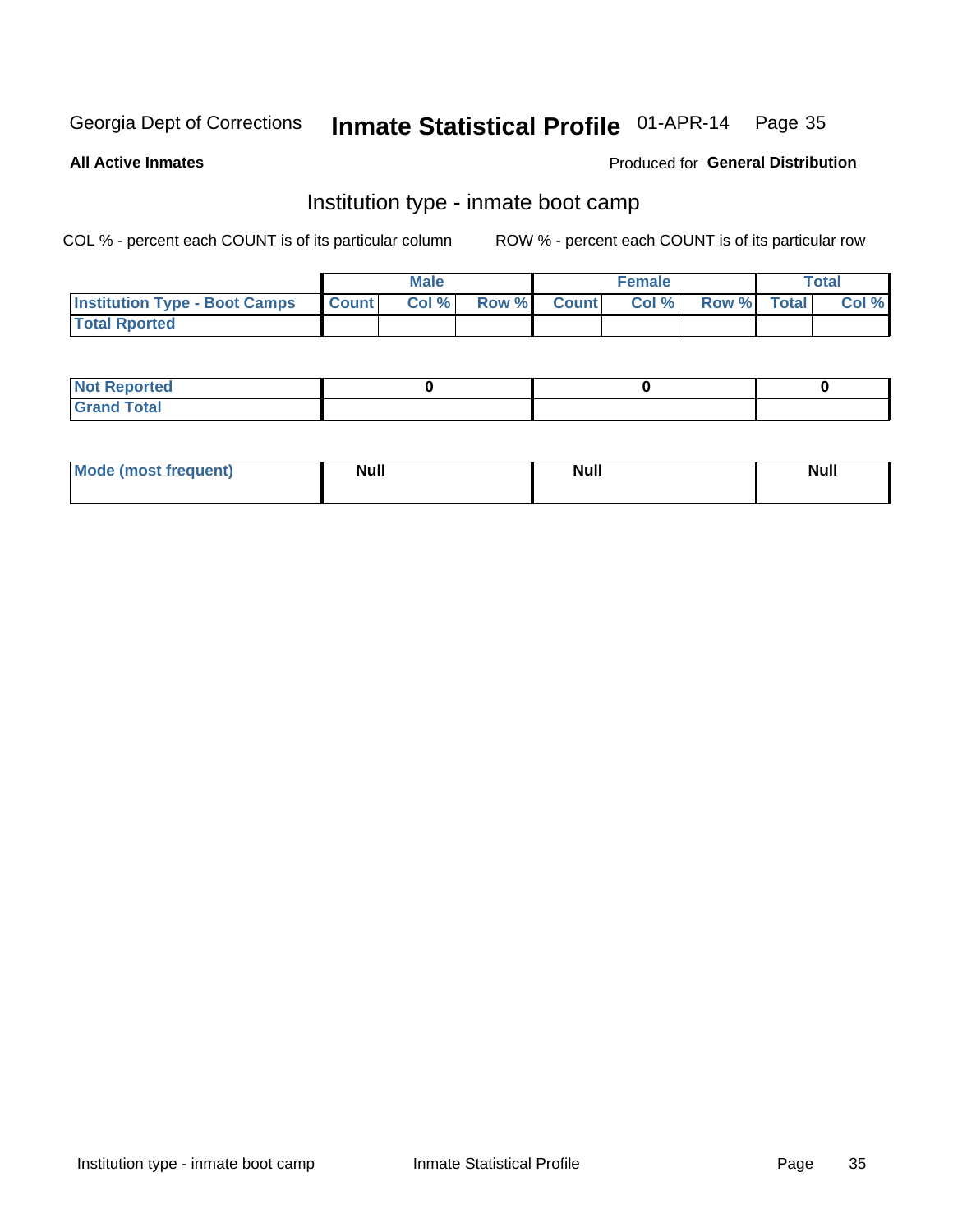Georgia Dept of Corrections **Inmate Statistical Profile** 01-APR-14

**All Active Inmates**

Produced for **General Distribution**

## Institution type - inmate boot camp

COL % - percent each COUNT is of its particular column

ROW % - percent each COUNT is of its particular row

| | Male | | | Female | | | Total | |
|---|---|---|---|---|---|---|---|---|
| **Institution Type - Boot Camps** | **Count** | **Col %** | **Row %** | **Count** | **Col %** | **Row %** | **Total** | **Col %** |
| **Total Rported** | | | | | | | | |

| | Male | Female | Total |
|---|---|---|---|
| **Not Reported** | 0 | 0 | 0 |
| **Grand Total** | | | |

| | Male | Female | Total |
|---|---|---|---|
| **Mode (most frequent)** | Null | Null | Null |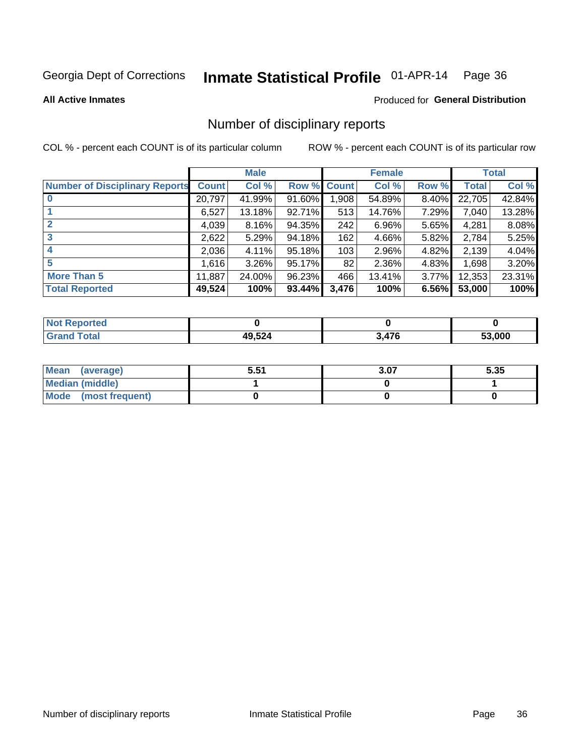Georgia Dept of Corrections **Inmate Statistical Profile** 01-APR-14

**All Active Inmates**

Produced for **General Distribution**

# Number of disciplinary reports

COL % - percent each COUNT is of its particular column

ROW % - percent each COUNT is of its particular row

| | Male | | | Female | | | Total | |
|---|---|---|---|---|---|---|---|---|
| **Number of Disciplinary Reports** | **Count** | **Col %** | **Row %** | **Count** | **Col %** | **Row %** | **Total** | **Col %** |
| **0** | 20,797 | 41.99% | 91.60% | 1,908 | 54.89% | 8.40% | 22,705 | 42.84% |
| **1** | 6,527 | 13.18% | 92.71% | 513 | 14.76% | 7.29% | 7,040 | 13.28% |
| **2** | 4,039 | 8.16% | 94.35% | 242 | 6.96% | 5.65% | 4,281 | 8.08% |
| **3** | 2,622 | 5.29% | 94.18% | 162 | 4.66% | 5.82% | 2,784 | 5.25% |
| **4** | 2,036 | 4.11% | 95.18% | 103 | 2.96% | 4.82% | 2,139 | 4.04% |
| **5** | 1,616 | 3.26% | 95.17% | 82 | 2.36% | 4.83% | 1,698 | 3.20% |
| **More Than 5** | 11,887 | 24.00% | 96.23% | 466 | 13.41% | 3.77% | 12,353 | 23.31% |
| **Total Reported** | **49,524** | **100%** | **93.44%** | **3,476** | **100%** | **6.56%** | **53,000** | **100%** |

| | Male | Female | Total |
|---|---|---|---|
| **Not Reported** | **0** | **0** | **0** |
| **Grand Total** | **49,524** | **3,476** | **53,000** |

| | Male | Female | Total |
|---|---|---|---|
| **Mean (average)** | **5.51** | **3.07** | **5.35** |
| **Median (middle)** | **1** | **0** | **1** |
| **Mode (most frequent)** | **0** | **0** | **0** |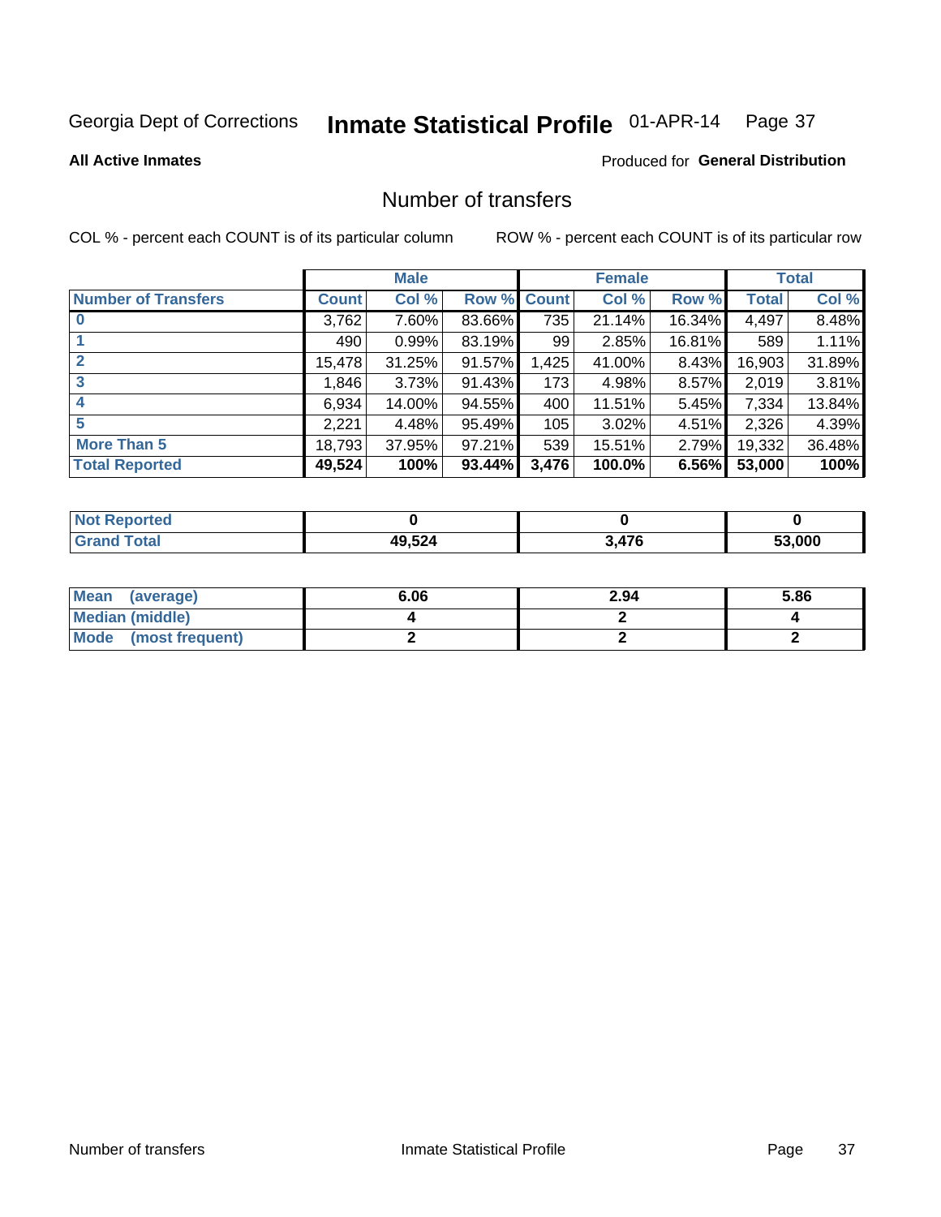Georgia Dept of Corrections **Inmate Statistical Profile** 01-APR-14

**All Active Inmates**

Produced for **General Distribution**

## Number of transfers

COL % - percent each COUNT is of its particular column

ROW % - percent each COUNT is of its particular row

| | Male | | | Female | | | Total | |
|---|---|---|---|---|---|---|---|---|
| **Number of Transfers** | **Count** | **Col %** | **Row %** | **Count** | **Col %** | **Row %** | **Total** | **Col %** |
| **0** | 3,762 | 7.60% | 83.66% | 735 | 21.14% | 16.34% | 4,497 | 8.48% |
| **1** | 490 | 0.99% | 83.19% | 99 | 2.85% | 16.81% | 589 | 1.11% |
| **2** | 15,478 | 31.25% | 91.57% | 1,425 | 41.00% | 8.43% | 16,903 | 31.89% |
| **3** | 1,846 | 3.73% | 91.43% | 173 | 4.98% | 8.57% | 2,019 | 3.81% |
| **4** | 6,934 | 14.00% | 94.55% | 400 | 11.51% | 5.45% | 7,334 | 13.84% |
| **5** | 2,221 | 4.48% | 95.49% | 105 | 3.02% | 4.51% | 2,326 | 4.39% |
| **More Than 5** | 18,793 | 37.95% | 97.21% | 539 | 15.51% | 2.79% | 19,332 | 36.48% |
| **Total Reported** | **49,524** | **100%** | **93.44%** | **3,476** | **100.0%** | **6.56%** | **53,000** | **100%** |

| | Male | Female | Total |
|---|---|---|---|
| **Not Reported** | **0** | **0** | **0** |
| **Grand Total** | **49,524** | **3,476** | **53,000** |

| | Male | Female | Total |
|---|---|---|---|
| **Mean (average)** | **6.06** | **2.94** | **5.86** |
| **Median (middle)** | **4** | **2** | **4** |
| **Mode (most frequent)** | **2** | **2** | **2** |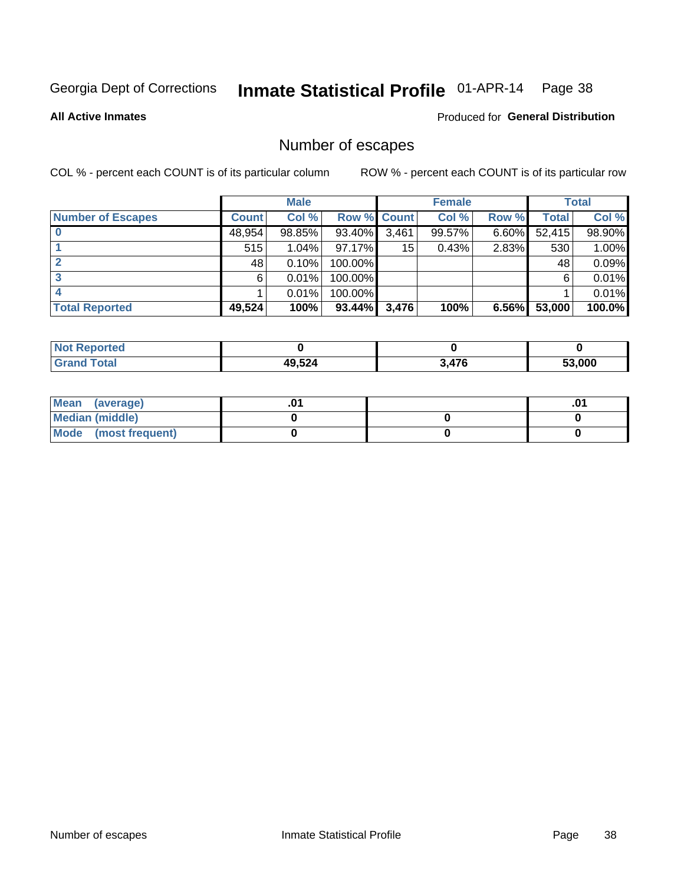Georgia Dept of Corrections **Inmate Statistical Profile** 01-APR-14

**All Active Inmates**

Produced for **General Distribution**

## Number of escapes

COL % - percent each COUNT is of its particular column

ROW % - percent each COUNT is of its particular row

| | Male | | | Female | | | Total | |
|---|---|---|---|---|---|---|---|---|
| **Number of Escapes** | **Count** | **Col %** | **Row %** | **Count** | **Col %** | **Row %** | **Total** | **Col %** |
| **0** | 48,954 | 98.85% | 93.40% | 3,461 | 99.57% | 6.60% | 52,415 | 98.90% |
| **1** | 515 | 1.04% | 97.17% | 15 | 0.43% | 2.83% | 530 | 1.00% |
| **2** | 48 | 0.10% | 100.00% | | | | 48 | 0.09% |
| **3** | 6 | 0.01% | 100.00% | | | | 6 | 0.01% |
| **4** | 1 | 0.01% | 100.00% | | | | 1 | 0.01% |
| **Total Reported** | **49,524** | **100%** | **93.44%** | **3,476** | **100%** | **6.56%** | **53,000** | **100.0%** |

| | Male | Female | Total |
|---|---|---|---|
| **Not Reported** | **0** | **0** | **0** |
| **Grand Total** | **49,524** | **3,476** | **53,000** |

| | Male | Female | Total |
|---|---|---|---|
| **Mean (average)** | **.01** | | **.01** |
| **Median (middle)** | **0** | **0** | **0** |
| **Mode (most frequent)** | **0** | **0** | **0** |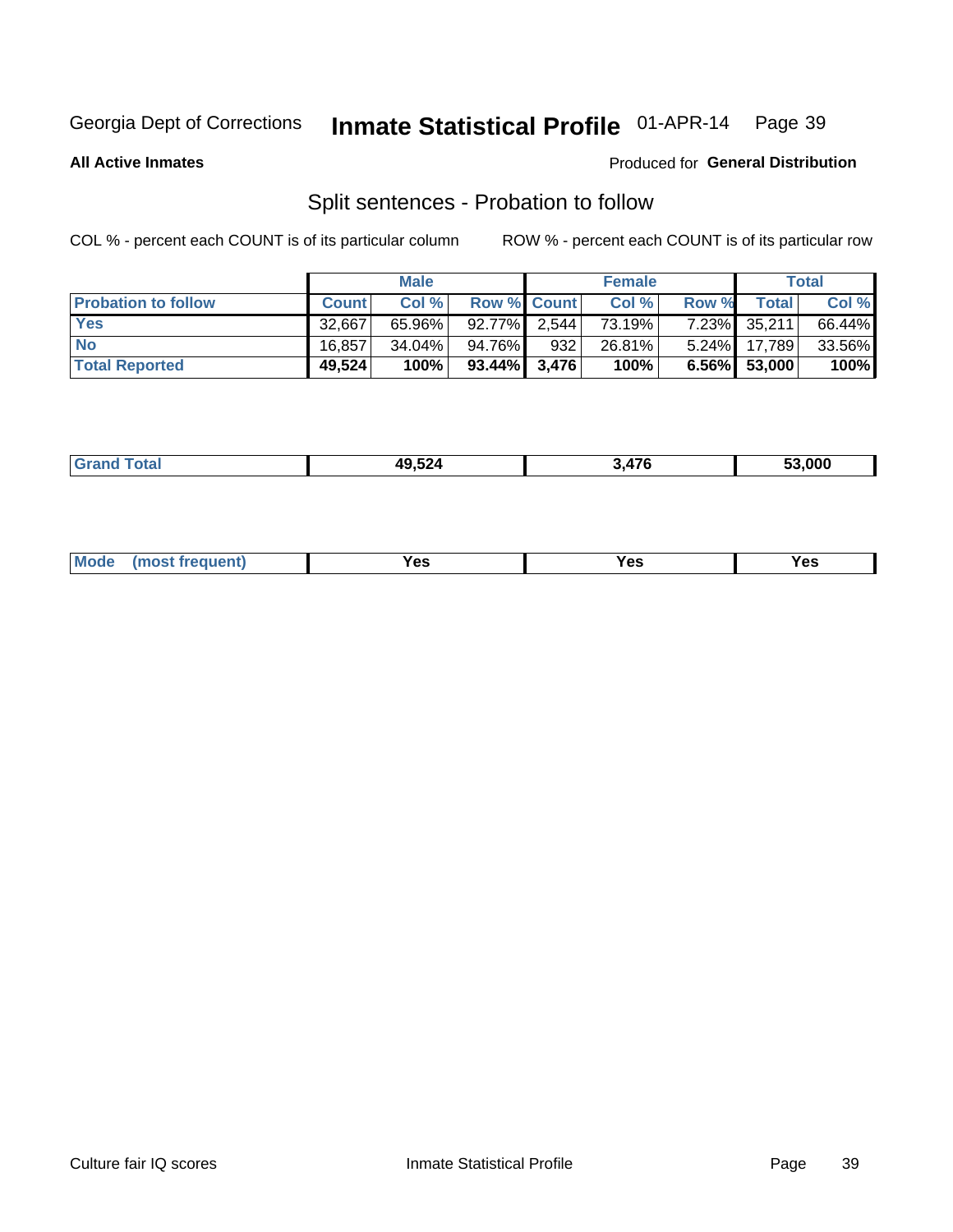Georgia Dept of Corrections **Inmate Statistical Profile** 01-APR-14

**All Active Inmates**

Produced for **General Distribution**

## Split sentences - Probation to follow

COL % - percent each COUNT is of its particular column

ROW % - percent each COUNT is of its particular row

| | Male | | | Female | | | Total | |
|---|---|---|---|---|---|---|---|---|
| **Probation to follow** | **Count** | **Col %** | **Row %** | **Count** | **Col %** | **Row %** | **Total** | **Col %** |
| **Yes** | 32,667 | 65.96% | 92.77% | 2,544 | 73.19% | 7.23% | 35,211 | 66.44% |
| **No** | 16,857 | 34.04% | 94.76% | 932 | 26.81% | 5.24% | 17,789 | 33.56% |
| **Total Reported** | **49,524** | **100%** | **93.44%** | **3,476** | **100%** | **6.56%** | **53,000** | **100%** |

| | | | |
|---|---|---|---|
| **Grand Total** | 49,524 | 3,476 | 53,000 |

| | | | |
|---|---|---|---|
| **Mode (most frequent)** | Yes | Yes | Yes |

Culture fair IQ scores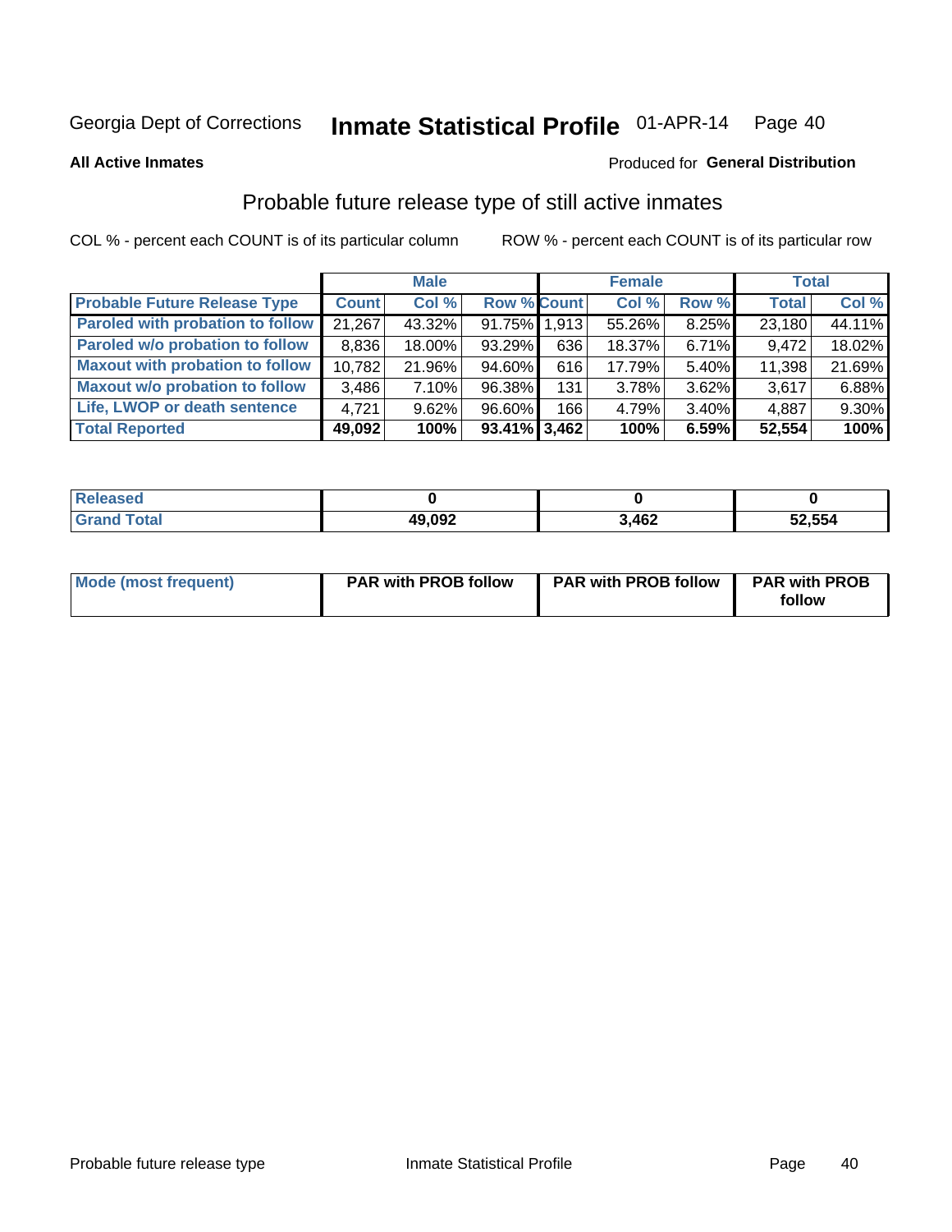Georgia Dept of Corrections **Inmate Statistical Profile** 01-APR-14

**All Active Inmates**

Produced for **General Distribution**

## Probable future release type of still active inmates

COL % - percent each COUNT is of its particular column ROW % - percent each COUNT is of its particular row

| | Male | | | Female | | | Total | |
|---|---|---|---|---|---|---|---|---|
| **Probable Future Release Type** | **Count** | **Col %** | **Row %** | **Count** | **Col %** | **Row %** | **Total** | **Col %** |
| **Paroled with probation to follow** | 21,267 | 43.32% | 91.75% | 1,913 | 55.26% | 8.25% | 23,180 | 44.11% |
| **Paroled w/o probation to follow** | 8,836 | 18.00% | 93.29% | 636 | 18.37% | 6.71% | 9,472 | 18.02% |
| **Maxout with probation to follow** | 10,782 | 21.96% | 94.60% | 616 | 17.79% | 5.40% | 11,398 | 21.69% |
| **Maxout w/o probation to follow** | 3,486 | 7.10% | 96.38% | 131 | 3.78% | 3.62% | 3,617 | 6.88% |
| **Life, LWOP or death sentence** | 4,721 | 9.62% | 96.60% | 166 | 4.79% | 3.40% | 4,887 | 9.30% |
| **Total Reported** | **49,092** | **100%** | **93.41%** | **3,462** | **100%** | **6.59%** | **52,554** | **100%** |

| | Male | Female | Total |
|---|---|---|---|
| **Released** | **0** | **0** | **0** |
| **Grand Total** | **49,092** | **3,462** | **52,554** |

| | Male | Female | Total |
|---|---|---|---|
| **Mode (most frequent)** | **PAR with PROB follow** | **PAR with PROB follow** | **PAR with PROB follow** |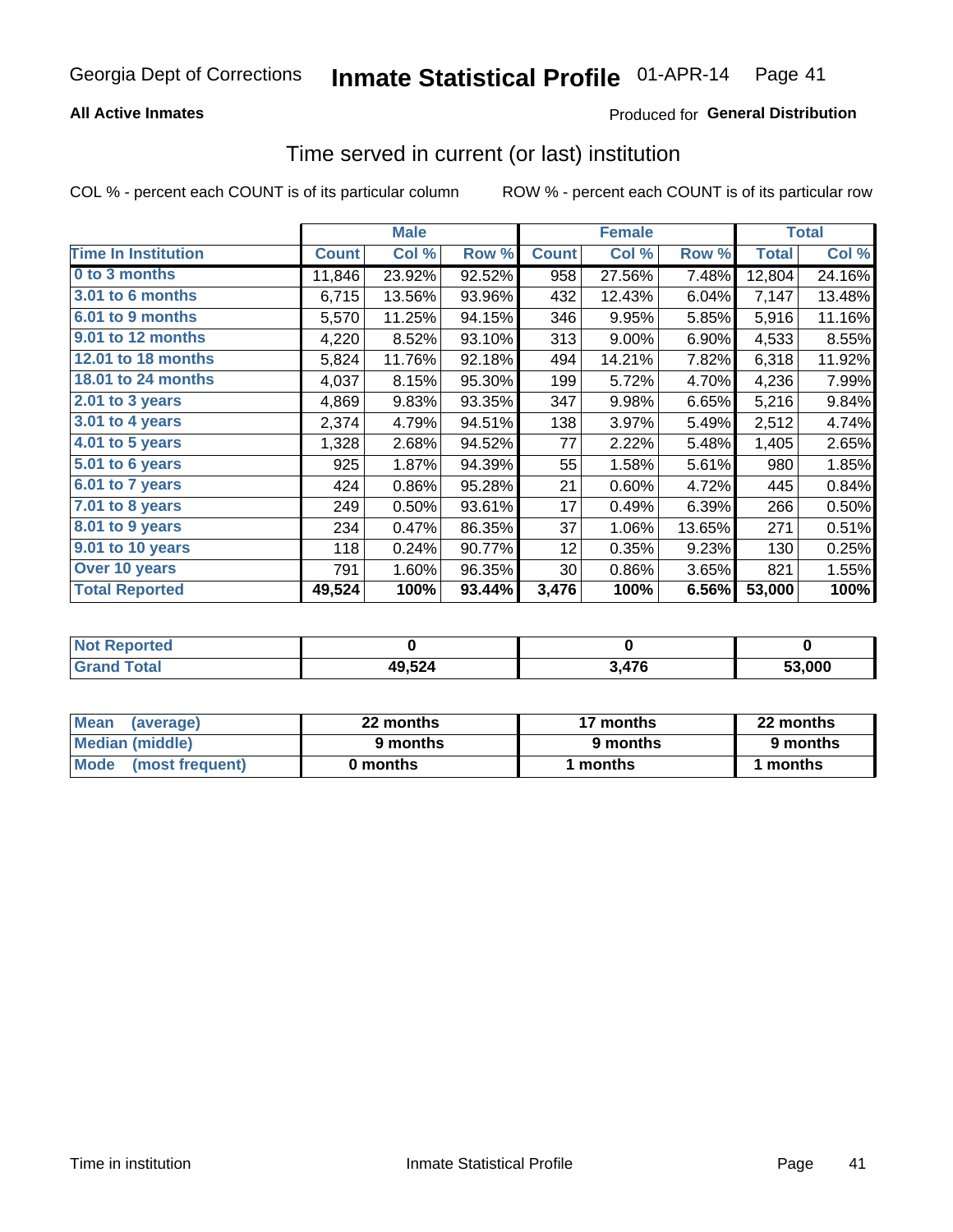Georgia Dept of Corrections **Inmate Statistical Profile** 01-APR-14

**All Active Inmates**

Produced for **General Distribution**

## Time served in current (or last) institution

COL % - percent each COUNT is of its particular column

ROW % - percent each COUNT is of its particular row

| | Male | | | Female | | | Total | |
|---|---|---|---|---|---|---|---|---|
| **Time In Institution** | **Count** | **Col %** | **Row %** | **Count** | **Col %** | **Row %** | **Total** | **Col %** |
| **0 to 3 months** | 11,846 | 23.92% | 92.52% | 958 | 27.56% | 7.48% | 12,804 | 24.16% |
| **3.01 to 6 months** | 6,715 | 13.56% | 93.96% | 432 | 12.43% | 6.04% | 7,147 | 13.48% |
| **6.01 to 9 months** | 5,570 | 11.25% | 94.15% | 346 | 9.95% | 5.85% | 5,916 | 11.16% |
| **9.01 to 12 months** | 4,220 | 8.52% | 93.10% | 313 | 9.00% | 6.90% | 4,533 | 8.55% |
| **12.01 to 18 months** | 5,824 | 11.76% | 92.18% | 494 | 14.21% | 7.82% | 6,318 | 11.92% |
| **18.01 to 24 months** | 4,037 | 8.15% | 95.30% | 199 | 5.72% | 4.70% | 4,236 | 7.99% |
| **2.01 to 3 years** | 4,869 | 9.83% | 93.35% | 347 | 9.98% | 6.65% | 5,216 | 9.84% |
| **3.01 to 4 years** | 2,374 | 4.79% | 94.51% | 138 | 3.97% | 5.49% | 2,512 | 4.74% |
| **4.01 to 5 years** | 1,328 | 2.68% | 94.52% | 77 | 2.22% | 5.48% | 1,405 | 2.65% |
| **5.01 to 6 years** | 925 | 1.87% | 94.39% | 55 | 1.58% | 5.61% | 980 | 1.85% |
| **6.01 to 7 years** | 424 | 0.86% | 95.28% | 21 | 0.60% | 4.72% | 445 | 0.84% |
| **7.01 to 8 years** | 249 | 0.50% | 93.61% | 17 | 0.49% | 6.39% | 266 | 0.50% |
| **8.01 to 9 years** | 234 | 0.47% | 86.35% | 37 | 1.06% | 13.65% | 271 | 0.51% |
| **9.01 to 10 years** | 118 | 0.24% | 90.77% | 12 | 0.35% | 9.23% | 130 | 0.25% |
| **Over 10 years** | 791 | 1.60% | 96.35% | 30 | 0.86% | 3.65% | 821 | 1.55% |
| **Total Reported** | **49,524** | **100%** | **93.44%** | **3,476** | **100%** | **6.56%** | **53,000** | **100%** |

| | Male | Female | Total |
|---|---|---|---|
| **Not Reported** | **0** | **0** | **0** |
| **Grand Total** | **49,524** | **3,476** | **53,000** |

| | Male | Female | Total |
|---|---|---|---|
| **Mean (average)** | **22 months** | **17 months** | **22 months** |
| **Median (middle)** | **9 months** | **9 months** | **9 months** |
| **Mode (most frequent)** | **0 months** | **1 months** | **1 months** |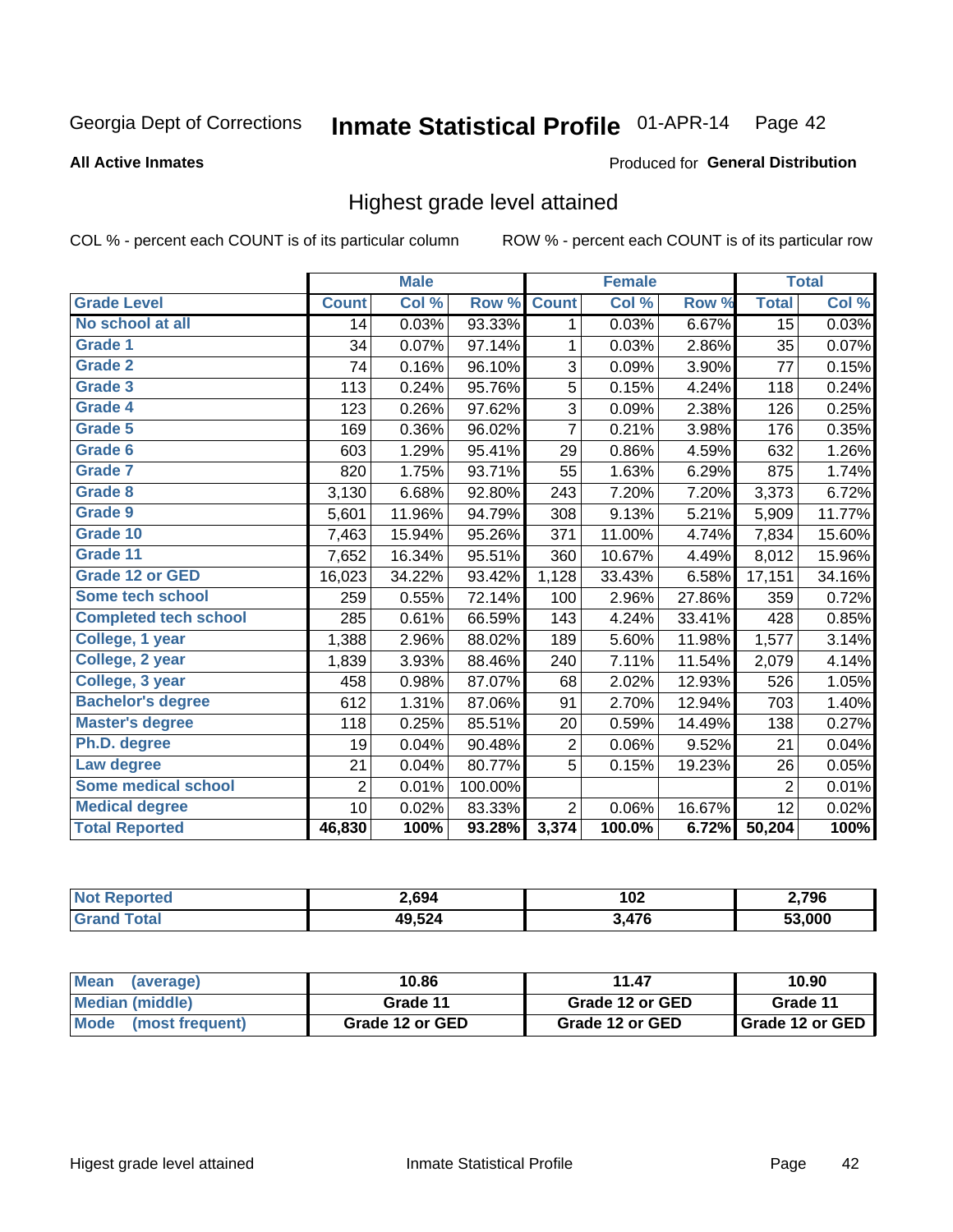Georgia Dept of Corrections **Inmate Statistical Profile** 01-APR-14

**All Active Inmates**

Produced for **General Distribution**

## Highest grade level attained

COL % - percent each COUNT is of its particular column    ROW % - percent each COUNT is of its particular row

| | Male | | | Female | | | Total | |
|---|---|---|---|---|---|---|---|---|
| **Grade Level** | **Count** | **Col %** | **Row %** | **Count** | **Col %** | **Row %** | **Total** | **Col %** |
| No school at all | 14 | 0.03% | 93.33% | 1 | 0.03% | 6.67% | 15 | 0.03% |
| Grade 1 | 34 | 0.07% | 97.14% | 1 | 0.03% | 2.86% | 35 | 0.07% |
| Grade 2 | 74 | 0.16% | 96.10% | 3 | 0.09% | 3.90% | 77 | 0.15% |
| Grade 3 | 113 | 0.24% | 95.76% | 5 | 0.15% | 4.24% | 118 | 0.24% |
| Grade 4 | 123 | 0.26% | 97.62% | 3 | 0.09% | 2.38% | 126 | 0.25% |
| Grade 5 | 169 | 0.36% | 96.02% | 7 | 0.21% | 3.98% | 176 | 0.35% |
| Grade 6 | 603 | 1.29% | 95.41% | 29 | 0.86% | 4.59% | 632 | 1.26% |
| Grade 7 | 820 | 1.75% | 93.71% | 55 | 1.63% | 6.29% | 875 | 1.74% |
| Grade 8 | 3,130 | 6.68% | 92.80% | 243 | 7.20% | 7.20% | 3,373 | 6.72% |
| Grade 9 | 5,601 | 11.96% | 94.79% | 308 | 9.13% | 5.21% | 5,909 | 11.77% |
| Grade 10 | 7,463 | 15.94% | 95.26% | 371 | 11.00% | 4.74% | 7,834 | 15.60% |
| Grade 11 | 7,652 | 16.34% | 95.51% | 360 | 10.67% | 4.49% | 8,012 | 15.96% |
| Grade 12 or GED | 16,023 | 34.22% | 93.42% | 1,128 | 33.43% | 6.58% | 17,151 | 34.16% |
| Some tech school | 259 | 0.55% | 72.14% | 100 | 2.96% | 27.86% | 359 | 0.72% |
| Completed tech school | 285 | 0.61% | 66.59% | 143 | 4.24% | 33.41% | 428 | 0.85% |
| College, 1 year | 1,388 | 2.96% | 88.02% | 189 | 5.60% | 11.98% | 1,577 | 3.14% |
| College, 2 year | 1,839 | 3.93% | 88.46% | 240 | 7.11% | 11.54% | 2,079 | 4.14% |
| College, 3 year | 458 | 0.98% | 87.07% | 68 | 2.02% | 12.93% | 526 | 1.05% |
| Bachelor's degree | 612 | 1.31% | 87.06% | 91 | 2.70% | 12.94% | 703 | 1.40% |
| Master's degree | 118 | 0.25% | 85.51% | 20 | 0.59% | 14.49% | 138 | 0.27% |
| Ph.D. degree | 19 | 0.04% | 90.48% | 2 | 0.06% | 9.52% | 21 | 0.04% |
| Law degree | 21 | 0.04% | 80.77% | 5 | 0.15% | 19.23% | 26 | 0.05% |
| Some medical school | 2 | 0.01% | 100.00% | | | | 2 | 0.01% |
| Medical degree | 10 | 0.02% | 83.33% | 2 | 0.06% | 16.67% | 12 | 0.02% |
| **Total Reported** | **46,830** | **100%** | **93.28%** | **3,374** | **100.0%** | **6.72%** | **50,204** | **100%** |

| | Male | Female | Total |
|---|---|---|---|
| Not Reported | 2,694 | 102 | 2,796 |
| Grand Total | 49,524 | 3,476 | 53,000 |

| | Male | Female | Total |
|---|---|---|---|
| Mean (average) | 10.86 | 11.47 | 10.90 |
| Median (middle) | Grade 11 | Grade 12 or GED | Grade 11 |
| Mode (most frequent) | Grade 12 or GED | Grade 12 or GED | Grade 12 or GED |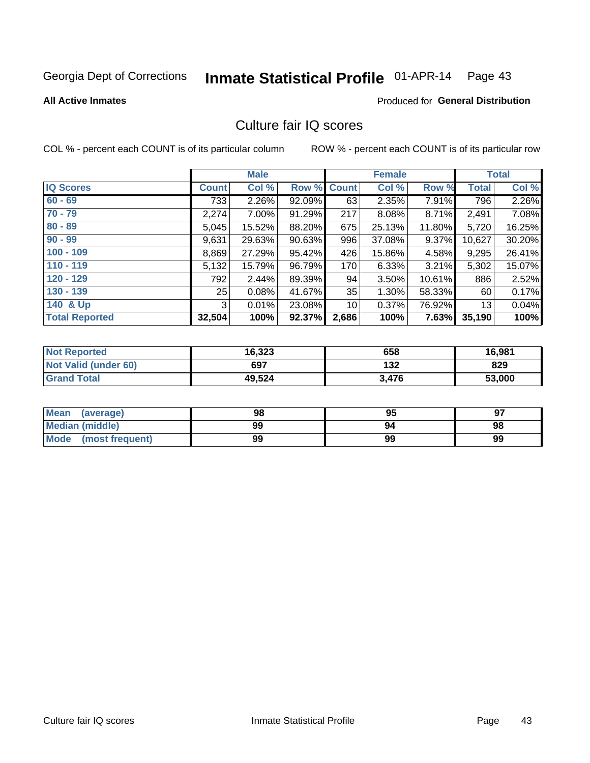Georgia Dept of Corrections **Inmate Statistical Profile** 01-APR-14

**All Active Inmates**

Produced for **General Distribution**

## Culture fair IQ scores

COL % - percent each COUNT is of its particular column

ROW % - percent each COUNT is of its particular row

| | Male | | | Female | | | Total | |
|---|---|---|---|---|---|---|---|---|
| **IQ Scores** | **Count** | **Col %** | **Row %** | **Count** | **Col %** | **Row %** | **Total** | **Col %** |
| **60 - 69** | 733 | 2.26% | 92.09% | 63 | 2.35% | 7.91% | 796 | 2.26% |
| **70 - 79** | 2,274 | 7.00% | 91.29% | 217 | 8.08% | 8.71% | 2,491 | 7.08% |
| **80 - 89** | 5,045 | 15.52% | 88.20% | 675 | 25.13% | 11.80% | 5,720 | 16.25% |
| **90 - 99** | 9,631 | 29.63% | 90.63% | 996 | 37.08% | 9.37% | 10,627 | 30.20% |
| **100 - 109** | 8,869 | 27.29% | 95.42% | 426 | 15.86% | 4.58% | 9,295 | 26.41% |
| **110 - 119** | 5,132 | 15.79% | 96.79% | 170 | 6.33% | 3.21% | 5,302 | 15.07% |
| **120 - 129** | 792 | 2.44% | 89.39% | 94 | 3.50% | 10.61% | 886 | 2.52% |
| **130 - 139** | 25 | 0.08% | 41.67% | 35 | 1.30% | 58.33% | 60 | 0.17% |
| **140 & Up** | 3 | 0.01% | 23.08% | 10 | 0.37% | 76.92% | 13 | 0.04% |
| **Total Reported** | **32,504** | **100%** | **92.37%** | **2,686** | **100%** | **7.63%** | **35,190** | **100%** |

| | Male | Female | Total |
|---|---|---|---|
| **Not Reported** | **16,323** | **658** | **16,981** |
| **Not Valid (under 60)** | **697** | **132** | **829** |
| **Grand Total** | **49,524** | **3,476** | **53,000** |

| | Male | Female | Total |
|---|---|---|---|
| **Mean (average)** | **98** | **95** | **97** |
| **Median (middle)** | **99** | **94** | **98** |
| **Mode (most frequent)** | **99** | **99** | **99** |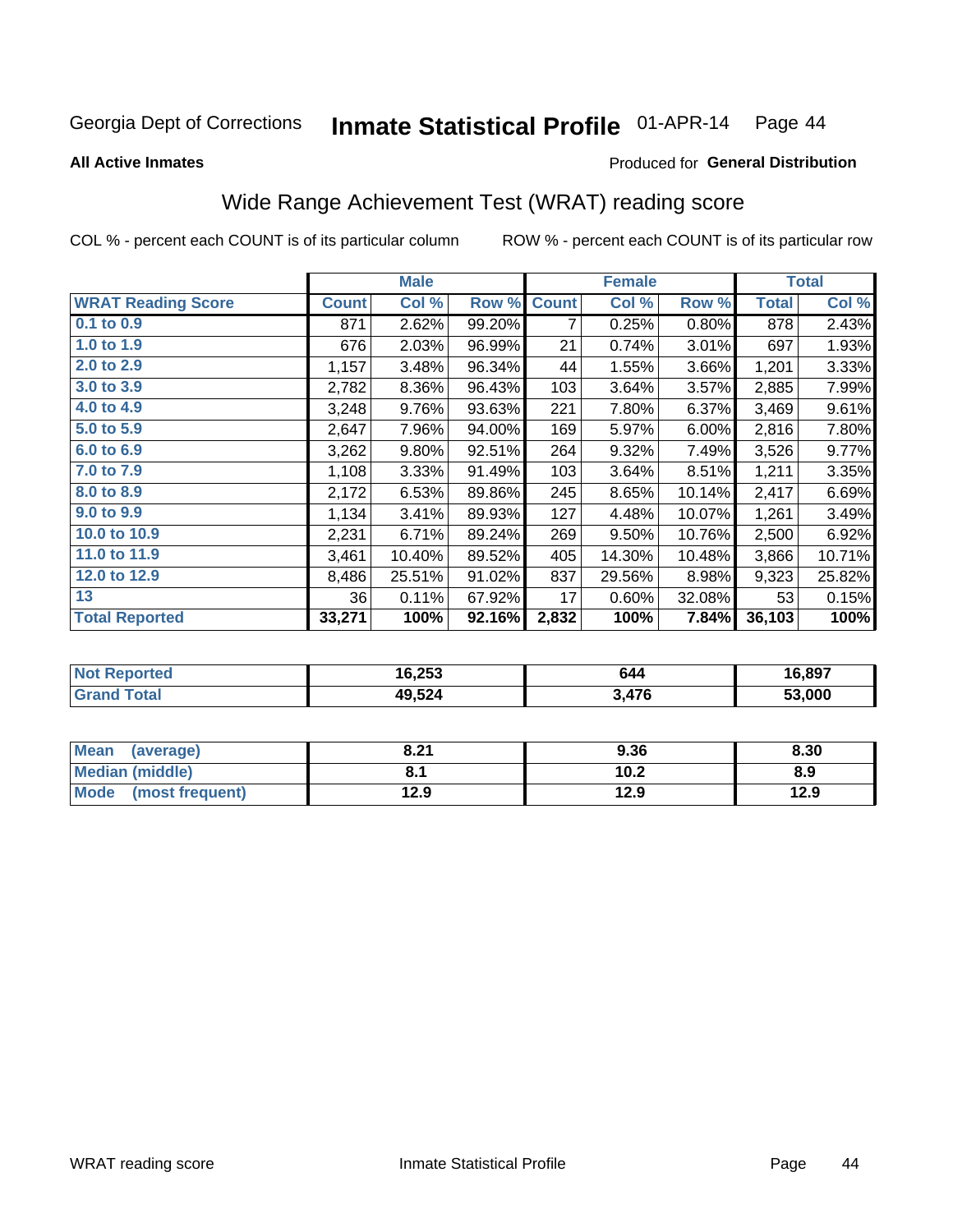Georgia Dept of Corrections **Inmate Statistical Profile** 01-APR-14 Page 44

**All Active Inmates**

Produced for **General Distribution**

## Wide Range Achievement Test (WRAT) reading score

COL % - percent each COUNT is of its particular column ROW % - percent each COUNT is of its particular row

| | Male | | | Female | | | Total | |
|---|---|---|---|---|---|---|---|---|
| **WRAT Reading Score** | **Count** | **Col %** | **Row %** | **Count** | **Col %** | **Row %** | **Total** | **Col %** |
| 0.1 to 0.9 | 871 | 2.62% | 99.20% | 7 | 0.25% | 0.80% | 878 | 2.43% |
| 1.0 to 1.9 | 676 | 2.03% | 96.99% | 21 | 0.74% | 3.01% | 697 | 1.93% |
| 2.0 to 2.9 | 1,157 | 3.48% | 96.34% | 44 | 1.55% | 3.66% | 1,201 | 3.33% |
| 3.0 to 3.9 | 2,782 | 8.36% | 96.43% | 103 | 3.64% | 3.57% | 2,885 | 7.99% |
| 4.0 to 4.9 | 3,248 | 9.76% | 93.63% | 221 | 7.80% | 6.37% | 3,469 | 9.61% |
| 5.0 to 5.9 | 2,647 | 7.96% | 94.00% | 169 | 5.97% | 6.00% | 2,816 | 7.80% |
| 6.0 to 6.9 | 3,262 | 9.80% | 92.51% | 264 | 9.32% | 7.49% | 3,526 | 9.77% |
| 7.0 to 7.9 | 1,108 | 3.33% | 91.49% | 103 | 3.64% | 8.51% | 1,211 | 3.35% |
| 8.0 to 8.9 | 2,172 | 6.53% | 89.86% | 245 | 8.65% | 10.14% | 2,417 | 6.69% |
| 9.0 to 9.9 | 1,134 | 3.41% | 89.93% | 127 | 4.48% | 10.07% | 1,261 | 3.49% |
| 10.0 to 10.9 | 2,231 | 6.71% | 89.24% | 269 | 9.50% | 10.76% | 2,500 | 6.92% |
| 11.0 to 11.9 | 3,461 | 10.40% | 89.52% | 405 | 14.30% | 10.48% | 3,866 | 10.71% |
| 12.0 to 12.9 | 8,486 | 25.51% | 91.02% | 837 | 29.56% | 8.98% | 9,323 | 25.82% |
| 13 | 36 | 0.11% | 67.92% | 17 | 0.60% | 32.08% | 53 | 0.15% |
| **Total Reported** | **33,271** | **100%** | **92.16%** | **2,832** | **100%** | **7.84%** | **36,103** | **100%** |

| | Male | Female | Total |
|---|---|---|---|
| Not Reported | 16,253 | 644 | 16,897 |
| Grand Total | 49,524 | 3,476 | 53,000 |

| | Male | Female | Total |
|---|---|---|---|
| Mean (average) | 8.21 | 9.36 | 8.30 |
| Median (middle) | 8.1 | 10.2 | 8.9 |
| Mode (most frequent) | 12.9 | 12.9 | 12.9 |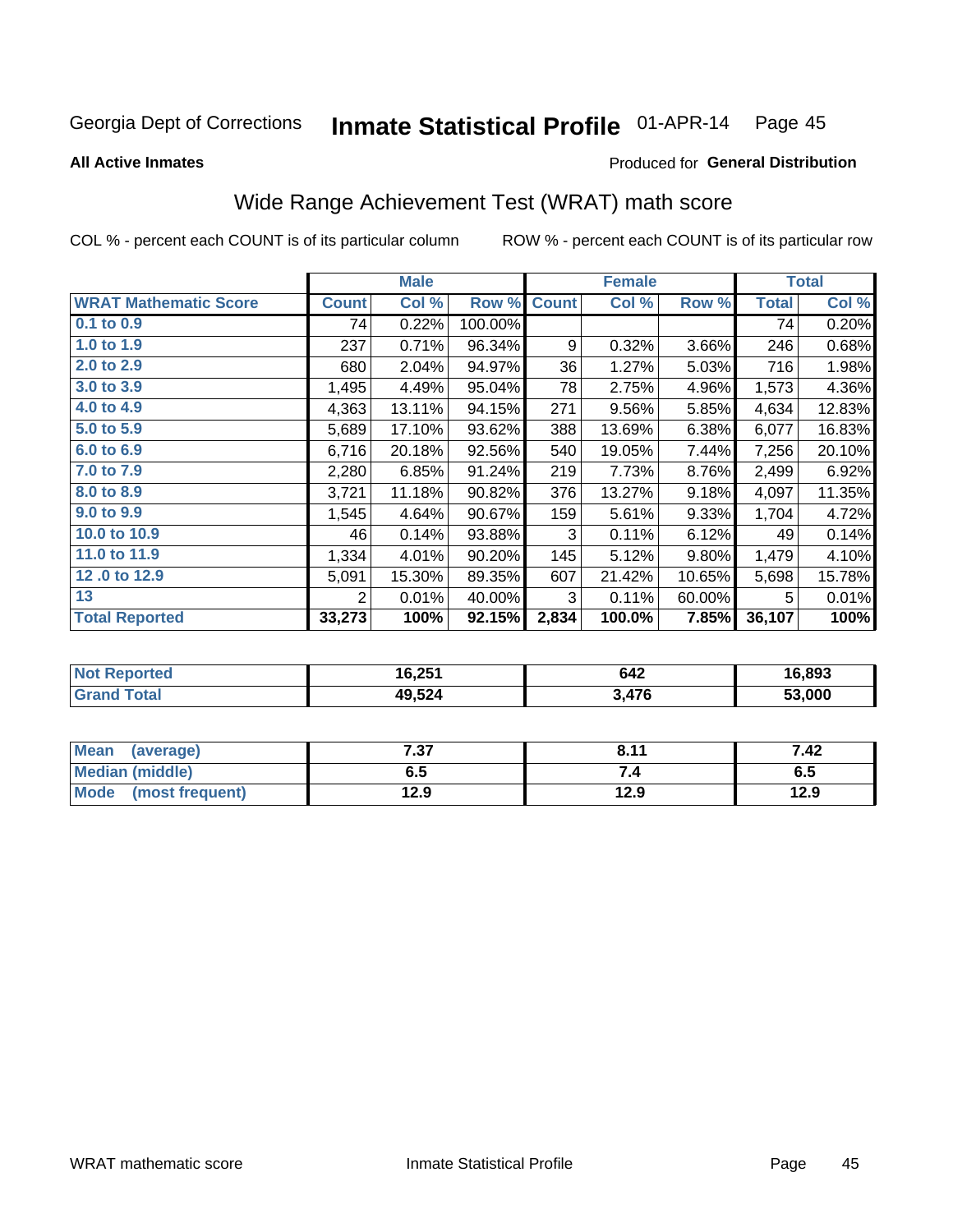Georgia Dept of Corrections **Inmate Statistical Profile** 01-APR-14 Page 45

**All Active Inmates**

Produced for **General Distribution**

## Wide Range Achievement Test (WRAT) math score

COL % - percent each COUNT is of its particular column     ROW % - percent each COUNT is of its particular row

| | Male | | | Female | | | Total | |
|---|---|---|---|---|---|---|---|---|
| **WRAT Mathematic Score** | **Count** | **Col %** | **Row %** | **Count** | **Col %** | **Row %** | **Total** | **Col %** |
| **0.1 to 0.9** | 74 | 0.22% | 100.00% | | | | 74 | 0.20% |
| **1.0 to 1.9** | 237 | 0.71% | 96.34% | 9 | 0.32% | 3.66% | 246 | 0.68% |
| **2.0 to 2.9** | 680 | 2.04% | 94.97% | 36 | 1.27% | 5.03% | 716 | 1.98% |
| **3.0 to 3.9** | 1,495 | 4.49% | 95.04% | 78 | 2.75% | 4.96% | 1,573 | 4.36% |
| **4.0 to 4.9** | 4,363 | 13.11% | 94.15% | 271 | 9.56% | 5.85% | 4,634 | 12.83% |
| **5.0 to 5.9** | 5,689 | 17.10% | 93.62% | 388 | 13.69% | 6.38% | 6,077 | 16.83% |
| **6.0 to 6.9** | 6,716 | 20.18% | 92.56% | 540 | 19.05% | 7.44% | 7,256 | 20.10% |
| **7.0 to 7.9** | 2,280 | 6.85% | 91.24% | 219 | 7.73% | 8.76% | 2,499 | 6.92% |
| **8.0 to 8.9** | 3,721 | 11.18% | 90.82% | 376 | 13.27% | 9.18% | 4,097 | 11.35% |
| **9.0 to 9.9** | 1,545 | 4.64% | 90.67% | 159 | 5.61% | 9.33% | 1,704 | 4.72% |
| **10.0 to 10.9** | 46 | 0.14% | 93.88% | 3 | 0.11% | 6.12% | 49 | 0.14% |
| **11.0 to 11.9** | 1,334 | 4.01% | 90.20% | 145 | 5.12% | 9.80% | 1,479 | 4.10% |
| **12 .0 to 12.9** | 5,091 | 15.30% | 89.35% | 607 | 21.42% | 10.65% | 5,698 | 15.78% |
| **13** | 2 | 0.01% | 40.00% | 3 | 0.11% | 60.00% | 5 | 0.01% |
| **Total Reported** | **33,273** | **100%** | **92.15%** | **2,834** | **100.0%** | **7.85%** | **36,107** | **100%** |

| | Male | Female | Total |
|---|---|---|---|
| **Not Reported** | **16,251** | **642** | **16,893** |
| **Grand Total** | **49,524** | **3,476** | **53,000** |

| | Male | Female | Total |
|---|---|---|---|
| **Mean (average)** | **7.37** | **8.11** | **7.42** |
| **Median (middle)** | **6.5** | **7.4** | **6.5** |
| **Mode (most frequent)** | **12.9** | **12.9** | **12.9** |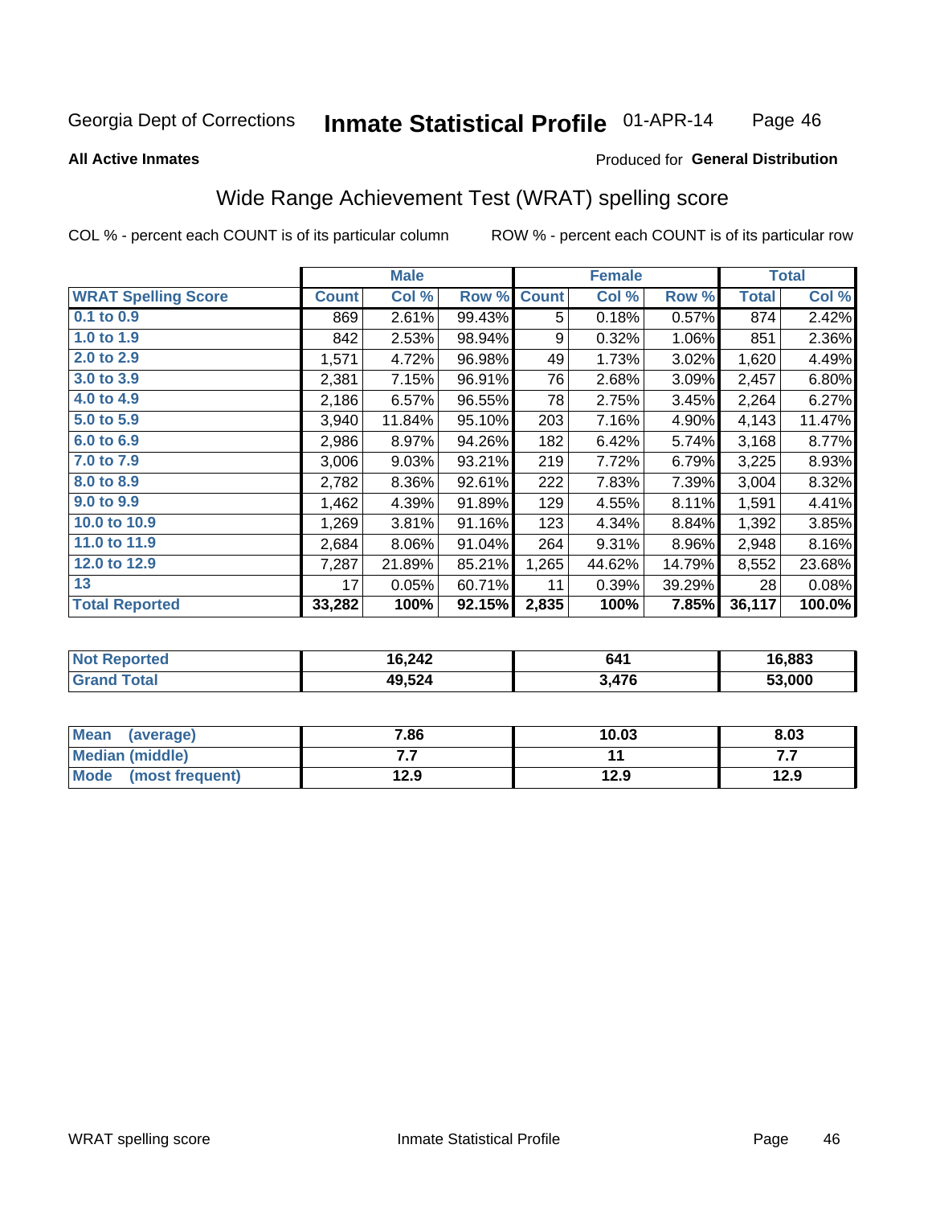Georgia Dept of Corrections **Inmate Statistical Profile** 01-APR-14

**All Active Inmates**

Produced for **General Distribution**

## Wide Range Achievement Test (WRAT) spelling score

COL % - percent each COUNT is of its particular column

ROW % - percent each COUNT is of its particular row

| | Male | | | Female | | | Total | |
|---|---|---|---|---|---|---|---|---|
| **WRAT Spelling Score** | **Count** | **Col %** | **Row %** | **Count** | **Col %** | **Row %** | **Total** | **Col %** |
| **0.1 to 0.9** | 869 | 2.61% | 99.43% | 5 | 0.18% | 0.57% | 874 | 2.42% |
| **1.0 to 1.9** | 842 | 2.53% | 98.94% | 9 | 0.32% | 1.06% | 851 | 2.36% |
| **2.0 to 2.9** | 1,571 | 4.72% | 96.98% | 49 | 1.73% | 3.02% | 1,620 | 4.49% |
| **3.0 to 3.9** | 2,381 | 7.15% | 96.91% | 76 | 2.68% | 3.09% | 2,457 | 6.80% |
| **4.0 to 4.9** | 2,186 | 6.57% | 96.55% | 78 | 2.75% | 3.45% | 2,264 | 6.27% |
| **5.0 to 5.9** | 3,940 | 11.84% | 95.10% | 203 | 7.16% | 4.90% | 4,143 | 11.47% |
| **6.0 to 6.9** | 2,986 | 8.97% | 94.26% | 182 | 6.42% | 5.74% | 3,168 | 8.77% |
| **7.0 to 7.9** | 3,006 | 9.03% | 93.21% | 219 | 7.72% | 6.79% | 3,225 | 8.93% |
| **8.0 to 8.9** | 2,782 | 8.36% | 92.61% | 222 | 7.83% | 7.39% | 3,004 | 8.32% |
| **9.0 to 9.9** | 1,462 | 4.39% | 91.89% | 129 | 4.55% | 8.11% | 1,591 | 4.41% |
| **10.0 to 10.9** | 1,269 | 3.81% | 91.16% | 123 | 4.34% | 8.84% | 1,392 | 3.85% |
| **11.0 to 11.9** | 2,684 | 8.06% | 91.04% | 264 | 9.31% | 8.96% | 2,948 | 8.16% |
| **12.0 to 12.9** | 7,287 | 21.89% | 85.21% | 1,265 | 44.62% | 14.79% | 8,552 | 23.68% |
| **13** | 17 | 0.05% | 60.71% | 11 | 0.39% | 39.29% | 28 | 0.08% |
| **Total Reported** | **33,282** | **100%** | **92.15%** | **2,835** | **100%** | **7.85%** | **36,117** | **100.0%** |

| | Male | Female | Total |
|---|---|---|---|
| **Not Reported** | **16,242** | **641** | **16,883** |
| **Grand Total** | **49,524** | **3,476** | **53,000** |

| | Male | Female | Total |
|---|---|---|---|
| **Mean (average)** | **7.86** | **10.03** | **8.03** |
| **Median (middle)** | **7.7** | **11** | **7.7** |
| **Mode (most frequent)** | **12.9** | **12.9** | **12.9** |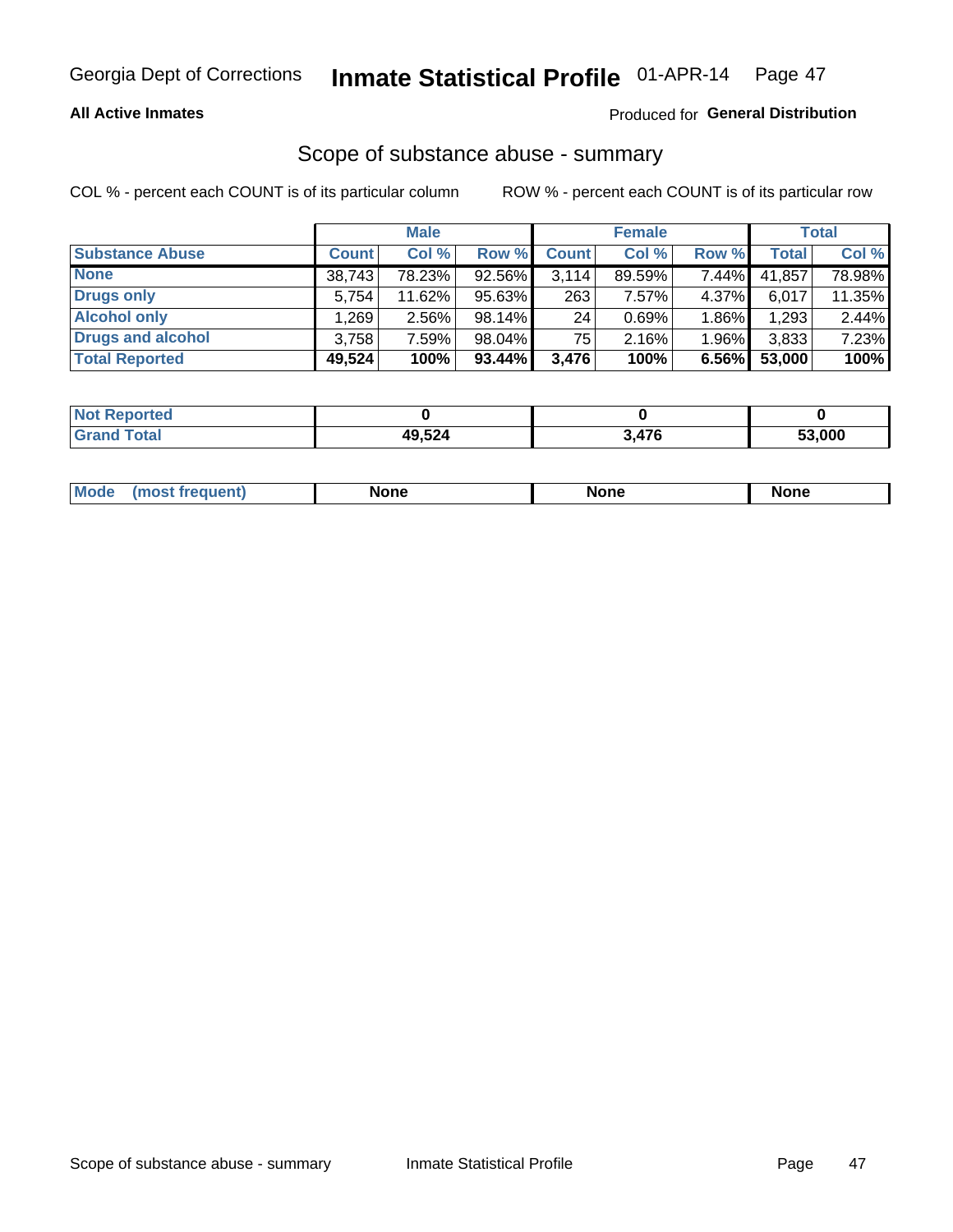Georgia Dept of Corrections **Inmate Statistical Profile** 01-APR-14

**All Active Inmates**

Produced for **General Distribution**

## Scope of substance abuse - summary

COL % - percent each COUNT is of its particular column

ROW % - percent each COUNT is of its particular row

| | Male | | | Female | | | Total | |
|---|---|---|---|---|---|---|---|---|
| **Substance Abuse** | **Count** | **Col %** | **Row %** | **Count** | **Col %** | **Row %** | **Total** | **Col %** |
| **None** | 38,743 | 78.23% | 92.56% | 3,114 | 89.59% | 7.44% | 41,857 | 78.98% |
| **Drugs only** | 5,754 | 11.62% | 95.63% | 263 | 7.57% | 4.37% | 6,017 | 11.35% |
| **Alcohol only** | 1,269 | 2.56% | 98.14% | 24 | 0.69% | 1.86% | 1,293 | 2.44% |
| **Drugs and alcohol** | 3,758 | 7.59% | 98.04% | 75 | 2.16% | 1.96% | 3,833 | 7.23% |
| **Total Reported** | **49,524** | **100%** | **93.44%** | **3,476** | **100%** | **6.56%** | **53,000** | **100%** |

| | Male | Female | Total |
|---|---|---|---|
| **Not Reported** | **0** | **0** | **0** |
| **Grand Total** | **49,524** | **3,476** | **53,000** |

| | Male | Female | Total |
|---|---|---|---|
| **Mode (most frequent)** | **None** | **None** | **None** |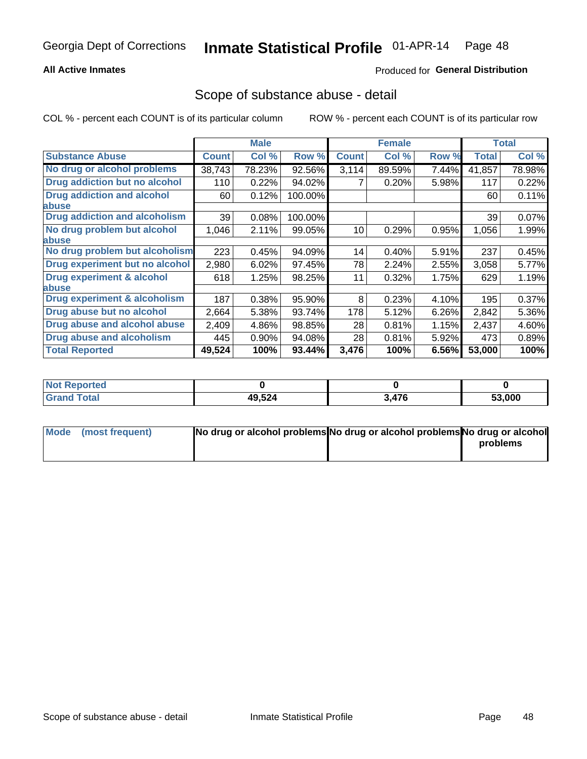# Georgia Dept of Corrections — Inmate Statistical Profile 01-APR-14

**All Active Inmates**

Produced for **General Distribution**

## Scope of substance abuse - detail

COL % - percent each COUNT is of its particular column    ROW % - percent each COUNT is of its particular row

| | Male | | | Female | | | Total | |
|---|---|---|---|---|---|---|---|---|
| **Substance Abuse** | **Count** | **Col %** | **Row %** | **Count** | **Col %** | **Row %** | **Total** | **Col %** |
| **No drug or alcohol problems** | 38,743 | 78.23% | 92.56% | 3,114 | 89.59% | 7.44% | 41,857 | 78.98% |
| **Drug addiction but no alcohol** | 110 | 0.22% | 94.02% | 7 | 0.20% | 5.98% | 117 | 0.22% |
| **Drug addiction and alcohol abuse** | 60 | 0.12% | 100.00% | | | | 60 | 0.11% |
| **Drug addiction and alcoholism** | 39 | 0.08% | 100.00% | | | | 39 | 0.07% |
| **No drug problem but alcohol abuse** | 1,046 | 2.11% | 99.05% | 10 | 0.29% | 0.95% | 1,056 | 1.99% |
| **No drug problem but alcoholism** | 223 | 0.45% | 94.09% | 14 | 0.40% | 5.91% | 237 | 0.45% |
| **Drug experiment but no alcohol** | 2,980 | 6.02% | 97.45% | 78 | 2.24% | 2.55% | 3,058 | 5.77% |
| **Drug experiment & alcohol abuse** | 618 | 1.25% | 98.25% | 11 | 0.32% | 1.75% | 629 | 1.19% |
| **Drug experiment & alcoholism** | 187 | 0.38% | 95.90% | 8 | 0.23% | 4.10% | 195 | 0.37% |
| **Drug abuse but no alcohol** | 2,664 | 5.38% | 93.74% | 178 | 5.12% | 6.26% | 2,842 | 5.36% |
| **Drug abuse and alcohol abuse** | 2,409 | 4.86% | 98.85% | 28 | 0.81% | 1.15% | 2,437 | 4.60% |
| **Drug abuse and alcoholism** | 445 | 0.90% | 94.08% | 28 | 0.81% | 5.92% | 473 | 0.89% |
| **Total Reported** | **49,524** | **100%** | **93.44%** | **3,476** | **100%** | **6.56%** | **53,000** | **100%** |

| | Male | Female | Total |
|---|---|---|---|
| **Not Reported** | **0** | **0** | **0** |
| **Grand Total** | **49,524** | **3,476** | **53,000** |

| | Male | Female | Total |
|---|---|---|---|
| **Mode (most frequent)** | **No drug or alcohol problems** | **No drug or alcohol problems** | **No drug or alcohol problems** |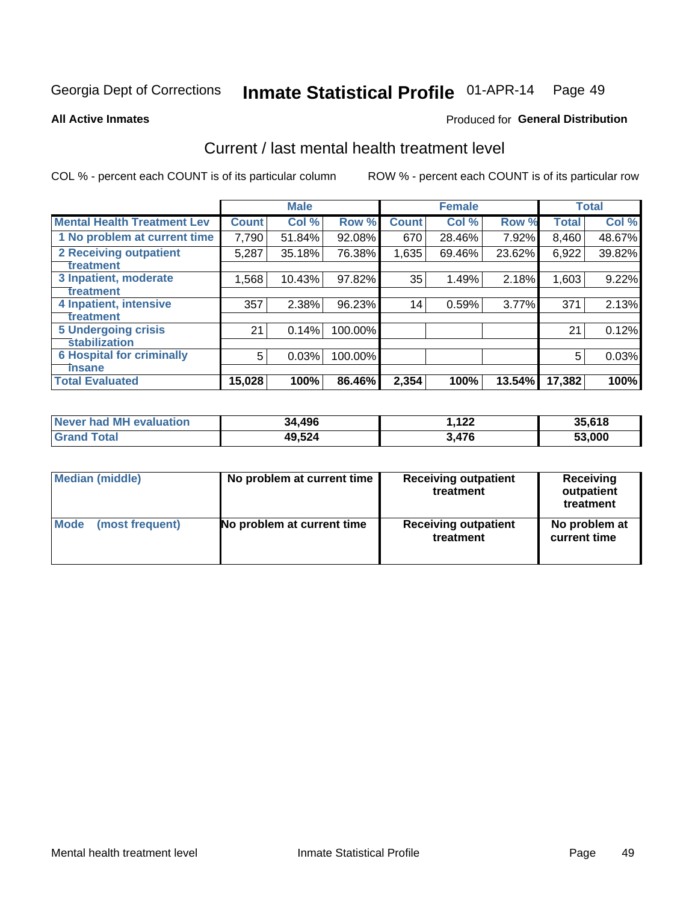Georgia Dept of Corrections **Inmate Statistical Profile** 01-APR-14

**All Active Inmates**

Produced for **General Distribution**

## Current / last mental health treatment level

COL % - percent each COUNT is of its particular column

ROW % - percent each COUNT is of its particular row

| | Male | | | Female | | | Total | |
|---|---|---|---|---|---|---|---|---|
| **Mental Health Treatment Lev** | **Count** | **Col %** | **Row %** | **Count** | **Col %** | **Row %** | **Total** | **Col %** |
| 1 No problem at current time | 7,790 | 51.84% | 92.08% | 670 | 28.46% | 7.92% | 8,460 | 48.67% |
| 2 Receiving outpatient treatment | 5,287 | 35.18% | 76.38% | 1,635 | 69.46% | 23.62% | 6,922 | 39.82% |
| 3 Inpatient, moderate treatment | 1,568 | 10.43% | 97.82% | 35 | 1.49% | 2.18% | 1,603 | 9.22% |
| 4 Inpatient, intensive treatment | 357 | 2.38% | 96.23% | 14 | 0.59% | 3.77% | 371 | 2.13% |
| 5 Undergoing crisis stabilization | 21 | 0.14% | 100.00% | | | | 21 | 0.12% |
| 6 Hospital for criminally insane | 5 | 0.03% | 100.00% | | | | 5 | 0.03% |
| **Total Evaluated** | **15,028** | **100%** | **86.46%** | **2,354** | **100%** | **13.54%** | **17,382** | **100%** |

| | Male | Female | Total |
|---|---|---|---|
| **Never had MH evaluation** | **34,496** | **1,122** | **35,618** |
| **Grand Total** | **49,524** | **3,476** | **53,000** |

| | Male | Female | Total |
|---|---|---|---|
| **Median (middle)** | **No problem at current time** | **Receiving outpatient treatment** | **Receiving outpatient treatment** |
| **Mode (most frequent)** | **No problem at current time** | **Receiving outpatient treatment** | **No problem at current time** |

Mental health treatment level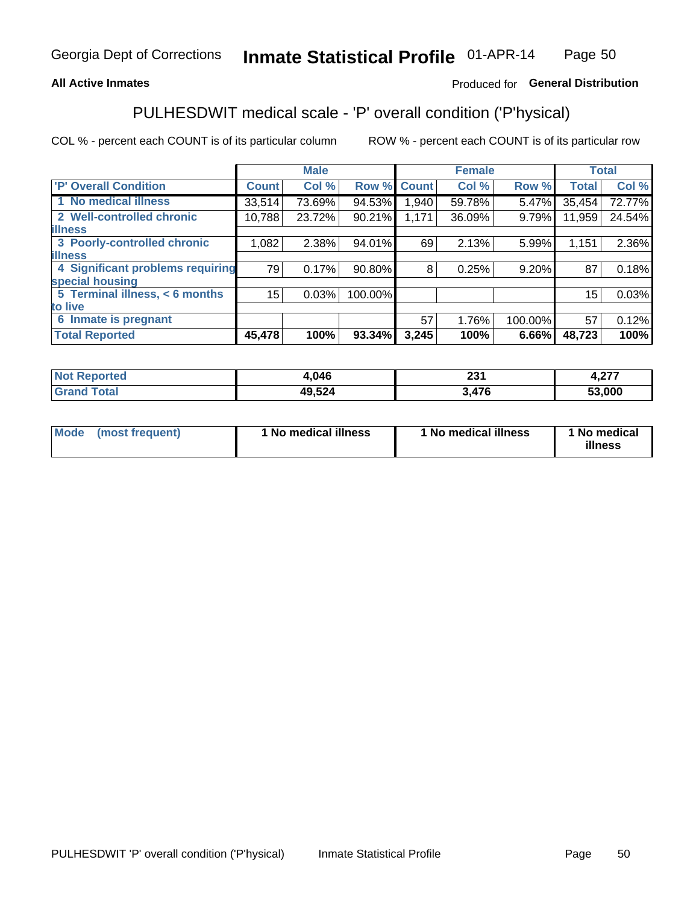Georgia Dept of Corrections **Inmate Statistical Profile** 01-APR-14

**All Active Inmates** Produced for **General Distribution**

## PULHESDWIT medical scale - 'P' overall condition ('P'hysical)

COL % - percent each COUNT is of its particular column ROW % - percent each COUNT is of its particular row

| | Male | | | Female | | | Total | |
|---|---|---|---|---|---|---|---|---|
| 'P' Overall Condition | Count | Col % | Row % | Count | Col % | Row % | Total | Col % |
| 1 No medical illness | 33,514 | 73.69% | 94.53% | 1,940 | 59.78% | 5.47% | 35,454 | 72.77% |
| 2 Well-controlled chronic illness | 10,788 | 23.72% | 90.21% | 1,171 | 36.09% | 9.79% | 11,959 | 24.54% |
| 3 Poorly-controlled chronic illness | 1,082 | 2.38% | 94.01% | 69 | 2.13% | 5.99% | 1,151 | 2.36% |
| 4 Significant problems requiring special housing | 79 | 0.17% | 90.80% | 8 | 0.25% | 9.20% | 87 | 0.18% |
| 5 Terminal illness, < 6 months to live | 15 | 0.03% | 100.00% | | | | 15 | 0.03% |
| 6 Inmate is pregnant | | | | 57 | 1.76% | 100.00% | 57 | 0.12% |
| **Total Reported** | **45,478** | **100%** | **93.34%** | **3,245** | **100%** | **6.66%** | **48,723** | **100%** |

| | Male | Female | Total |
|---|---|---|---|
| Not Reported | 4,046 | 231 | 4,277 |
| Grand Total | 49,524 | 3,476 | 53,000 |

| | Male | Female | Total |
|---|---|---|---|
| Mode (most frequent) | 1 No medical illness | 1 No medical illness | 1 No medical illness |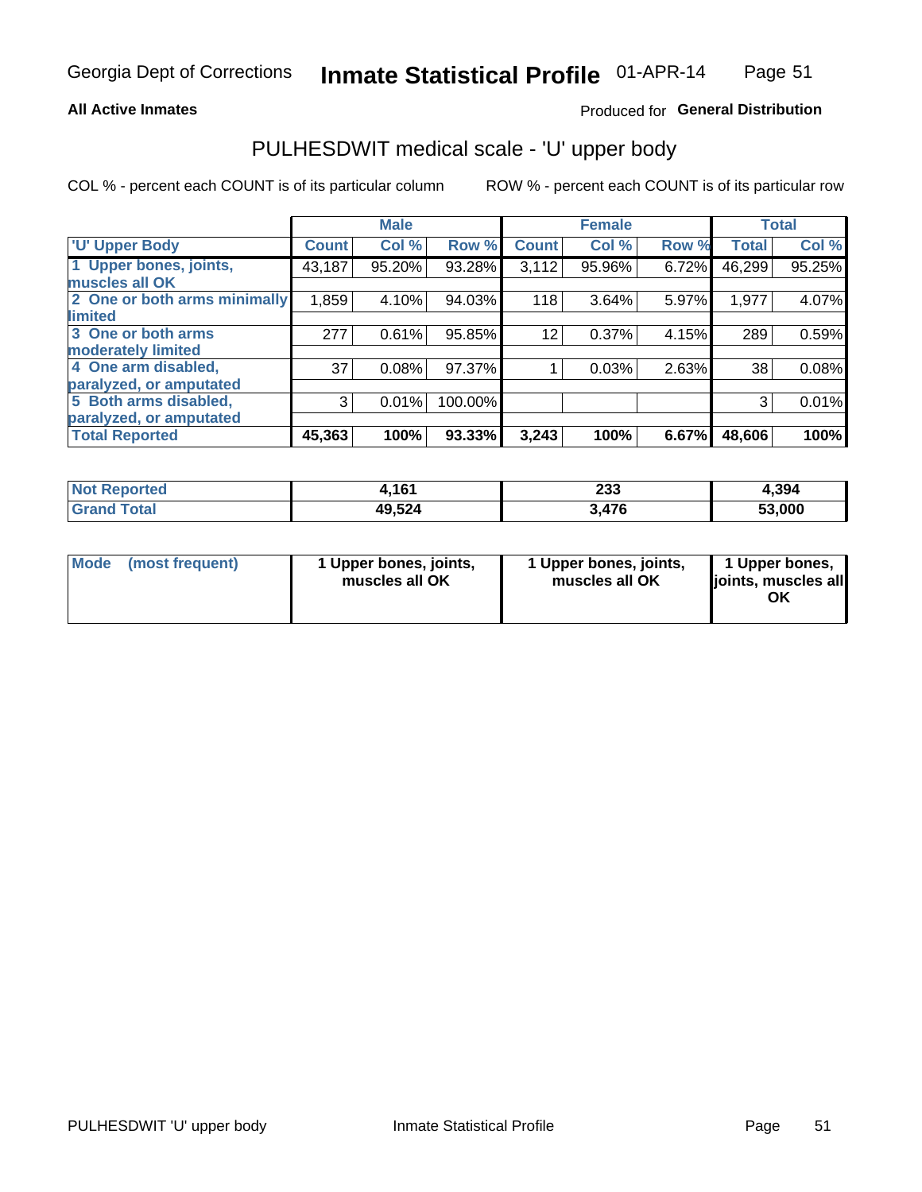Georgia Dept of Corrections **Inmate Statistical Profile** 01-APR-14

**All Active Inmates**

Produced for **General Distribution**

## PULHESDWIT medical scale - 'U' upper body

COL % - percent each COUNT is of its particular column

ROW % - percent each COUNT is of its particular row

| | Male | | | Female | | | Total | |
|---|---|---|---|---|---|---|---|---|
| 'U' Upper Body | Count | Col % | Row % | Count | Col % | Row % | Total | Col % |
| 1 Upper bones, joints, muscles all OK | 43,187 | 95.20% | 93.28% | 3,112 | 95.96% | 6.72% | 46,299 | 95.25% |
| 2 One or both arms minimally limited | 1,859 | 4.10% | 94.03% | 118 | 3.64% | 5.97% | 1,977 | 4.07% |
| 3 One or both arms moderately limited | 277 | 0.61% | 95.85% | 12 | 0.37% | 4.15% | 289 | 0.59% |
| 4 One arm disabled, paralyzed, or amputated | 37 | 0.08% | 97.37% | 1 | 0.03% | 2.63% | 38 | 0.08% |
| 5 Both arms disabled, paralyzed, or amputated | 3 | 0.01% | 100.00% | | | | 3 | 0.01% |
| **Total Reported** | **45,363** | **100%** | **93.33%** | **3,243** | **100%** | **6.67%** | **48,606** | **100%** |

| | Male | Female | Total |
|---|---|---|---|
| Not Reported | 4,161 | 233 | 4,394 |
| Grand Total | 49,524 | 3,476 | 53,000 |

| | Male | Female | Total |
|---|---|---|---|
| Mode (most frequent) | 1 Upper bones, joints, muscles all OK | 1 Upper bones, joints, muscles all OK | 1 Upper bones, joints, muscles all OK |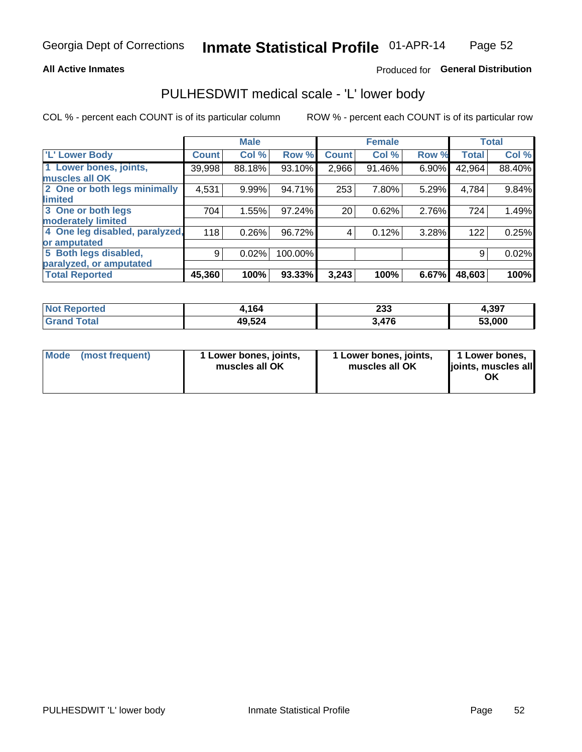Georgia Dept of Corrections **Inmate Statistical Profile** 01-APR-14

**All Active Inmates**

Produced for **General Distribution**

## PULHESDWIT medical scale - 'L' lower body

COL % - percent each COUNT is of its particular column

ROW % - percent each COUNT is of its particular row

| | Male | | | Female | | | Total | |
|---|---|---|---|---|---|---|---|---|
| 'L' Lower Body | Count | Col % | Row % | Count | Col % | Row % | Total | Col % |
| 1 Lower bones, joints, muscles all OK | 39,998 | 88.18% | 93.10% | 2,966 | 91.46% | 6.90% | 42,964 | 88.40% |
| 2 One or both legs minimally limited | 4,531 | 9.99% | 94.71% | 253 | 7.80% | 5.29% | 4,784 | 9.84% |
| 3 One or both legs moderately limited | 704 | 1.55% | 97.24% | 20 | 0.62% | 2.76% | 724 | 1.49% |
| 4 One leg disabled, paralyzed, or amputated | 118 | 0.26% | 96.72% | 4 | 0.12% | 3.28% | 122 | 0.25% |
| 5 Both legs disabled, paralyzed, or amputated | 9 | 0.02% | 100.00% | | | | 9 | 0.02% |
| **Total Reported** | **45,360** | **100%** | **93.33%** | **3,243** | **100%** | **6.67%** | **48,603** | **100%** |

| | Male | Female | Total |
|---|---|---|---|
| Not Reported | 4,164 | 233 | 4,397 |
| Grand Total | 49,524 | 3,476 | 53,000 |

| | Male | Female | Total |
|---|---|---|---|
| Mode (most frequent) | 1 Lower bones, joints, muscles all OK | 1 Lower bones, joints, muscles all OK | 1 Lower bones, joints, muscles all OK |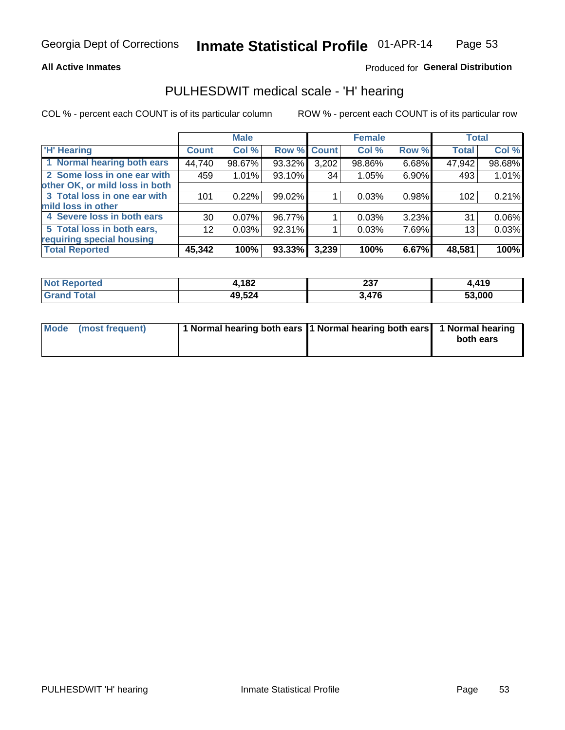Georgia Dept of Corrections **Inmate Statistical Profile** 01-APR-14

**All Active Inmates**

Produced for **General Distribution**

## PULHESDWIT medical scale - 'H' hearing

COL % - percent each COUNT is of its particular column

ROW % - percent each COUNT is of its particular row

| | Male | | | Female | | | Total | |
|---|---|---|---|---|---|---|---|---|
| 'H' Hearing | Count | Col % | Row % | Count | Col % | Row % | Total | Col % |
| 1 Normal hearing both ears | 44,740 | 98.67% | 93.32% | 3,202 | 98.86% | 6.68% | 47,942 | 98.68% |
| 2 Some loss in one ear with other OK, or mild loss in both | 459 | 1.01% | 93.10% | 34 | 1.05% | 6.90% | 493 | 1.01% |
| 3 Total loss in one ear with mild loss in other | 101 | 0.22% | 99.02% | 1 | 0.03% | 0.98% | 102 | 0.21% |
| 4 Severe loss in both ears | 30 | 0.07% | 96.77% | 1 | 0.03% | 3.23% | 31 | 0.06% |
| 5 Total loss in both ears, requiring special housing | 12 | 0.03% | 92.31% | 1 | 0.03% | 7.69% | 13 | 0.03% |
| **Total Reported** | **45,342** | **100%** | **93.33%** | **3,239** | **100%** | **6.67%** | **48,581** | **100%** |

| | Male | Female | Total |
|---|---|---|---|
| Not Reported | 4,182 | 237 | 4,419 |
| Grand Total | 49,524 | 3,476 | 53,000 |

| | Male | Female | Total |
|---|---|---|---|
| Mode (most frequent) | 1 Normal hearing both ears | 1 Normal hearing both ears | 1 Normal hearing both ears |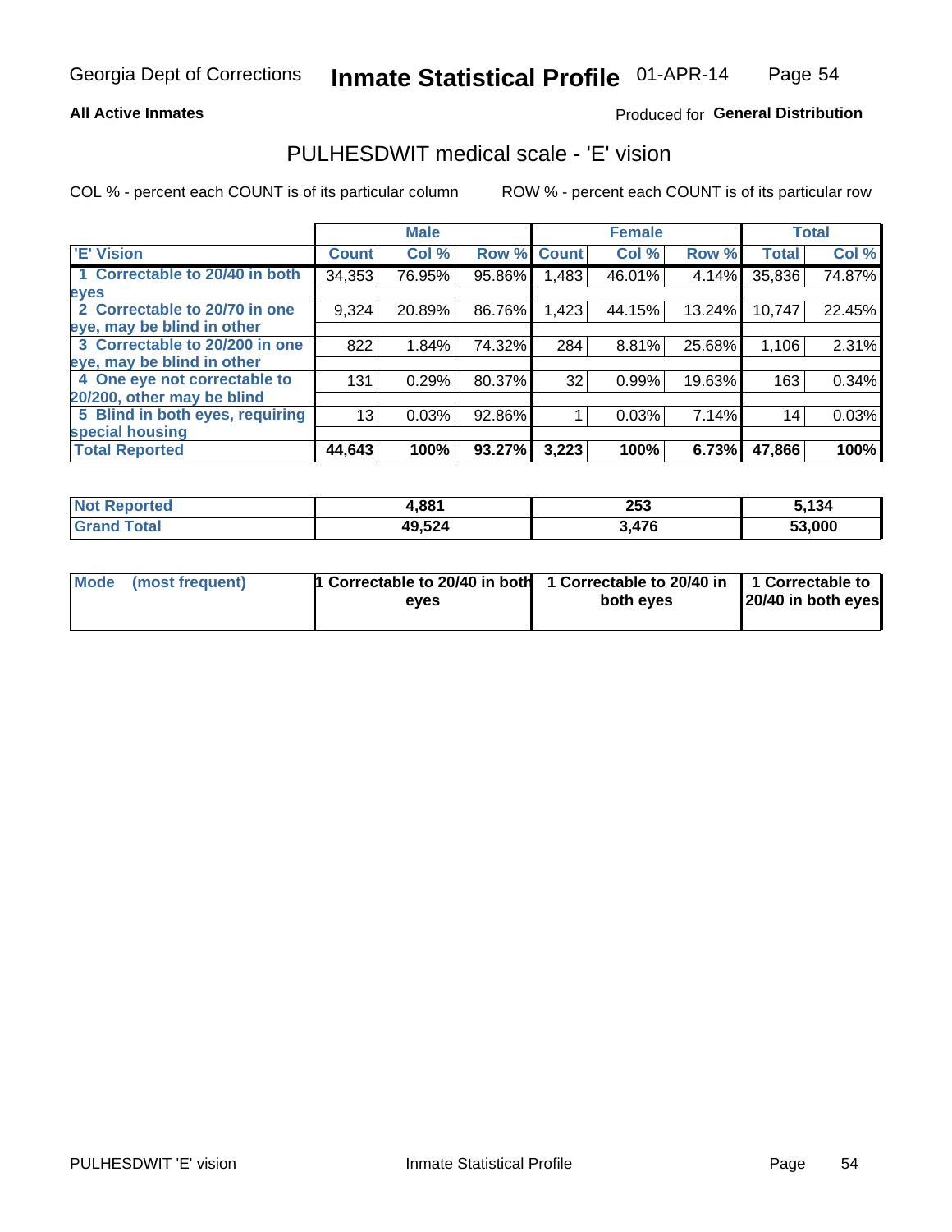Georgia Dept of Corrections **Inmate Statistical Profile** 01-APR-14

**All Active Inmates**

Produced for **General Distribution**

## PULHESDWIT medical scale - 'E' vision

COL % - percent each COUNT is of its particular column

ROW % - percent each COUNT is of its particular row

| | Male | | | Female | | | Total | |
|---|---|---|---|---|---|---|---|---|
| 'E' Vision | Count | Col % | Row % | Count | Col % | Row % | Total | Col % |
| 1 Correctable to 20/40 in both eyes | 34,353 | 76.95% | 95.86% | 1,483 | 46.01% | 4.14% | 35,836 | 74.87% |
| 2 Correctable to 20/70 in one eye, may be blind in other | 9,324 | 20.89% | 86.76% | 1,423 | 44.15% | 13.24% | 10,747 | 22.45% |
| 3 Correctable to 20/200 in one eye, may be blind in other | 822 | 1.84% | 74.32% | 284 | 8.81% | 25.68% | 1,106 | 2.31% |
| 4 One eye not correctable to 20/200, other may be blind | 131 | 0.29% | 80.37% | 32 | 0.99% | 19.63% | 163 | 0.34% |
| 5 Blind in both eyes, requiring special housing | 13 | 0.03% | 92.86% | 1 | 0.03% | 7.14% | 14 | 0.03% |
| **Total Reported** | **44,643** | **100%** | **93.27%** | **3,223** | **100%** | **6.73%** | **47,866** | **100%** |

| | Male | Female | Total |
|---|---|---|---|
| Not Reported | 4,881 | 253 | 5,134 |
| Grand Total | 49,524 | 3,476 | 53,000 |

| | Male | Female | Total |
|---|---|---|---|
| Mode (most frequent) | 1 Correctable to 20/40 in both eyes | 1 Correctable to 20/40 in both eyes | 1 Correctable to 20/40 in both eyes |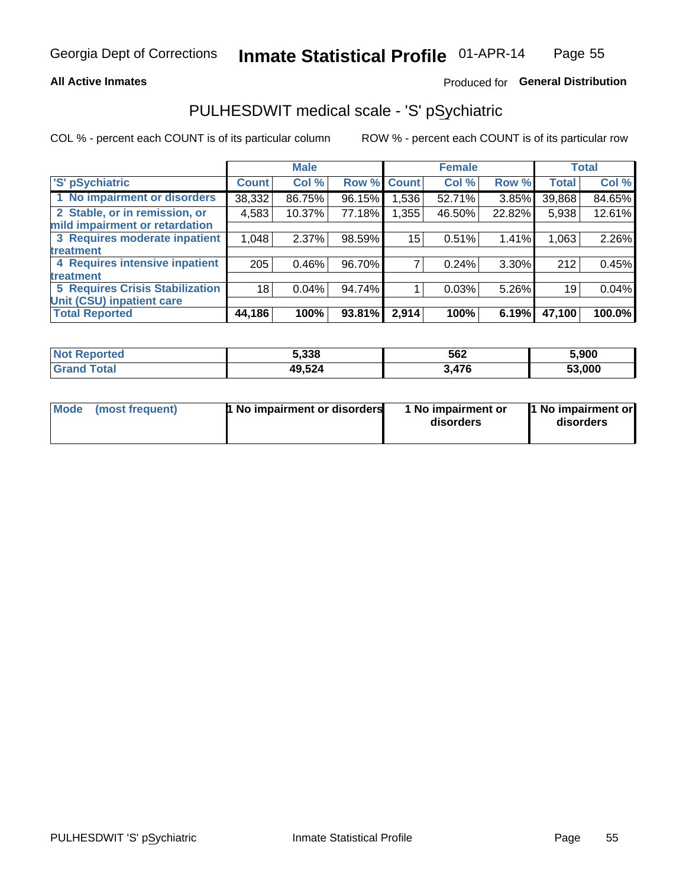Georgia Dept of Corrections **Inmate Statistical Profile** 01-APR-14

**All Active Inmates**

Produced for **General Distribution**

## PULHESDWIT medical scale - 'S' pSychiatric

COL % - percent each COUNT is of its particular column

ROW % - percent each COUNT is of its particular row

| | Male | | | Female | | | Total | |
|---|---|---|---|---|---|---|---|---|
| 'S' pSychiatric | Count | Col % | Row % | Count | Col % | Row % | Total | Col % |
| 1 No impairment or disorders | 38,332 | 86.75% | 96.15% | 1,536 | 52.71% | 3.85% | 39,868 | 84.65% |
| 2 Stable, or in remission, or mild impairment or retardation | 4,583 | 10.37% | 77.18% | 1,355 | 46.50% | 22.82% | 5,938 | 12.61% |
| 3 Requires moderate inpatient treatment | 1,048 | 2.37% | 98.59% | 15 | 0.51% | 1.41% | 1,063 | 2.26% |
| 4 Requires intensive inpatient treatment | 205 | 0.46% | 96.70% | 7 | 0.24% | 3.30% | 212 | 0.45% |
| 5 Requires Crisis Stabilization Unit (CSU) inpatient care | 18 | 0.04% | 94.74% | 1 | 0.03% | 5.26% | 19 | 0.04% |
| **Total Reported** | **44,186** | **100%** | **93.81%** | **2,914** | **100%** | **6.19%** | **47,100** | **100.0%** |

| | Male | Female | Total |
|---|---|---|---|
| Not Reported | 5,338 | 562 | 5,900 |
| Grand Total | 49,524 | 3,476 | 53,000 |

| | Male | Female | Total |
|---|---|---|---|
| Mode (most frequent) | 1 No impairment or disorders | 1 No impairment or disorders | 1 No impairment or disorders |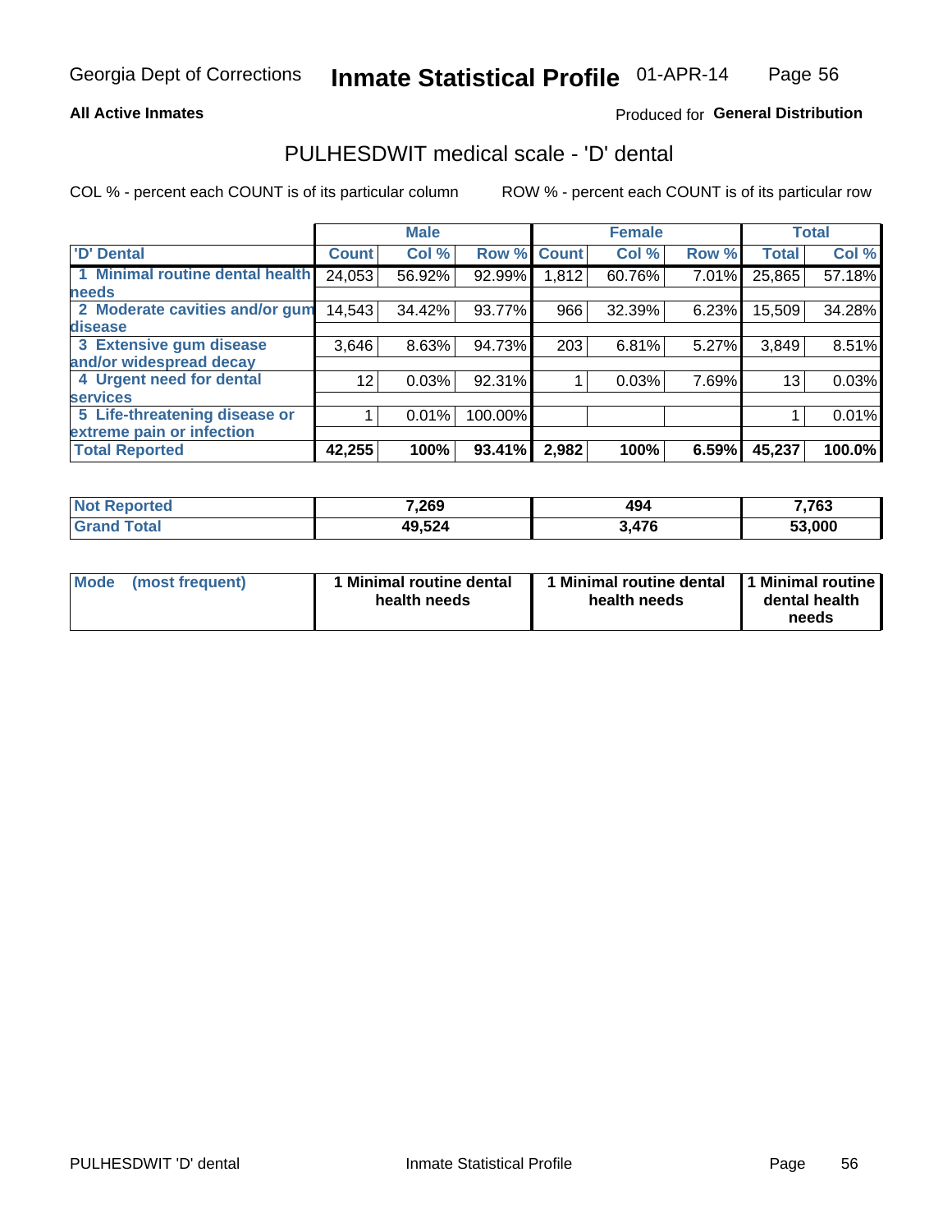Georgia Dept of Corrections **Inmate Statistical Profile** 01-APR-14

**All Active Inmates**

Produced for **General Distribution**

## PULHESDWIT medical scale - 'D' dental

COL % - percent each COUNT is of its particular column

ROW % - percent each COUNT is of its particular row

| | Male | | | Female | | | Total | |
|---|---|---|---|---|---|---|---|---|
| 'D' Dental | Count | Col % | Row % | Count | Col % | Row % | Total | Col % |
| 1 Minimal routine dental health needs | 24,053 | 56.92% | 92.99% | 1,812 | 60.76% | 7.01% | 25,865 | 57.18% |
| 2 Moderate cavities and/or gum disease | 14,543 | 34.42% | 93.77% | 966 | 32.39% | 6.23% | 15,509 | 34.28% |
| 3 Extensive gum disease and/or widespread decay | 3,646 | 8.63% | 94.73% | 203 | 6.81% | 5.27% | 3,849 | 8.51% |
| 4 Urgent need for dental services | 12 | 0.03% | 92.31% | 1 | 0.03% | 7.69% | 13 | 0.03% |
| 5 Life-threatening disease or extreme pain or infection | 1 | 0.01% | 100.00% | | | | 1 | 0.01% |
| **Total Reported** | **42,255** | **100%** | **93.41%** | **2,982** | **100%** | **6.59%** | **45,237** | **100.0%** |

| | Male | Female | Total |
|---|---|---|---|
| **Not Reported** | **7,269** | **494** | **7,763** |
| **Grand Total** | **49,524** | **3,476** | **53,000** |

| | Male | Female | Total |
|---|---|---|---|
| **Mode (most frequent)** | **1 Minimal routine dental health needs** | **1 Minimal routine dental health needs** | **1 Minimal routine dental health needs** |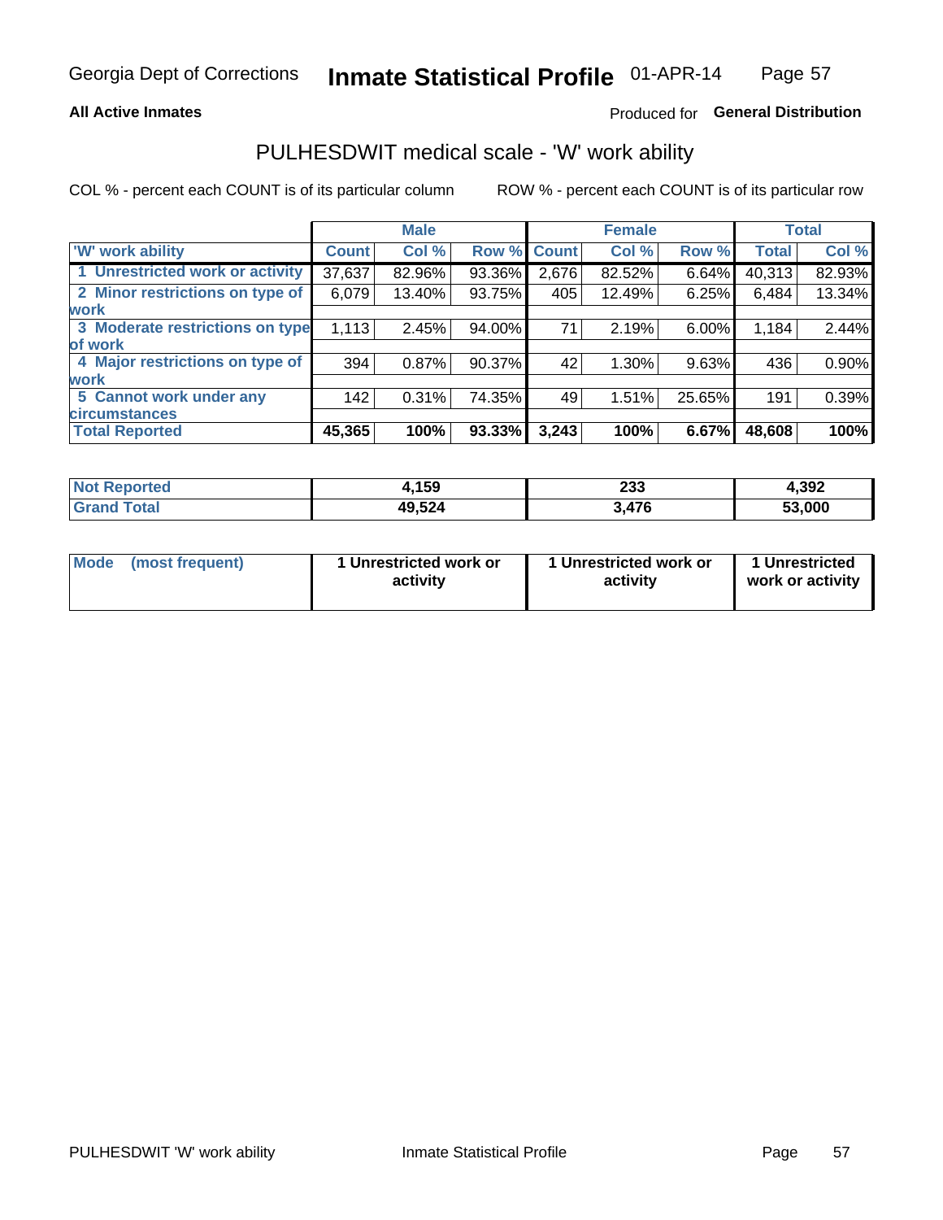Georgia Dept of Corrections **Inmate Statistical Profile** 01-APR-14

**All Active Inmates**

Produced for **General Distribution**

## PULHESDWIT medical scale - 'W' work ability

COL % - percent each COUNT is of its particular column ROW % - percent each COUNT is of its particular row

| | Male | | | Female | | | Total | |
|---|---|---|---|---|---|---|---|---|
| 'W' work ability | Count | Col % | Row % | Count | Col % | Row % | Total | Col % |
| 1 Unrestricted work or activity | 37,637 | 82.96% | 93.36% | 2,676 | 82.52% | 6.64% | 40,313 | 82.93% |
| 2 Minor restrictions on type of work | 6,079 | 13.40% | 93.75% | 405 | 12.49% | 6.25% | 6,484 | 13.34% |
| 3 Moderate restrictions on type of work | 1,113 | 2.45% | 94.00% | 71 | 2.19% | 6.00% | 1,184 | 2.44% |
| 4 Major restrictions on type of work | 394 | 0.87% | 90.37% | 42 | 1.30% | 9.63% | 436 | 0.90% |
| 5 Cannot work under any circumstances | 142 | 0.31% | 74.35% | 49 | 1.51% | 25.65% | 191 | 0.39% |
| **Total Reported** | **45,365** | **100%** | **93.33%** | **3,243** | **100%** | **6.67%** | **48,608** | **100%** |

| | Male | Female | Total |
|---|---|---|---|
| Not Reported | 4,159 | 233 | 4,392 |
| Grand Total | 49,524 | 3,476 | 53,000 |

| | Male | Female | Total |
|---|---|---|---|
| Mode (most frequent) | 1 Unrestricted work or activity | 1 Unrestricted work or activity | 1 Unrestricted work or activity |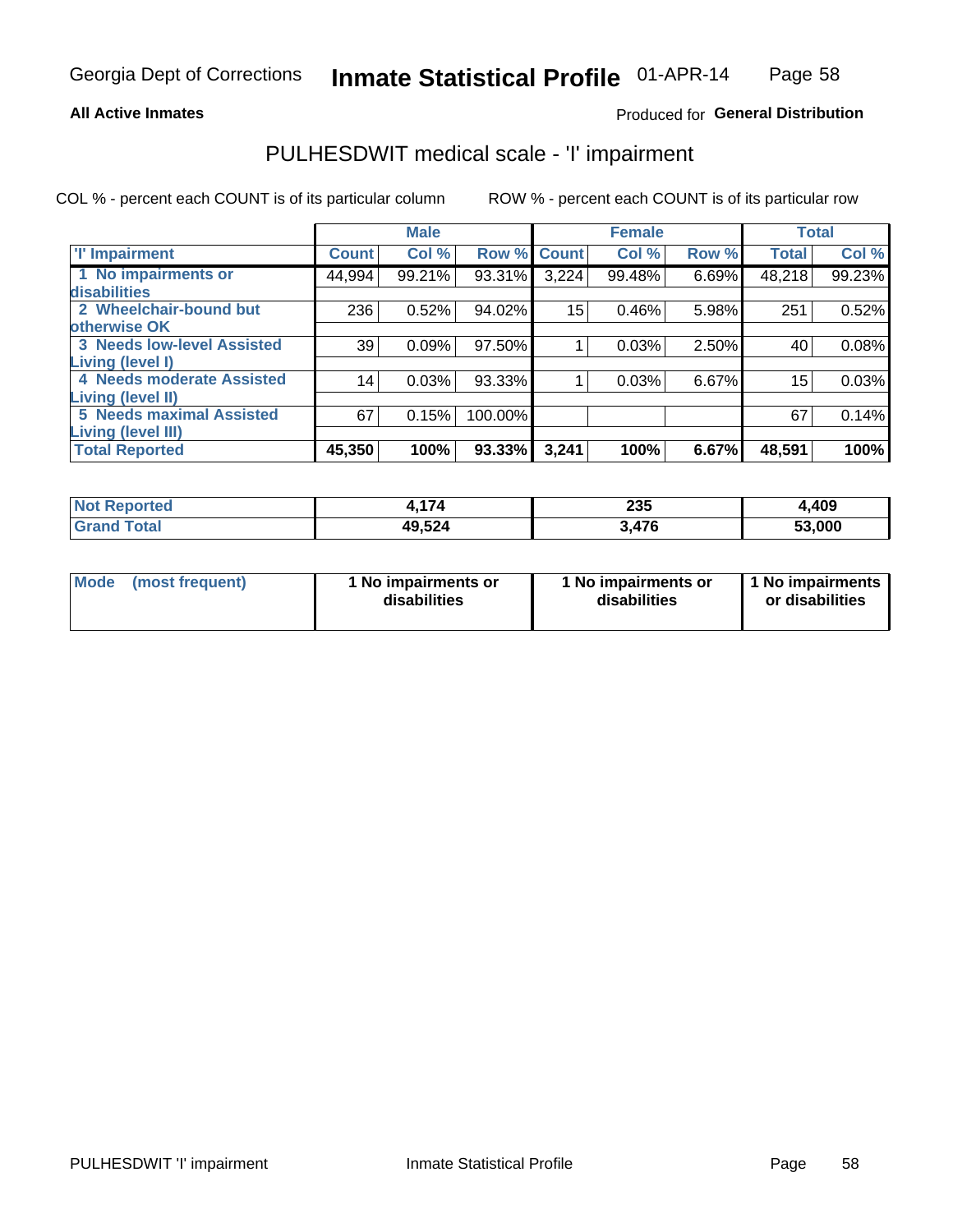Georgia Dept of Corrections **Inmate Statistical Profile** 01-APR-14

**All Active Inmates**

Produced for **General Distribution**

## PULHESDWIT medical scale - 'I' impairment

COL % - percent each COUNT is of its particular column     ROW % - percent each COUNT is of its particular row

| | Male | | | Female | | | Total | |
|---|---|---|---|---|---|---|---|---|
| 'I' Impairment | Count | Col % | Row % | Count | Col % | Row % | Total | Col % |
| 1 No impairments or disabilities | 44,994 | 99.21% | 93.31% | 3,224 | 99.48% | 6.69% | 48,218 | 99.23% |
| 2 Wheelchair-bound but otherwise OK | 236 | 0.52% | 94.02% | 15 | 0.46% | 5.98% | 251 | 0.52% |
| 3 Needs low-level Assisted Living (level I) | 39 | 0.09% | 97.50% | 1 | 0.03% | 2.50% | 40 | 0.08% |
| 4 Needs moderate Assisted Living (level II) | 14 | 0.03% | 93.33% | 1 | 0.03% | 6.67% | 15 | 0.03% |
| 5 Needs maximal Assisted Living (level III) | 67 | 0.15% | 100.00% | | | | 67 | 0.14% |
| **Total Reported** | **45,350** | **100%** | **93.33%** | **3,241** | **100%** | **6.67%** | **48,591** | **100%** |

| | Male | Female | Total |
|---|---|---|---|
| **Not Reported** | **4,174** | **235** | **4,409** |
| **Grand Total** | **49,524** | **3,476** | **53,000** |

| | Male | Female | Total |
|---|---|---|---|
| **Mode (most frequent)** | **1 No impairments or disabilities** | **1 No impairments or disabilities** | **1 No impairments or disabilities** |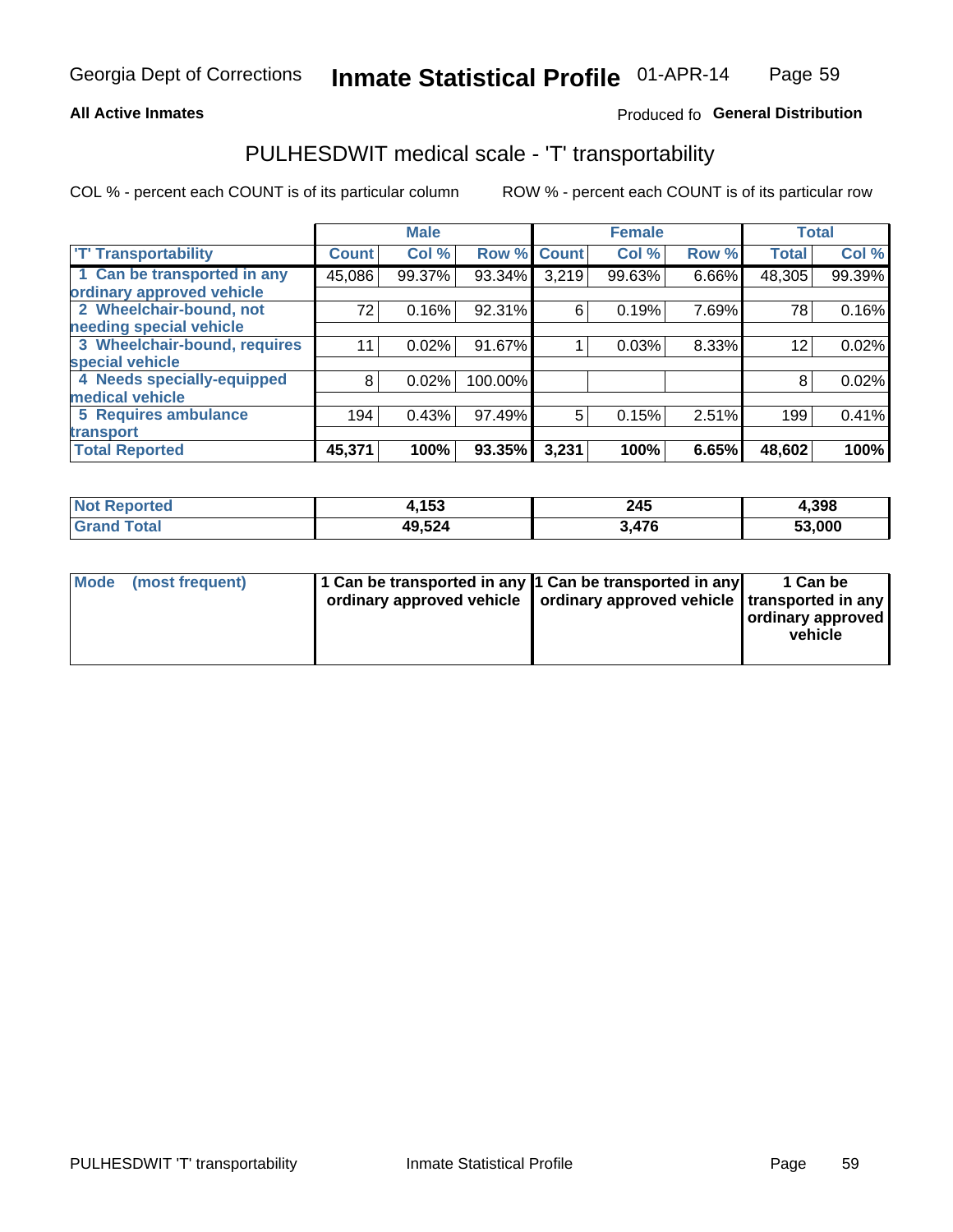Georgia Dept of Corrections **Inmate Statistical Profile** 01-APR-14

**All Active Inmates**

Produced fo **General Distribution**

## PULHESDWIT medical scale - 'T' transportability

COL % - percent each COUNT is of its particular column

ROW % - percent each COUNT is of its particular row

| | Male | | | Female | | | Total | |
|---|---|---|---|---|---|---|---|---|
| 'T' Transportability | Count | Col % | Row % | Count | Col % | Row % | Total | Col % |
| 1 Can be transported in any ordinary approved vehicle | 45,086 | 99.37% | 93.34% | 3,219 | 99.63% | 6.66% | 48,305 | 99.39% |
| 2 Wheelchair-bound, not needing special vehicle | 72 | 0.16% | 92.31% | 6 | 0.19% | 7.69% | 78 | 0.16% |
| 3 Wheelchair-bound, requires special vehicle | 11 | 0.02% | 91.67% | 1 | 0.03% | 8.33% | 12 | 0.02% |
| 4 Needs specially-equipped medical vehicle | 8 | 0.02% | 100.00% | | | | 8 | 0.02% |
| 5 Requires ambulance transport | 194 | 0.43% | 97.49% | 5 | 0.15% | 2.51% | 199 | 0.41% |
| **Total Reported** | **45,371** | **100%** | **93.35%** | **3,231** | **100%** | **6.65%** | **48,602** | **100%** |

| | Male | Female | Total |
|---|---|---|---|
| **Not Reported** | **4,153** | **245** | **4,398** |
| **Grand Total** | **49,524** | **3,476** | **53,000** |

| | Male | Female | Total |
|---|---|---|---|
| **Mode (most frequent)** | **1 Can be transported in any ordinary approved vehicle** | **1 Can be transported in any ordinary approved vehicle** | **1 Can be transported in any ordinary approved vehicle** |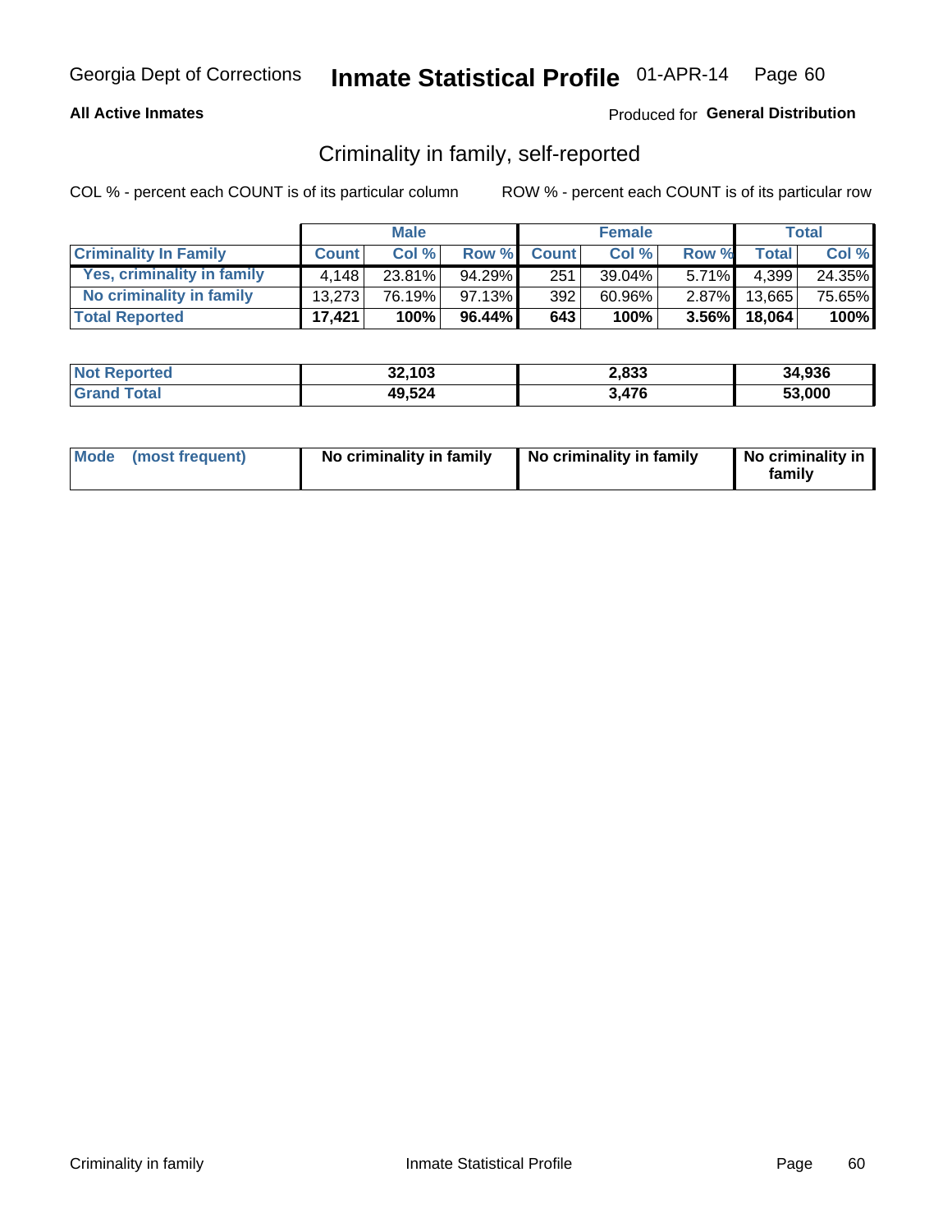Georgia Dept of Corrections **Inmate Statistical Profile** 01-APR-14

**All Active Inmates**

Produced for **General Distribution**

## Criminality in family, self-reported

COL % - percent each COUNT is of its particular column

ROW % - percent each COUNT is of its particular row

| | Male | | | Female | | | Total | |
|---|---|---|---|---|---|---|---|---|
| **Criminality In Family** | **Count** | **Col %** | **Row %** | **Count** | **Col %** | **Row %** | **Total** | **Col %** |
| Yes, criminality in family | 4,148 | 23.81% | 94.29% | 251 | 39.04% | 5.71% | 4,399 | 24.35% |
| No criminality in family | 13,273 | 76.19% | 97.13% | 392 | 60.96% | 2.87% | 13,665 | 75.65% |
| **Total Reported** | **17,421** | **100%** | **96.44%** | **643** | **100%** | **3.56%** | **18,064** | **100%** |

| | Male | Female | Total |
|---|---|---|---|
| **Not Reported** | **32,103** | **2,833** | **34,936** |
| **Grand Total** | **49,524** | **3,476** | **53,000** |

| | Male | Female | Total |
|---|---|---|---|
| **Mode (most frequent)** | **No criminality in family** | **No criminality in family** | **No criminality in family** |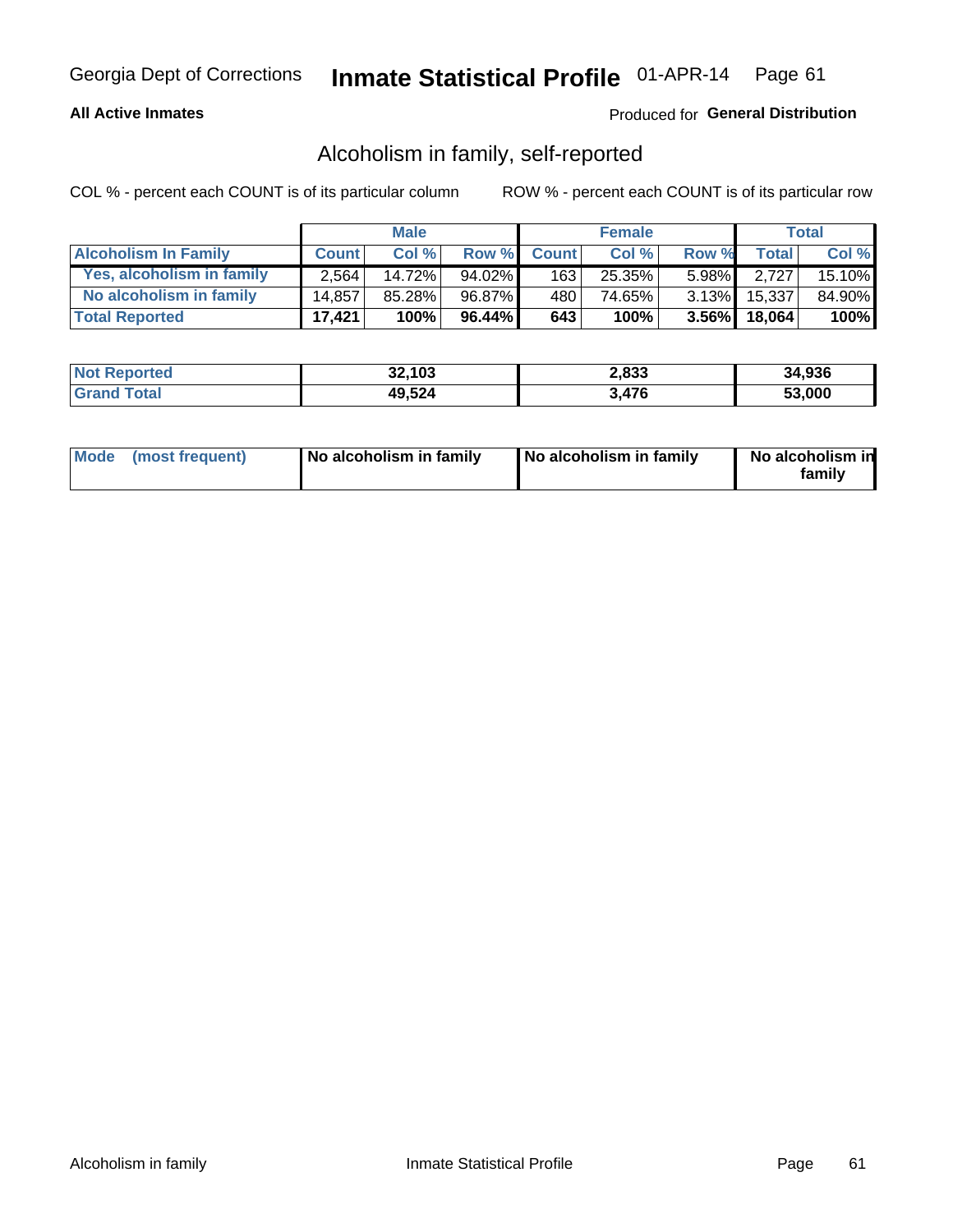Georgia Dept of Corrections **Inmate Statistical Profile** 01-APR-14

**All Active Inmates**

Produced for **General Distribution**

## Alcoholism in family, self-reported

COL % - percent each COUNT is of its particular column

ROW % - percent each COUNT is of its particular row

| | Male | | | Female | | | Total | |
|---|---|---|---|---|---|---|---|---|
| **Alcoholism In Family** | **Count** | **Col %** | **Row %** | **Count** | **Col %** | **Row %** | **Total** | **Col %** |
| **Yes, alcoholism in family** | 2,564 | 14.72% | 94.02% | 163 | 25.35% | 5.98% | 2,727 | 15.10% |
| **No alcoholism in family** | 14,857 | 85.28% | 96.87% | 480 | 74.65% | 3.13% | 15,337 | 84.90% |
| **Total Reported** | **17,421** | **100%** | **96.44%** | **643** | **100%** | **3.56%** | **18,064** | **100%** |

| | Male | Female | Total |
|---|---|---|---|
| **Not Reported** | **32,103** | **2,833** | **34,936** |
| **Grand Total** | **49,524** | **3,476** | **53,000** |

| | Male | Female | Total |
|---|---|---|---|
| **Mode (most frequent)** | **No alcoholism in family** | **No alcoholism in family** | **No alcoholism in family** |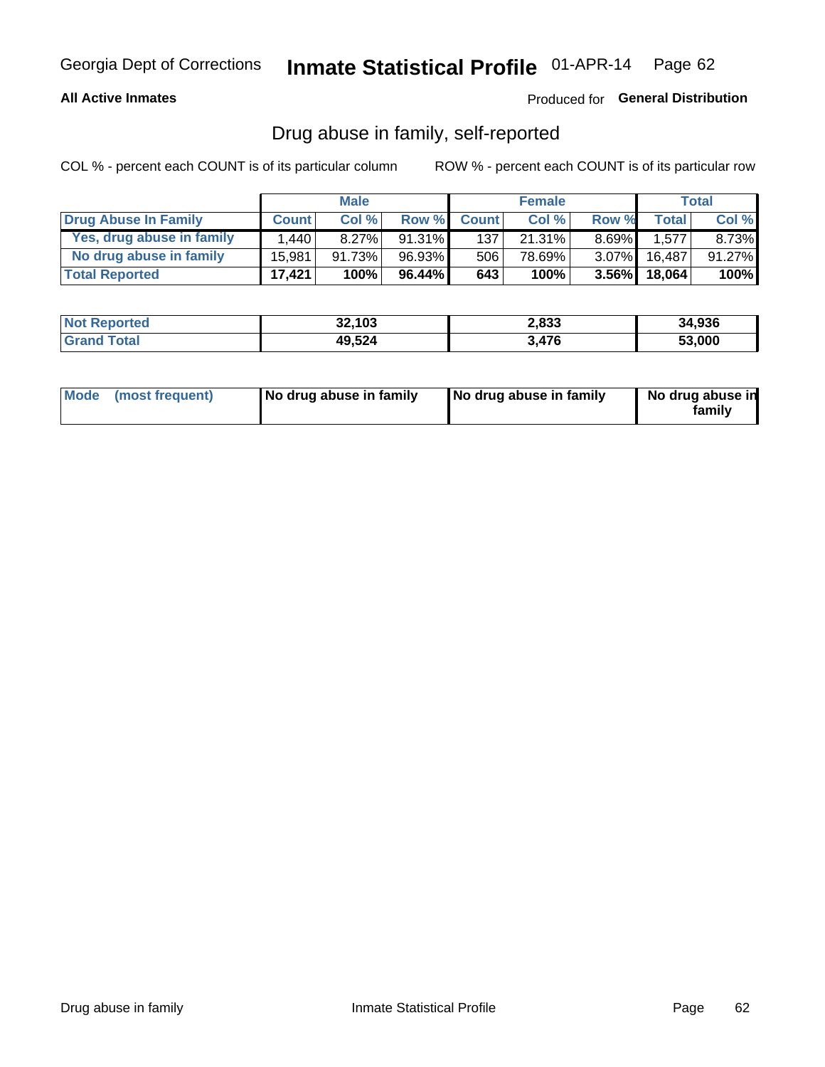Georgia Dept of Corrections **Inmate Statistical Profile** 01-APR-14

**All Active Inmates**

Produced for **General Distribution**

## Drug abuse in family, self-reported

COL % - percent each COUNT is of its particular column

ROW % - percent each COUNT is of its particular row

| | Male | | | Female | | | Total | |
|---|---|---|---|---|---|---|---|---|
| **Drug Abuse In Family** | **Count** | **Col %** | **Row %** | **Count** | **Col %** | **Row %** | **Total** | **Col %** |
| Yes, drug abuse in family | 1,440 | 8.27% | 91.31% | 137 | 21.31% | 8.69% | 1,577 | 8.73% |
| No drug abuse in family | 15,981 | 91.73% | 96.93% | 506 | 78.69% | 3.07% | 16,487 | 91.27% |
| **Total Reported** | **17,421** | **100%** | **96.44%** | **643** | **100%** | **3.56%** | **18,064** | **100%** |

| | Male | Female | Total |
|---|---|---|---|
| **Not Reported** | **32,103** | **2,833** | **34,936** |
| **Grand Total** | **49,524** | **3,476** | **53,000** |

| | Male | Female | Total |
|---|---|---|---|
| **Mode (most frequent)** | **No drug abuse in family** | **No drug abuse in family** | **No drug abuse in family** |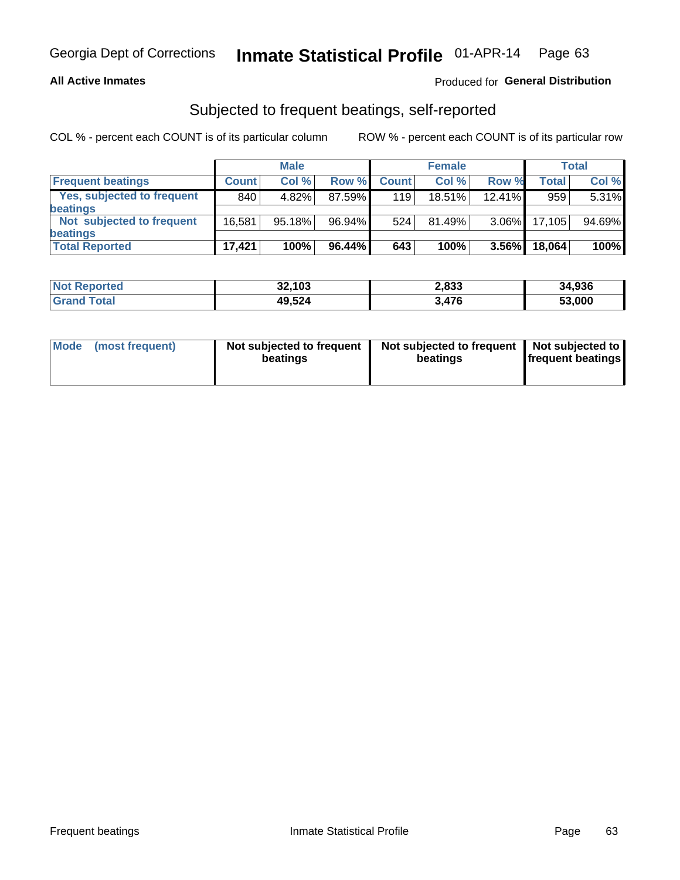Georgia Dept of Corrections **Inmate Statistical Profile** 01-APR-14

**All Active Inmates**

Produced for **General Distribution**

## Subjected to frequent beatings, self-reported

COL % - percent each COUNT is of its particular column

ROW % - percent each COUNT is of its particular row

| | Male | | | Female | | | Total | |
|---|---|---|---|---|---|---|---|---|
| **Frequent beatings** | **Count** | **Col %** | **Row %** | **Count** | **Col %** | **Row %** | **Total** | **Col %** |
| **Yes, subjected to frequent beatings** | 840 | 4.82% | 87.59% | 119 | 18.51% | 12.41% | 959 | 5.31% |
| **Not subjected to frequent beatings** | 16,581 | 95.18% | 96.94% | 524 | 81.49% | 3.06% | 17,105 | 94.69% |
| **Total Reported** | **17,421** | **100%** | **96.44%** | **643** | **100%** | **3.56%** | **18,064** | **100%** |

| | Male | Female | Total |
|---|---|---|---|
| **Not Reported** | **32,103** | **2,833** | **34,936** |
| **Grand Total** | **49,524** | **3,476** | **53,000** |

| | Male | Female | Total |
|---|---|---|---|
| **Mode (most frequent)** | **Not subjected to frequent beatings** | **Not subjected to frequent beatings** | **Not subjected to frequent beatings** |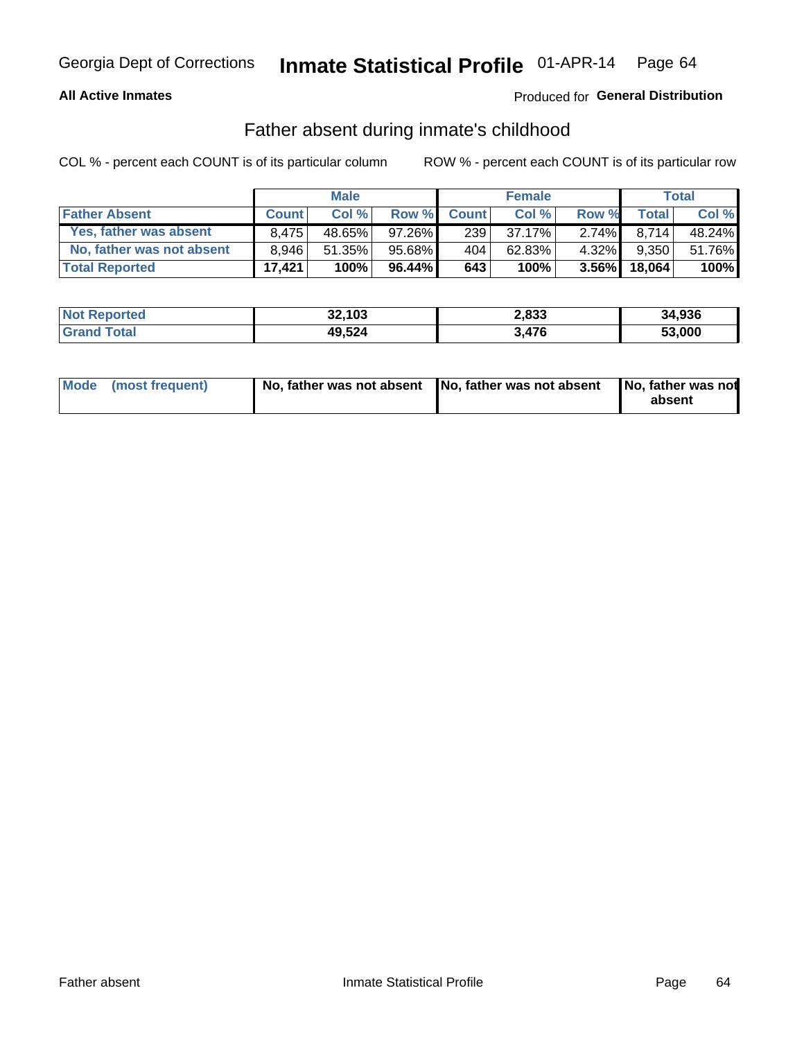Georgia Dept of Corrections **Inmate Statistical Profile** 01-APR-14

**All Active Inmates**

Produced for **General Distribution**

## Father absent during inmate's childhood

COL % - percent each COUNT is of its particular column

ROW % - percent each COUNT is of its particular row

| | Male | | | Female | | | Total | |
|---|---|---|---|---|---|---|---|---|
| **Father Absent** | **Count** | **Col %** | **Row %** | **Count** | **Col %** | **Row %** | **Total** | **Col %** |
| **Yes, father was absent** | 8,475 | 48.65% | 97.26% | 239 | 37.17% | 2.74% | 8,714 | 48.24% |
| **No, father was not absent** | 8,946 | 51.35% | 95.68% | 404 | 62.83% | 4.32% | 9,350 | 51.76% |
| **Total Reported** | **17,421** | **100%** | **96.44%** | **643** | **100%** | **3.56%** | **18,064** | **100%** |

| | Male | Female | Total |
|---|---|---|---|
| **Not Reported** | **32,103** | **2,833** | **34,936** |
| **Grand Total** | **49,524** | **3,476** | **53,000** |

| | Male | Female | Total |
|---|---|---|---|
| **Mode (most frequent)** | **No, father was not absent** | **No, father was not absent** | **No, father was not absent** |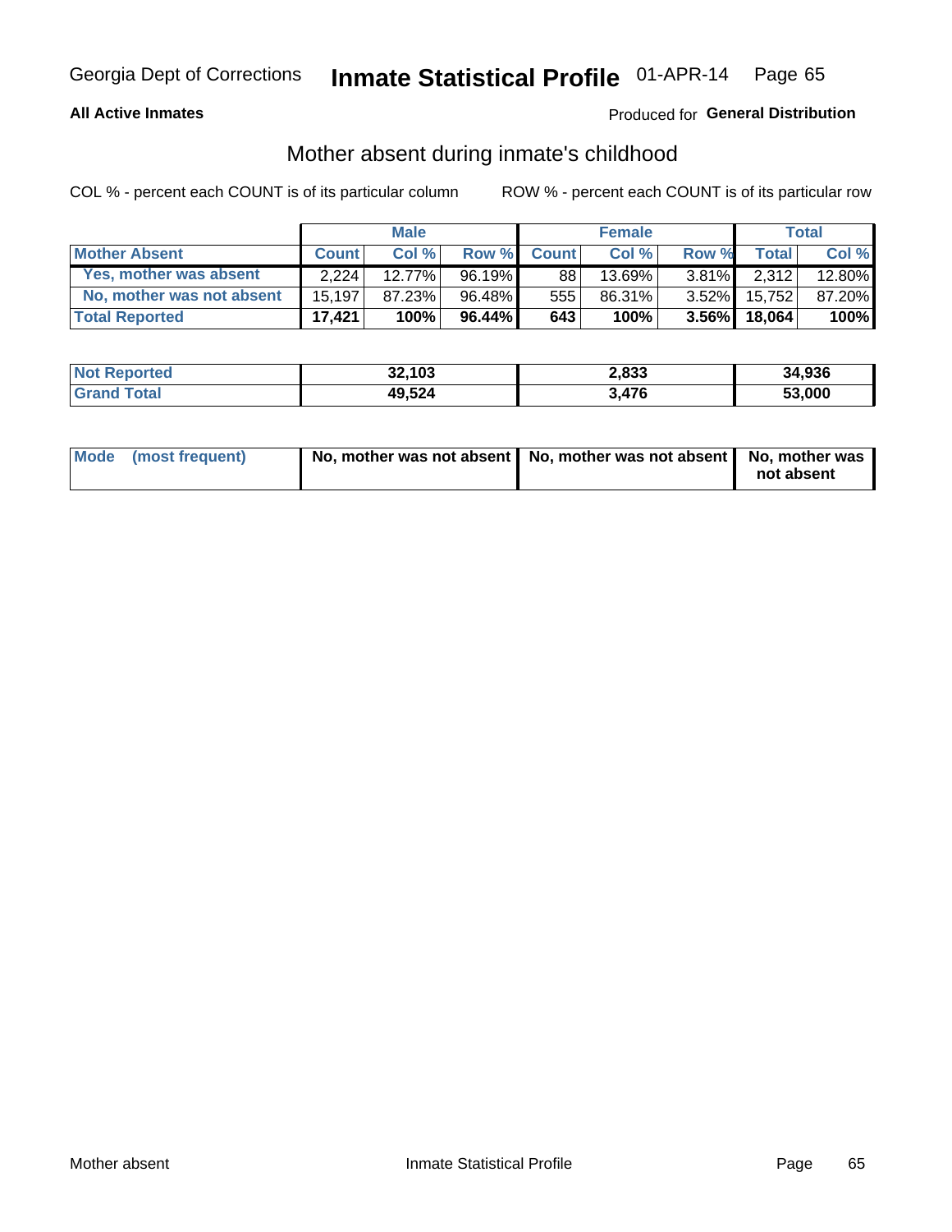Georgia Dept of Corrections **Inmate Statistical Profile** 01-APR-14

**All Active Inmates**

Produced for **General Distribution**

## Mother absent during inmate's childhood

COL % - percent each COUNT is of its particular column

ROW % - percent each COUNT is of its particular row

| | Male | | | Female | | | Total | |
|---|---|---|---|---|---|---|---|---|
| **Mother Absent** | **Count** | **Col %** | **Row %** | **Count** | **Col %** | **Row %** | **Total** | **Col %** |
| **Yes, mother was absent** | 2,224 | 12.77% | 96.19% | 88 | 13.69% | 3.81% | 2,312 | 12.80% |
| **No, mother was not absent** | 15,197 | 87.23% | 96.48% | 555 | 86.31% | 3.52% | 15,752 | 87.20% |
| **Total Reported** | **17,421** | **100%** | **96.44%** | **643** | **100%** | **3.56%** | **18,064** | **100%** |

| | Male | Female | Total |
|---|---|---|---|
| **Not Reported** | **32,103** | **2,833** | **34,936** |
| **Grand Total** | **49,524** | **3,476** | **53,000** |

| | Male | Female | Total |
|---|---|---|---|
| **Mode (most frequent)** | **No, mother was not absent** | **No, mother was not absent** | **No, mother was not absent** |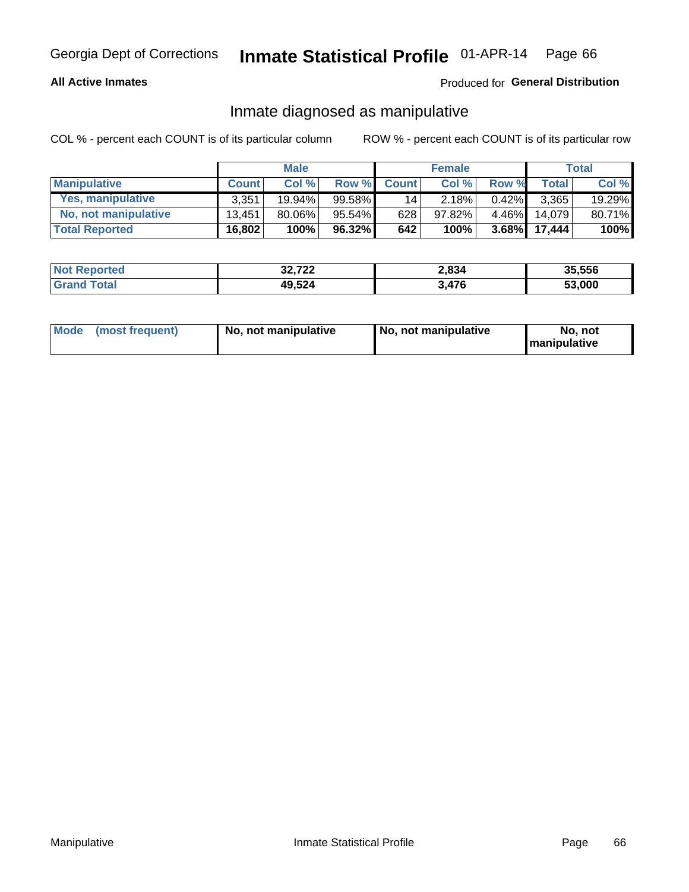Georgia Dept of Corrections **Inmate Statistical Profile** 01-APR-14

**All Active Inmates**

Produced for **General Distribution**

## Inmate diagnosed as manipulative

COL % - percent each COUNT is of its particular column    ROW % - percent each COUNT is of its particular row

| | Male | | | Female | | | Total | |
|---|---|---|---|---|---|---|---|---|
| **Manipulative** | **Count** | **Col %** | **Row %** | **Count** | **Col %** | **Row %** | **Total** | **Col %** |
| **Yes, manipulative** | 3,351 | 19.94% | 99.58% | 14 | 2.18% | 0.42% | 3,365 | 19.29% |
| **No, not manipulative** | 13,451 | 80.06% | 95.54% | 628 | 97.82% | 4.46% | 14,079 | 80.71% |
| **Total Reported** | **16,802** | **100%** | **96.32%** | **642** | **100%** | **3.68%** | **17,444** | **100%** |

| | Male | Female | Total |
|---|---|---|---|
| **Not Reported** | **32,722** | **2,834** | **35,556** |
| **Grand Total** | **49,524** | **3,476** | **53,000** |

| | Male | Female | Total |
|---|---|---|---|
| **Mode (most frequent)** | **No, not manipulative** | **No, not manipulative** | **No, not manipulative** |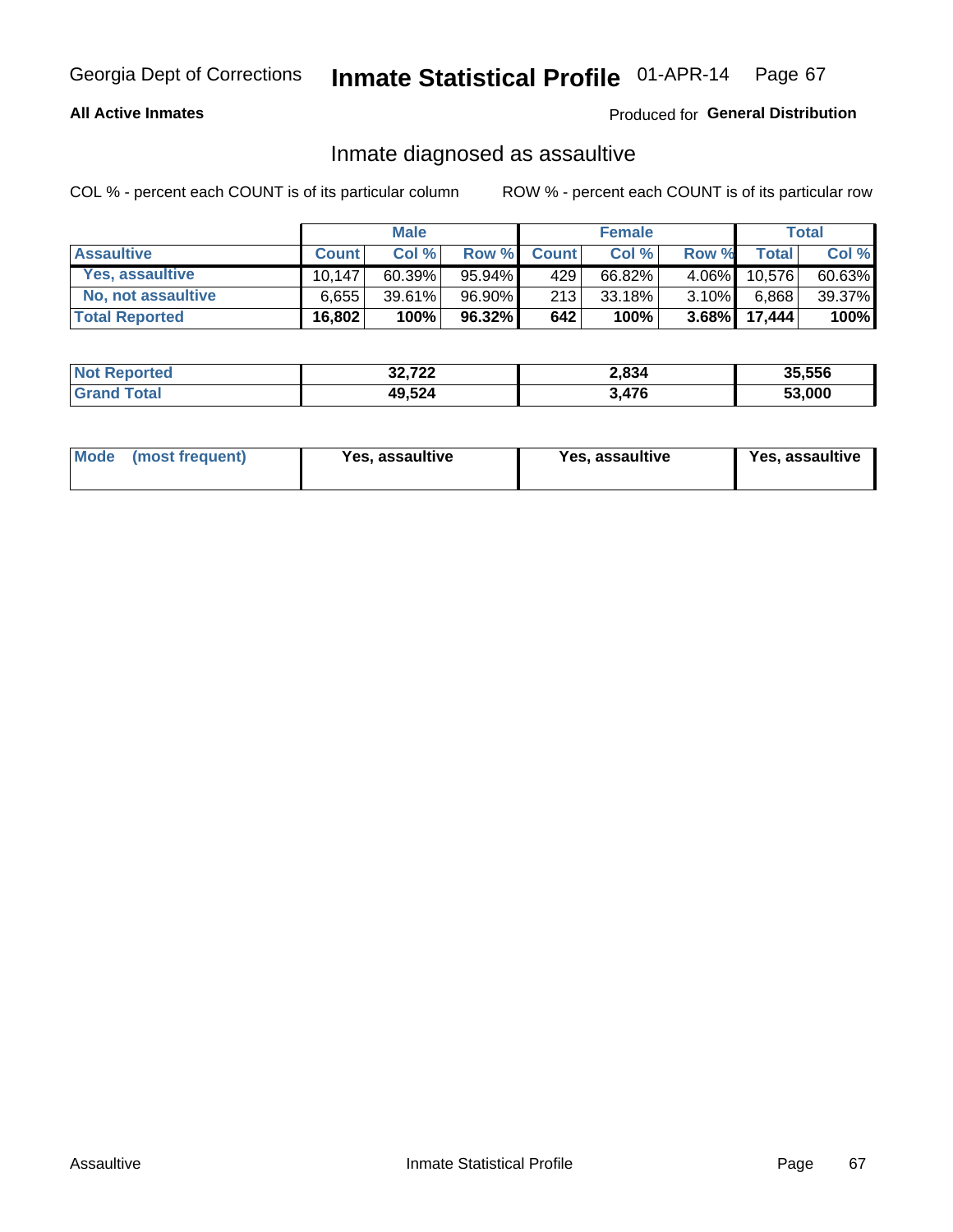Georgia Dept of Corrections **Inmate Statistical Profile** 01-APR-14 Page 67

**All Active Inmates**

Produced for **General Distribution**

## Inmate diagnosed as assaultive

COL % - percent each COUNT is of its particular column

ROW % - percent each COUNT is of its particular row

| | Male | | | Female | | | Total | |
|---|---|---|---|---|---|---|---|---|
| **Assaultive** | **Count** | **Col %** | **Row %** | **Count** | **Col %** | **Row %** | **Total** | **Col %** |
| Yes, assaultive | 10,147 | 60.39% | 95.94% | 429 | 66.82% | 4.06% | 10,576 | 60.63% |
| No, not assaultive | 6,655 | 39.61% | 96.90% | 213 | 33.18% | 3.10% | 6,868 | 39.37% |
| **Total Reported** | **16,802** | **100%** | **96.32%** | **642** | **100%** | **3.68%** | **17,444** | **100%** |

| | Male | Female | Total |
|---|---|---|---|
| **Not Reported** | **32,722** | **2,834** | **35,556** |
| **Grand Total** | **49,524** | **3,476** | **53,000** |

| | Male | Female | Total |
|---|---|---|---|
| **Mode (most frequent)** | **Yes, assaultive** | **Yes, assaultive** | **Yes, assaultive** |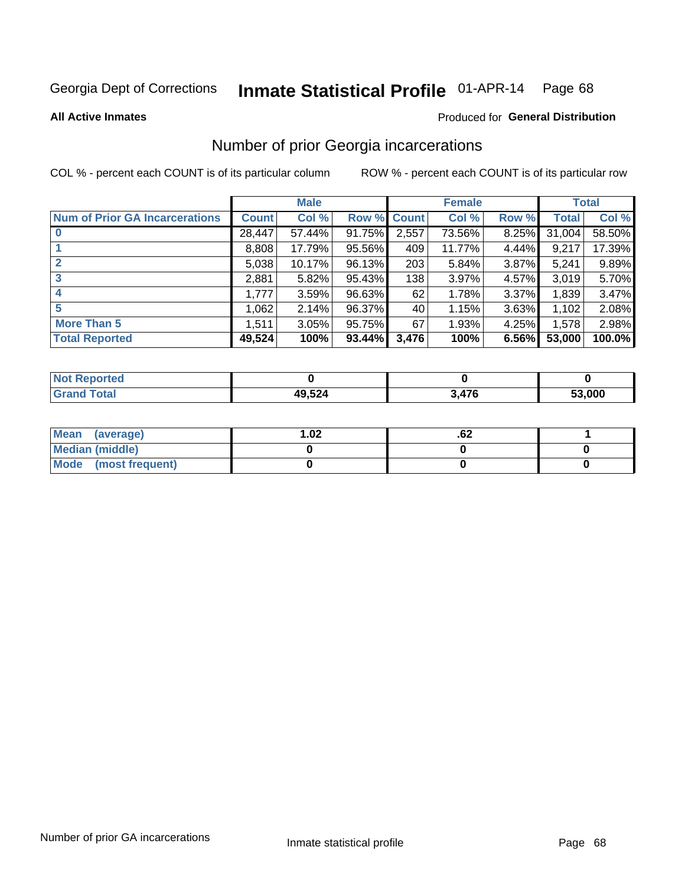Georgia Dept of Corrections **Inhmate Statistical Profile** 01-APR-14 Page 68

**All Active Inmates**

Produced for **General Distribution**

## Number of prior Georgia incarcerations

COL % - percent each COUNT is of its particular column

ROW % - percent each COUNT is of its particular row

| | Male | | | Female | | | Total | |
|---|---|---|---|---|---|---|---|---|
| Num of Prior GA Incarcerations | Count | Col % | Row % | Count | Col % | Row % | Total | Col % |
| 0 | 28,447 | 57.44% | 91.75% | 2,557 | 73.56% | 8.25% | 31,004 | 58.50% |
| 1 | 8,808 | 17.79% | 95.56% | 409 | 11.77% | 4.44% | 9,217 | 17.39% |
| 2 | 5,038 | 10.17% | 96.13% | 203 | 5.84% | 3.87% | 5,241 | 9.89% |
| 3 | 2,881 | 5.82% | 95.43% | 138 | 3.97% | 4.57% | 3,019 | 5.70% |
| 4 | 1,777 | 3.59% | 96.63% | 62 | 1.78% | 3.37% | 1,839 | 3.47% |
| 5 | 1,062 | 2.14% | 96.37% | 40 | 1.15% | 3.63% | 1,102 | 2.08% |
| More Than 5 | 1,511 | 3.05% | 95.75% | 67 | 1.93% | 4.25% | 1,578 | 2.98% |
| **Total Reported** | **49,524** | **100%** | **93.44%** | **3,476** | **100%** | **6.56%** | **53,000** | **100.0%** |

| | Male | Female | Total |
|---|---|---|---|
| Not Reported | **0** | **0** | **0** |
| Grand Total | **49,524** | **3,476** | **53,000** |

| | Male | Female | Total |
|---|---|---|---|
| Mean (average) | **1.02** | **.62** | **1** |
| Median (middle) | **0** | **0** | **0** |
| Mode (most frequent) | **0** | **0** | **0** |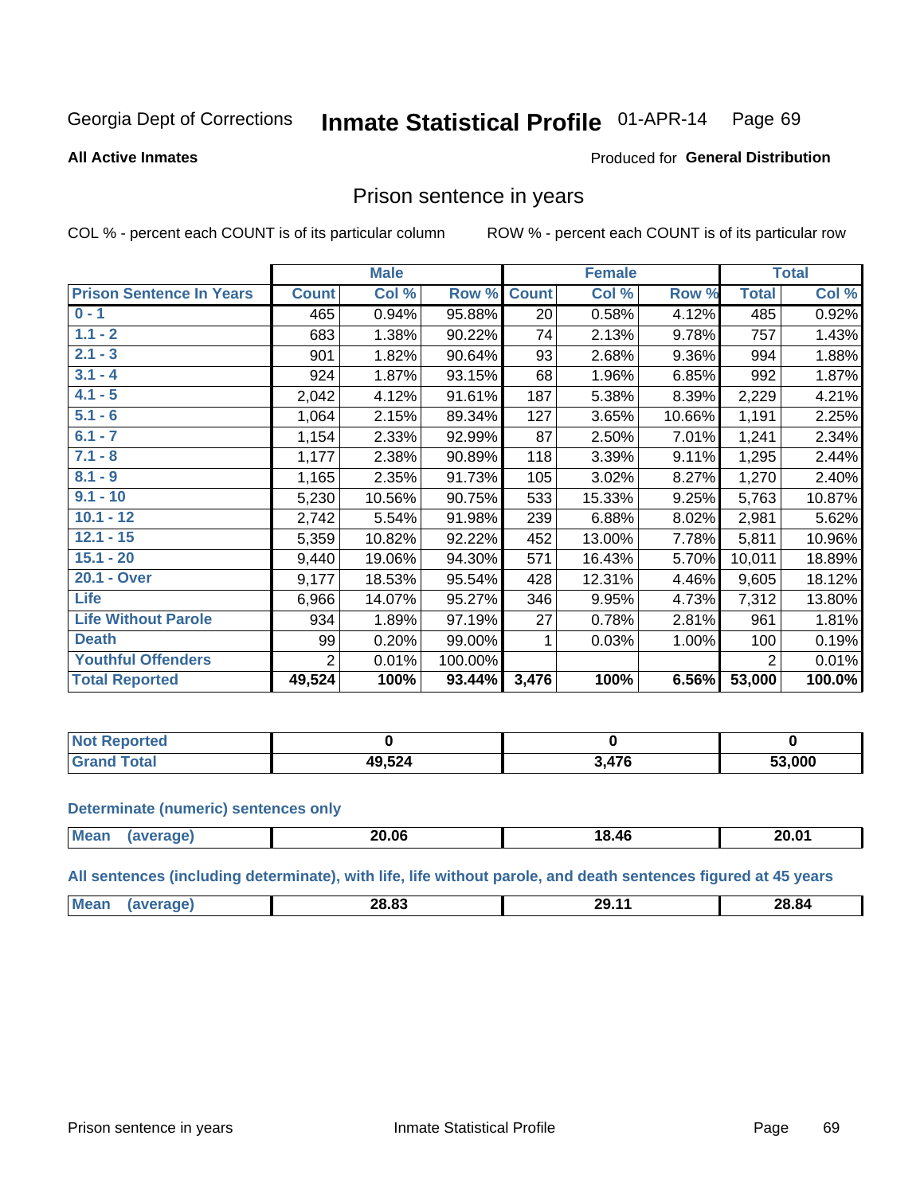Georgia Dept of Corrections **Inmate Statistical Profile** 01-APR-14

**All Active Inmates**

Produced for **General Distribution**

## Prison sentence in years

COL % - percent each COUNT is of its particular column

ROW % - percent each COUNT is of its particular row

| | Male | | | Female | | | Total | |
|---|---|---|---|---|---|---|---|---|
| **Prison Sentence In Years** | **Count** | **Col %** | **Row %** | **Count** | **Col %** | **Row %** | **Total** | **Col %** |
| 0 - 1 | 465 | 0.94% | 95.88% | 20 | 0.58% | 4.12% | 485 | 0.92% |
| 1.1 - 2 | 683 | 1.38% | 90.22% | 74 | 2.13% | 9.78% | 757 | 1.43% |
| 2.1 - 3 | 901 | 1.82% | 90.64% | 93 | 2.68% | 9.36% | 994 | 1.88% |
| 3.1 - 4 | 924 | 1.87% | 93.15% | 68 | 1.96% | 6.85% | 992 | 1.87% |
| 4.1 - 5 | 2,042 | 4.12% | 91.61% | 187 | 5.38% | 8.39% | 2,229 | 4.21% |
| 5.1 - 6 | 1,064 | 2.15% | 89.34% | 127 | 3.65% | 10.66% | 1,191 | 2.25% |
| 6.1 - 7 | 1,154 | 2.33% | 92.99% | 87 | 2.50% | 7.01% | 1,241 | 2.34% |
| 7.1 - 8 | 1,177 | 2.38% | 90.89% | 118 | 3.39% | 9.11% | 1,295 | 2.44% |
| 8.1 - 9 | 1,165 | 2.35% | 91.73% | 105 | 3.02% | 8.27% | 1,270 | 2.40% |
| 9.1 - 10 | 5,230 | 10.56% | 90.75% | 533 | 15.33% | 9.25% | 5,763 | 10.87% |
| 10.1 - 12 | 2,742 | 5.54% | 91.98% | 239 | 6.88% | 8.02% | 2,981 | 5.62% |
| 12.1 - 15 | 5,359 | 10.82% | 92.22% | 452 | 13.00% | 7.78% | 5,811 | 10.96% |
| 15.1 - 20 | 9,440 | 19.06% | 94.30% | 571 | 16.43% | 5.70% | 10,011 | 18.89% |
| 20.1 - Over | 9,177 | 18.53% | 95.54% | 428 | 12.31% | 4.46% | 9,605 | 18.12% |
| Life | 6,966 | 14.07% | 95.27% | 346 | 9.95% | 4.73% | 7,312 | 13.80% |
| Life Without Parole | 934 | 1.89% | 97.19% | 27 | 0.78% | 2.81% | 961 | 1.81% |
| Death | 99 | 0.20% | 99.00% | 1 | 0.03% | 1.00% | 100 | 0.19% |
| Youthful Offenders | 2 | 0.01% | 100.00% | | | | 2 | 0.01% |
| **Total Reported** | **49,524** | **100%** | **93.44%** | **3,476** | **100%** | **6.56%** | **53,000** | **100.0%** |

| | Male | Female | Total |
|---|---|---|---|
| Not Reported | **0** | **0** | **0** |
| Grand Total | **49,524** | **3,476** | **53,000** |

**Determinate (numeric) sentences only**

| | Male | Female | Total |
|---|---|---|---|
| Mean (average) | **20.06** | **18.46** | **20.01** |

**All sentences (including determinate), with life, life without parole, and death sentences figured at 45 years**

| | Male | Female | Total |
|---|---|---|---|
| Mean (average) | **28.83** | **29.11** | **28.84** |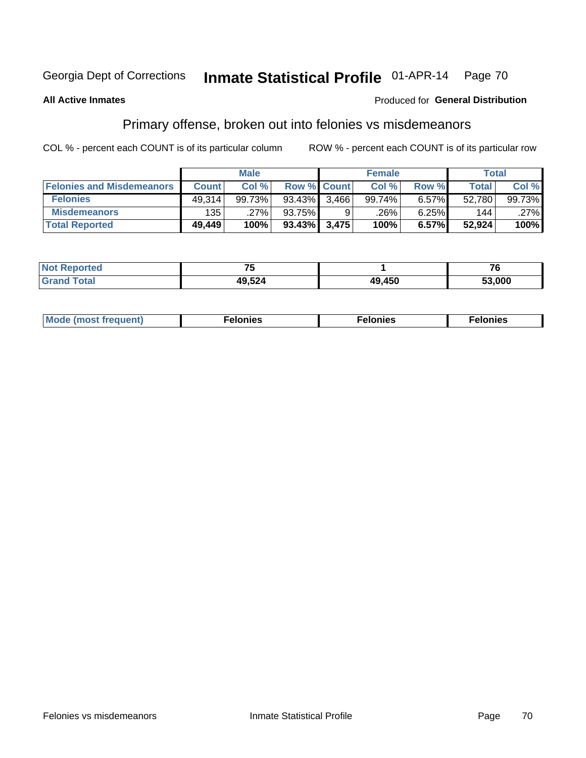Georgia Dept of Corrections **Inmate Statistical Profile** 01-APR-14

**All Active Inmates**

Produced for **General Distribution**

## Primary offense, broken out into felonies vs misdemeanors

COL % - percent each COUNT is of its particular column

ROW % - percent each COUNT is of its particular row

| | Male | | | Female | | | Total | |
|---|---|---|---|---|---|---|---|---|
| **Felonies and Misdemeanors** | **Count** | **Col %** | **Row %** | **Count** | **Col %** | **Row %** | **Total** | **Col %** |
| **Felonies** | 49,314 | 99.73% | 93.43% | 3,466 | 99.74% | 6.57% | 52,780 | 99.73% |
| **Misdemeanors** | 135 | .27% | 93.75% | 9 | .26% | 6.25% | 144 | .27% |
| **Total Reported** | **49,449** | **100%** | **93.43%** | **3,475** | **100%** | **6.57%** | **52,924** | **100%** |

| | Male | Female | Total |
|---|---|---|---|
| **Not Reported** | 75 | 1 | 76 |
| **Grand Total** | 49,524 | 49,450 | 53,000 |

| | Male | Female | Total |
|---|---|---|---|
| **Mode (most frequent)** | Felonies | Felonies | Felonies |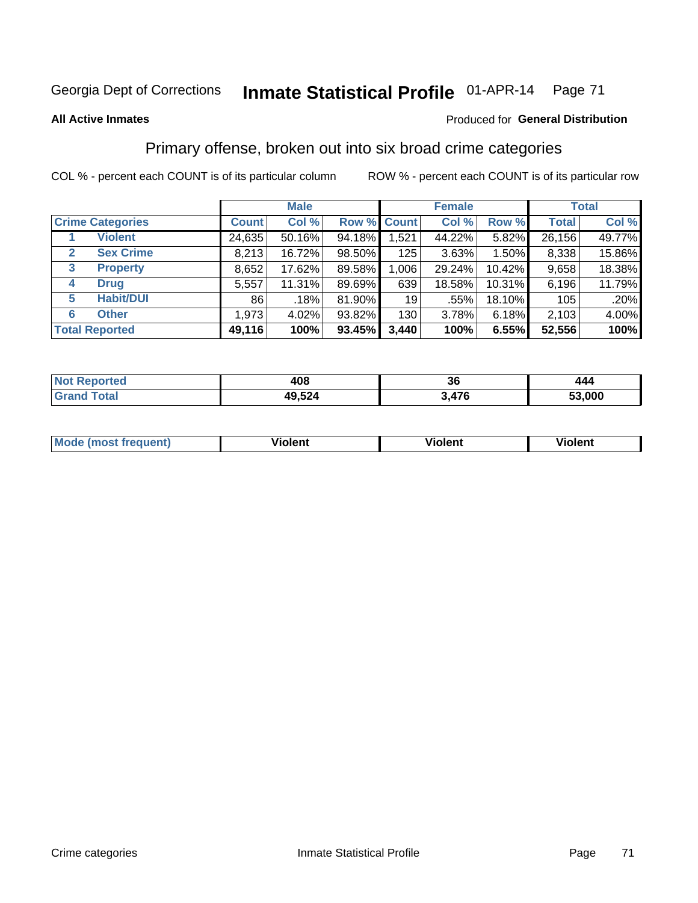Georgia Dept of Corrections **Inmate Statistical Profile** 01-APR-14

**All Active Inmates**

Produced for **General Distribution**

## Primary offense, broken out into six broad crime categories

COL % - percent each COUNT is of its particular column ROW % - percent each COUNT is of its particular row

| Crime Categories | | Male | | | Female | | | Total | |
|---|---|---|---|---|---|---|---|---|---|
| | | Count | Col % | Row % | Count | Col % | Row % | Total | Col % |
| 1 | Violent | 24,635 | 50.16% | 94.18% | 1,521 | 44.22% | 5.82% | 26,156 | 49.77% |
| 2 | Sex Crime | 8,213 | 16.72% | 98.50% | 125 | 3.63% | 1.50% | 8,338 | 15.86% |
| 3 | Property | 8,652 | 17.62% | 89.58% | 1,006 | 29.24% | 10.42% | 9,658 | 18.38% |
| 4 | Drug | 5,557 | 11.31% | 89.69% | 639 | 18.58% | 10.31% | 6,196 | 11.79% |
| 5 | Habit/DUI | 86 | .18% | 81.90% | 19 | .55% | 18.10% | 105 | .20% |
| 6 | Other | 1,973 | 4.02% | 93.82% | 130 | 3.78% | 6.18% | 2,103 | 4.00% |
| **Total Reported** | | **49,116** | **100%** | **93.45%** | **3,440** | **100%** | **6.55%** | **52,556** | **100%** |

| | Male | Female | Total |
|---|---|---|---|
| Not Reported | 408 | 36 | 444 |
| Grand Total | 49,524 | 3,476 | 53,000 |

| | Male | Female | Total |
|---|---|---|---|
| Mode (most frequent) | Violent | Violent | Violent |

Crime categories Inmate Statistical Profile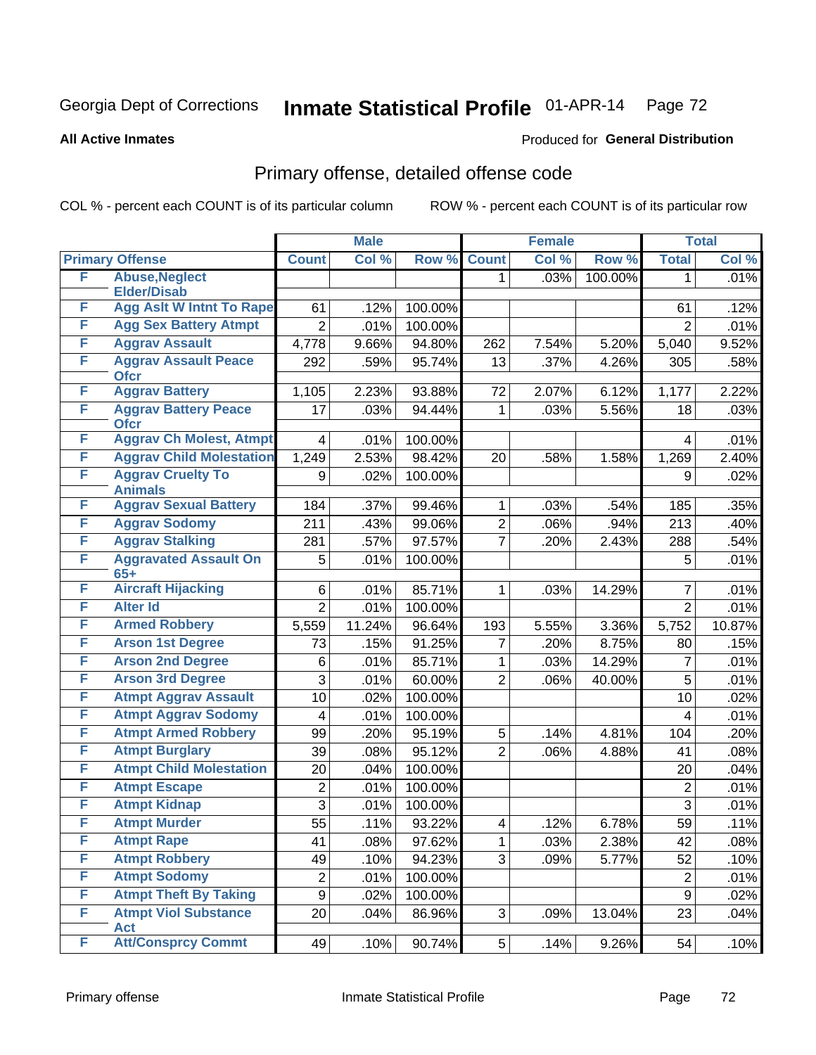Georgia Dept of Corrections **Inmate Statistical Profile** 01-APR-14

**All Active Inmates**

Produced for **General Distribution**

## Primary offense, detailed offense code

COL % - percent each COUNT is of its particular column ROW % - percent each COUNT is of its particular row

| Primary Offense | | Male | | | Female | | | Total | |
|---|---|---|---|---|---|---|---|---|---|
| | | Count | Col % | Row % | Count | Col % | Row % | Total | Col % |
| F | Abuse,Neglect Elder/Disab | | | | 1 | .03% | 100.00% | 1 | .01% |
| F | Agg Aslt W Intnt To Rape | 61 | .12% | 100.00% | | | | 61 | .12% |
| F | Agg Sex Battery Atmpt | 2 | .01% | 100.00% | | | | 2 | .01% |
| F | Aggrav Assault | 4,778 | 9.66% | 94.80% | 262 | 7.54% | 5.20% | 5,040 | 9.52% |
| F | Aggrav Assault Peace Ofcr | 292 | .59% | 95.74% | 13 | .37% | 4.26% | 305 | .58% |
| F | Aggrav Battery | 1,105 | 2.23% | 93.88% | 72 | 2.07% | 6.12% | 1,177 | 2.22% |
| F | Aggrav Battery Peace Ofcr | 17 | .03% | 94.44% | 1 | .03% | 5.56% | 18 | .03% |
| F | Aggrav Ch Molest, Atmpt | 4 | .01% | 100.00% | | | | 4 | .01% |
| F | Aggrav Child Molestation | 1,249 | 2.53% | 98.42% | 20 | .58% | 1.58% | 1,269 | 2.40% |
| F | Aggrav Cruelty To Animals | 9 | .02% | 100.00% | | | | 9 | .02% |
| F | Aggrav Sexual Battery | 184 | .37% | 99.46% | 1 | .03% | .54% | 185 | .35% |
| F | Aggrav Sodomy | 211 | .43% | 99.06% | 2 | .06% | .94% | 213 | .40% |
| F | Aggrav Stalking | 281 | .57% | 97.57% | 7 | .20% | 2.43% | 288 | .54% |
| F | Aggravated Assault On 65+ | 5 | .01% | 100.00% | | | | 5 | .01% |
| F | Aircraft Hijacking | 6 | .01% | 85.71% | 1 | .03% | 14.29% | 7 | .01% |
| F | Alter Id | 2 | .01% | 100.00% | | | | 2 | .01% |
| F | Armed Robbery | 5,559 | 11.24% | 96.64% | 193 | 5.55% | 3.36% | 5,752 | 10.87% |
| F | Arson 1st Degree | 73 | .15% | 91.25% | 7 | .20% | 8.75% | 80 | .15% |
| F | Arson 2nd Degree | 6 | .01% | 85.71% | 1 | .03% | 14.29% | 7 | .01% |
| F | Arson 3rd Degree | 3 | .01% | 60.00% | 2 | .06% | 40.00% | 5 | .01% |
| F | Atmpt Aggrav Assault | 10 | .02% | 100.00% | | | | 10 | .02% |
| F | Atmpt Aggrav Sodomy | 4 | .01% | 100.00% | | | | 4 | .01% |
| F | Atmpt Armed Robbery | 99 | .20% | 95.19% | 5 | .14% | 4.81% | 104 | .20% |
| F | Atmpt Burglary | 39 | .08% | 95.12% | 2 | .06% | 4.88% | 41 | .08% |
| F | Atmpt Child Molestation | 20 | .04% | 100.00% | | | | 20 | .04% |
| F | Atmpt Escape | 2 | .01% | 100.00% | | | | 2 | .01% |
| F | Atmpt Kidnap | 3 | .01% | 100.00% | | | | 3 | .01% |
| F | Atmpt Murder | 55 | .11% | 93.22% | 4 | .12% | 6.78% | 59 | .11% |
| F | Atmpt Rape | 41 | .08% | 97.62% | 1 | .03% | 2.38% | 42 | .08% |
| F | Atmpt Robbery | 49 | .10% | 94.23% | 3 | .09% | 5.77% | 52 | .10% |
| F | Atmpt Sodomy | 2 | .01% | 100.00% | | | | 2 | .01% |
| F | Atmpt Theft By Taking | 9 | .02% | 100.00% | | | | 9 | .02% |
| F | Atmpt Viol Substance Act | 20 | .04% | 86.96% | 3 | .09% | 13.04% | 23 | .04% |
| F | Att/Consprcy Commt | 49 | .10% | 90.74% | 5 | .14% | 9.26% | 54 | .10% |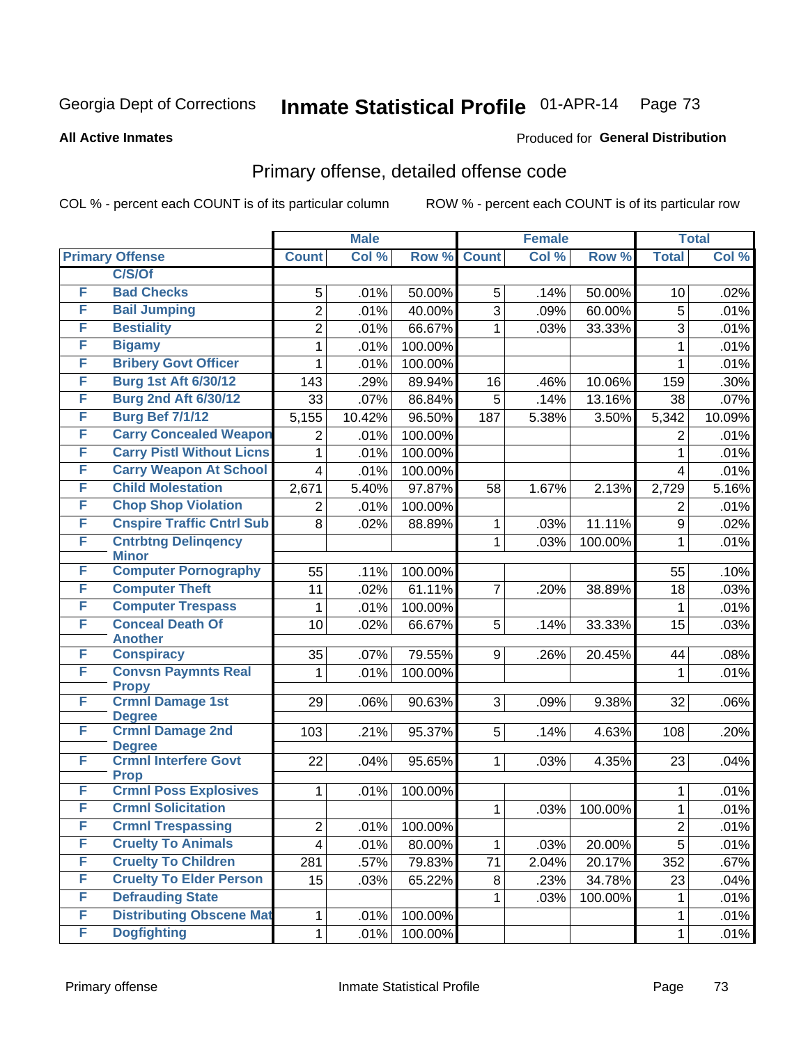Georgia Dept of Corrections **Inmate Statistical Profile** 01-APR-14

**All Active Inmates**

Produced for **General Distribution**

## Primary offense, detailed offense code

COL % - percent each COUNT is of its particular column ROW % - percent each COUNT is of its particular row

| Primary Offense | | Male | | | Female | | | Total | |
|---|---|---|---|---|---|---|---|---|---|
| | | Count | Col % | Row % | Count | Col % | Row % | Total | Col % |
| | C/S/Of | | | | | | | | |
| F | Bad Checks | 5 | .01% | 50.00% | 5 | .14% | 50.00% | 10 | .02% |
| F | Bail Jumping | 2 | .01% | 40.00% | 3 | .09% | 60.00% | 5 | .01% |
| F | Bestiality | 2 | .01% | 66.67% | 1 | .03% | 33.33% | 3 | .01% |
| F | Bigamy | 1 | .01% | 100.00% | | | | 1 | .01% |
| F | Bribery Govt Officer | 1 | .01% | 100.00% | | | | 1 | .01% |
| F | Burg 1st Aft 6/30/12 | 143 | .29% | 89.94% | 16 | .46% | 10.06% | 159 | .30% |
| F | Burg 2nd Aft 6/30/12 | 33 | .07% | 86.84% | 5 | .14% | 13.16% | 38 | .07% |
| F | Burg Bef 7/1/12 | 5,155 | 10.42% | 96.50% | 187 | 5.38% | 3.50% | 5,342 | 10.09% |
| F | Carry Concealed Weapon | 2 | .01% | 100.00% | | | | 2 | .01% |
| F | Carry Pistl Without Licns | 1 | .01% | 100.00% | | | | 1 | .01% |
| F | Carry Weapon At School | 4 | .01% | 100.00% | | | | 4 | .01% |
| F | Child Molestation | 2,671 | 5.40% | 97.87% | 58 | 1.67% | 2.13% | 2,729 | 5.16% |
| F | Chop Shop Violation | 2 | .01% | 100.00% | | | | 2 | .01% |
| F | Cnspire Traffic Cntrl Sub | 8 | .02% | 88.89% | 1 | .03% | 11.11% | 9 | .02% |
| F | Cntrbtng Delinqency Minor | | | | 1 | .03% | 100.00% | 1 | .01% |
| F | Computer Pornography | 55 | .11% | 100.00% | | | | 55 | .10% |
| F | Computer Theft | 11 | .02% | 61.11% | 7 | .20% | 38.89% | 18 | .03% |
| F | Computer Trespass | 1 | .01% | 100.00% | | | | 1 | .01% |
| F | Conceal Death Of Another | 10 | .02% | 66.67% | 5 | .14% | 33.33% | 15 | .03% |
| F | Conspiracy | 35 | .07% | 79.55% | 9 | .26% | 20.45% | 44 | .08% |
| F | Convsn Paymnts Real Propy | 1 | .01% | 100.00% | | | | 1 | .01% |
| F | Crmnl Damage 1st Degree | 29 | .06% | 90.63% | 3 | .09% | 9.38% | 32 | .06% |
| F | Crmnl Damage 2nd Degree | 103 | .21% | 95.37% | 5 | .14% | 4.63% | 108 | .20% |
| F | Crmnl Interfere Govt Prop | 22 | .04% | 95.65% | 1 | .03% | 4.35% | 23 | .04% |
| F | Crmnl Poss Explosives | 1 | .01% | 100.00% | | | | 1 | .01% |
| F | Crmnl Solicitation | | | | 1 | .03% | 100.00% | 1 | .01% |
| F | Crmnl Trespassing | 2 | .01% | 100.00% | | | | 2 | .01% |
| F | Cruelty To Animals | 4 | .01% | 80.00% | 1 | .03% | 20.00% | 5 | .01% |
| F | Cruelty To Children | 281 | .57% | 79.83% | 71 | 2.04% | 20.17% | 352 | .67% |
| F | Cruelty To Elder Person | 15 | .03% | 65.22% | 8 | .23% | 34.78% | 23 | .04% |
| F | Defrauding State | | | | 1 | .03% | 100.00% | 1 | .01% |
| F | Distributing Obscene Mat | 1 | .01% | 100.00% | | | | 1 | .01% |
| F | Dogfighting | 1 | .01% | 100.00% | | | | 1 | .01% |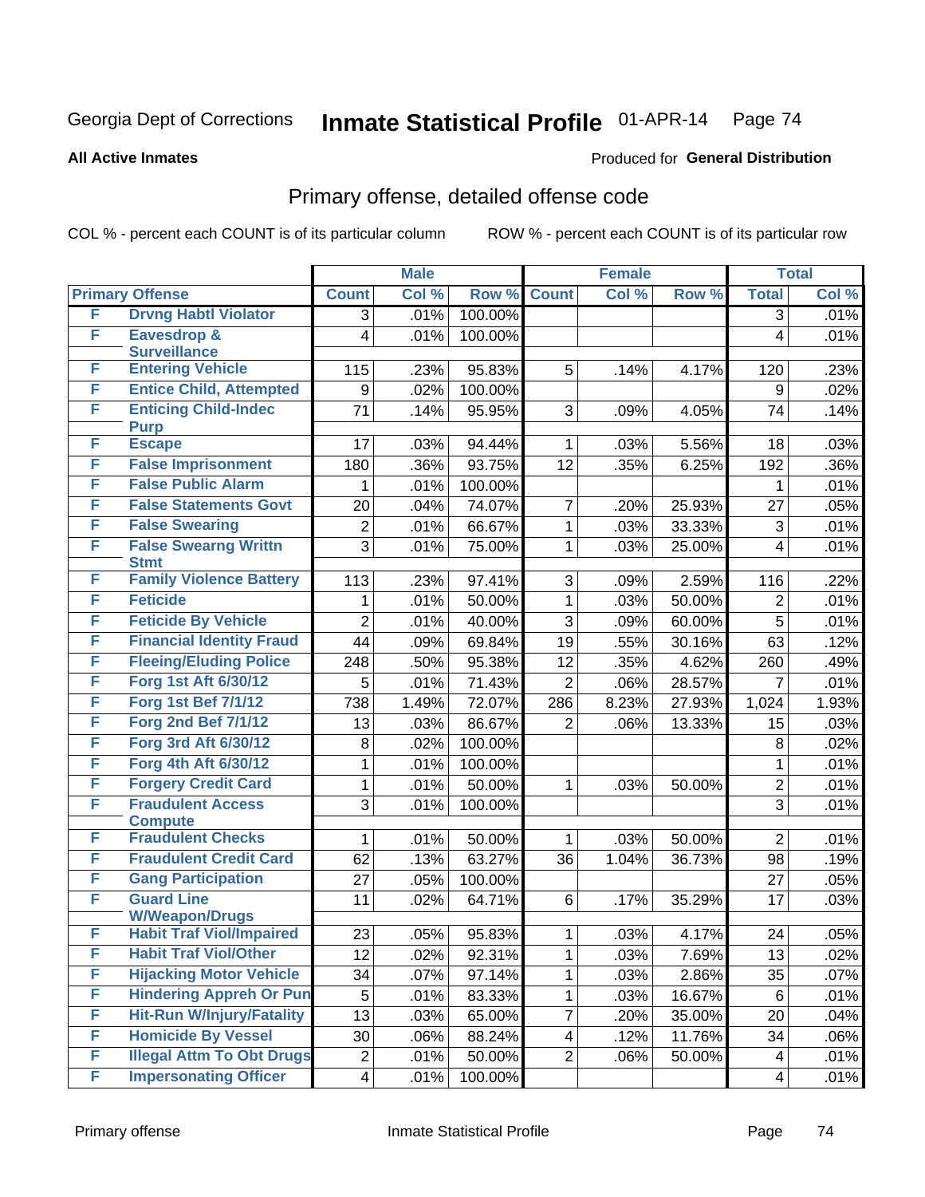Georgia Dept of Corrections **Inmate Statistical Profile** 01-APR-14

**All Active Inmates**

Produced for **General Distribution**

## Primary offense, detailed offense code

COL % - percent each COUNT is of its particular column ROW % - percent each COUNT is of its particular row

| Primary Offense | | Male | | | Female | | | Total | |
|---|---|---|---|---|---|---|---|---|---|
| | | Count | Col % | Row % | Count | Col % | Row % | Total | Col % |
| F | Drvng Habtl Violator | 3 | .01% | 100.00% | | | | 3 | .01% |
| F | Eavesdrop & Surveillance | 4 | .01% | 100.00% | | | | 4 | .01% |
| F | Entering Vehicle | 115 | .23% | 95.83% | 5 | .14% | 4.17% | 120 | .23% |
| F | Entice Child, Attempted | 9 | .02% | 100.00% | | | | 9 | .02% |
| F | Enticing Child-Indec Purp | 71 | .14% | 95.95% | 3 | .09% | 4.05% | 74 | .14% |
| F | Escape | 17 | .03% | 94.44% | 1 | .03% | 5.56% | 18 | .03% |
| F | False Imprisonment | 180 | .36% | 93.75% | 12 | .35% | 6.25% | 192 | .36% |
| F | False Public Alarm | 1 | .01% | 100.00% | | | | 1 | .01% |
| F | False Statements Govt | 20 | .04% | 74.07% | 7 | .20% | 25.93% | 27 | .05% |
| F | False Swearing | 2 | .01% | 66.67% | 1 | .03% | 33.33% | 3 | .01% |
| F | False Swearng Writtn Stmt | 3 | .01% | 75.00% | 1 | .03% | 25.00% | 4 | .01% |
| F | Family Violence Battery | 113 | .23% | 97.41% | 3 | .09% | 2.59% | 116 | .22% |
| F | Feticide | 1 | .01% | 50.00% | 1 | .03% | 50.00% | 2 | .01% |
| F | Feticide By Vehicle | 2 | .01% | 40.00% | 3 | .09% | 60.00% | 5 | .01% |
| F | Financial Identity Fraud | 44 | .09% | 69.84% | 19 | .55% | 30.16% | 63 | .12% |
| F | Fleeing/Eluding Police | 248 | .50% | 95.38% | 12 | .35% | 4.62% | 260 | .49% |
| F | Forg 1st Aft 6/30/12 | 5 | .01% | 71.43% | 2 | .06% | 28.57% | 7 | .01% |
| F | Forg 1st Bef 7/1/12 | 738 | 1.49% | 72.07% | 286 | 8.23% | 27.93% | 1,024 | 1.93% |
| F | Forg 2nd Bef 7/1/12 | 13 | .03% | 86.67% | 2 | .06% | 13.33% | 15 | .03% |
| F | Forg 3rd Aft 6/30/12 | 8 | .02% | 100.00% | | | | 8 | .02% |
| F | Forg 4th Aft 6/30/12 | 1 | .01% | 100.00% | | | | 1 | .01% |
| F | Forgery Credit Card | 1 | .01% | 50.00% | 1 | .03% | 50.00% | 2 | .01% |
| F | Fraudulent Access Compute | 3 | .01% | 100.00% | | | | 3 | .01% |
| F | Fraudulent Checks | 1 | .01% | 50.00% | 1 | .03% | 50.00% | 2 | .01% |
| F | Fraudulent Credit Card | 62 | .13% | 63.27% | 36 | 1.04% | 36.73% | 98 | .19% |
| F | Gang Participation | 27 | .05% | 100.00% | | | | 27 | .05% |
| F | Guard Line W/Weapon/Drugs | 11 | .02% | 64.71% | 6 | .17% | 35.29% | 17 | .03% |
| F | Habit Traf Viol/Impaired | 23 | .05% | 95.83% | 1 | .03% | 4.17% | 24 | .05% |
| F | Habit Traf Viol/Other | 12 | .02% | 92.31% | 1 | .03% | 7.69% | 13 | .02% |
| F | Hijacking Motor Vehicle | 34 | .07% | 97.14% | 1 | .03% | 2.86% | 35 | .07% |
| F | Hindering Appreh Or Pun | 5 | .01% | 83.33% | 1 | .03% | 16.67% | 6 | .01% |
| F | Hit-Run W/Injury/Fatality | 13 | .03% | 65.00% | 7 | .20% | 35.00% | 20 | .04% |
| F | Homicide By Vessel | 30 | .06% | 88.24% | 4 | .12% | 11.76% | 34 | .06% |
| F | Illegal Attm To Obt Drugs | 2 | .01% | 50.00% | 2 | .06% | 50.00% | 4 | .01% |
| F | Impersonating Officer | 4 | .01% | 100.00% | | | | 4 | .01% |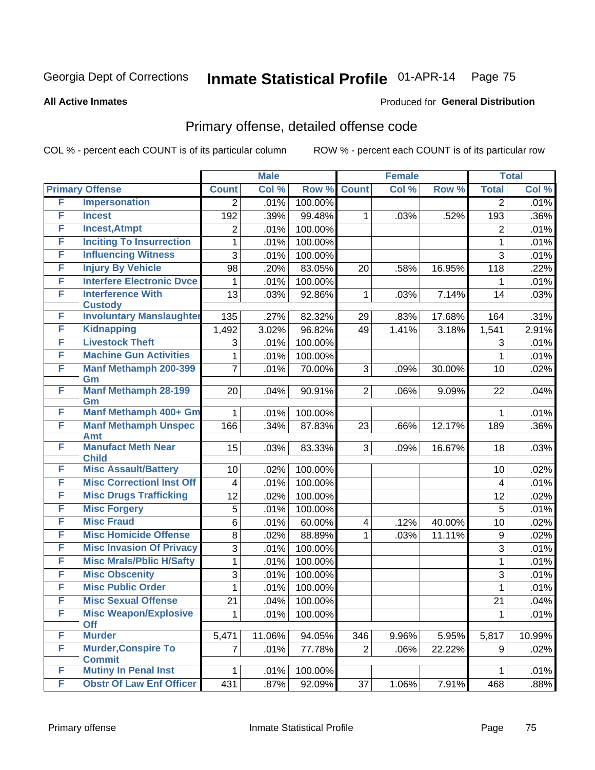Georgia Dept of Corrections **Inmate Statistical Profile** 01-APR-14

**All Active Inmates**

Produced for **General Distribution**

## Primary offense, detailed offense code

COL % - percent each COUNT is of its particular column ROW % - percent each COUNT is of its particular row

| Primary Offense | | Male | | | Female | | | Total | |
|---|---|---|---|---|---|---|---|---|---|
| | | Count | Col % | Row % | Count | Col % | Row % | Total | Col % |
| F | Impersonation | 2 | .01% | 100.00% | | | | 2 | .01% |
| F | Incest | 192 | .39% | 99.48% | 1 | .03% | .52% | 193 | .36% |
| F | Incest,Atmpt | 2 | .01% | 100.00% | | | | 2 | .01% |
| F | Inciting To Insurrection | 1 | .01% | 100.00% | | | | 1 | .01% |
| F | Influencing Witness | 3 | .01% | 100.00% | | | | 3 | .01% |
| F | Injury By Vehicle | 98 | .20% | 83.05% | 20 | .58% | 16.95% | 118 | .22% |
| F | Interfere Electronic Dvce | 1 | .01% | 100.00% | | | | 1 | .01% |
| F | Interference With Custody | 13 | .03% | 92.86% | 1 | .03% | 7.14% | 14 | .03% |
| F | Involuntary Manslaughter | 135 | .27% | 82.32% | 29 | .83% | 17.68% | 164 | .31% |
| F | Kidnapping | 1,492 | 3.02% | 96.82% | 49 | 1.41% | 3.18% | 1,541 | 2.91% |
| F | Livestock Theft | 3 | .01% | 100.00% | | | | 3 | .01% |
| F | Machine Gun Activities | 1 | .01% | 100.00% | | | | 1 | .01% |
| F | Manf Methamph 200-399 Gm | 7 | .01% | 70.00% | 3 | .09% | 30.00% | 10 | .02% |
| F | Manf Methamph 28-199 Gm | 20 | .04% | 90.91% | 2 | .06% | 9.09% | 22 | .04% |
| F | Manf Methamph 400+ Gm | 1 | .01% | 100.00% | | | | 1 | .01% |
| F | Manf Methamph Unspec Amt | 166 | .34% | 87.83% | 23 | .66% | 12.17% | 189 | .36% |
| F | Manufact Meth Near Child | 15 | .03% | 83.33% | 3 | .09% | 16.67% | 18 | .03% |
| F | Misc Assault/Battery | 10 | .02% | 100.00% | | | | 10 | .02% |
| F | Misc Correctionl Inst Off | 4 | .01% | 100.00% | | | | 4 | .01% |
| F | Misc Drugs Trafficking | 12 | .02% | 100.00% | | | | 12 | .02% |
| F | Misc Forgery | 5 | .01% | 100.00% | | | | 5 | .01% |
| F | Misc Fraud | 6 | .01% | 60.00% | 4 | .12% | 40.00% | 10 | .02% |
| F | Misc Homicide Offense | 8 | .02% | 88.89% | 1 | .03% | 11.11% | 9 | .02% |
| F | Misc Invasion Of Privacy | 3 | .01% | 100.00% | | | | 3 | .01% |
| F | Misc Mrals/Pblic H/Safty | 1 | .01% | 100.00% | | | | 1 | .01% |
| F | Misc Obscenity | 3 | .01% | 100.00% | | | | 3 | .01% |
| F | Misc Public Order | 1 | .01% | 100.00% | | | | 1 | .01% |
| F | Misc Sexual Offense | 21 | .04% | 100.00% | | | | 21 | .04% |
| F | Misc Weapon/Explosive Off | 1 | .01% | 100.00% | | | | 1 | .01% |
| F | Murder | 5,471 | 11.06% | 94.05% | 346 | 9.96% | 5.95% | 5,817 | 10.99% |
| F | Murder,Conspire To Commit | 7 | .01% | 77.78% | 2 | .06% | 22.22% | 9 | .02% |
| F | Mutiny In Penal Inst | 1 | .01% | 100.00% | | | | 1 | .01% |
| F | Obstr Of Law Enf Officer | 431 | .87% | 92.09% | 37 | 1.06% | 7.91% | 468 | .88% |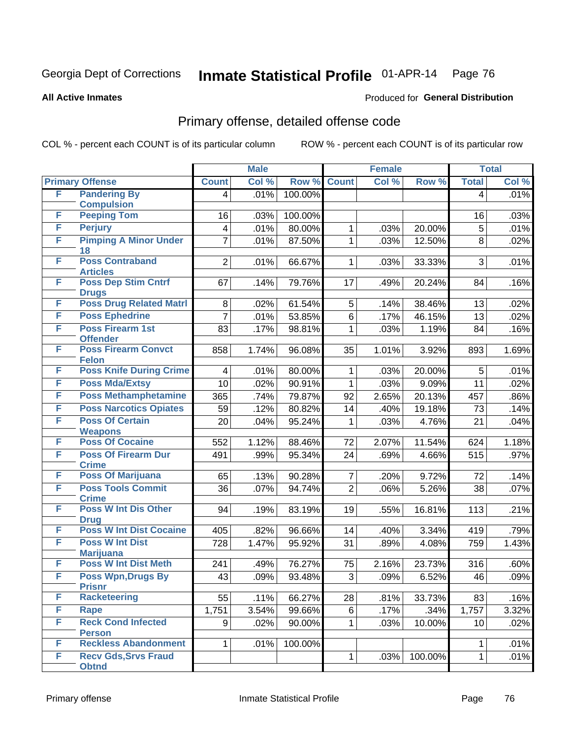Georgia Dept of Corrections **Inmate Statistical Profile** 01-APR-14 Page 76

**All Active Inmates**

Produced for **General Distribution**

## Primary offense, detailed offense code

COL % - percent each COUNT is of its particular column

ROW % - percent each COUNT is of its particular row

| Primary Offense | | Male | | | Female | | | Total | |
|---|---|---|---|---|---|---|---|---|---|
| | | Count | Col % | Row % | Count | Col % | Row % | Total | Col % |
| F | Pandering By Compulsion | 4 | .01% | 100.00% | | | | 4 | .01% |
| F | Peeping Tom | 16 | .03% | 100.00% | | | | 16 | .03% |
| F | Perjury | 4 | .01% | 80.00% | 1 | .03% | 20.00% | 5 | .01% |
| F | Pimping A Minor Under 18 | 7 | .01% | 87.50% | 1 | .03% | 12.50% | 8 | .02% |
| F | Poss Contraband Articles | 2 | .01% | 66.67% | 1 | .03% | 33.33% | 3 | .01% |
| F | Poss Dep Stim Cntrf Drugs | 67 | .14% | 79.76% | 17 | .49% | 20.24% | 84 | .16% |
| F | Poss Drug Related Matrl | 8 | .02% | 61.54% | 5 | .14% | 38.46% | 13 | .02% |
| F | Poss Ephedrine | 7 | .01% | 53.85% | 6 | .17% | 46.15% | 13 | .02% |
| F | Poss Firearm 1st Offender | 83 | .17% | 98.81% | 1 | .03% | 1.19% | 84 | .16% |
| F | Poss Firearm Convct Felon | 858 | 1.74% | 96.08% | 35 | 1.01% | 3.92% | 893 | 1.69% |
| F | Poss Knife During Crime | 4 | .01% | 80.00% | 1 | .03% | 20.00% | 5 | .01% |
| F | Poss Mda/Extsy | 10 | .02% | 90.91% | 1 | .03% | 9.09% | 11 | .02% |
| F | Poss Methamphetamine | 365 | .74% | 79.87% | 92 | 2.65% | 20.13% | 457 | .86% |
| F | Poss Narcotics Opiates | 59 | .12% | 80.82% | 14 | .40% | 19.18% | 73 | .14% |
| F | Poss Of Certain Weapons | 20 | .04% | 95.24% | 1 | .03% | 4.76% | 21 | .04% |
| F | Poss Of Cocaine | 552 | 1.12% | 88.46% | 72 | 2.07% | 11.54% | 624 | 1.18% |
| F | Poss Of Firearm Dur Crime | 491 | .99% | 95.34% | 24 | .69% | 4.66% | 515 | .97% |
| F | Poss Of Marijuana | 65 | .13% | 90.28% | 7 | .20% | 9.72% | 72 | .14% |
| F | Poss Tools Commit Crime | 36 | .07% | 94.74% | 2 | .06% | 5.26% | 38 | .07% |
| F | Poss W Int Dis Other Drug | 94 | .19% | 83.19% | 19 | .55% | 16.81% | 113 | .21% |
| F | Poss W Int Dist Cocaine | 405 | .82% | 96.66% | 14 | .40% | 3.34% | 419 | .79% |
| F | Poss W Int Dist Marijuana | 728 | 1.47% | 95.92% | 31 | .89% | 4.08% | 759 | 1.43% |
| F | Poss W Int Dist Meth | 241 | .49% | 76.27% | 75 | 2.16% | 23.73% | 316 | .60% |
| F | Poss Wpn,Drugs By Prisnr | 43 | .09% | 93.48% | 3 | .09% | 6.52% | 46 | .09% |
| F | Racketeering | 55 | .11% | 66.27% | 28 | .81% | 33.73% | 83 | .16% |
| F | Rape | 1,751 | 3.54% | 99.66% | 6 | .17% | .34% | 1,757 | 3.32% |
| F | Reck Cond Infected Person | 9 | .02% | 90.00% | 1 | .03% | 10.00% | 10 | .02% |
| F | Reckless Abandonment | 1 | .01% | 100.00% | | | | 1 | .01% |
| F | Recv Gds,Srvs Fraud Obtnd | | | | 1 | .03% | 100.00% | 1 | .01% |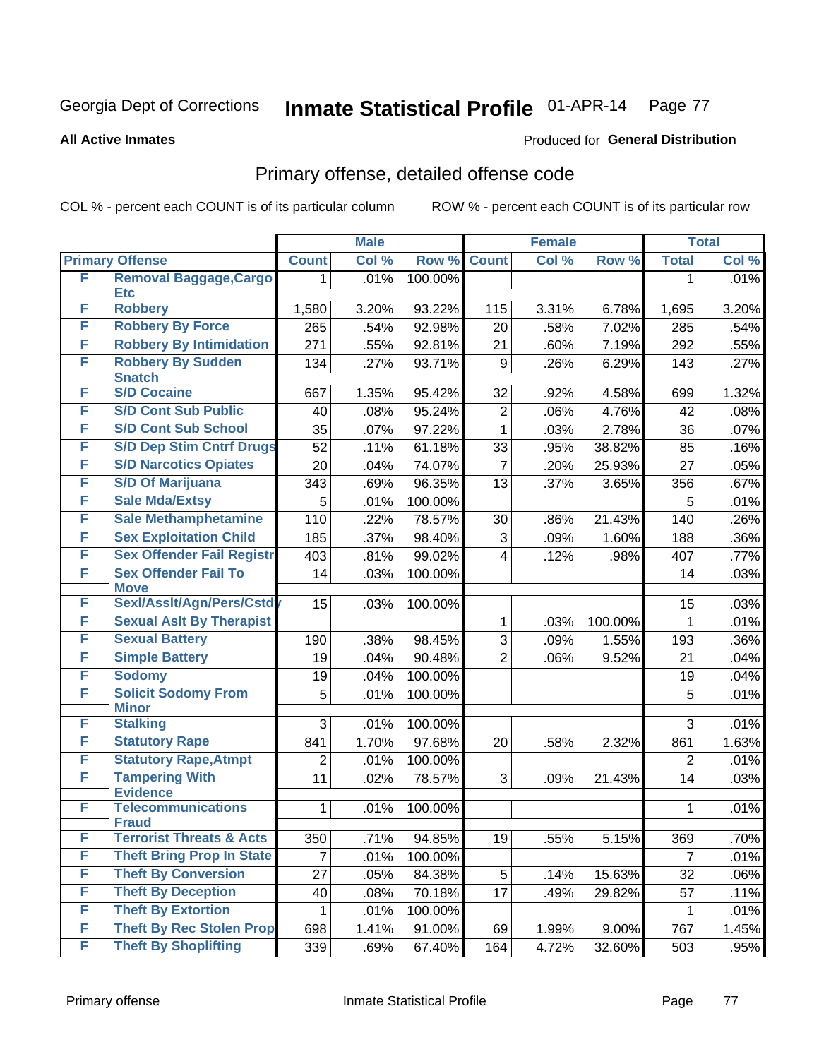Georgia Dept of Corrections **Inmate Statistical Profile** 01-APR-14 Page 77

**All Active Inmates**

Produced for **General Distribution**

## Primary offense, detailed offense code

COL % - percent each COUNT is of its particular column

ROW % - percent each COUNT is of its particular row

| Primary Offense | | Male | | | Female | | | Total | |
|---|---|---|---|---|---|---|---|---|---|
| | | Count | Col % | Row % | Count | Col % | Row % | Total | Col % |
| F | Removal Baggage,Cargo Etc | 1 | .01% | 100.00% | | | | 1 | .01% |
| F | Robbery | 1,580 | 3.20% | 93.22% | 115 | 3.31% | 6.78% | 1,695 | 3.20% |
| F | Robbery By Force | 265 | .54% | 92.98% | 20 | .58% | 7.02% | 285 | .54% |
| F | Robbery By Intimidation | 271 | .55% | 92.81% | 21 | .60% | 7.19% | 292 | .55% |
| F | Robbery By Sudden Snatch | 134 | .27% | 93.71% | 9 | .26% | 6.29% | 143 | .27% |
| F | S/D Cocaine | 667 | 1.35% | 95.42% | 32 | .92% | 4.58% | 699 | 1.32% |
| F | S/D Cont Sub Public | 40 | .08% | 95.24% | 2 | .06% | 4.76% | 42 | .08% |
| F | S/D Cont Sub School | 35 | .07% | 97.22% | 1 | .03% | 2.78% | 36 | .07% |
| F | S/D Dep Stim Cntrf Drugs | 52 | .11% | 61.18% | 33 | .95% | 38.82% | 85 | .16% |
| F | S/D Narcotics Opiates | 20 | .04% | 74.07% | 7 | .20% | 25.93% | 27 | .05% |
| F | S/D Of Marijuana | 343 | .69% | 96.35% | 13 | .37% | 3.65% | 356 | .67% |
| F | Sale Mda/Extsy | 5 | .01% | 100.00% | | | | 5 | .01% |
| F | Sale Methamphetamine | 110 | .22% | 78.57% | 30 | .86% | 21.43% | 140 | .26% |
| F | Sex Exploitation Child | 185 | .37% | 98.40% | 3 | .09% | 1.60% | 188 | .36% |
| F | Sex Offender Fail Registr | 403 | .81% | 99.02% | 4 | .12% | .98% | 407 | .77% |
| F | Sex Offender Fail To Move | 14 | .03% | 100.00% | | | | 14 | .03% |
| F | Sexl/Asslt/Agn/Pers/Cstdy | 15 | .03% | 100.00% | | | | 15 | .03% |
| F | Sexual Aslt By Therapist | | | | 1 | .03% | 100.00% | 1 | .01% |
| F | Sexual Battery | 190 | .38% | 98.45% | 3 | .09% | 1.55% | 193 | .36% |
| F | Simple Battery | 19 | .04% | 90.48% | 2 | .06% | 9.52% | 21 | .04% |
| F | Sodomy | 19 | .04% | 100.00% | | | | 19 | .04% |
| F | Solicit Sodomy From Minor | 5 | .01% | 100.00% | | | | 5 | .01% |
| F | Stalking | 3 | .01% | 100.00% | | | | 3 | .01% |
| F | Statutory Rape | 841 | 1.70% | 97.68% | 20 | .58% | 2.32% | 861 | 1.63% |
| F | Statutory Rape,Atmpt | 2 | .01% | 100.00% | | | | 2 | .01% |
| F | Tampering With Evidence | 11 | .02% | 78.57% | 3 | .09% | 21.43% | 14 | .03% |
| F | Telecommunications Fraud | 1 | .01% | 100.00% | | | | 1 | .01% |
| F | Terrorist Threats & Acts | 350 | .71% | 94.85% | 19 | .55% | 5.15% | 369 | .70% |
| F | Theft Bring Prop In State | 7 | .01% | 100.00% | | | | 7 | .01% |
| F | Theft By Conversion | 27 | .05% | 84.38% | 5 | .14% | 15.63% | 32 | .06% |
| F | Theft By Deception | 40 | .08% | 70.18% | 17 | .49% | 29.82% | 57 | .11% |
| F | Theft By Extortion | 1 | .01% | 100.00% | | | | 1 | .01% |
| F | Theft By Rec Stolen Prop | 698 | 1.41% | 91.00% | 69 | 1.99% | 9.00% | 767 | 1.45% |
| F | Theft By Shoplifting | 339 | .69% | 67.40% | 164 | 4.72% | 32.60% | 503 | .95% |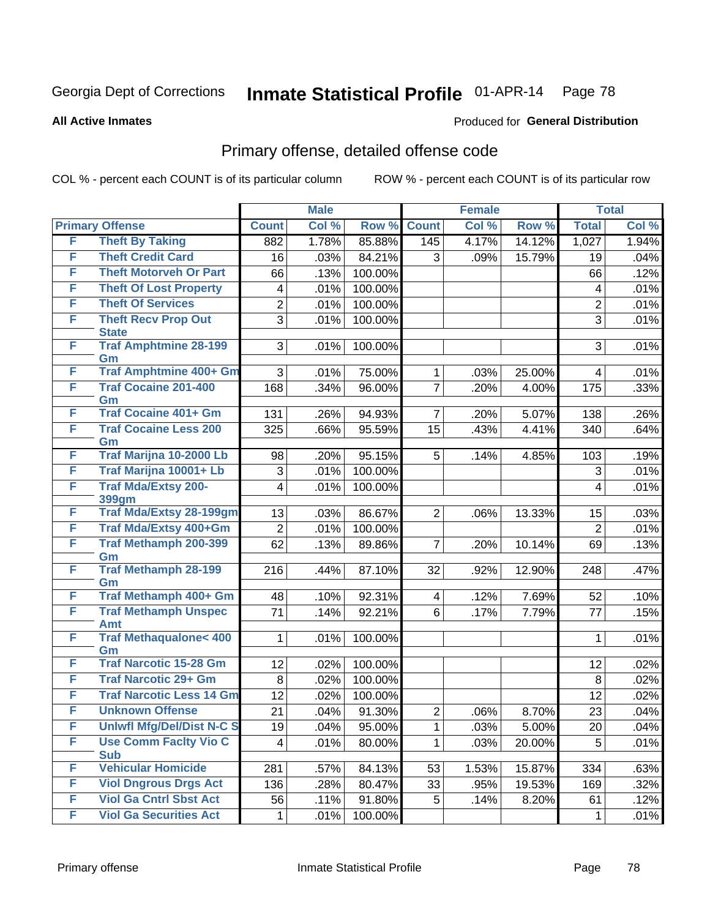Georgia Dept of Corrections **Inmate Statistical Profile** 01-APR-14 Page 78

**All Active Inmates** Produced for **General Distribution**

## Primary offense, detailed offense code

COL % - percent each COUNT is of its particular column ROW % - percent each COUNT is of its particular row

| Primary Offense | | Male | | | Female | | | Total | |
|---|---|---|---|---|---|---|---|---|---|
| | | Count | Col % | Row % | Count | Col % | Row % | Total | Col % |
| F | Theft By Taking | 882 | 1.78% | 85.88% | 145 | 4.17% | 14.12% | 1,027 | 1.94% |
| F | Theft Credit Card | 16 | .03% | 84.21% | 3 | .09% | 15.79% | 19 | .04% |
| F | Theft Motorveh Or Part | 66 | .13% | 100.00% | | | | 66 | .12% |
| F | Theft Of Lost Property | 4 | .01% | 100.00% | | | | 4 | .01% |
| F | Theft Of Services | 2 | .01% | 100.00% | | | | 2 | .01% |
| F | Theft Recv Prop Out State | 3 | .01% | 100.00% | | | | 3 | .01% |
| F | Traf Amphtmine 28-199 Gm | 3 | .01% | 100.00% | | | | 3 | .01% |
| F | Traf Amphtmine 400+ Gm | 3 | .01% | 75.00% | 1 | .03% | 25.00% | 4 | .01% |
| F | Traf Cocaine 201-400 Gm | 168 | .34% | 96.00% | 7 | .20% | 4.00% | 175 | .33% |
| F | Traf Cocaine 401+ Gm | 131 | .26% | 94.93% | 7 | .20% | 5.07% | 138 | .26% |
| F | Traf Cocaine Less 200 Gm | 325 | .66% | 95.59% | 15 | .43% | 4.41% | 340 | .64% |
| F | Traf Marijna 10-2000 Lb | 98 | .20% | 95.15% | 5 | .14% | 4.85% | 103 | .19% |
| F | Traf Marijna 10001+ Lb | 3 | .01% | 100.00% | | | | 3 | .01% |
| F | Traf Mda/Extsy 200-399gm | 4 | .01% | 100.00% | | | | 4 | .01% |
| F | Traf Mda/Extsy 28-199gm | 13 | .03% | 86.67% | 2 | .06% | 13.33% | 15 | .03% |
| F | Traf Mda/Extsy 400+Gm | 2 | .01% | 100.00% | | | | 2 | .01% |
| F | Traf Methamph 200-399 Gm | 62 | .13% | 89.86% | 7 | .20% | 10.14% | 69 | .13% |
| F | Traf Methamph 28-199 Gm | 216 | .44% | 87.10% | 32 | .92% | 12.90% | 248 | .47% |
| F | Traf Methamph 400+ Gm | 48 | .10% | 92.31% | 4 | .12% | 7.69% | 52 | .10% |
| F | Traf Methamph Unspec Amt | 71 | .14% | 92.21% | 6 | .17% | 7.79% | 77 | .15% |
| F | Traf Methaqualone< 400 Gm | 1 | .01% | 100.00% | | | | 1 | .01% |
| F | Traf Narcotic 15-28 Gm | 12 | .02% | 100.00% | | | | 12 | .02% |
| F | Traf Narcotic 29+ Gm | 8 | .02% | 100.00% | | | | 8 | .02% |
| F | Traf Narcotic Less 14 Gm | 12 | .02% | 100.00% | | | | 12 | .02% |
| F | Unknown Offense | 21 | .04% | 91.30% | 2 | .06% | 8.70% | 23 | .04% |
| F | Unlwfl Mfg/Del/Dist N-C S | 19 | .04% | 95.00% | 1 | .03% | 5.00% | 20 | .04% |
| F | Use Comm Faclty Vio C Sub | 4 | .01% | 80.00% | 1 | .03% | 20.00% | 5 | .01% |
| F | Vehicular Homicide | 281 | .57% | 84.13% | 53 | 1.53% | 15.87% | 334 | .63% |
| F | Viol Dngrous Drgs Act | 136 | .28% | 80.47% | 33 | .95% | 19.53% | 169 | .32% |
| F | Viol Ga Cntrl Sbst Act | 56 | .11% | 91.80% | 5 | .14% | 8.20% | 61 | .12% |
| F | Viol Ga Securities Act | 1 | .01% | 100.00% | | | | 1 | .01% |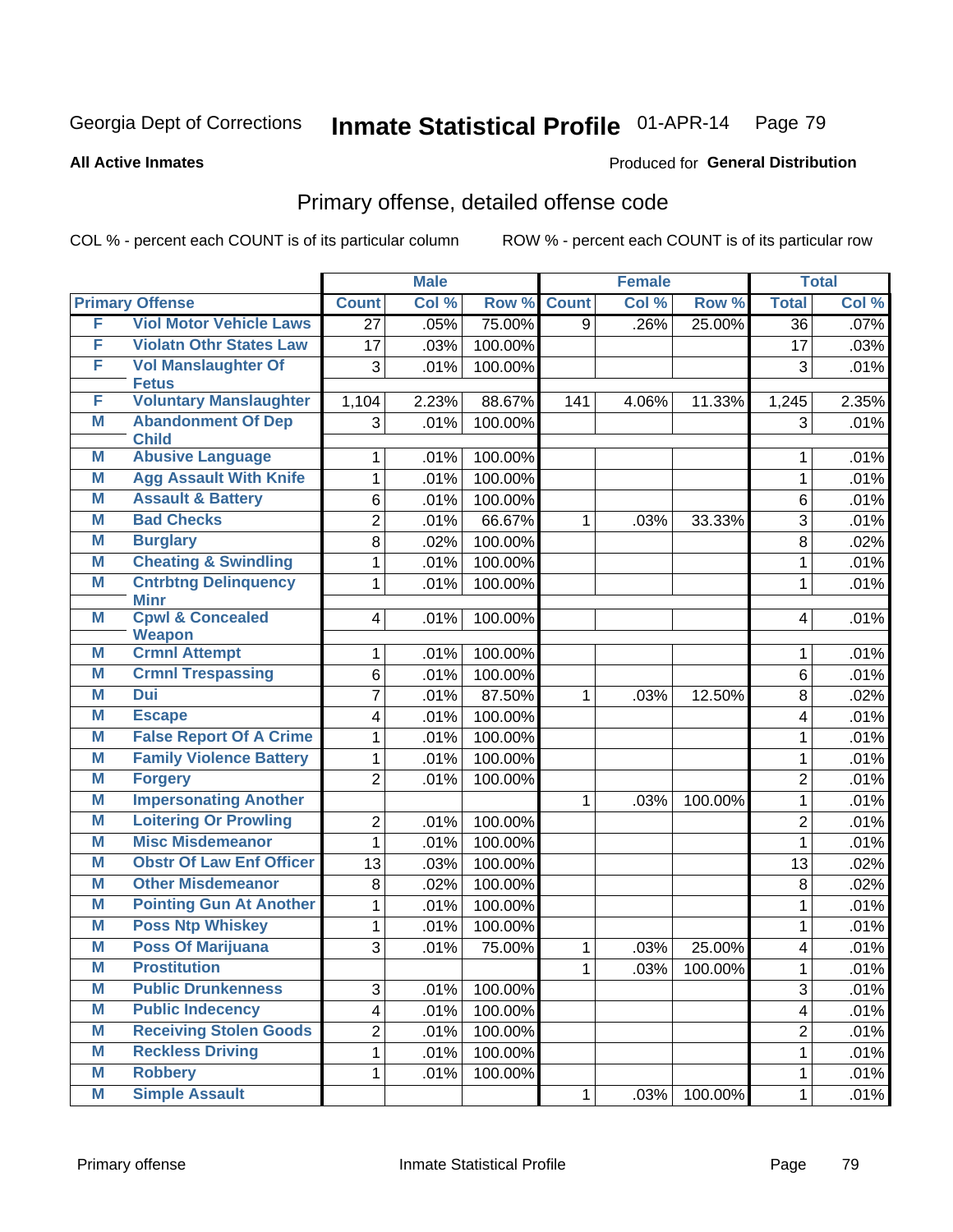Georgia Dept of Corrections **Inmate Statistical Profile** 01-APR-14

**All Active Inmates**

Produced for **General Distribution**

## Primary offense, detailed offense code

COL % - percent each COUNT is of its particular column    ROW % - percent each COUNT is of its particular row

| Primary Offense | | Male | | | Female | | | Total | |
|---|---|---|---|---|---|---|---|---|---|
| | | Count | Col % | Row % | Count | Col % | Row % | Total | Col % |
| F | Viol Motor Vehicle Laws | 27 | .05% | 75.00% | 9 | .26% | 25.00% | 36 | .07% |
| F | Violatn Othr States Law | 17 | .03% | 100.00% | | | | 17 | .03% |
| F | Vol Manslaughter Of Fetus | 3 | .01% | 100.00% | | | | 3 | .01% |
| F | Voluntary Manslaughter | 1,104 | 2.23% | 88.67% | 141 | 4.06% | 11.33% | 1,245 | 2.35% |
| M | Abandonment Of Dep Child | 3 | .01% | 100.00% | | | | 3 | .01% |
| M | Abusive Language | 1 | .01% | 100.00% | | | | 1 | .01% |
| M | Agg Assault With Knife | 1 | .01% | 100.00% | | | | 1 | .01% |
| M | Assault & Battery | 6 | .01% | 100.00% | | | | 6 | .01% |
| M | Bad Checks | 2 | .01% | 66.67% | 1 | .03% | 33.33% | 3 | .01% |
| M | Burglary | 8 | .02% | 100.00% | | | | 8 | .02% |
| M | Cheating & Swindling | 1 | .01% | 100.00% | | | | 1 | .01% |
| M | Cntrbtng Delinquency Minr | 1 | .01% | 100.00% | | | | 1 | .01% |
| M | Cpwl & Concealed Weapon | 4 | .01% | 100.00% | | | | 4 | .01% |
| M | Crmnl Attempt | 1 | .01% | 100.00% | | | | 1 | .01% |
| M | Crmnl Trespassing | 6 | .01% | 100.00% | | | | 6 | .01% |
| M | Dui | 7 | .01% | 87.50% | 1 | .03% | 12.50% | 8 | .02% |
| M | Escape | 4 | .01% | 100.00% | | | | 4 | .01% |
| M | False Report Of A Crime | 1 | .01% | 100.00% | | | | 1 | .01% |
| M | Family Violence Battery | 1 | .01% | 100.00% | | | | 1 | .01% |
| M | Forgery | 2 | .01% | 100.00% | | | | 2 | .01% |
| M | Impersonating Another | | | | 1 | .03% | 100.00% | 1 | .01% |
| M | Loitering Or Prowling | 2 | .01% | 100.00% | | | | 2 | .01% |
| M | Misc Misdemeanor | 1 | .01% | 100.00% | | | | 1 | .01% |
| M | Obstr Of Law Enf Officer | 13 | .03% | 100.00% | | | | 13 | .02% |
| M | Other Misdemeanor | 8 | .02% | 100.00% | | | | 8 | .02% |
| M | Pointing Gun At Another | 1 | .01% | 100.00% | | | | 1 | .01% |
| M | Poss Ntp Whiskey | 1 | .01% | 100.00% | | | | 1 | .01% |
| M | Poss Of Marijuana | 3 | .01% | 75.00% | 1 | .03% | 25.00% | 4 | .01% |
| M | Prostitution | | | | 1 | .03% | 100.00% | 1 | .01% |
| M | Public Drunkenness | 3 | .01% | 100.00% | | | | 3 | .01% |
| M | Public Indecency | 4 | .01% | 100.00% | | | | 4 | .01% |
| M | Receiving Stolen Goods | 2 | .01% | 100.00% | | | | 2 | .01% |
| M | Reckless Driving | 1 | .01% | 100.00% | | | | 1 | .01% |
| M | Robbery | 1 | .01% | 100.00% | | | | 1 | .01% |
| M | Simple Assault | | | | 1 | .03% | 100.00% | 1 | .01% |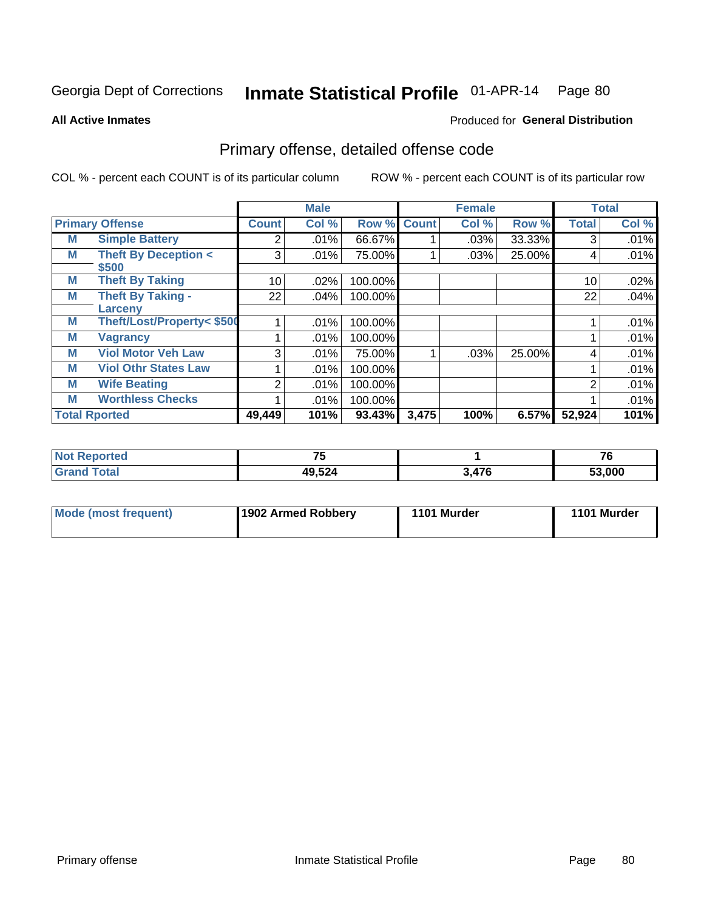Georgia Dept of Corrections **Inmate Statistical Profile** 01-APR-14

**All Active Inmates** Produced for **General Distribution**

## Primary offense, detailed offense code

COL % - percent each COUNT is of its particular column ROW % - percent each COUNT is of its particular row

| Primary Offense | | Male | | | Female | | | Total | |
|---|---|---|---|---|---|---|---|---|---|
| | | Count | Col % | Row % | Count | Col % | Row % | Total | Col % |
| M | Simple Battery | 2 | .01% | 66.67% | 1 | .03% | 33.33% | 3 | .01% |
| M | Theft By Deception < $500 | 3 | .01% | 75.00% | 1 | .03% | 25.00% | 4 | .01% |
| M | Theft By Taking | 10 | .02% | 100.00% | | | | 10 | .02% |
| M | Theft By Taking - Larceny | 22 | .04% | 100.00% | | | | 22 | .04% |
| M | Theft/Lost/Property< $500 | 1 | .01% | 100.00% | | | | 1 | .01% |
| M | Vagrancy | 1 | .01% | 100.00% | | | | 1 | .01% |
| M | Viol Motor Veh Law | 3 | .01% | 75.00% | 1 | .03% | 25.00% | 4 | .01% |
| M | Viol Othr States Law | 1 | .01% | 100.00% | | | | 1 | .01% |
| M | Wife Beating | 2 | .01% | 100.00% | | | | 2 | .01% |
| M | Worthless Checks | 1 | .01% | 100.00% | | | | 1 | .01% |
| **Total Rported** | | **49,449** | **101%** | **93.43%** | **3,475** | **100%** | **6.57%** | **52,924** | **101%** |

| | Male | Female | Total |
|---|---|---|---|
| **Not Reported** | **75** | **1** | **76** |
| **Grand Total** | **49,524** | **3,476** | **53,000** |

| | Male | Female | Total |
|---|---|---|---|
| **Mode (most frequent)** | **1902 Armed Robbery** | **1101 Murder** | **1101 Murder** |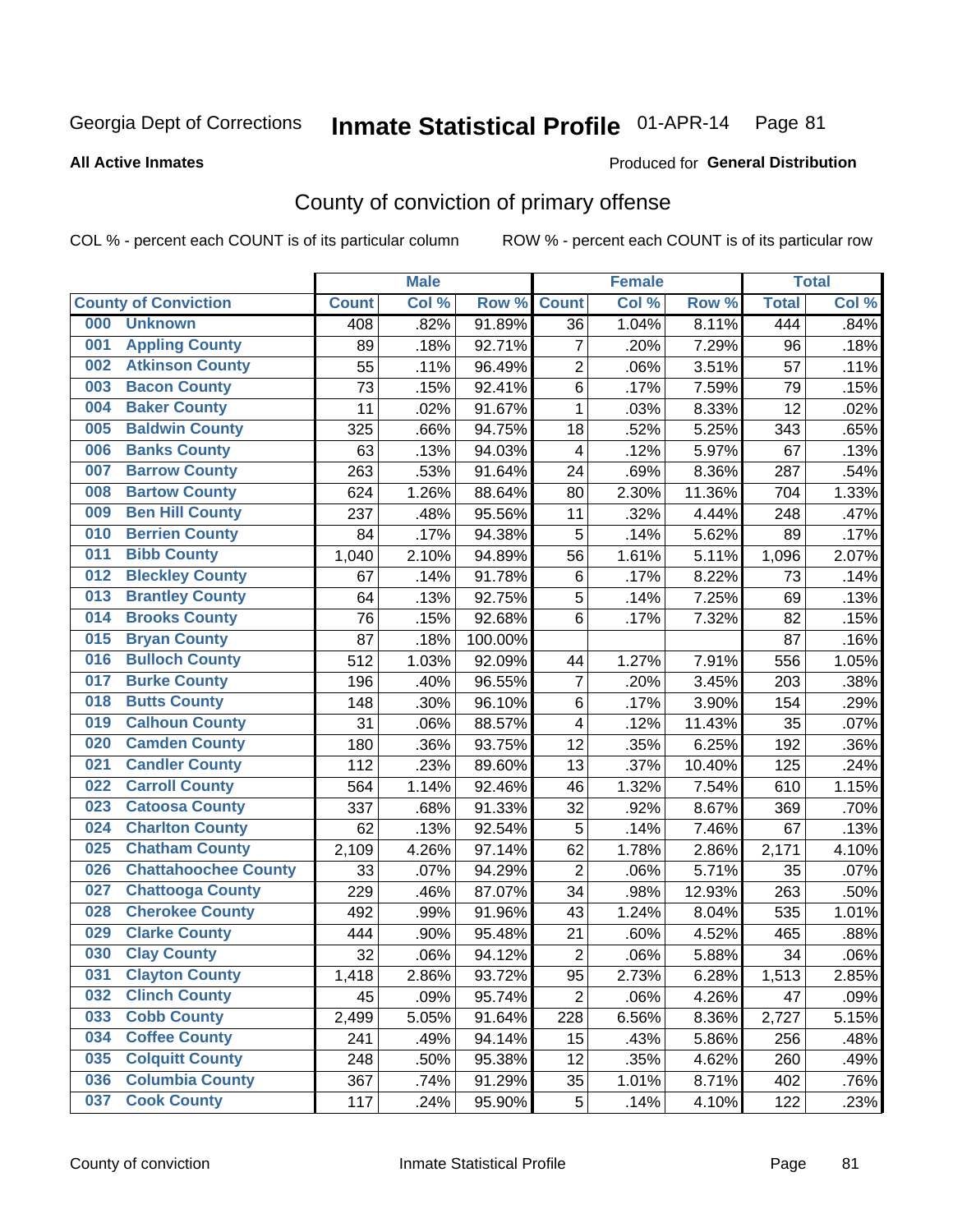Georgia Dept of Corrections **Inmate Statistical Profile** 01-APR-14

**All Active Inmates**

Produced for **General Distribution**

## County of conviction of primary offense

COL % - percent each COUNT is of its particular column ROW % - percent each COUNT is of its particular row

| County of Conviction | Male | | | Female | | | Total | |
|---|---|---|---|---|---|---|---|---|
| | Count | Col % | Row % | Count | Col % | Row % | Total | Col % |
| 000 Unknown | 408 | .82% | 91.89% | 36 | 1.04% | 8.11% | 444 | .84% |
| 001 Appling County | 89 | .18% | 92.71% | 7 | .20% | 7.29% | 96 | .18% |
| 002 Atkinson County | 55 | .11% | 96.49% | 2 | .06% | 3.51% | 57 | .11% |
| 003 Bacon County | 73 | .15% | 92.41% | 6 | .17% | 7.59% | 79 | .15% |
| 004 Baker County | 11 | .02% | 91.67% | 1 | .03% | 8.33% | 12 | .02% |
| 005 Baldwin County | 325 | .66% | 94.75% | 18 | .52% | 5.25% | 343 | .65% |
| 006 Banks County | 63 | .13% | 94.03% | 4 | .12% | 5.97% | 67 | .13% |
| 007 Barrow County | 263 | .53% | 91.64% | 24 | .69% | 8.36% | 287 | .54% |
| 008 Bartow County | 624 | 1.26% | 88.64% | 80 | 2.30% | 11.36% | 704 | 1.33% |
| 009 Ben Hill County | 237 | .48% | 95.56% | 11 | .32% | 4.44% | 248 | .47% |
| 010 Berrien County | 84 | .17% | 94.38% | 5 | .14% | 5.62% | 89 | .17% |
| 011 Bibb County | 1,040 | 2.10% | 94.89% | 56 | 1.61% | 5.11% | 1,096 | 2.07% |
| 012 Bleckley County | 67 | .14% | 91.78% | 6 | .17% | 8.22% | 73 | .14% |
| 013 Brantley County | 64 | .13% | 92.75% | 5 | .14% | 7.25% | 69 | .13% |
| 014 Brooks County | 76 | .15% | 92.68% | 6 | .17% | 7.32% | 82 | .15% |
| 015 Bryan County | 87 | .18% | 100.00% | | | | 87 | .16% |
| 016 Bulloch County | 512 | 1.03% | 92.09% | 44 | 1.27% | 7.91% | 556 | 1.05% |
| 017 Burke County | 196 | .40% | 96.55% | 7 | .20% | 3.45% | 203 | .38% |
| 018 Butts County | 148 | .30% | 96.10% | 6 | .17% | 3.90% | 154 | .29% |
| 019 Calhoun County | 31 | .06% | 88.57% | 4 | .12% | 11.43% | 35 | .07% |
| 020 Camden County | 180 | .36% | 93.75% | 12 | .35% | 6.25% | 192 | .36% |
| 021 Candler County | 112 | .23% | 89.60% | 13 | .37% | 10.40% | 125 | .24% |
| 022 Carroll County | 564 | 1.14% | 92.46% | 46 | 1.32% | 7.54% | 610 | 1.15% |
| 023 Catoosa County | 337 | .68% | 91.33% | 32 | .92% | 8.67% | 369 | .70% |
| 024 Charlton County | 62 | .13% | 92.54% | 5 | .14% | 7.46% | 67 | .13% |
| 025 Chatham County | 2,109 | 4.26% | 97.14% | 62 | 1.78% | 2.86% | 2,171 | 4.10% |
| 026 Chattahoochee County | 33 | .07% | 94.29% | 2 | .06% | 5.71% | 35 | .07% |
| 027 Chattooga County | 229 | .46% | 87.07% | 34 | .98% | 12.93% | 263 | .50% |
| 028 Cherokee County | 492 | .99% | 91.96% | 43 | 1.24% | 8.04% | 535 | 1.01% |
| 029 Clarke County | 444 | .90% | 95.48% | 21 | .60% | 4.52% | 465 | .88% |
| 030 Clay County | 32 | .06% | 94.12% | 2 | .06% | 5.88% | 34 | .06% |
| 031 Clayton County | 1,418 | 2.86% | 93.72% | 95 | 2.73% | 6.28% | 1,513 | 2.85% |
| 032 Clinch County | 45 | .09% | 95.74% | 2 | .06% | 4.26% | 47 | .09% |
| 033 Cobb County | 2,499 | 5.05% | 91.64% | 228 | 6.56% | 8.36% | 2,727 | 5.15% |
| 034 Coffee County | 241 | .49% | 94.14% | 15 | .43% | 5.86% | 256 | .48% |
| 035 Colquitt County | 248 | .50% | 95.38% | 12 | .35% | 4.62% | 260 | .49% |
| 036 Columbia County | 367 | .74% | 91.29% | 35 | 1.01% | 8.71% | 402 | .76% |
| 037 Cook County | 117 | .24% | 95.90% | 5 | .14% | 4.10% | 122 | .23% |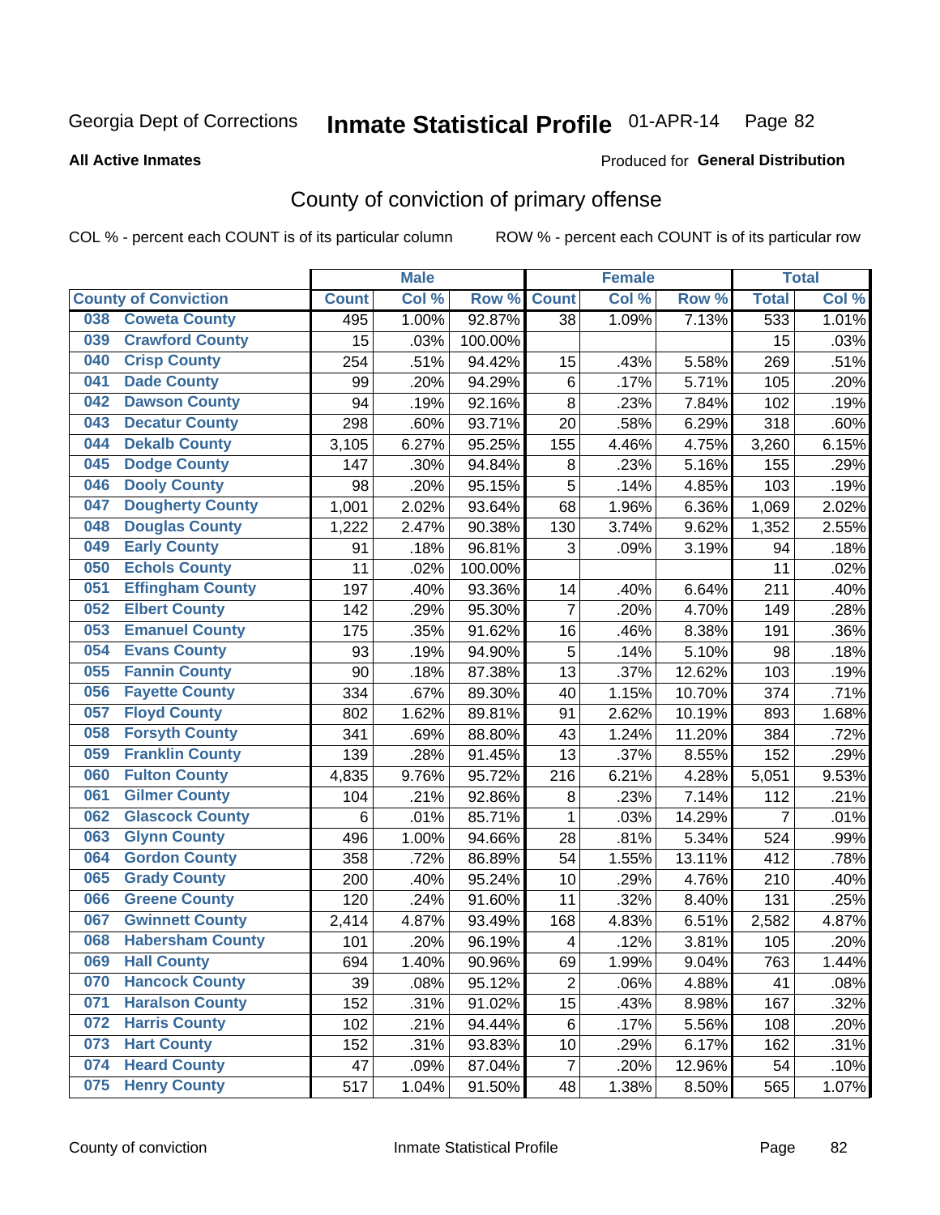Georgia Dept of Corrections **Inmate Statistical Profile** 01-APR-14 Page 82

**All Active Inmates**

Produced for **General Distribution**

## County of conviction of primary offense

COL % - percent each COUNT is of its particular column ROW % - percent each COUNT is of its particular row

| County of Conviction | Male | | | Female | | | Total | |
|---|---|---|---|---|---|---|---|---|
| | Count | Col % | Row % | Count | Col % | Row % | Total | Col % |
| 038 Coweta County | 495 | 1.00% | 92.87% | 38 | 1.09% | 7.13% | 533 | 1.01% |
| 039 Crawford County | 15 | .03% | 100.00% | | | | 15 | .03% |
| 040 Crisp County | 254 | .51% | 94.42% | 15 | .43% | 5.58% | 269 | .51% |
| 041 Dade County | 99 | .20% | 94.29% | 6 | .17% | 5.71% | 105 | .20% |
| 042 Dawson County | 94 | .19% | 92.16% | 8 | .23% | 7.84% | 102 | .19% |
| 043 Decatur County | 298 | .60% | 93.71% | 20 | .58% | 6.29% | 318 | .60% |
| 044 Dekalb County | 3,105 | 6.27% | 95.25% | 155 | 4.46% | 4.75% | 3,260 | 6.15% |
| 045 Dodge County | 147 | .30% | 94.84% | 8 | .23% | 5.16% | 155 | .29% |
| 046 Dooly County | 98 | .20% | 95.15% | 5 | .14% | 4.85% | 103 | .19% |
| 047 Dougherty County | 1,001 | 2.02% | 93.64% | 68 | 1.96% | 6.36% | 1,069 | 2.02% |
| 048 Douglas County | 1,222 | 2.47% | 90.38% | 130 | 3.74% | 9.62% | 1,352 | 2.55% |
| 049 Early County | 91 | .18% | 96.81% | 3 | .09% | 3.19% | 94 | .18% |
| 050 Echols County | 11 | .02% | 100.00% | | | | 11 | .02% |
| 051 Effingham County | 197 | .40% | 93.36% | 14 | .40% | 6.64% | 211 | .40% |
| 052 Elbert County | 142 | .29% | 95.30% | 7 | .20% | 4.70% | 149 | .28% |
| 053 Emanuel County | 175 | .35% | 91.62% | 16 | .46% | 8.38% | 191 | .36% |
| 054 Evans County | 93 | .19% | 94.90% | 5 | .14% | 5.10% | 98 | .18% |
| 055 Fannin County | 90 | .18% | 87.38% | 13 | .37% | 12.62% | 103 | .19% |
| 056 Fayette County | 334 | .67% | 89.30% | 40 | 1.15% | 10.70% | 374 | .71% |
| 057 Floyd County | 802 | 1.62% | 89.81% | 91 | 2.62% | 10.19% | 893 | 1.68% |
| 058 Forsyth County | 341 | .69% | 88.80% | 43 | 1.24% | 11.20% | 384 | .72% |
| 059 Franklin County | 139 | .28% | 91.45% | 13 | .37% | 8.55% | 152 | .29% |
| 060 Fulton County | 4,835 | 9.76% | 95.72% | 216 | 6.21% | 4.28% | 5,051 | 9.53% |
| 061 Gilmer County | 104 | .21% | 92.86% | 8 | .23% | 7.14% | 112 | .21% |
| 062 Glascock County | 6 | .01% | 85.71% | 1 | .03% | 14.29% | 7 | .01% |
| 063 Glynn County | 496 | 1.00% | 94.66% | 28 | .81% | 5.34% | 524 | .99% |
| 064 Gordon County | 358 | .72% | 86.89% | 54 | 1.55% | 13.11% | 412 | .78% |
| 065 Grady County | 200 | .40% | 95.24% | 10 | .29% | 4.76% | 210 | .40% |
| 066 Greene County | 120 | .24% | 91.60% | 11 | .32% | 8.40% | 131 | .25% |
| 067 Gwinnett County | 2,414 | 4.87% | 93.49% | 168 | 4.83% | 6.51% | 2,582 | 4.87% |
| 068 Habersham County | 101 | .20% | 96.19% | 4 | .12% | 3.81% | 105 | .20% |
| 069 Hall County | 694 | 1.40% | 90.96% | 69 | 1.99% | 9.04% | 763 | 1.44% |
| 070 Hancock County | 39 | .08% | 95.12% | 2 | .06% | 4.88% | 41 | .08% |
| 071 Haralson County | 152 | .31% | 91.02% | 15 | .43% | 8.98% | 167 | .32% |
| 072 Harris County | 102 | .21% | 94.44% | 6 | .17% | 5.56% | 108 | .20% |
| 073 Hart County | 152 | .31% | 93.83% | 10 | .29% | 6.17% | 162 | .31% |
| 074 Heard County | 47 | .09% | 87.04% | 7 | .20% | 12.96% | 54 | .10% |
| 075 Henry County | 517 | 1.04% | 91.50% | 48 | 1.38% | 8.50% | 565 | 1.07% |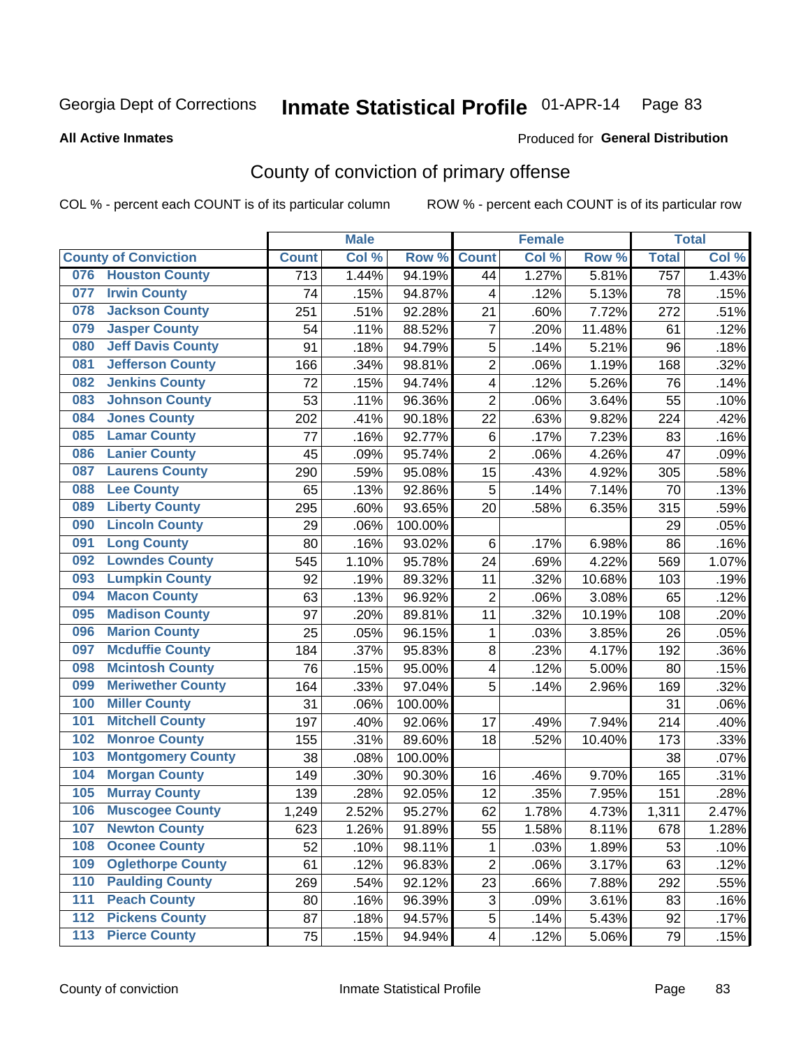Georgia Dept of Corrections **Inmate Statistical Profile** 01-APR-14

**All Active Inmates**

Produced for **General Distribution**

## County of conviction of primary offense

COL % - percent each COUNT is of its particular column ROW % - percent each COUNT is of its particular row

| County of Conviction | Male | | | Female | | | Total | |
|---|---|---|---|---|---|---|---|---|
| | Count | Col % | Row % | Count | Col % | Row % | Total | Col % |
| 076 Houston County | 713 | 1.44% | 94.19% | 44 | 1.27% | 5.81% | 757 | 1.43% |
| 077 Irwin County | 74 | .15% | 94.87% | 4 | .12% | 5.13% | 78 | .15% |
| 078 Jackson County | 251 | .51% | 92.28% | 21 | .60% | 7.72% | 272 | .51% |
| 079 Jasper County | 54 | .11% | 88.52% | 7 | .20% | 11.48% | 61 | .12% |
| 080 Jeff Davis County | 91 | .18% | 94.79% | 5 | .14% | 5.21% | 96 | .18% |
| 081 Jefferson County | 166 | .34% | 98.81% | 2 | .06% | 1.19% | 168 | .32% |
| 082 Jenkins County | 72 | .15% | 94.74% | 4 | .12% | 5.26% | 76 | .14% |
| 083 Johnson County | 53 | .11% | 96.36% | 2 | .06% | 3.64% | 55 | .10% |
| 084 Jones County | 202 | .41% | 90.18% | 22 | .63% | 9.82% | 224 | .42% |
| 085 Lamar County | 77 | .16% | 92.77% | 6 | .17% | 7.23% | 83 | .16% |
| 086 Lanier County | 45 | .09% | 95.74% | 2 | .06% | 4.26% | 47 | .09% |
| 087 Laurens County | 290 | .59% | 95.08% | 15 | .43% | 4.92% | 305 | .58% |
| 088 Lee County | 65 | .13% | 92.86% | 5 | .14% | 7.14% | 70 | .13% |
| 089 Liberty County | 295 | .60% | 93.65% | 20 | .58% | 6.35% | 315 | .59% |
| 090 Lincoln County | 29 | .06% | 100.00% | | | | 29 | .05% |
| 091 Long County | 80 | .16% | 93.02% | 6 | .17% | 6.98% | 86 | .16% |
| 092 Lowndes County | 545 | 1.10% | 95.78% | 24 | .69% | 4.22% | 569 | 1.07% |
| 093 Lumpkin County | 92 | .19% | 89.32% | 11 | .32% | 10.68% | 103 | .19% |
| 094 Macon County | 63 | .13% | 96.92% | 2 | .06% | 3.08% | 65 | .12% |
| 095 Madison County | 97 | .20% | 89.81% | 11 | .32% | 10.19% | 108 | .20% |
| 096 Marion County | 25 | .05% | 96.15% | 1 | .03% | 3.85% | 26 | .05% |
| 097 Mcduffie County | 184 | .37% | 95.83% | 8 | .23% | 4.17% | 192 | .36% |
| 098 Mcintosh County | 76 | .15% | 95.00% | 4 | .12% | 5.00% | 80 | .15% |
| 099 Meriwether County | 164 | .33% | 97.04% | 5 | .14% | 2.96% | 169 | .32% |
| 100 Miller County | 31 | .06% | 100.00% | | | | 31 | .06% |
| 101 Mitchell County | 197 | .40% | 92.06% | 17 | .49% | 7.94% | 214 | .40% |
| 102 Monroe County | 155 | .31% | 89.60% | 18 | .52% | 10.40% | 173 | .33% |
| 103 Montgomery County | 38 | .08% | 100.00% | | | | 38 | .07% |
| 104 Morgan County | 149 | .30% | 90.30% | 16 | .46% | 9.70% | 165 | .31% |
| 105 Murray County | 139 | .28% | 92.05% | 12 | .35% | 7.95% | 151 | .28% |
| 106 Muscogee County | 1,249 | 2.52% | 95.27% | 62 | 1.78% | 4.73% | 1,311 | 2.47% |
| 107 Newton County | 623 | 1.26% | 91.89% | 55 | 1.58% | 8.11% | 678 | 1.28% |
| 108 Oconee County | 52 | .10% | 98.11% | 1 | .03% | 1.89% | 53 | .10% |
| 109 Oglethorpe County | 61 | .12% | 96.83% | 2 | .06% | 3.17% | 63 | .12% |
| 110 Paulding County | 269 | .54% | 92.12% | 23 | .66% | 7.88% | 292 | .55% |
| 111 Peach County | 80 | .16% | 96.39% | 3 | .09% | 3.61% | 83 | .16% |
| 112 Pickens County | 87 | .18% | 94.57% | 5 | .14% | 5.43% | 92 | .17% |
| 113 Pierce County | 75 | .15% | 94.94% | 4 | .12% | 5.06% | 79 | .15% |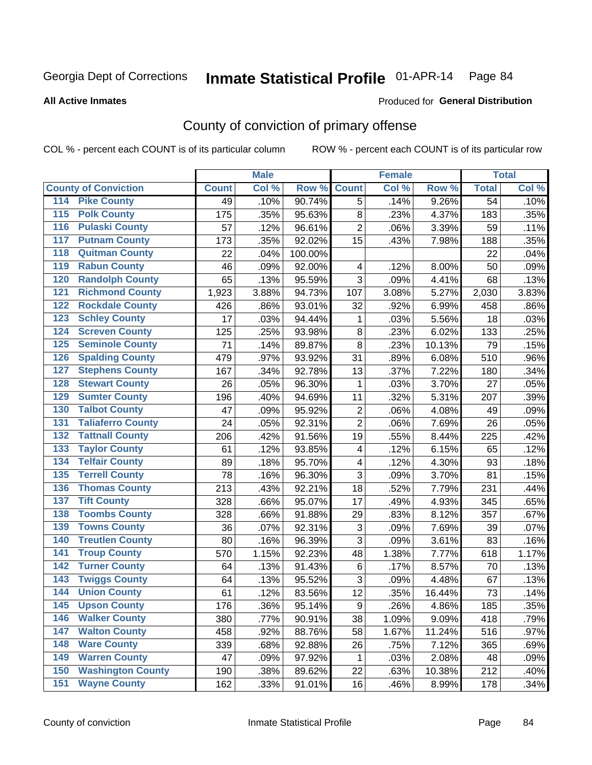Georgia Dept of Corrections **Inmate Statistical Profile** 01-APR-14 Page 84

**All Active Inmates**

Produced for **General Distribution**

## County of conviction of primary offense

COL % - percent each COUNT is of its particular column ROW % - percent each COUNT is of its particular row

| County of Conviction | Male | | | Female | | | Total | |
|---|---|---|---|---|---|---|---|---|
| | Count | Col % | Row % | Count | Col % | Row % | Total | Col % |
| 114 Pike County | 49 | .10% | 90.74% | 5 | .14% | 9.26% | 54 | .10% |
| 115 Polk County | 175 | .35% | 95.63% | 8 | .23% | 4.37% | 183 | .35% |
| 116 Pulaski County | 57 | .12% | 96.61% | 2 | .06% | 3.39% | 59 | .11% |
| 117 Putnam County | 173 | .35% | 92.02% | 15 | .43% | 7.98% | 188 | .35% |
| 118 Quitman County | 22 | .04% | 100.00% | | | | 22 | .04% |
| 119 Rabun County | 46 | .09% | 92.00% | 4 | .12% | 8.00% | 50 | .09% |
| 120 Randolph County | 65 | .13% | 95.59% | 3 | .09% | 4.41% | 68 | .13% |
| 121 Richmond County | 1,923 | 3.88% | 94.73% | 107 | 3.08% | 5.27% | 2,030 | 3.83% |
| 122 Rockdale County | 426 | .86% | 93.01% | 32 | .92% | 6.99% | 458 | .86% |
| 123 Schley County | 17 | .03% | 94.44% | 1 | .03% | 5.56% | 18 | .03% |
| 124 Screven County | 125 | .25% | 93.98% | 8 | .23% | 6.02% | 133 | .25% |
| 125 Seminole County | 71 | .14% | 89.87% | 8 | .23% | 10.13% | 79 | .15% |
| 126 Spalding County | 479 | .97% | 93.92% | 31 | .89% | 6.08% | 510 | .96% |
| 127 Stephens County | 167 | .34% | 92.78% | 13 | .37% | 7.22% | 180 | .34% |
| 128 Stewart County | 26 | .05% | 96.30% | 1 | .03% | 3.70% | 27 | .05% |
| 129 Sumter County | 196 | .40% | 94.69% | 11 | .32% | 5.31% | 207 | .39% |
| 130 Talbot County | 47 | .09% | 95.92% | 2 | .06% | 4.08% | 49 | .09% |
| 131 Taliaferro County | 24 | .05% | 92.31% | 2 | .06% | 7.69% | 26 | .05% |
| 132 Tattnall County | 206 | .42% | 91.56% | 19 | .55% | 8.44% | 225 | .42% |
| 133 Taylor County | 61 | .12% | 93.85% | 4 | .12% | 6.15% | 65 | .12% |
| 134 Telfair County | 89 | .18% | 95.70% | 4 | .12% | 4.30% | 93 | .18% |
| 135 Terrell County | 78 | .16% | 96.30% | 3 | .09% | 3.70% | 81 | .15% |
| 136 Thomas County | 213 | .43% | 92.21% | 18 | .52% | 7.79% | 231 | .44% |
| 137 Tift County | 328 | .66% | 95.07% | 17 | .49% | 4.93% | 345 | .65% |
| 138 Toombs County | 328 | .66% | 91.88% | 29 | .83% | 8.12% | 357 | .67% |
| 139 Towns County | 36 | .07% | 92.31% | 3 | .09% | 7.69% | 39 | .07% |
| 140 Treutlen County | 80 | .16% | 96.39% | 3 | .09% | 3.61% | 83 | .16% |
| 141 Troup County | 570 | 1.15% | 92.23% | 48 | 1.38% | 7.77% | 618 | 1.17% |
| 142 Turner County | 64 | .13% | 91.43% | 6 | .17% | 8.57% | 70 | .13% |
| 143 Twiggs County | 64 | .13% | 95.52% | 3 | .09% | 4.48% | 67 | .13% |
| 144 Union County | 61 | .12% | 83.56% | 12 | .35% | 16.44% | 73 | .14% |
| 145 Upson County | 176 | .36% | 95.14% | 9 | .26% | 4.86% | 185 | .35% |
| 146 Walker County | 380 | .77% | 90.91% | 38 | 1.09% | 9.09% | 418 | .79% |
| 147 Walton County | 458 | .92% | 88.76% | 58 | 1.67% | 11.24% | 516 | .97% |
| 148 Ware County | 339 | .68% | 92.88% | 26 | .75% | 7.12% | 365 | .69% |
| 149 Warren County | 47 | .09% | 97.92% | 1 | .03% | 2.08% | 48 | .09% |
| 150 Washington County | 190 | .38% | 89.62% | 22 | .63% | 10.38% | 212 | .40% |
| 151 Wayne County | 162 | .33% | 91.01% | 16 | .46% | 8.99% | 178 | .34% |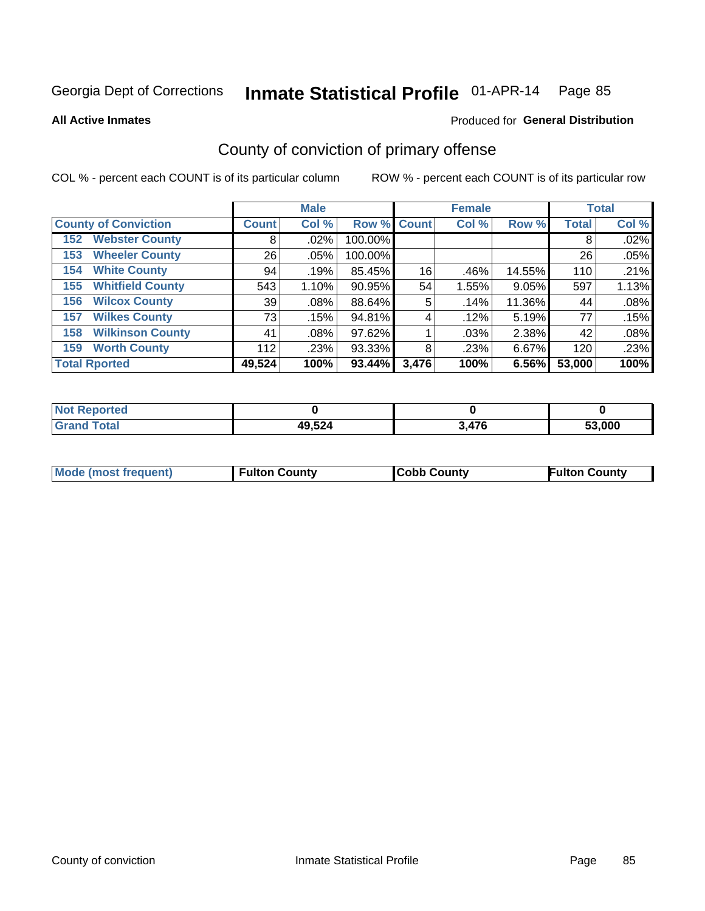Georgia Dept of Corrections **Inmate Statistical Profile** 01-APR-14 Page 85

**All Active Inmates** Produced for **General Distribution**

## County of conviction of primary offense

COL % - percent each COUNT is of its particular column ROW % - percent each COUNT is of its particular row

| County of Conviction | Male | | | Female | | | Total | |
|---|---|---|---|---|---|---|---|---|
| | Count | Col % | Row % | Count | Col % | Row % | Total | Col % |
| 152 Webster County | 8 | .02% | 100.00% | | | | 8 | .02% |
| 153 Wheeler County | 26 | .05% | 100.00% | | | | 26 | .05% |
| 154 White County | 94 | .19% | 85.45% | 16 | .46% | 14.55% | 110 | .21% |
| 155 Whitfield County | 543 | 1.10% | 90.95% | 54 | 1.55% | 9.05% | 597 | 1.13% |
| 156 Wilcox County | 39 | .08% | 88.64% | 5 | .14% | 11.36% | 44 | .08% |
| 157 Wilkes County | 73 | .15% | 94.81% | 4 | .12% | 5.19% | 77 | .15% |
| 158 Wilkinson County | 41 | .08% | 97.62% | 1 | .03% | 2.38% | 42 | .08% |
| 159 Worth County | 112 | .23% | 93.33% | 8 | .23% | 6.67% | 120 | .23% |
| **Total Rported** | **49,524** | **100%** | **93.44%** | **3,476** | **100%** | **6.56%** | **53,000** | **100%** |

| | Male | Female | Total |
|---|---|---|---|
| Not Reported | **0** | **0** | **0** |
| Grand Total | **49,524** | **3,476** | **53,000** |

| | Male | Female | Total |
|---|---|---|---|
| Mode (most frequent) | **Fulton County** | **Cobb County** | **Fulton County** |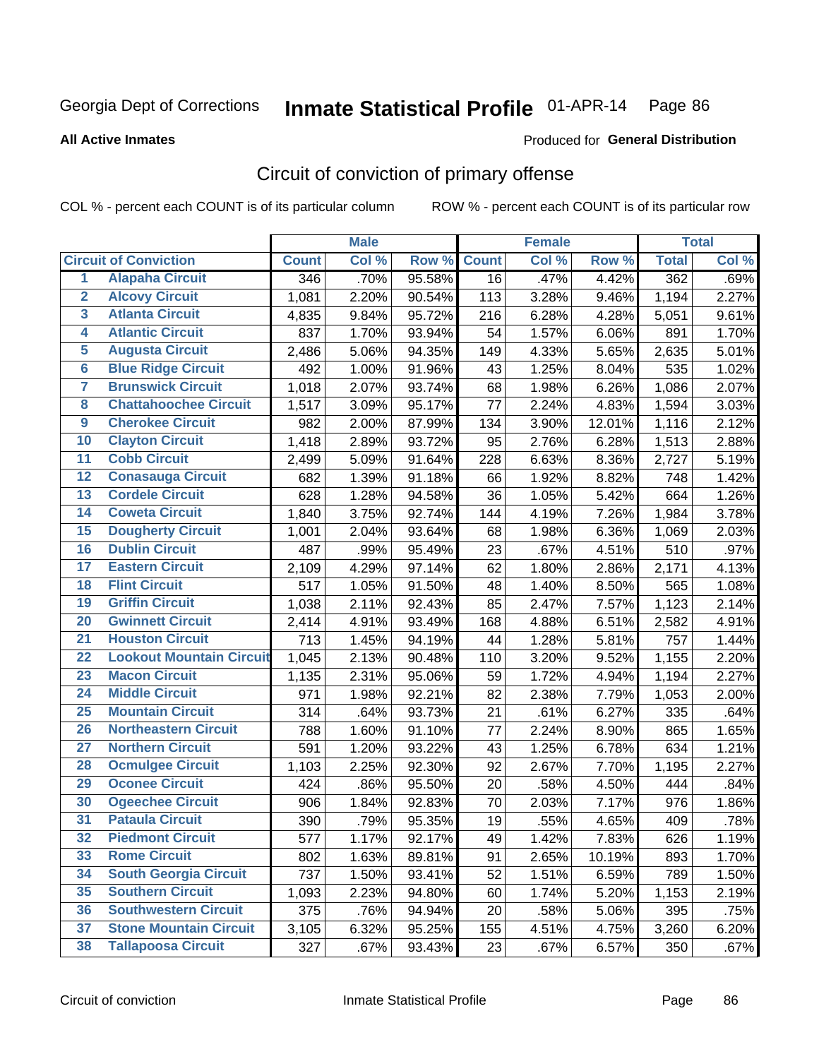Georgia Dept of Corrections **Inmate Statistical Profile** 01-APR-14

**All Active Inmates**

Produced for **General Distribution**

## Circuit of conviction of primary offense

COL % - percent each COUNT is of its particular column    ROW % - percent each COUNT is of its particular row

| | | Male | | | Female | | | Total | |
|---|---|---|---|---|---|---|---|---|---|
| **Circuit of Conviction** | | **Count** | **Col %** | **Row %** | **Count** | **Col %** | **Row %** | **Total** | **Col %** |
| 1 | Alapaha Circuit | 346 | .70% | 95.58% | 16 | .47% | 4.42% | 362 | .69% |
| 2 | Alcovy Circuit | 1,081 | 2.20% | 90.54% | 113 | 3.28% | 9.46% | 1,194 | 2.27% |
| 3 | Atlanta Circuit | 4,835 | 9.84% | 95.72% | 216 | 6.28% | 4.28% | 5,051 | 9.61% |
| 4 | Atlantic Circuit | 837 | 1.70% | 93.94% | 54 | 1.57% | 6.06% | 891 | 1.70% |
| 5 | Augusta Circuit | 2,486 | 5.06% | 94.35% | 149 | 4.33% | 5.65% | 2,635 | 5.01% |
| 6 | Blue Ridge Circuit | 492 | 1.00% | 91.96% | 43 | 1.25% | 8.04% | 535 | 1.02% |
| 7 | Brunswick Circuit | 1,018 | 2.07% | 93.74% | 68 | 1.98% | 6.26% | 1,086 | 2.07% |
| 8 | Chattahoochee Circuit | 1,517 | 3.09% | 95.17% | 77 | 2.24% | 4.83% | 1,594 | 3.03% |
| 9 | Cherokee Circuit | 982 | 2.00% | 87.99% | 134 | 3.90% | 12.01% | 1,116 | 2.12% |
| 10 | Clayton Circuit | 1,418 | 2.89% | 93.72% | 95 | 2.76% | 6.28% | 1,513 | 2.88% |
| 11 | Cobb Circuit | 2,499 | 5.09% | 91.64% | 228 | 6.63% | 8.36% | 2,727 | 5.19% |
| 12 | Conasauga Circuit | 682 | 1.39% | 91.18% | 66 | 1.92% | 8.82% | 748 | 1.42% |
| 13 | Cordele Circuit | 628 | 1.28% | 94.58% | 36 | 1.05% | 5.42% | 664 | 1.26% |
| 14 | Coweta Circuit | 1,840 | 3.75% | 92.74% | 144 | 4.19% | 7.26% | 1,984 | 3.78% |
| 15 | Dougherty Circuit | 1,001 | 2.04% | 93.64% | 68 | 1.98% | 6.36% | 1,069 | 2.03% |
| 16 | Dublin Circuit | 487 | .99% | 95.49% | 23 | .67% | 4.51% | 510 | .97% |
| 17 | Eastern Circuit | 2,109 | 4.29% | 97.14% | 62 | 1.80% | 2.86% | 2,171 | 4.13% |
| 18 | Flint Circuit | 517 | 1.05% | 91.50% | 48 | 1.40% | 8.50% | 565 | 1.08% |
| 19 | Griffin Circuit | 1,038 | 2.11% | 92.43% | 85 | 2.47% | 7.57% | 1,123 | 2.14% |
| 20 | Gwinnett Circuit | 2,414 | 4.91% | 93.49% | 168 | 4.88% | 6.51% | 2,582 | 4.91% |
| 21 | Houston Circuit | 713 | 1.45% | 94.19% | 44 | 1.28% | 5.81% | 757 | 1.44% |
| 22 | Lookout Mountain Circuit | 1,045 | 2.13% | 90.48% | 110 | 3.20% | 9.52% | 1,155 | 2.20% |
| 23 | Macon Circuit | 1,135 | 2.31% | 95.06% | 59 | 1.72% | 4.94% | 1,194 | 2.27% |
| 24 | Middle Circuit | 971 | 1.98% | 92.21% | 82 | 2.38% | 7.79% | 1,053 | 2.00% |
| 25 | Mountain Circuit | 314 | .64% | 93.73% | 21 | .61% | 6.27% | 335 | .64% |
| 26 | Northeastern Circuit | 788 | 1.60% | 91.10% | 77 | 2.24% | 8.90% | 865 | 1.65% |
| 27 | Northern Circuit | 591 | 1.20% | 93.22% | 43 | 1.25% | 6.78% | 634 | 1.21% |
| 28 | Ocmulgee Circuit | 1,103 | 2.25% | 92.30% | 92 | 2.67% | 7.70% | 1,195 | 2.27% |
| 29 | Oconee Circuit | 424 | .86% | 95.50% | 20 | .58% | 4.50% | 444 | .84% |
| 30 | Ogeechee Circuit | 906 | 1.84% | 92.83% | 70 | 2.03% | 7.17% | 976 | 1.86% |
| 31 | Pataula Circuit | 390 | .79% | 95.35% | 19 | .55% | 4.65% | 409 | .78% |
| 32 | Piedmont Circuit | 577 | 1.17% | 92.17% | 49 | 1.42% | 7.83% | 626 | 1.19% |
| 33 | Rome Circuit | 802 | 1.63% | 89.81% | 91 | 2.65% | 10.19% | 893 | 1.70% |
| 34 | South Georgia Circuit | 737 | 1.50% | 93.41% | 52 | 1.51% | 6.59% | 789 | 1.50% |
| 35 | Southern Circuit | 1,093 | 2.23% | 94.80% | 60 | 1.74% | 5.20% | 1,153 | 2.19% |
| 36 | Southwestern Circuit | 375 | .76% | 94.94% | 20 | .58% | 5.06% | 395 | .75% |
| 37 | Stone Mountain Circuit | 3,105 | 6.32% | 95.25% | 155 | 4.51% | 4.75% | 3,260 | 6.20% |
| 38 | Tallapoosa Circuit | 327 | .67% | 93.43% | 23 | .67% | 6.57% | 350 | .67% |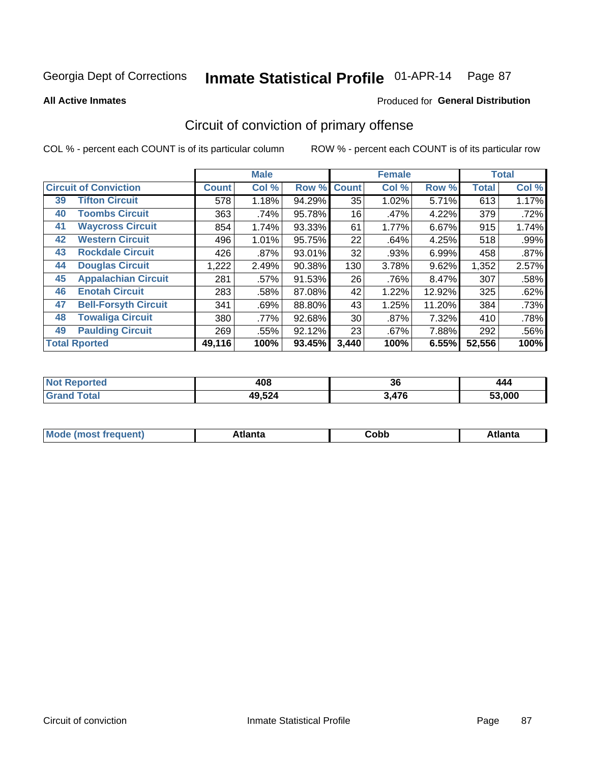Georgia Dept of Corrections **Inmate Statistical Profile** 01-APR-14 Page 87

**All Active Inmates**

Produced for **General Distribution**

## Circuit of conviction of primary offense

COL % - percent each COUNT is of its particular column    ROW % - percent each COUNT is of its particular row

| Circuit of Conviction | | Male | | | Female | | | Total | |
|---|---|---|---|---|---|---|---|---|---|
| | | Count | Col % | Row % | Count | Col % | Row % | Total | Col % |
| 39 | Tifton Circuit | 578 | 1.18% | 94.29% | 35 | 1.02% | 5.71% | 613 | 1.17% |
| 40 | Toombs Circuit | 363 | .74% | 95.78% | 16 | .47% | 4.22% | 379 | .72% |
| 41 | Waycross Circuit | 854 | 1.74% | 93.33% | 61 | 1.77% | 6.67% | 915 | 1.74% |
| 42 | Western Circuit | 496 | 1.01% | 95.75% | 22 | .64% | 4.25% | 518 | .99% |
| 43 | Rockdale Circuit | 426 | .87% | 93.01% | 32 | .93% | 6.99% | 458 | .87% |
| 44 | Douglas Circuit | 1,222 | 2.49% | 90.38% | 130 | 3.78% | 9.62% | 1,352 | 2.57% |
| 45 | Appalachian Circuit | 281 | .57% | 91.53% | 26 | .76% | 8.47% | 307 | .58% |
| 46 | Enotah Circuit | 283 | .58% | 87.08% | 42 | 1.22% | 12.92% | 325 | .62% |
| 47 | Bell-Forsyth Circuit | 341 | .69% | 88.80% | 43 | 1.25% | 11.20% | 384 | .73% |
| 48 | Towaliga Circuit | 380 | .77% | 92.68% | 30 | .87% | 7.32% | 410 | .78% |
| 49 | Paulding Circuit | 269 | .55% | 92.12% | 23 | .67% | 7.88% | 292 | .56% |
| **Total Rported** | | **49,116** | **100%** | **93.45%** | **3,440** | **100%** | **6.55%** | **52,556** | **100%** |

| | Male | Female | Total |
|---|---|---|---|
| **Not Reported** | **408** | **36** | **444** |
| **Grand Total** | **49,524** | **3,476** | **53,000** |

| | Male | Female | Total |
|---|---|---|---|
| **Mode (most frequent)** | **Atlanta** | **Cobb** | **Atlanta** |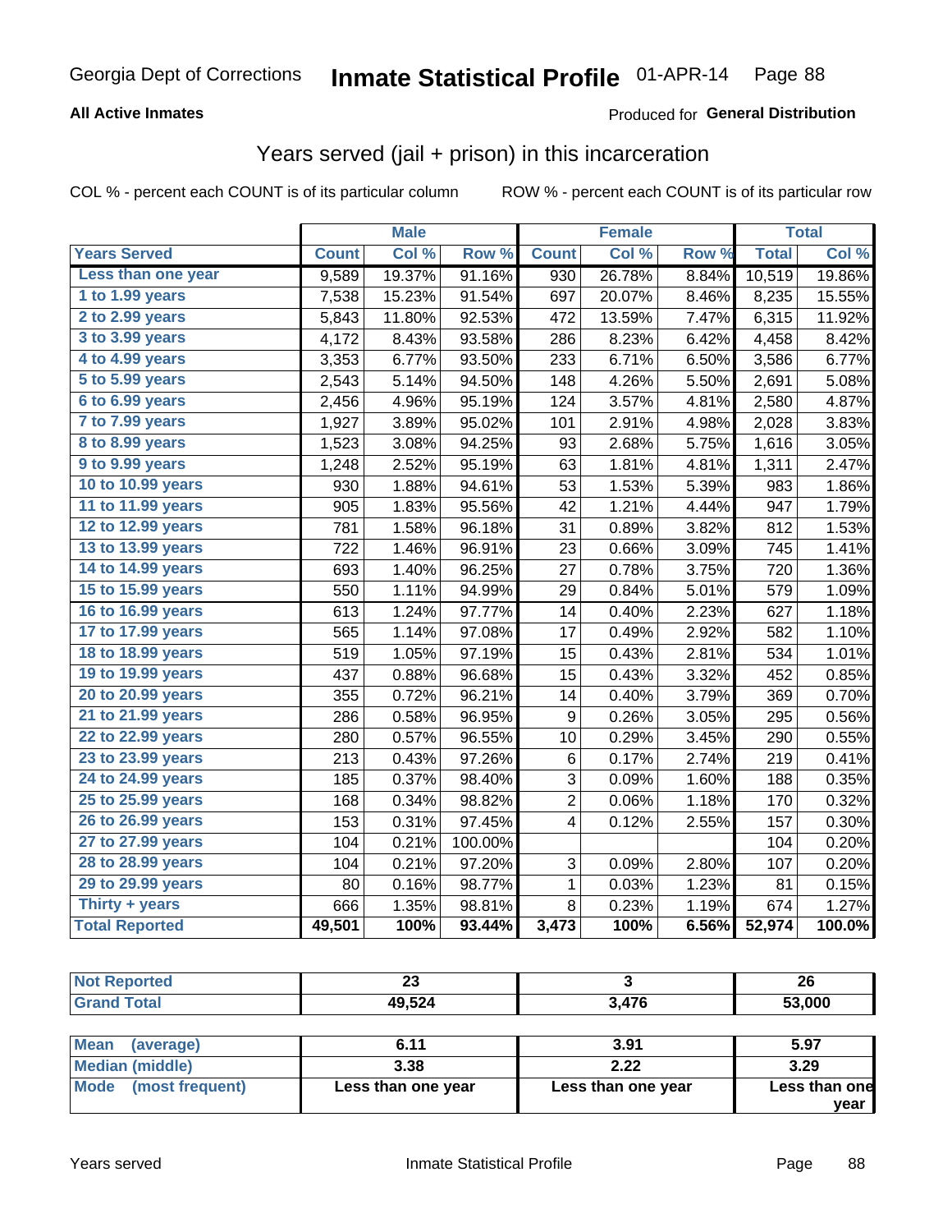Georgia Dept of Corrections **Inmate Statistical Profile** 01-APR-14

**All Active Inmates**

Produced for **General Distribution**

## Years served (jail + prison) in this incarceration

COL % - percent each COUNT is of its particular column

ROW % - percent each COUNT is of its particular row

| | Male | | | Female | | | Total | |
|---|---|---|---|---|---|---|---|---|
| **Years Served** | **Count** | **Col %** | **Row %** | **Count** | **Col %** | **Row %** | **Total** | **Col %** |
| Less than one year | 9,589 | 19.37% | 91.16% | 930 | 26.78% | 8.84% | 10,519 | 19.86% |
| 1 to 1.99 years | 7,538 | 15.23% | 91.54% | 697 | 20.07% | 8.46% | 8,235 | 15.55% |
| 2 to 2.99 years | 5,843 | 11.80% | 92.53% | 472 | 13.59% | 7.47% | 6,315 | 11.92% |
| 3 to 3.99 years | 4,172 | 8.43% | 93.58% | 286 | 8.23% | 6.42% | 4,458 | 8.42% |
| 4 to 4.99 years | 3,353 | 6.77% | 93.50% | 233 | 6.71% | 6.50% | 3,586 | 6.77% |
| 5 to 5.99 years | 2,543 | 5.14% | 94.50% | 148 | 4.26% | 5.50% | 2,691 | 5.08% |
| 6 to 6.99 years | 2,456 | 4.96% | 95.19% | 124 | 3.57% | 4.81% | 2,580 | 4.87% |
| 7 to 7.99 years | 1,927 | 3.89% | 95.02% | 101 | 2.91% | 4.98% | 2,028 | 3.83% |
| 8 to 8.99 years | 1,523 | 3.08% | 94.25% | 93 | 2.68% | 5.75% | 1,616 | 3.05% |
| 9 to 9.99 years | 1,248 | 2.52% | 95.19% | 63 | 1.81% | 4.81% | 1,311 | 2.47% |
| 10 to 10.99 years | 930 | 1.88% | 94.61% | 53 | 1.53% | 5.39% | 983 | 1.86% |
| 11 to 11.99 years | 905 | 1.83% | 95.56% | 42 | 1.21% | 4.44% | 947 | 1.79% |
| 12 to 12.99 years | 781 | 1.58% | 96.18% | 31 | 0.89% | 3.82% | 812 | 1.53% |
| 13 to 13.99 years | 722 | 1.46% | 96.91% | 23 | 0.66% | 3.09% | 745 | 1.41% |
| 14 to 14.99 years | 693 | 1.40% | 96.25% | 27 | 0.78% | 3.75% | 720 | 1.36% |
| 15 to 15.99 years | 550 | 1.11% | 94.99% | 29 | 0.84% | 5.01% | 579 | 1.09% |
| 16 to 16.99 years | 613 | 1.24% | 97.77% | 14 | 0.40% | 2.23% | 627 | 1.18% |
| 17 to 17.99 years | 565 | 1.14% | 97.08% | 17 | 0.49% | 2.92% | 582 | 1.10% |
| 18 to 18.99 years | 519 | 1.05% | 97.19% | 15 | 0.43% | 2.81% | 534 | 1.01% |
| 19 to 19.99 years | 437 | 0.88% | 96.68% | 15 | 0.43% | 3.32% | 452 | 0.85% |
| 20 to 20.99 years | 355 | 0.72% | 96.21% | 14 | 0.40% | 3.79% | 369 | 0.70% |
| 21 to 21.99 years | 286 | 0.58% | 96.95% | 9 | 0.26% | 3.05% | 295 | 0.56% |
| 22 to 22.99 years | 280 | 0.57% | 96.55% | 10 | 0.29% | 3.45% | 290 | 0.55% |
| 23 to 23.99 years | 213 | 0.43% | 97.26% | 6 | 0.17% | 2.74% | 219 | 0.41% |
| 24 to 24.99 years | 185 | 0.37% | 98.40% | 3 | 0.09% | 1.60% | 188 | 0.35% |
| 25 to 25.99 years | 168 | 0.34% | 98.82% | 2 | 0.06% | 1.18% | 170 | 0.32% |
| 26 to 26.99 years | 153 | 0.31% | 97.45% | 4 | 0.12% | 2.55% | 157 | 0.30% |
| 27 to 27.99 years | 104 | 0.21% | 100.00% | | | | 104 | 0.20% |
| 28 to 28.99 years | 104 | 0.21% | 97.20% | 3 | 0.09% | 2.80% | 107 | 0.20% |
| 29 to 29.99 years | 80 | 0.16% | 98.77% | 1 | 0.03% | 1.23% | 81 | 0.15% |
| Thirty + years | 666 | 1.35% | 98.81% | 8 | 0.23% | 1.19% | 674 | 1.27% |
| **Total Reported** | **49,501** | **100%** | **93.44%** | **3,473** | **100%** | **6.56%** | **52,974** | **100.0%** |

| | Male | Female | Total |
|---|---|---|---|
| Not Reported | **23** | **3** | **26** |
| Grand Total | **49,524** | **3,476** | **53,000** |

| | Male | Female | Total |
|---|---|---|---|
| Mean (average) | **6.11** | **3.91** | **5.97** |
| Median (middle) | **3.38** | **2.22** | **3.29** |
| Mode (most frequent) | **Less than one year** | **Less than one year** | **Less than one year** |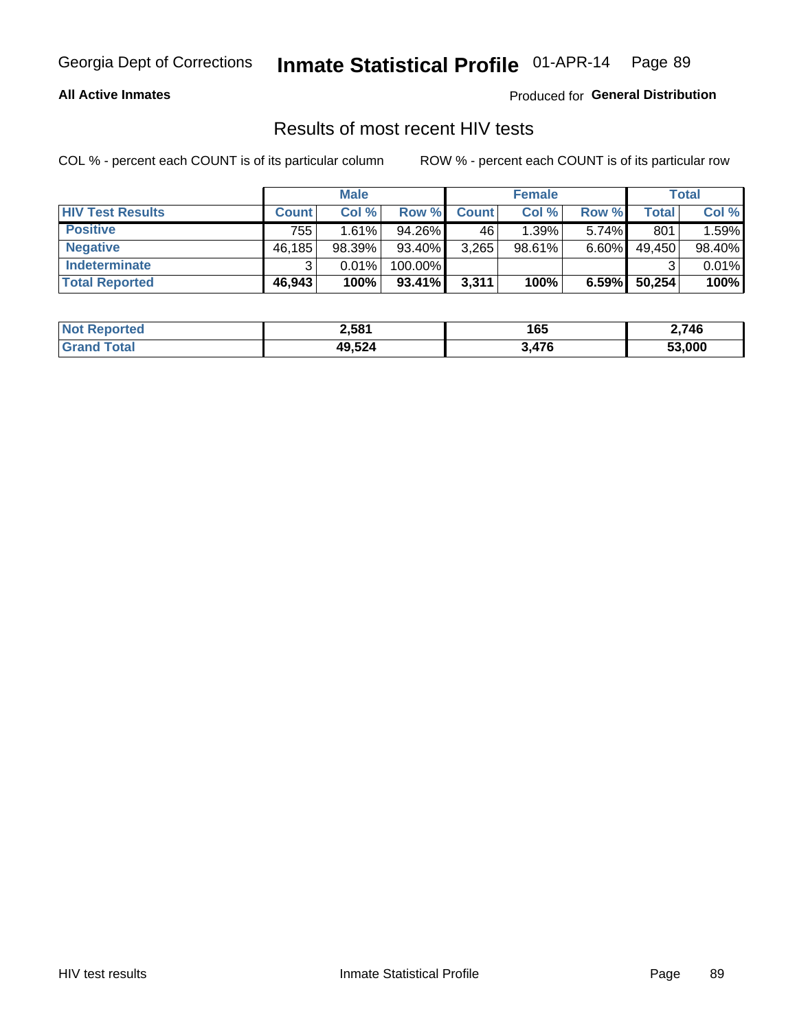Georgia Dept of Corrections **Inmate Statistical Profile** 01-APR-14

**All Active Inmates**

Produced for **General Distribution**

## Results of most recent HIV tests

COL % - percent each COUNT is of its particular column

ROW % - percent each COUNT is of its particular row

| | Male | | | Female | | | Total | |
|---|---|---|---|---|---|---|---|---|
| **HIV Test Results** | **Count** | **Col %** | **Row %** | **Count** | **Col %** | **Row %** | **Total** | **Col %** |
| **Positive** | 755 | 1.61% | 94.26% | 46 | 1.39% | 5.74% | 801 | 1.59% |
| **Negative** | 46,185 | 98.39% | 93.40% | 3,265 | 98.61% | 6.60% | 49,450 | 98.40% |
| **Indeterminate** | 3 | 0.01% | 100.00% | | | | 3 | 0.01% |
| **Total Reported** | **46,943** | **100%** | **93.41%** | **3,311** | **100%** | **6.59%** | **50,254** | **100%** |

| | Male | Female | Total |
|---|---|---|---|
| **Not Reported** | **2,581** | **165** | **2,746** |
| **Grand Total** | **49,524** | **3,476** | **53,000** |

HIV test results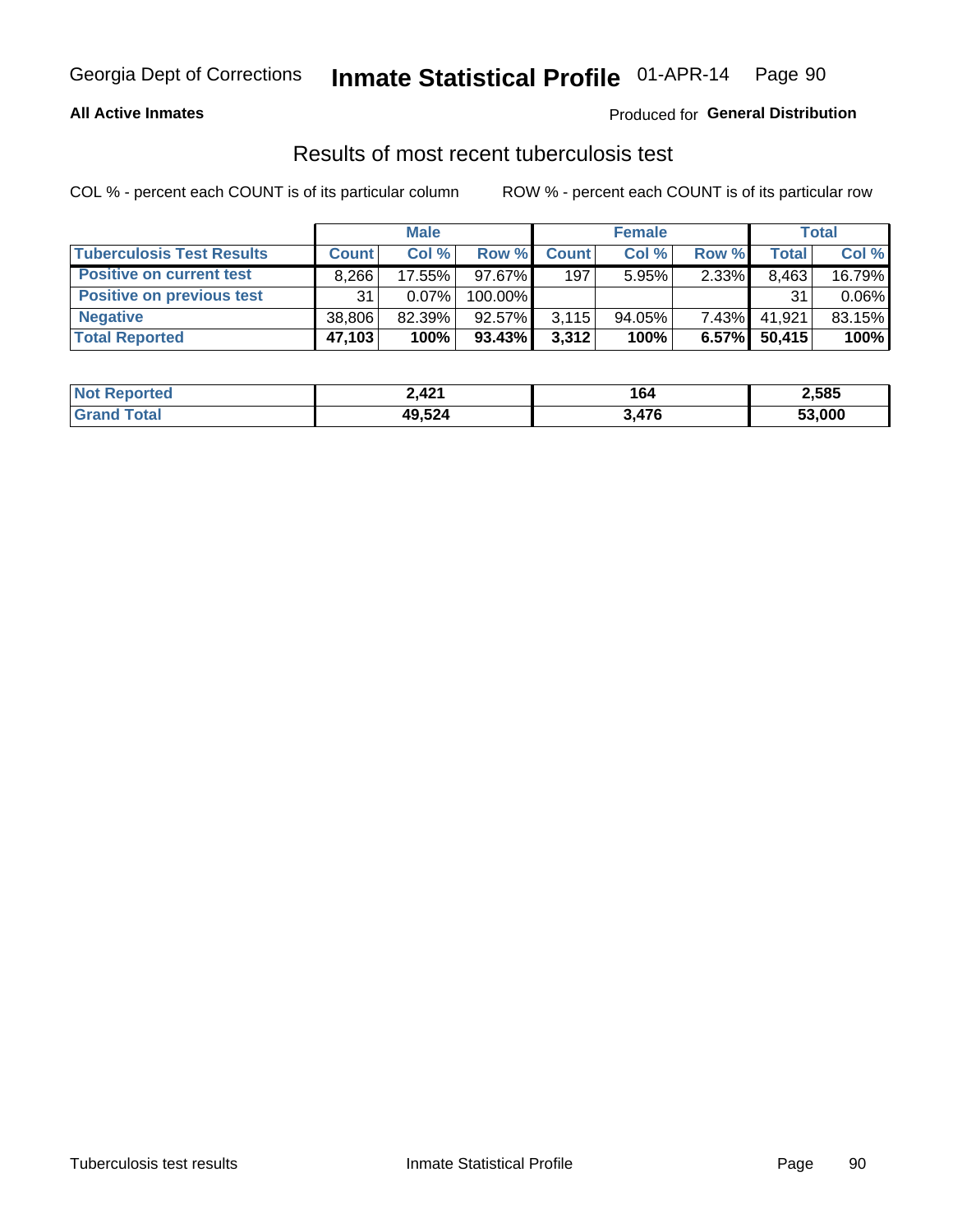Georgia Dept of Corrections **Inmate Statistical Profile** 01-APR-14

**All Active Inmates**

Produced for **General Distribution**

## Results of most recent tuberculosis test

COL % - percent each COUNT is of its particular column    ROW % - percent each COUNT is of its particular row

| | Male | | | Female | | | Total | |
|---|---|---|---|---|---|---|---|---|
| **Tuberculosis Test Results** | **Count** | **Col %** | **Row %** | **Count** | **Col %** | **Row %** | **Total** | **Col %** |
| **Positive on current test** | 8,266 | 17.55% | 97.67% | 197 | 5.95% | 2.33% | 8,463 | 16.79% |
| **Positive on previous test** | 31 | 0.07% | 100.00% | | | | 31 | 0.06% |
| **Negative** | 38,806 | 82.39% | 92.57% | 3,115 | 94.05% | 7.43% | 41,921 | 83.15% |
| **Total Reported** | **47,103** | **100%** | **93.43%** | **3,312** | **100%** | **6.57%** | **50,415** | **100%** |

| | Male | Female | Total |
|---|---|---|---|
| **Not Reported** | **2,421** | **164** | **2,585** |
| **Grand Total** | **49,524** | **3,476** | **53,000** |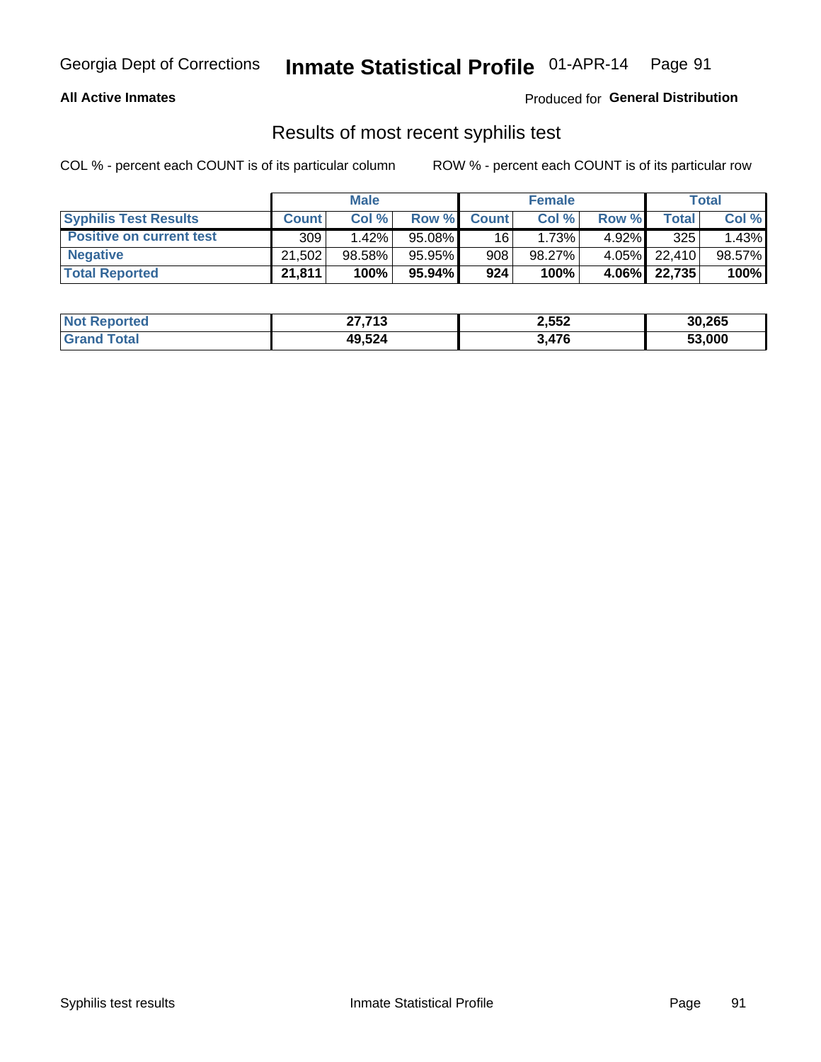## All Active Inmates

Produced for **General Distribution**

# Results of most recent syphilis test

COL % - percent each COUNT is of its particular column ROW % - percent each COUNT is of its particular row

| | Male | | | Female | | | Total | |
|---|---|---|---|---|---|---|---|---|
| **Syphilis Test Results** | **Count** | **Col %** | **Row %** | **Count** | **Col %** | **Row %** | **Total** | **Col %** |
| **Positive on current test** | 309 | 1.42% | 95.08% | 16 | 1.73% | 4.92% | 325 | 1.43% |
| **Negative** | 21,502 | 98.58% | 95.95% | 908 | 98.27% | 4.05% | 22,410 | 98.57% |
| **Total Reported** | **21,811** | **100%** | **95.94%** | **924** | **100%** | **4.06%** | **22,735** | **100%** |

| | Male | Female | Total |
|---|---|---|---|
| **Not Reported** | **27,713** | **2,552** | **30,265** |
| **Grand Total** | **49,524** | **3,476** | **53,000** |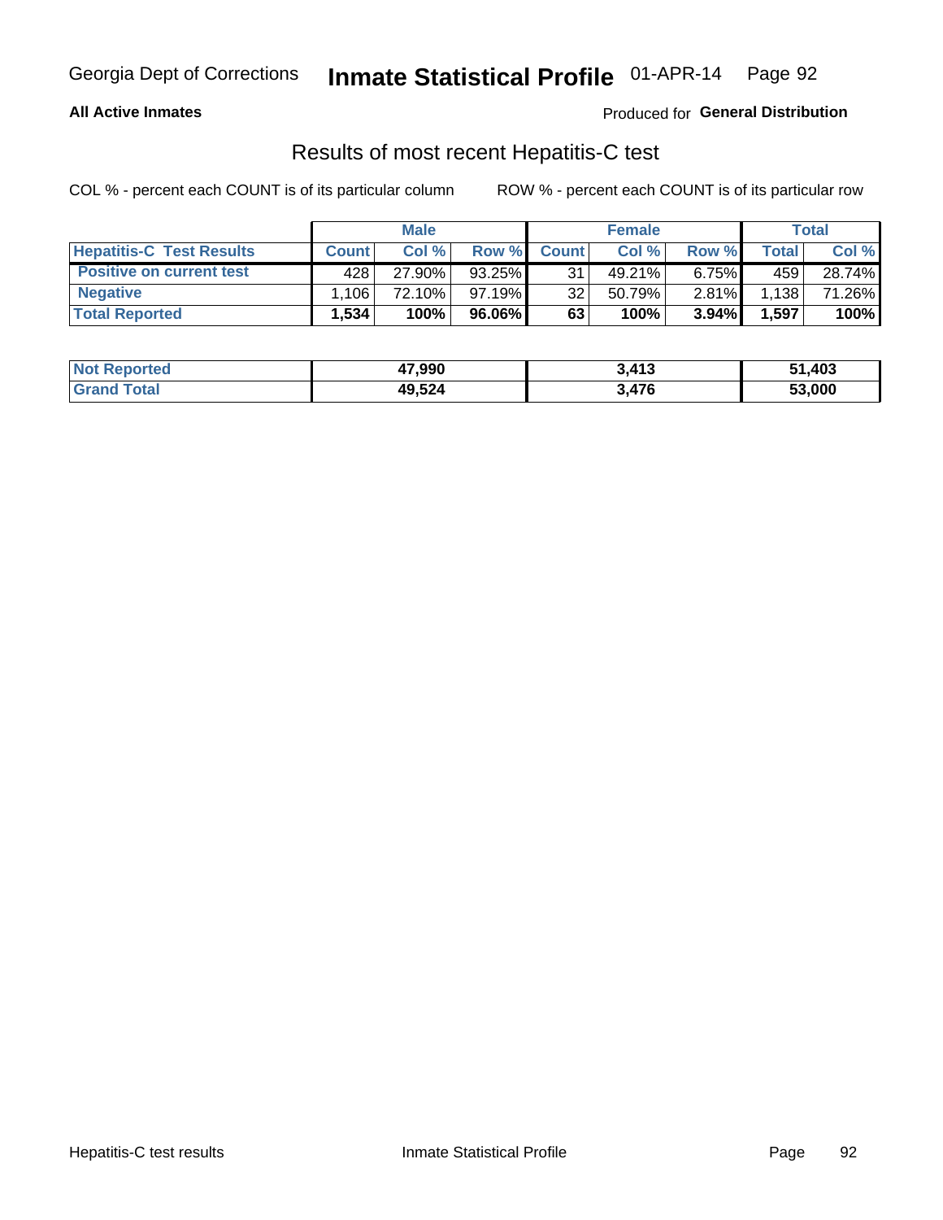Georgia Dept of Corrections **Inmate Statistical Profile** 01-APR-14

**All Active Inmates**

Produced for **General Distribution**

## Results of most recent Hepatitis-C test

COL % - percent each COUNT is of its particular column

ROW % - percent each COUNT is of its particular row

| | Male | | | Female | | | Total | |
|---|---|---|---|---|---|---|---|---|
| **Hepatitis-C Test Results** | **Count** | **Col %** | **Row %** | **Count** | **Col %** | **Row %** | **Total** | **Col %** |
| **Positive on current test** | 428 | 27.90% | 93.25% | 31 | 49.21% | 6.75% | 459 | 28.74% |
| **Negative** | 1,106 | 72.10% | 97.19% | 32 | 50.79% | 2.81% | 1,138 | 71.26% |
| **Total Reported** | **1,534** | **100%** | **96.06%** | **63** | **100%** | **3.94%** | **1,597** | **100%** |

| | Male | Female | Total |
|---|---|---|---|
| **Not Reported** | **47,990** | **3,413** | **51,403** |
| **Grand Total** | **49,524** | **3,476** | **53,000** |

Hepatitis-C test results